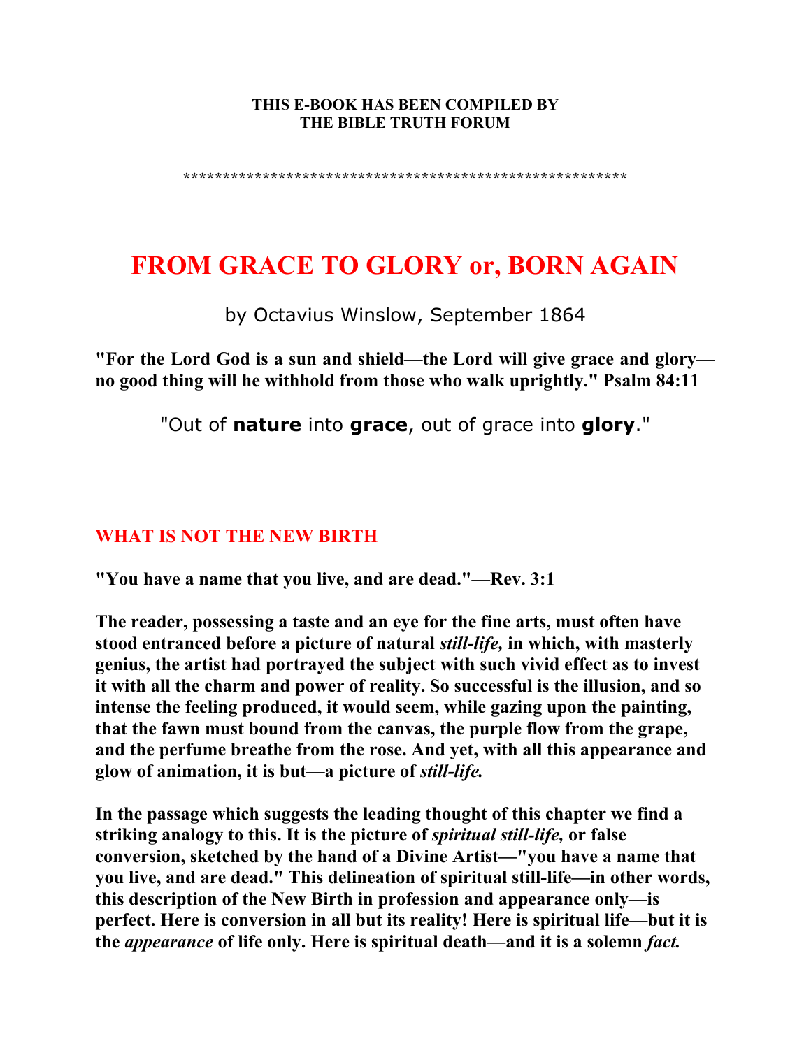**THIS E-BOOK HAS BEEN COMPILED BY**
**THE BIBLE TRUTH FORUM**

*******************************************************

# FROM GRACE TO GLORY or, BORN AGAIN

by Octavius Winslow, September 1864

**"For the Lord God is a sun and shield—the Lord will give grace and glory—no good thing will he withhold from those who walk uprightly." Psalm 84:11**

"Out of **nature** into **grace**, out of grace into **glory**."

## WHAT IS NOT THE NEW BIRTH

**"You have a name that you live, and are dead."—Rev. 3:1**

**The reader, possessing a taste and an eye for the fine arts, must often have stood entranced before a picture of natural *still-life,* in which, with masterly genius, the artist had portrayed the subject with such vivid effect as to invest it with all the charm and power of reality. So successful is the illusion, and so intense the feeling produced, it would seem, while gazing upon the painting, that the fawn must bound from the canvas, the purple flow from the grape, and the perfume breathe from the rose. And yet, with all this appearance and glow of animation, it is but—a picture of *still-life.***

**In the passage which suggests the leading thought of this chapter we find a striking analogy to this. It is the picture of *spiritual still-life,* or false conversion, sketched by the hand of a Divine Artist—"you have a name that you live, and are dead." This delineation of spiritual still-life—in other words, this description of the New Birth in profession and appearance only—is perfect. Here is conversion in all but its reality! Here is spiritual life—but it is the *appearance* of life only. Here is spiritual death—and it is a solemn *fact.***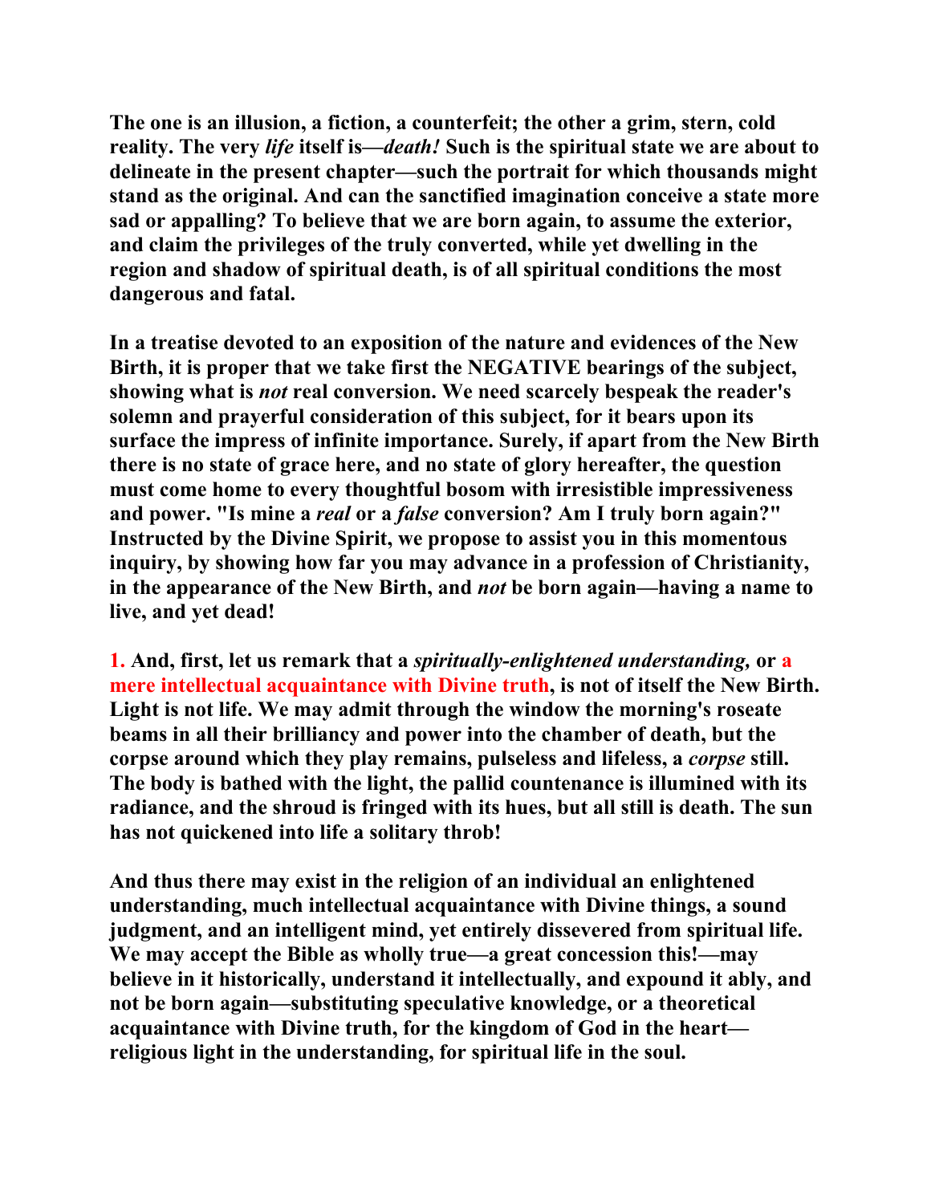**The one is an illusion, a fiction, a counterfeit; the other a grim, stern, cold reality. The very *life* itself is—*death!* Such is the spiritual state we are about to delineate in the present chapter—such the portrait for which thousands might stand as the original. And can the sanctified imagination conceive a state more sad or appalling? To believe that we are born again, to assume the exterior, and claim the privileges of the truly converted, while yet dwelling in the region and shadow of spiritual death, is of all spiritual conditions the most dangerous and fatal.**

**In a treatise devoted to an exposition of the nature and evidences of the New Birth, it is proper that we take first the NEGATIVE bearings of the subject, showing what is *not* real conversion. We need scarcely bespeak the reader's solemn and prayerful consideration of this subject, for it bears upon its surface the impress of infinite importance. Surely, if apart from the New Birth there is no state of grace here, and no state of glory hereafter, the question must come home to every thoughtful bosom with irresistible impressiveness and power. "Is mine a *real* or a *false* conversion? Am I truly born again?" Instructed by the Divine Spirit, we propose to assist you in this momentous inquiry, by showing how far you may advance in a profession of Christianity, in the appearance of the New Birth, and *not* be born again—having a name to live, and yet dead!**

**1. And, first, let us remark that a *spiritually-enlightened understanding,* or a mere intellectual acquaintance with Divine truth, is not of itself the New Birth. Light is not life. We may admit through the window the morning's roseate beams in all their brilliancy and power into the chamber of death, but the corpse around which they play remains, pulseless and lifeless, a *corpse* still. The body is bathed with the light, the pallid countenance is illumined with its radiance, and the shroud is fringed with its hues, but all still is death. The sun has not quickened into life a solitary throb!**

**And thus there may exist in the religion of an individual an enlightened understanding, much intellectual acquaintance with Divine things, a sound judgment, and an intelligent mind, yet entirely dissevered from spiritual life. We may accept the Bible as wholly true—a great concession this!—may believe in it historically, understand it intellectually, and expound it ably, and not be born again—substituting speculative knowledge, or a theoretical acquaintance with Divine truth, for the kingdom of God in the heart—religious light in the understanding, for spiritual life in the soul.**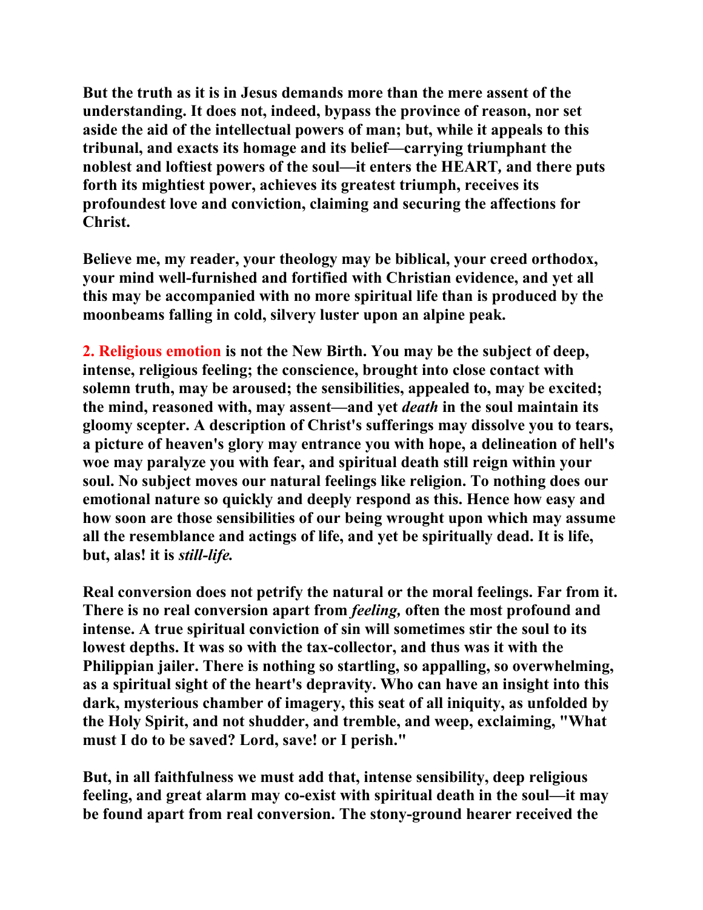**But the truth as it is in Jesus demands more than the mere assent of the understanding. It does not, indeed, bypass the province of reason, nor set aside the aid of the intellectual powers of man; but, while it appeals to this tribunal, and exacts its homage and its belief—carrying triumphant the noblest and loftiest powers of the soul—it enters the HEART, and there puts forth its mightiest power, achieves its greatest triumph, receives its profoundest love and conviction, claiming and securing the affections for Christ.**

**Believe me, my reader, your theology may be biblical, your creed orthodox, your mind well-furnished and fortified with Christian evidence, and yet all this may be accompanied with no more spiritual life than is produced by the moonbeams falling in cold, silvery luster upon an alpine peak.**

**2. Religious emotion is not the New Birth. You may be the subject of deep, intense, religious feeling; the conscience, brought into close contact with solemn truth, may be aroused; the sensibilities, appealed to, may be excited; the mind, reasoned with, may assent—and yet *death* in the soul maintain its gloomy scepter. A description of Christ's sufferings may dissolve you to tears, a picture of heaven's glory may entrance you with hope, a delineation of hell's woe may paralyze you with fear, and spiritual death still reign within your soul. No subject moves our natural feelings like religion. To nothing does our emotional nature so quickly and deeply respond as this. Hence how easy and how soon are those sensibilities of our being wrought upon which may assume all the resemblance and actings of life, and yet be spiritually dead. It is life, but, alas! it is *still-life.***

**Real conversion does not petrify the natural or the moral feelings. Far from it. There is no real conversion apart from *feeling,* often the most profound and intense. A true spiritual conviction of sin will sometimes stir the soul to its lowest depths. It was so with the tax-collector, and thus was it with the Philippian jailer. There is nothing so startling, so appalling, so overwhelming, as a spiritual sight of the heart's depravity. Who can have an insight into this dark, mysterious chamber of imagery, this seat of all iniquity, as unfolded by the Holy Spirit, and not shudder, and tremble, and weep, exclaiming, "What must I do to be saved? Lord, save! or I perish."**

**But, in all faithfulness we must add that, intense sensibility, deep religious feeling, and great alarm may co-exist with spiritual death in the soul—it may be found apart from real conversion. The stony-ground hearer received the**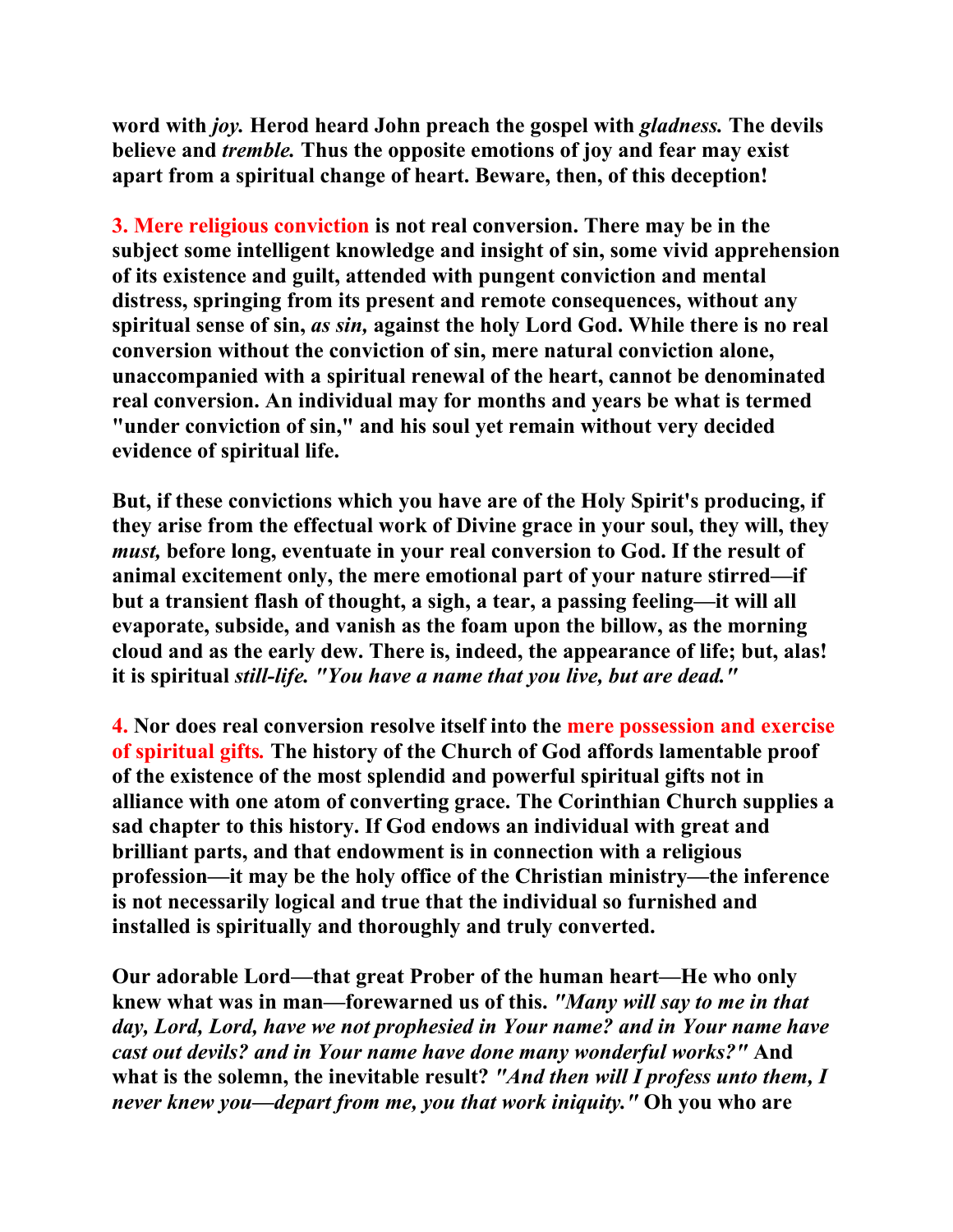**word with *joy.* Herod heard John preach the gospel with *gladness.* The devils believe and *tremble.* Thus the opposite emotions of joy and fear may exist apart from a spiritual change of heart. Beware, then, of this deception!**

**3. Mere religious conviction is not real conversion. There may be in the subject some intelligent knowledge and insight of sin, some vivid apprehension of its existence and guilt, attended with pungent conviction and mental distress, springing from its present and remote consequences, without any spiritual sense of sin, *as sin,* against the holy Lord God. While there is no real conversion without the conviction of sin, mere natural conviction alone, unaccompanied with a spiritual renewal of the heart, cannot be denominated real conversion. An individual may for months and years be what is termed "under conviction of sin," and his soul yet remain without very decided evidence of spiritual life.**

**But, if these convictions which you have are of the Holy Spirit's producing, if they arise from the effectual work of Divine grace in your soul, they will, they *must,* before long, eventuate in your real conversion to God. If the result of animal excitement only, the mere emotional part of your nature stirred—if but a transient flash of thought, a sigh, a tear, a passing feeling—it will all evaporate, subside, and vanish as the foam upon the billow, as the morning cloud and as the early dew. There is, indeed, the appearance of life; but, alas! it is spiritual *still-life. "You have a name that you live, but are dead."***

**4. Nor does real conversion resolve itself into the mere possession and exercise of spiritual gifts. The history of the Church of God affords lamentable proof of the existence of the most splendid and powerful spiritual gifts not in alliance with one atom of converting grace. The Corinthian Church supplies a sad chapter to this history. If God endows an individual with great and brilliant parts, and that endowment is in connection with a religious profession—it may be the holy office of the Christian ministry—the inference is not necessarily logical and true that the individual so furnished and installed is spiritually and thoroughly and truly converted.**

**Our adorable Lord—that great Prober of the human heart—He who only knew what was in man—forewarned us of this. *"Many will say to me in that day, Lord, Lord, have we not prophesied in Your name? and in Your name have cast out devils? and in Your name have done many wonderful works?"* And what is the solemn, the inevitable result? *"And then will I profess unto them, I never knew you—depart from me, you that work iniquity."* Oh you who are**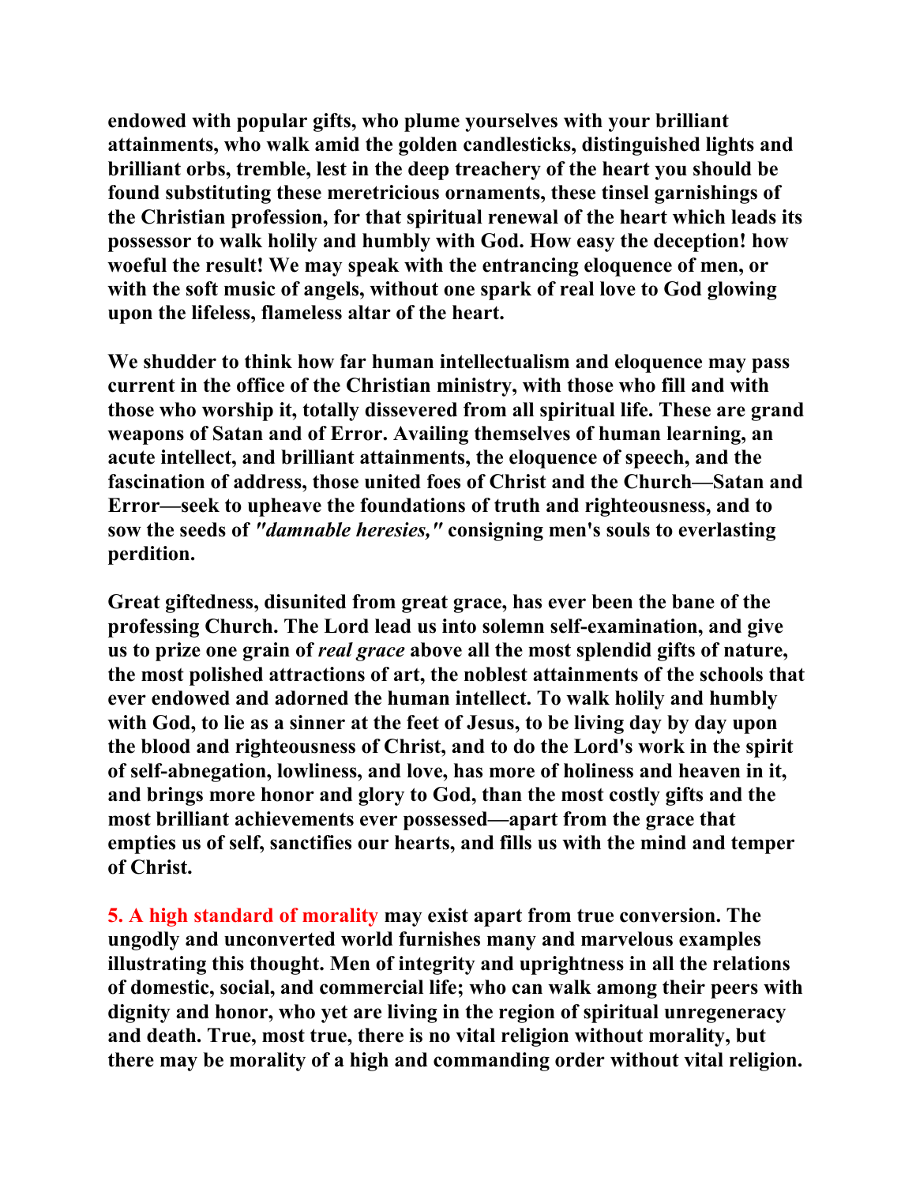**endowed with popular gifts, who plume yourselves with your brilliant attainments, who walk amid the golden candlesticks, distinguished lights and brilliant orbs, tremble, lest in the deep treachery of the heart you should be found substituting these meretricious ornaments, these tinsel garnishings of the Christian profession, for that spiritual renewal of the heart which leads its possessor to walk holily and humbly with God. How easy the deception! how woeful the result! We may speak with the entrancing eloquence of men, or with the soft music of angels, without one spark of real love to God glowing upon the lifeless, flameless altar of the heart.**

**We shudder to think how far human intellectualism and eloquence may pass current in the office of the Christian ministry, with those who fill and with those who worship it, totally dissevered from all spiritual life. These are grand weapons of Satan and of Error. Availing themselves of human learning, an acute intellect, and brilliant attainments, the eloquence of speech, and the fascination of address, those united foes of Christ and the Church—Satan and Error—seek to upheave the foundations of truth and righteousness, and to sow the seeds of *"damnable heresies,"* consigning men's souls to everlasting perdition.**

**Great giftedness, disunited from great grace, has ever been the bane of the professing Church. The Lord lead us into solemn self-examination, and give us to prize one grain of *real grace* above all the most splendid gifts of nature, the most polished attractions of art, the noblest attainments of the schools that ever endowed and adorned the human intellect. To walk holily and humbly with God, to lie as a sinner at the feet of Jesus, to be living day by day upon the blood and righteousness of Christ, and to do the Lord's work in the spirit of self-abnegation, lowliness, and love, has more of holiness and heaven in it, and brings more honor and glory to God, than the most costly gifts and the most brilliant achievements ever possessed—apart from the grace that empties us of self, sanctifies our hearts, and fills us with the mind and temper of Christ.**

**5. A high standard of morality may exist apart from true conversion. The ungodly and unconverted world furnishes many and marvelous examples illustrating this thought. Men of integrity and uprightness in all the relations of domestic, social, and commercial life; who can walk among their peers with dignity and honor, who yet are living in the region of spiritual unregeneracy and death. True, most true, there is no vital religion without morality, but there may be morality of a high and commanding order without vital religion.**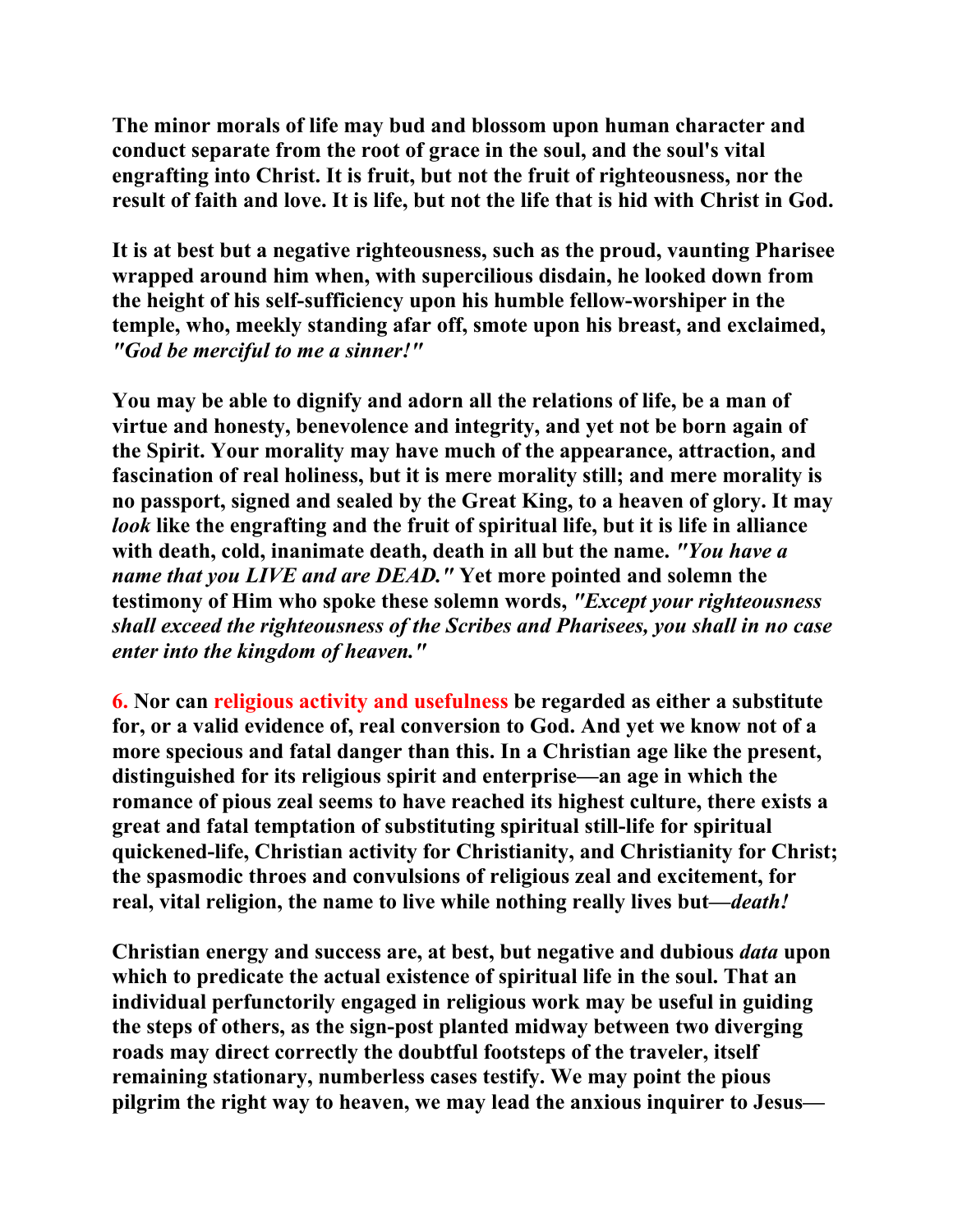**The minor morals of life may bud and blossom upon human character and conduct separate from the root of grace in the soul, and the soul's vital engrafting into Christ. It is fruit, but not the fruit of righteousness, nor the result of faith and love. It is life, but not the life that is hid with Christ in God.**

**It is at best but a negative righteousness, such as the proud, vaunting Pharisee wrapped around him when, with supercilious disdain, he looked down from the height of his self-sufficiency upon his humble fellow-worshiper in the temple, who, meekly standing afar off, smote upon his breast, and exclaimed,** ***"God be merciful to me a sinner!"***

**You may be able to dignify and adorn all the relations of life, be a man of virtue and honesty, benevolence and integrity, and yet not be born again of the Spirit. Your morality may have much of the appearance, attraction, and fascination of real holiness, but it is mere morality still; and mere morality is no passport, signed and sealed by the Great King, to a heaven of glory. It may** ***look*** **like the engrafting and the fruit of spiritual life, but it is life in alliance with death, cold, inanimate death, death in all but the name.** ***"You have a name that you LIVE and are DEAD."*** **Yet more pointed and solemn the testimony of Him who spoke these solemn words,** ***"Except your righteousness shall exceed the righteousness of the Scribes and Pharisees, you shall in no case enter into the kingdom of heaven."***

**6. Nor can religious activity and usefulness be regarded as either a substitute for, or a valid evidence of, real conversion to God. And yet we know not of a more specious and fatal danger than this. In a Christian age like the present, distinguished for its religious spirit and enterprise—an age in which the romance of pious zeal seems to have reached its highest culture, there exists a great and fatal temptation of substituting spiritual still-life for spiritual quickened-life, Christian activity for Christianity, and Christianity for Christ; the spasmodic throes and convulsions of religious zeal and excitement, for real, vital religion, the name to live while nothing really lives but—*death!***

**Christian energy and success are, at best, but negative and dubious *data* upon which to predicate the actual existence of spiritual life in the soul. That an individual perfunctorily engaged in religious work may be useful in guiding the steps of others, as the sign-post planted midway between two diverging roads may direct correctly the doubtful footsteps of the traveler, itself remaining stationary, numberless cases testify. We may point the pious pilgrim the right way to heaven, we may lead the anxious inquirer to Jesus—**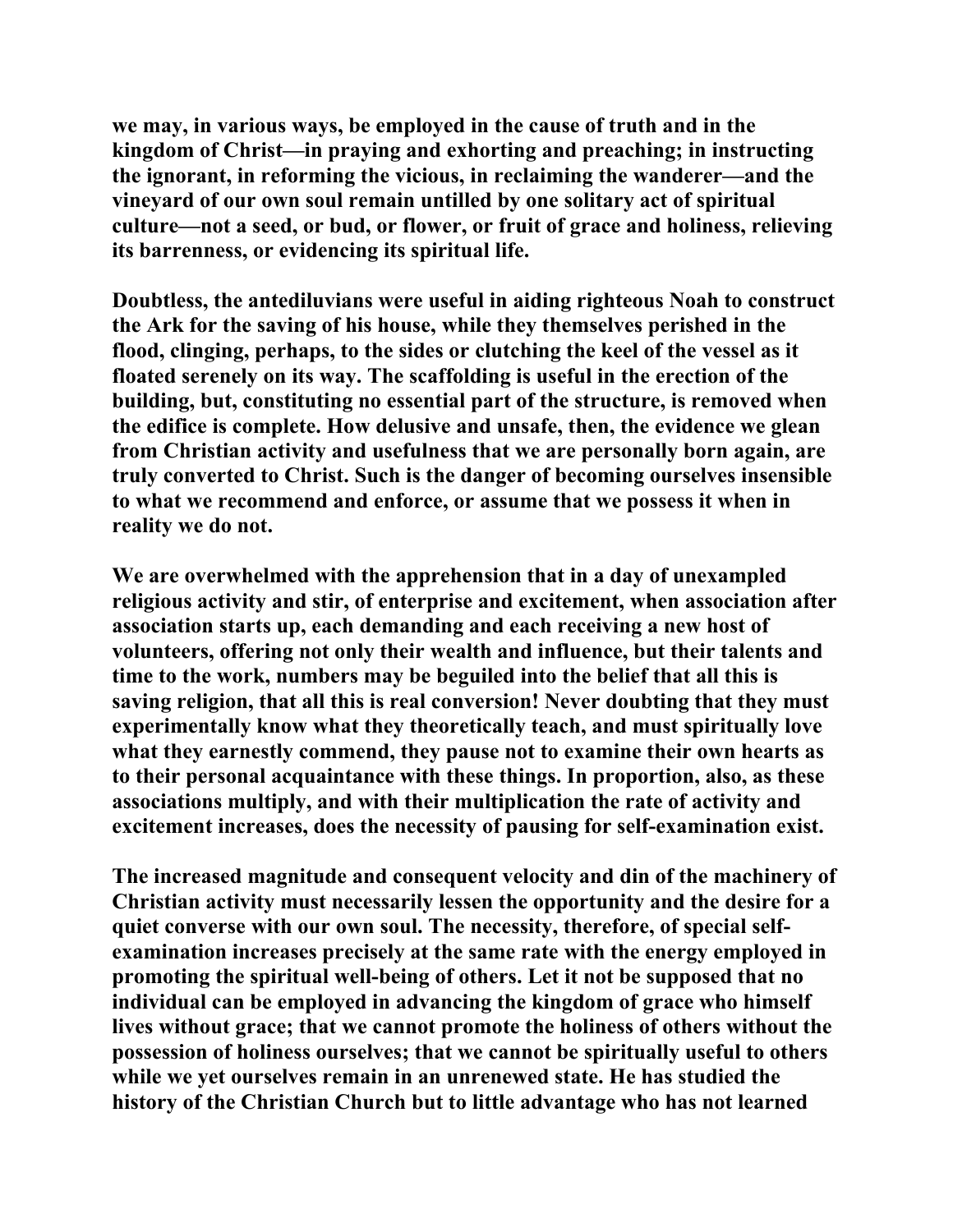we may, in various ways, be employed in the cause of truth and in the kingdom of Christ—in praying and exhorting and preaching; in instructing the ignorant, in reforming the vicious, in reclaiming the wanderer—and the vineyard of our own soul remain untilled by one solitary act of spiritual culture—not a seed, or bud, or flower, or fruit of grace and holiness, relieving its barrenness, or evidencing its spiritual life.

Doubtless, the antediluvians were useful in aiding righteous Noah to construct the Ark for the saving of his house, while they themselves perished in the flood, clinging, perhaps, to the sides or clutching the keel of the vessel as it floated serenely on its way. The scaffolding is useful in the erection of the building, but, constituting no essential part of the structure, is removed when the edifice is complete. How delusive and unsafe, then, the evidence we glean from Christian activity and usefulness that we are personally born again, are truly converted to Christ. Such is the danger of becoming ourselves insensible to what we recommend and enforce, or assume that we possess it when in reality we do not.

We are overwhelmed with the apprehension that in a day of unexampled religious activity and stir, of enterprise and excitement, when association after association starts up, each demanding and each receiving a new host of volunteers, offering not only their wealth and influence, but their talents and time to the work, numbers may be beguiled into the belief that all this is saving religion, that all this is real conversion! Never doubting that they must experimentally know what they theoretically teach, and must spiritually love what they earnestly commend, they pause not to examine their own hearts as to their personal acquaintance with these things. In proportion, also, as these associations multiply, and with their multiplication the rate of activity and excitement increases, does the necessity of pausing for self-examination exist.

The increased magnitude and consequent velocity and din of the machinery of Christian activity must necessarily lessen the opportunity and the desire for a quiet converse with our own soul. The necessity, therefore, of special self-examination increases precisely at the same rate with the energy employed in promoting the spiritual well-being of others. Let it not be supposed that no individual can be employed in advancing the kingdom of grace who himself lives without grace; that we cannot promote the holiness of others without the possession of holiness ourselves; that we cannot be spiritually useful to others while we yet ourselves remain in an unrenewed state. He has studied the history of the Christian Church but to little advantage who has not learned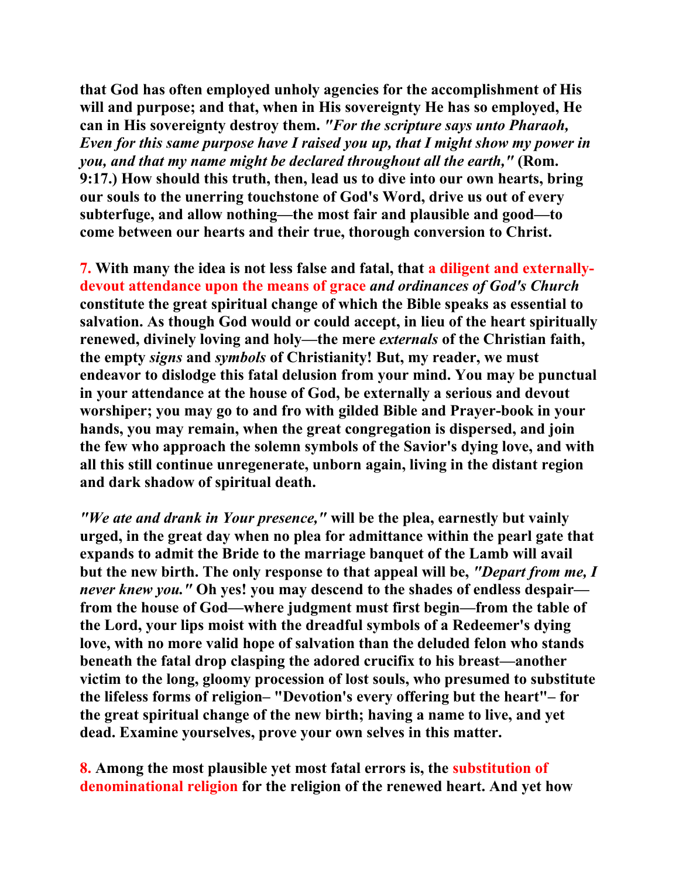**that God has often employed unholy agencies for the accomplishment of His will and purpose; and that, when in His sovereignty He has so employed, He can in His sovereignty destroy them.** ***"For the scripture says unto Pharaoh, Even for this same purpose have I raised you up, that I might show my power in you, and that my name might be declared throughout all the earth,"*** **(Rom. 9:17.) How should this truth, then, lead us to dive into our own hearts, bring our souls to the unerring touchstone of God's Word, drive us out of every subterfuge, and allow nothing—the most fair and plausible and good—to come between our hearts and their true, thorough conversion to Christ.**

**7. With many the idea is not less false and fatal, that a diligent and externally-devout attendance upon the means of grace** ***and ordinances of God's Church*** **constitute the great spiritual change of which the Bible speaks as essential to salvation. As though God would or could accept, in lieu of the heart spiritually renewed, divinely loving and holy—the mere** ***externals*** **of the Christian faith, the empty** ***signs*** **and** ***symbols*** **of Christianity! But, my reader, we must endeavor to dislodge this fatal delusion from your mind. You may be punctual in your attendance at the house of God, be externally a serious and devout worshiper; you may go to and fro with gilded Bible and Prayer-book in your hands, you may remain, when the great congregation is dispersed, and join the few who approach the solemn symbols of the Savior's dying love, and with all this still continue unregenerate, unborn again, living in the distant region and dark shadow of spiritual death.**

***"We ate and drank in Your presence,"*** **will be the plea, earnestly but vainly urged, in the great day when no plea for admittance within the pearl gate that expands to admit the Bride to the marriage banquet of the Lamb will avail but the new birth. The only response to that appeal will be,** ***"Depart from me, I never knew you."*** **Oh yes! you may descend to the shades of endless despair—from the house of God—where judgment must first begin—from the table of the Lord, your lips moist with the dreadful symbols of a Redeemer's dying love, with no more valid hope of salvation than the deluded felon who stands beneath the fatal drop clasping the adored crucifix to his breast—another victim to the long, gloomy procession of lost souls, who presumed to substitute the lifeless forms of religion– "Devotion's every offering but the heart"– for the great spiritual change of the new birth; having a name to live, and yet dead. Examine yourselves, prove your own selves in this matter.**

**8. Among the most plausible yet most fatal errors is, the substitution of denominational religion for the religion of the renewed heart. And yet how**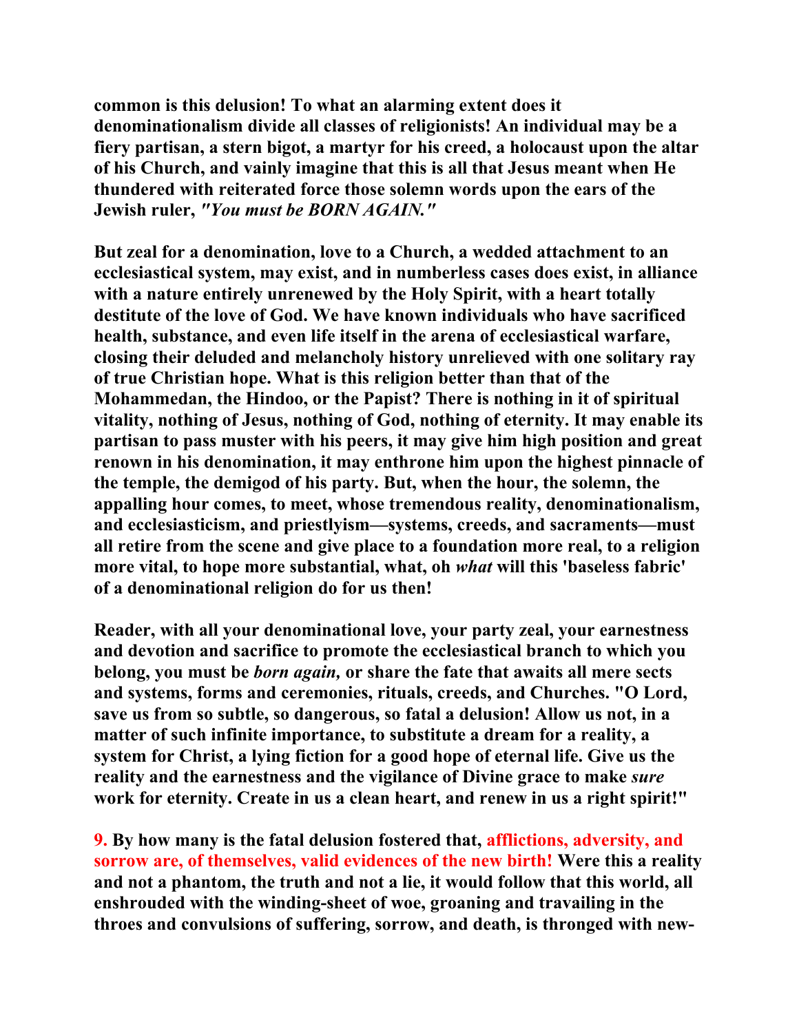**common is this delusion! To what an alarming extent does it denominationalism divide all classes of religionists! An individual may be a fiery partisan, a stern bigot, a martyr for his creed, a holocaust upon the altar of his Church, and vainly imagine that this is all that Jesus meant when He thundered with reiterated force those solemn words upon the ears of the Jewish ruler, *"You must be BORN AGAIN."***

**But zeal for a denomination, love to a Church, a wedded attachment to an ecclesiastical system, may exist, and in numberless cases does exist, in alliance with a nature entirely unrenewed by the Holy Spirit, with a heart totally destitute of the love of God. We have known individuals who have sacrificed health, substance, and even life itself in the arena of ecclesiastical warfare, closing their deluded and melancholy history unrelieved with one solitary ray of true Christian hope. What is this religion better than that of the Mohammedan, the Hindoo, or the Papist? There is nothing in it of spiritual vitality, nothing of Jesus, nothing of God, nothing of eternity. It may enable its partisan to pass muster with his peers, it may give him high position and great renown in his denomination, it may enthrone him upon the highest pinnacle of the temple, the demigod of his party. But, when the hour, the solemn, the appalling hour comes, to meet, whose tremendous reality, denominationalism, and ecclesiasticism, and priestlyism—systems, creeds, and sacraments—must all retire from the scene and give place to a foundation more real, to a religion more vital, to hope more substantial, what, oh *what* will this 'baseless fabric' of a denominational religion do for us then!**

**Reader, with all your denominational love, your party zeal, your earnestness and devotion and sacrifice to promote the ecclesiastical branch to which you belong, you must be *born again,* or share the fate that awaits all mere sects and systems, forms and ceremonies, rituals, creeds, and Churches. "O Lord, save us from so subtle, so dangerous, so fatal a delusion! Allow us not, in a matter of such infinite importance, to substitute a dream for a reality, a system for Christ, a lying fiction for a good hope of eternal life. Give us the reality and the earnestness and the vigilance of Divine grace to make *sure* work for eternity. Create in us a clean heart, and renew in us a right spirit!"**

**9. By how many is the fatal delusion fostered that, afflictions, adversity, and sorrow are, of themselves, valid evidences of the new birth! Were this a reality and not a phantom, the truth and not a lie, it would follow that this world, all enshrouded with the winding-sheet of woe, groaning and travailing in the throes and convulsions of suffering, sorrow, and death, is thronged with new-**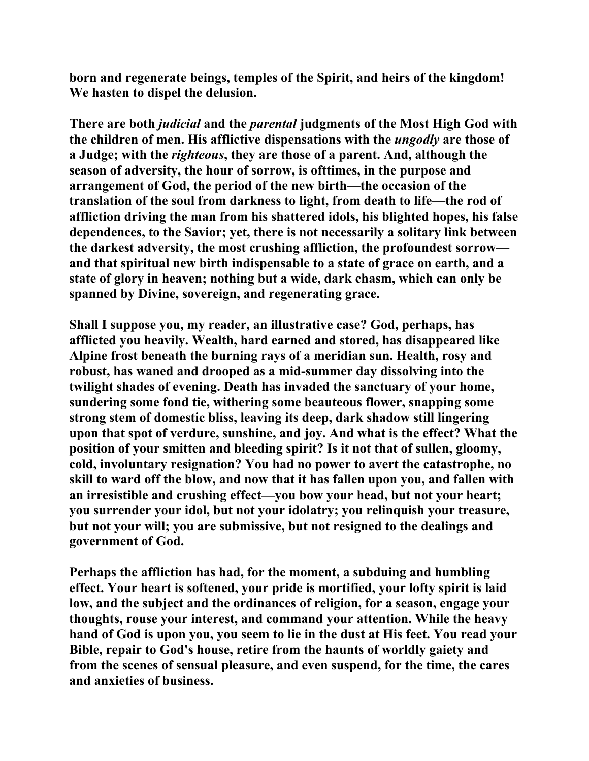**born and regenerate beings, temples of the Spirit, and heirs of the kingdom! We hasten to dispel the delusion.**

**There are both *judicial* and the *parental* judgments of the Most High God with the children of men. His afflictive dispensations with the *ungodly* are those of a Judge; with the *righteous*, they are those of a parent. And, although the season of adversity, the hour of sorrow, is ofttimes, in the purpose and arrangement of God, the period of the new birth—the occasion of the translation of the soul from darkness to light, from death to life—the rod of affliction driving the man from his shattered idols, his blighted hopes, his false dependences, to the Savior; yet, there is not necessarily a solitary link between the darkest adversity, the most crushing affliction, the profoundest sorrow—and that spiritual new birth indispensable to a state of grace on earth, and a state of glory in heaven; nothing but a wide, dark chasm, which can only be spanned by Divine, sovereign, and regenerating grace.**

**Shall I suppose you, my reader, an illustrative case? God, perhaps, has afflicted you heavily. Wealth, hard earned and stored, has disappeared like Alpine frost beneath the burning rays of a meridian sun. Health, rosy and robust, has waned and drooped as a mid-summer day dissolving into the twilight shades of evening. Death has invaded the sanctuary of your home, sundering some fond tie, withering some beauteous flower, snapping some strong stem of domestic bliss, leaving its deep, dark shadow still lingering upon that spot of verdure, sunshine, and joy. And what is the effect? What the position of your smitten and bleeding spirit? Is it not that of sullen, gloomy, cold, involuntary resignation? You had no power to avert the catastrophe, no skill to ward off the blow, and now that it has fallen upon you, and fallen with an irresistible and crushing effect—you bow your head, but not your heart; you surrender your idol, but not your idolatry; you relinquish your treasure, but not your will; you are submissive, but not resigned to the dealings and government of God.**

**Perhaps the affliction has had, for the moment, a subduing and humbling effect. Your heart is softened, your pride is mortified, your lofty spirit is laid low, and the subject and the ordinances of religion, for a season, engage your thoughts, rouse your interest, and command your attention. While the heavy hand of God is upon you, you seem to lie in the dust at His feet. You read your Bible, repair to God's house, retire from the haunts of worldly gaiety and from the scenes of sensual pleasure, and even suspend, for the time, the cares and anxieties of business.**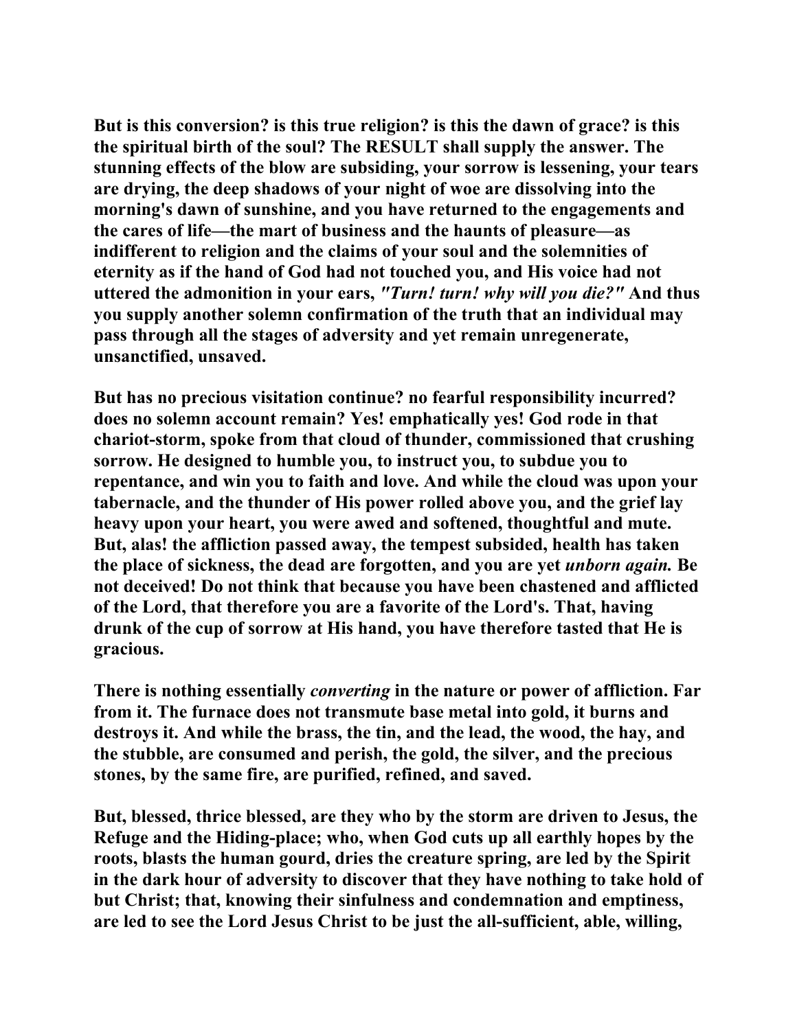But is this conversion? is this true religion? is this the dawn of grace? is this the spiritual birth of the soul? The RESULT shall supply the answer. The stunning effects of the blow are subsiding, your sorrow is lessening, your tears are drying, the deep shadows of your night of woe are dissolving into the morning's dawn of sunshine, and you have returned to the engagements and the cares of life—the mart of business and the haunts of pleasure—as indifferent to religion and the claims of your soul and the solemnities of eternity as if the hand of God had not touched you, and His voice had not uttered the admonition in your ears, *"Turn! turn! why will you die?"* And thus you supply another solemn confirmation of the truth that an individual may pass through all the stages of adversity and yet remain unregenerate, unsanctified, unsaved.

But has no precious visitation continue? no fearful responsibility incurred? does no solemn account remain? Yes! emphatically yes! God rode in that chariot-storm, spoke from that cloud of thunder, commissioned that crushing sorrow. He designed to humble you, to instruct you, to subdue you to repentance, and win you to faith and love. And while the cloud was upon your tabernacle, and the thunder of His power rolled above you, and the grief lay heavy upon your heart, you were awed and softened, thoughtful and mute. But, alas! the affliction passed away, the tempest subsided, health has taken the place of sickness, the dead are forgotten, and you are yet *unborn again.* Be not deceived! Do not think that because you have been chastened and afflicted of the Lord, that therefore you are a favorite of the Lord's. That, having drunk of the cup of sorrow at His hand, you have therefore tasted that He is gracious.

There is nothing essentially *converting* in the nature or power of affliction. Far from it. The furnace does not transmute base metal into gold, it burns and destroys it. And while the brass, the tin, and the lead, the wood, the hay, and the stubble, are consumed and perish, the gold, the silver, and the precious stones, by the same fire, are purified, refined, and saved.

But, blessed, thrice blessed, are they who by the storm are driven to Jesus, the Refuge and the Hiding-place; who, when God cuts up all earthly hopes by the roots, blasts the human gourd, dries the creature spring, are led by the Spirit in the dark hour of adversity to discover that they have nothing to take hold of but Christ; that, knowing their sinfulness and condemnation and emptiness, are led to see the Lord Jesus Christ to be just the all-sufficient, able, willing,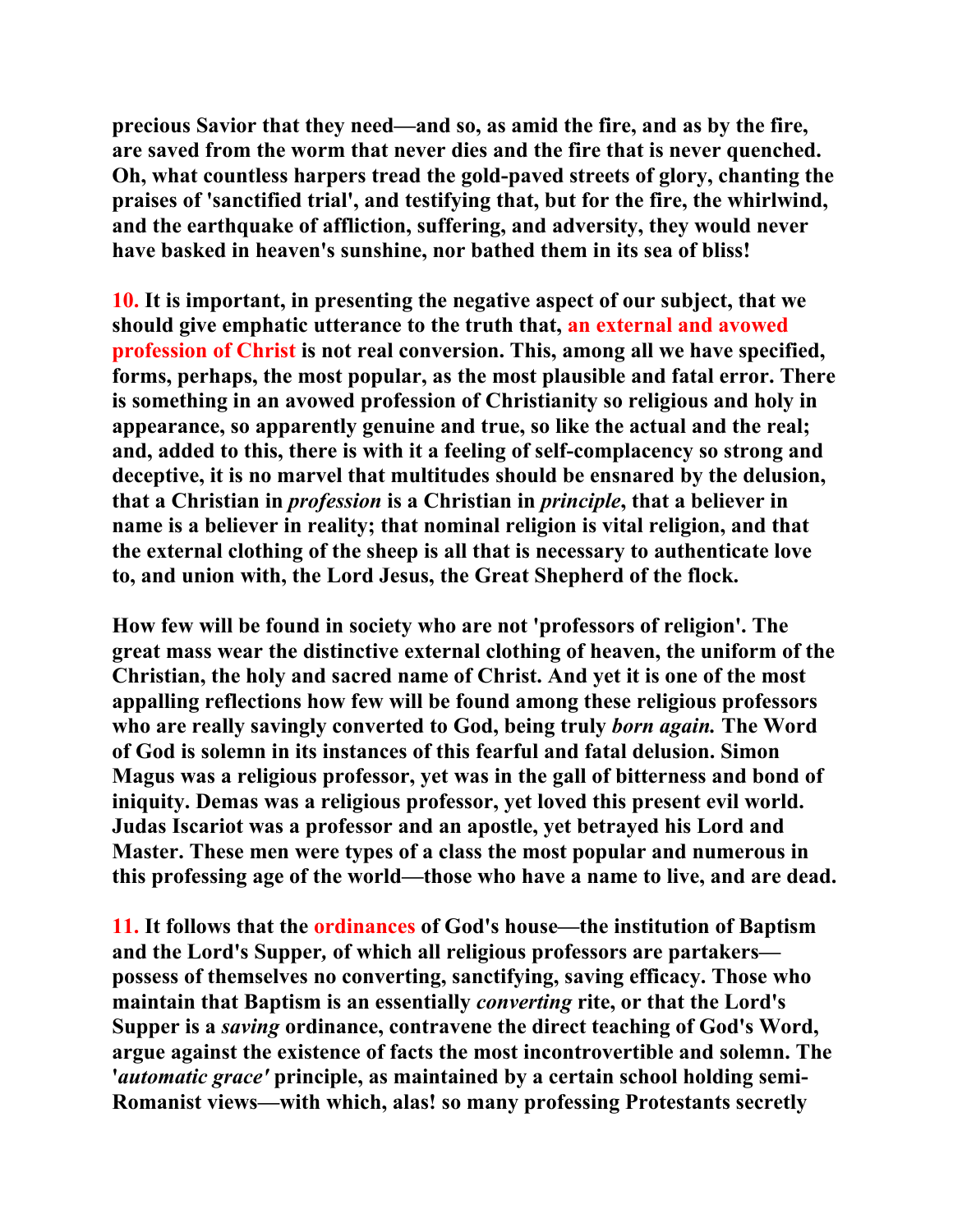**precious Savior that they need—and so, as amid the fire, and as by the fire, are saved from the worm that never dies and the fire that is never quenched. Oh, what countless harpers tread the gold-paved streets of glory, chanting the praises of 'sanctified trial', and testifying that, but for the fire, the whirlwind, and the earthquake of affliction, suffering, and adversity, they would never have basked in heaven's sunshine, nor bathed them in its sea of bliss!**

**10. It is important, in presenting the negative aspect of our subject, that we should give emphatic utterance to the truth that, an external and avowed profession of Christ is not real conversion. This, among all we have specified, forms, perhaps, the most popular, as the most plausible and fatal error. There is something in an avowed profession of Christianity so religious and holy in appearance, so apparently genuine and true, so like the actual and the real; and, added to this, there is with it a feeling of self-complacency so strong and deceptive, it is no marvel that multitudes should be ensnared by the delusion, that a Christian in *profession* is a Christian in *principle*, that a believer in name is a believer in reality; that nominal religion is vital religion, and that the external clothing of the sheep is all that is necessary to authenticate love to, and union with, the Lord Jesus, the Great Shepherd of the flock.**

**How few will be found in society who are not 'professors of religion'. The great mass wear the distinctive external clothing of heaven, the uniform of the Christian, the holy and sacred name of Christ. And yet it is one of the most appalling reflections how few will be found among these religious professors who are really savingly converted to God, being truly *born again.* The Word of God is solemn in its instances of this fearful and fatal delusion. Simon Magus was a religious professor, yet was in the gall of bitterness and bond of iniquity. Demas was a religious professor, yet loved this present evil world. Judas Iscariot was a professor and an apostle, yet betrayed his Lord and Master. These men were types of a class the most popular and numerous in this professing age of the world—those who have a name to live, and are dead.**

**11. It follows that the ordinances of God's house—the institution of Baptism and the Lord's Supper*,* of which all religious professors are partakers—possess of themselves no converting, sanctifying, saving efficacy. Those who maintain that Baptism is an essentially *converting* rite, or that the Lord's Supper is a *saving* ordinance, contravene the direct teaching of God's Word, argue against the existence of facts the most incontrovertible and solemn. The '*automatic grace'* principle, as maintained by a certain school holding semi-Romanist views—with which, alas! so many professing Protestants secretly**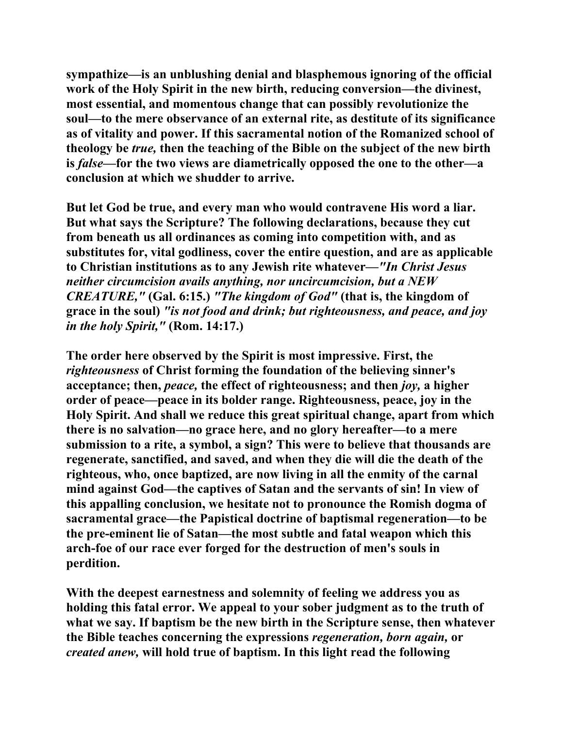**sympathize—is an unblushing denial and blasphemous ignoring of the official work of the Holy Spirit in the new birth, reducing conversion—the divinest, most essential, and momentous change that can possibly revolutionize the soul—to the mere observance of an external rite, as destitute of its significance as of vitality and power. If this sacramental notion of the Romanized school of theology be *true,* then the teaching of the Bible on the subject of the new birth is *false*—for the two views are diametrically opposed the one to the other—a conclusion at which we shudder to arrive.**

**But let God be true, and every man who would contravene His word a liar. But what says the Scripture? The following declarations, because they cut from beneath us all ordinances as coming into competition with, and as substitutes for, vital godliness, cover the entire question, and are as applicable to Christian institutions as to any Jewish rite whatever—*"In Christ Jesus neither circumcision avails anything, nor uncircumcision, but a NEW CREATURE,"* (Gal. 6:15.) *"The kingdom of God"* (that is, the kingdom of grace in the soul) *"is not food and drink; but righteousness, and peace, and joy in the holy Spirit,"* (Rom. 14:17.)**

**The order here observed by the Spirit is most impressive. First, the *righteousness* of Christ forming the foundation of the believing sinner's acceptance; then, *peace,* the effect of righteousness; and then *joy,* a higher order of peace—peace in its bolder range. Righteousness, peace, joy in the Holy Spirit. And shall we reduce this great spiritual change, apart from which there is no salvation—no grace here, and no glory hereafter—to a mere submission to a rite, a symbol, a sign? This were to believe that thousands are regenerate, sanctified, and saved, and when they die will die the death of the righteous, who, once baptized, are now living in all the enmity of the carnal mind against God—the captives of Satan and the servants of sin! In view of this appalling conclusion, we hesitate not to pronounce the Romish dogma of sacramental grace—the Papistical doctrine of baptismal regeneration—to be the pre-eminent lie of Satan—the most subtle and fatal weapon which this arch-foe of our race ever forged for the destruction of men's souls in perdition.**

**With the deepest earnestness and solemnity of feeling we address you as holding this fatal error. We appeal to your sober judgment as to the truth of what we say. If baptism be the new birth in the Scripture sense, then whatever the Bible teaches concerning the expressions *regeneration, born again,* or *created anew,* will hold true of baptism. In this light read the following**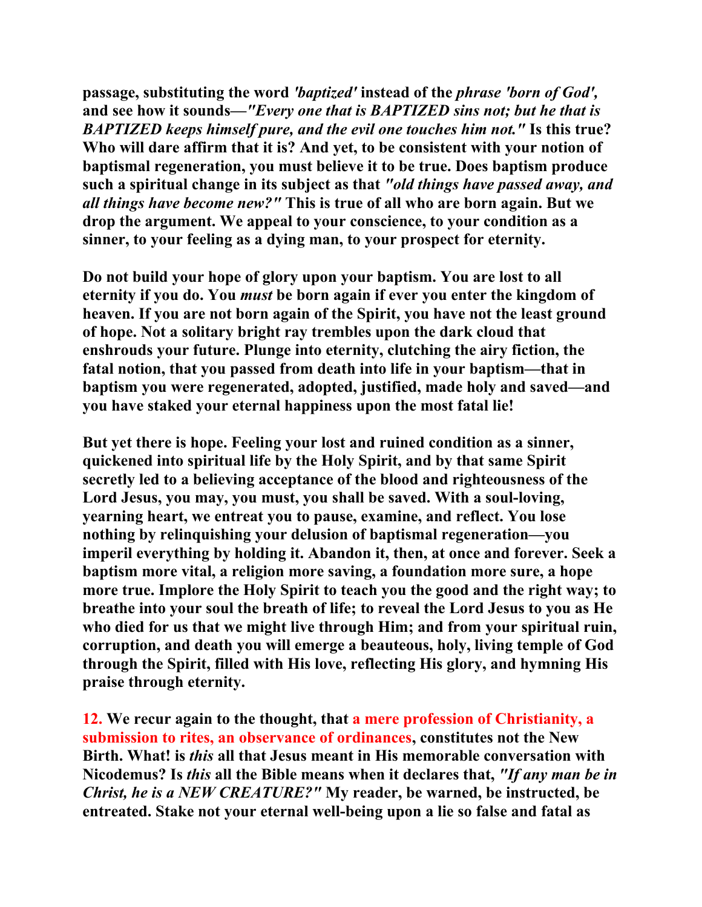**passage, substituting the word *'baptized'* instead of the *phrase 'born of God',* and see how it sounds—*"Every one that is BAPTIZED sins not; but he that is BAPTIZED keeps himself pure, and the evil one touches him not."* Is this true? Who will dare affirm that it is? And yet, to be consistent with your notion of baptismal regeneration, you must believe it to be true. Does baptism produce such a spiritual change in its subject as that *"old things have passed away, and all things have become new?"* This is true of all who are born again. But we drop the argument. We appeal to your conscience, to your condition as a sinner, to your feeling as a dying man, to your prospect for eternity.**

**Do not build your hope of glory upon your baptism. You are lost to all eternity if you do. You *must* be born again if ever you enter the kingdom of heaven. If you are not born again of the Spirit, you have not the least ground of hope. Not a solitary bright ray trembles upon the dark cloud that enshrouds your future. Plunge into eternity, clutching the airy fiction, the fatal notion, that you passed from death into life in your baptism—that in baptism you were regenerated, adopted, justified, made holy and saved—and you have staked your eternal happiness upon the most fatal lie!**

**But yet there is hope. Feeling your lost and ruined condition as a sinner, quickened into spiritual life by the Holy Spirit, and by that same Spirit secretly led to a believing acceptance of the blood and righteousness of the Lord Jesus, you may, you must, you shall be saved. With a soul-loving, yearning heart, we entreat you to pause, examine, and reflect. You lose nothing by relinquishing your delusion of baptismal regeneration—you imperil everything by holding it. Abandon it, then, at once and forever. Seek a baptism more vital, a religion more saving, a foundation more sure, a hope more true. Implore the Holy Spirit to teach you the good and the right way; to breathe into your soul the breath of life; to reveal the Lord Jesus to you as He who died for us that we might live through Him; and from your spiritual ruin, corruption, and death you will emerge a beauteous, holy, living temple of God through the Spirit, filled with His love, reflecting His glory, and hymning His praise through eternity.**

**12. We recur again to the thought, that a mere profession of Christianity, a submission to rites, an observance of ordinances, constitutes not the New Birth. What! is *this* all that Jesus meant in His memorable conversation with Nicodemus? Is *this* all the Bible means when it declares that, *"If any man be in Christ, he is a NEW CREATURE?"* My reader, be warned, be instructed, be entreated. Stake not your eternal well-being upon a lie so false and fatal as**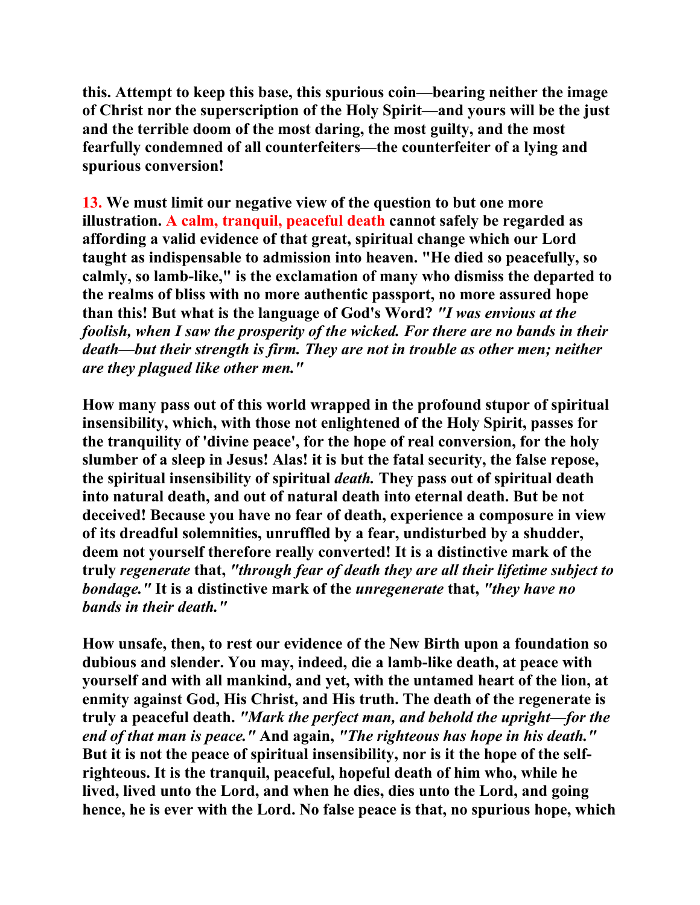**this. Attempt to keep this base, this spurious coin—bearing neither the image of Christ nor the superscription of the Holy Spirit—and yours will be the just and the terrible doom of the most daring, the most guilty, and the most fearfully condemned of all counterfeiters—the counterfeiter of a lying and spurious conversion!**

**13. We must limit our negative view of the question to but one more illustration. A calm, tranquil, peaceful death cannot safely be regarded as affording a valid evidence of that great, spiritual change which our Lord taught as indispensable to admission into heaven. "He died so peacefully, so calmly, so lamb-like," is the exclamation of many who dismiss the departed to the realms of bliss with no more authentic passport, no more assured hope than this! But what is the language of God's Word?** ***"I was envious at the foolish, when I saw the prosperity of the wicked. For there are no bands in their death—but their strength is firm. They are not in trouble as other men; neither are they plagued like other men."***

**How many pass out of this world wrapped in the profound stupor of spiritual insensibility, which, with those not enlightened of the Holy Spirit, passes for the tranquility of 'divine peace', for the hope of real conversion, for the holy slumber of a sleep in Jesus! Alas! it is but the fatal security, the false repose, the spiritual insensibility of spiritual** ***death.*** **They pass out of spiritual death into natural death, and out of natural death into eternal death. But be not deceived! Because you have no fear of death, experience a composure in view of its dreadful solemnities, unruffled by a fear, undisturbed by a shudder, deem not yourself therefore really converted! It is a distinctive mark of the truly** ***regenerate*** **that,** ***"through fear of death they are all their lifetime subject to bondage."*** **It is a distinctive mark of the** ***unregenerate*** **that,** ***"they have no bands in their death."***

**How unsafe, then, to rest our evidence of the New Birth upon a foundation so dubious and slender. You may, indeed, die a lamb-like death, at peace with yourself and with all mankind, and yet, with the untamed heart of the lion, at enmity against God, His Christ, and His truth. The death of the regenerate is truly a peaceful death.** ***"Mark the perfect man, and behold the upright—for the end of that man is peace."*** **And again,** ***"The righteous has hope in his death."*** **But it is not the peace of spiritual insensibility, nor is it the hope of the self-righteous. It is the tranquil, peaceful, hopeful death of him who, while he lived, lived unto the Lord, and when he dies, dies unto the Lord, and going hence, he is ever with the Lord. No false peace is that, no spurious hope, which**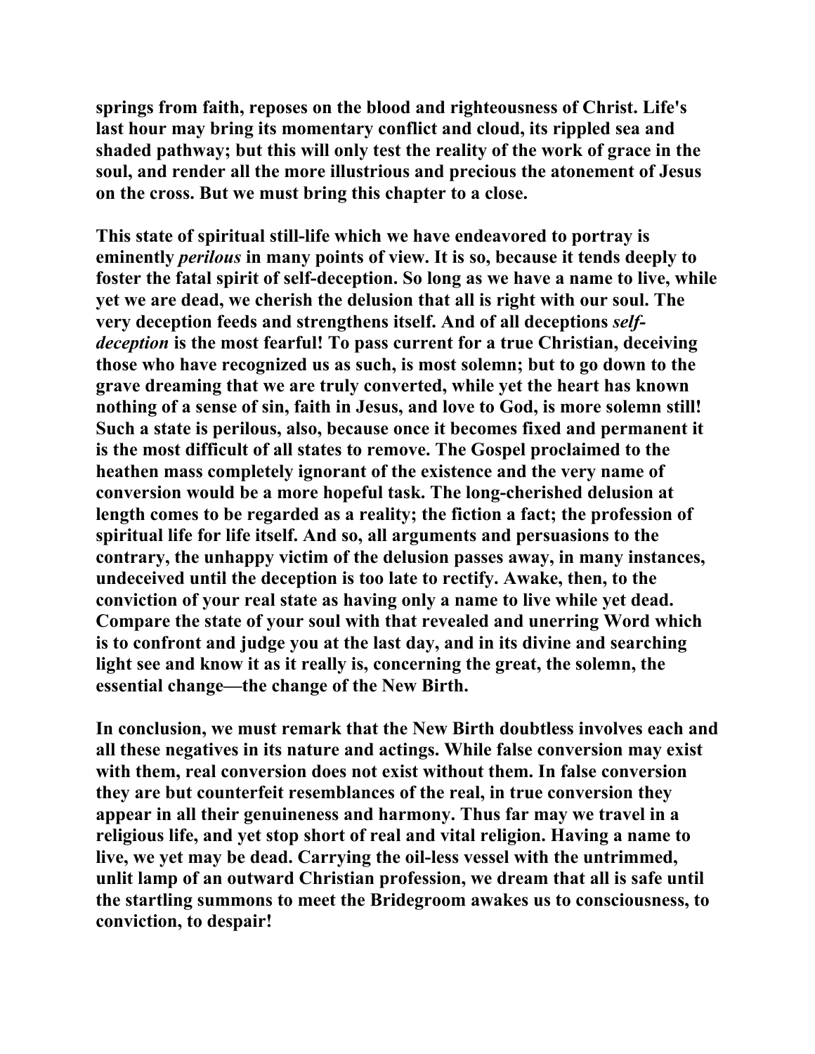springs from faith, reposes on the blood and righteousness of Christ. Life's last hour may bring its momentary conflict and cloud, its rippled sea and shaded pathway; but this will only test the reality of the work of grace in the soul, and render all the more illustrious and precious the atonement of Jesus on the cross. But we must bring this chapter to a close.

This state of spiritual still-life which we have endeavored to portray is eminently *perilous* in many points of view. It is so, because it tends deeply to foster the fatal spirit of self-deception. So long as we have a name to live, while yet we are dead, we cherish the delusion that all is right with our soul. The very deception feeds and strengthens itself. And of all deceptions *self-deception* is the most fearful! To pass current for a true Christian, deceiving those who have recognized us as such, is most solemn; but to go down to the grave dreaming that we are truly converted, while yet the heart has known nothing of a sense of sin, faith in Jesus, and love to God, is more solemn still! Such a state is perilous, also, because once it becomes fixed and permanent it is the most difficult of all states to remove. The Gospel proclaimed to the heathen mass completely ignorant of the existence and the very name of conversion would be a more hopeful task. The long-cherished delusion at length comes to be regarded as a reality; the fiction a fact; the profession of spiritual life for life itself. And so, all arguments and persuasions to the contrary, the unhappy victim of the delusion passes away, in many instances, undeceived until the deception is too late to rectify. Awake, then, to the conviction of your real state as having only a name to live while yet dead. Compare the state of your soul with that revealed and unerring Word which is to confront and judge you at the last day, and in its divine and searching light see and know it as it really is, concerning the great, the solemn, the essential change—the change of the New Birth.

In conclusion, we must remark that the New Birth doubtless involves each and all these negatives in its nature and actings. While false conversion may exist with them, real conversion does not exist without them. In false conversion they are but counterfeit resemblances of the real, in true conversion they appear in all their genuineness and harmony. Thus far may we travel in a religious life, and yet stop short of real and vital religion. Having a name to live, we yet may be dead. Carrying the oil-less vessel with the untrimmed, unlit lamp of an outward Christian profession, we dream that all is safe until the startling summons to meet the Bridegroom awakes us to consciousness, to conviction, to despair!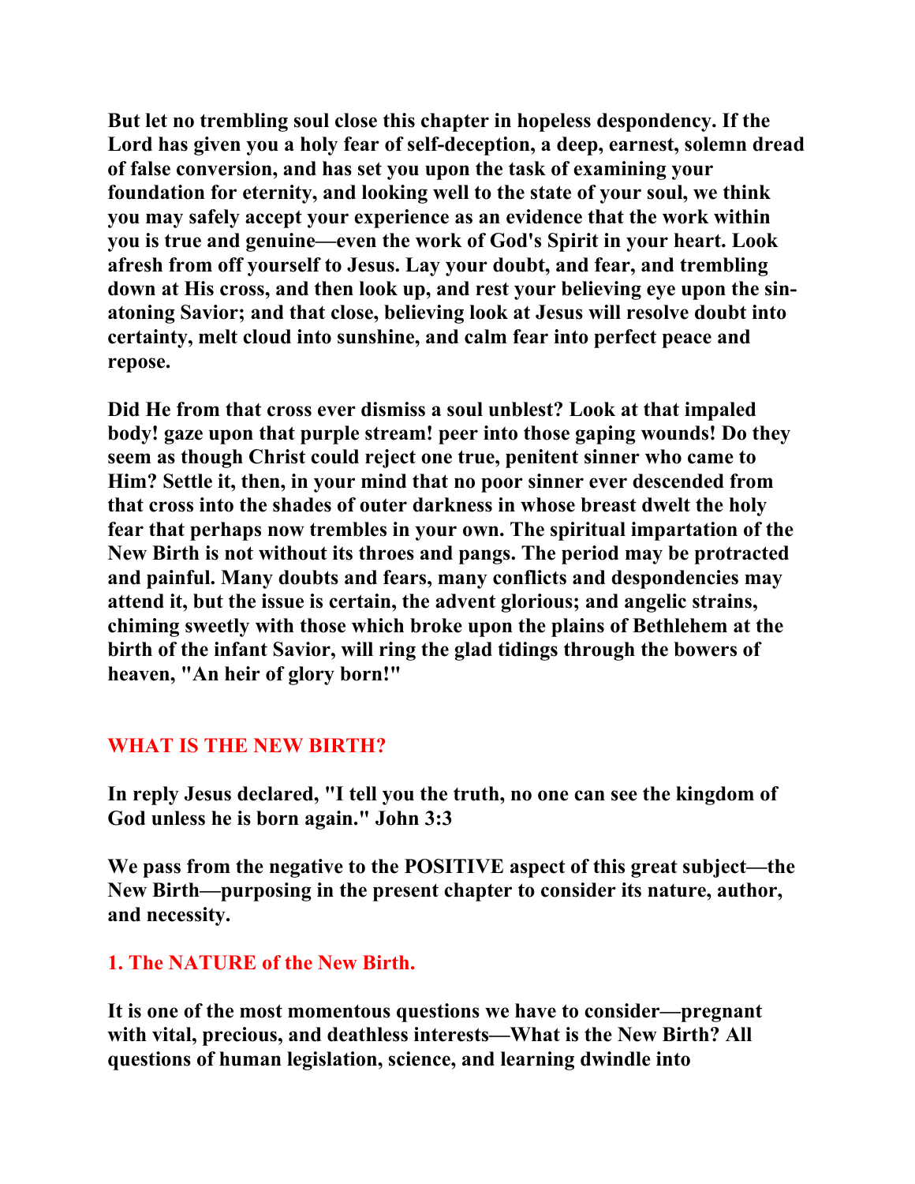**But let no trembling soul close this chapter in hopeless despondency. If the Lord has given you a holy fear of self-deception, a deep, earnest, solemn dread of false conversion, and has set you upon the task of examining your foundation for eternity, and looking well to the state of your soul, we think you may safely accept your experience as an evidence that the work within you is true and genuine—even the work of God's Spirit in your heart. Look afresh from off yourself to Jesus. Lay your doubt, and fear, and trembling down at His cross, and then look up, and rest your believing eye upon the sin-atoning Savior; and that close, believing look at Jesus will resolve doubt into certainty, melt cloud into sunshine, and calm fear into perfect peace and repose.**

**Did He from that cross ever dismiss a soul unblest? Look at that impaled body! gaze upon that purple stream! peer into those gaping wounds! Do they seem as though Christ could reject one true, penitent sinner who came to Him? Settle it, then, in your mind that no poor sinner ever descended from that cross into the shades of outer darkness in whose breast dwelt the holy fear that perhaps now trembles in your own. The spiritual impartation of the New Birth is not without its throes and pangs. The period may be protracted and painful. Many doubts and fears, many conflicts and despondencies may attend it, but the issue is certain, the advent glorious; and angelic strains, chiming sweetly with those which broke upon the plains of Bethlehem at the birth of the infant Savior, will ring the glad tidings through the bowers of heaven, "An heir of glory born!"**

## WHAT IS THE NEW BIRTH?

**In reply Jesus declared, "I tell you the truth, no one can see the kingdom of God unless he is born again." John 3:3**

**We pass from the negative to the POSITIVE aspect of this great subject—the New Birth—purposing in the present chapter to consider its nature, author, and necessity.**

### 1. The NATURE of the New Birth.

**It is one of the most momentous questions we have to consider—pregnant with vital, precious, and deathless interests—What is the New Birth? All questions of human legislation, science, and learning dwindle into**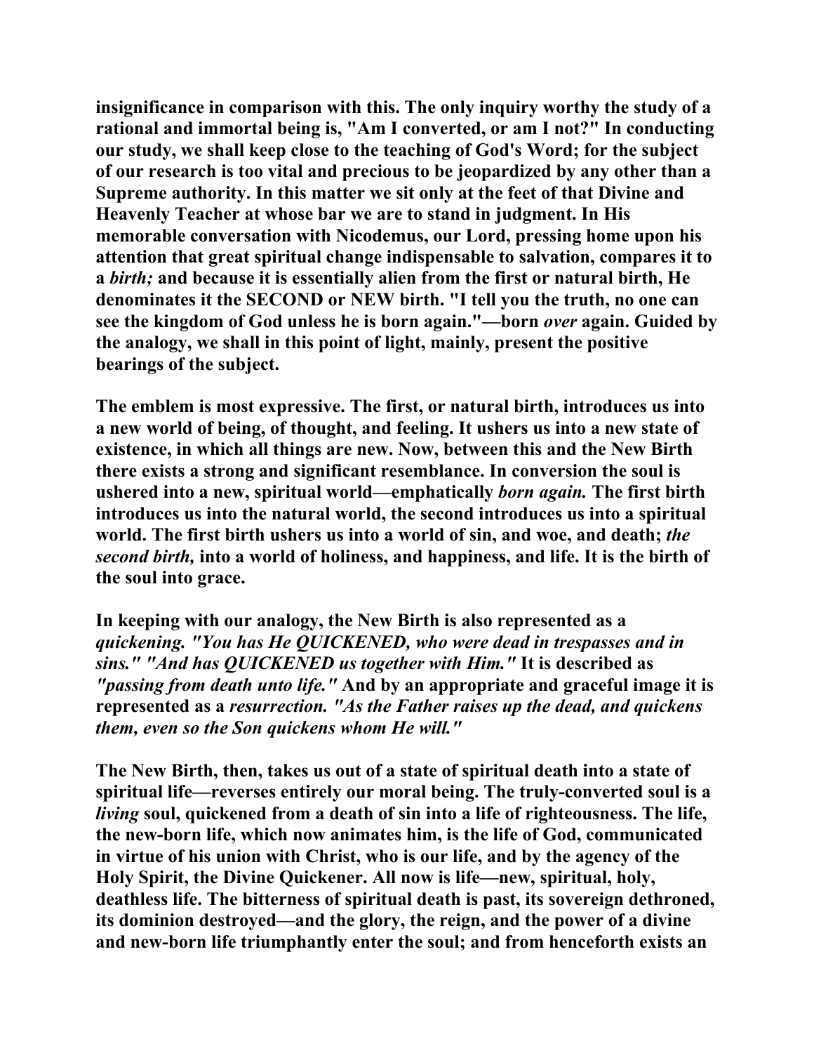**insignificance in comparison with this. The only inquiry worthy the study of a rational and immortal being is, "Am I converted, or am I not?" In conducting our study, we shall keep close to the teaching of God's Word; for the subject of our research is too vital and precious to be jeopardized by any other than a Supreme authority. In this matter we sit only at the feet of that Divine and Heavenly Teacher at whose bar we are to stand in judgment. In His memorable conversation with Nicodemus, our Lord, pressing home upon his attention that great spiritual change indispensable to salvation, compares it to a *birth;* and because it is essentially alien from the first or natural birth, He denominates it the SECOND or NEW birth. "I tell you the truth, no one can see the kingdom of God unless he is born again."—born *over* again. Guided by the analogy, we shall in this point of light, mainly, present the positive bearings of the subject.**

**The emblem is most expressive. The first, or natural birth, introduces us into a new world of being, of thought, and feeling. It ushers us into a new state of existence, in which all things are new. Now, between this and the New Birth there exists a strong and significant resemblance. In conversion the soul is ushered into a new, spiritual world—emphatically *born again.* The first birth introduces us into the natural world, the second introduces us into a spiritual world. The first birth ushers us into a world of sin, and woe, and death; *the second birth,* into a world of holiness, and happiness, and life. It is the birth of the soul into grace.**

**In keeping with our analogy, the New Birth is also represented as a *quickening. "You has He QUICKENED, who were dead in trespasses and in sins." "And has QUICKENED us together with Him."* It is described as *"passing from death unto life."* And by an appropriate and graceful image it is represented as a *resurrection. "As the Father raises up the dead, and quickens them, even so the Son quickens whom He will."***

**The New Birth, then, takes us out of a state of spiritual death into a state of spiritual life—reverses entirely our moral being. The truly-converted soul is a *living* soul, quickened from a death of sin into a life of righteousness. The life, the new-born life, which now animates him, is the life of God, communicated in virtue of his union with Christ, who is our life, and by the agency of the Holy Spirit, the Divine Quickener. All now is life—new, spiritual, holy, deathless life. The bitterness of spiritual death is past, its sovereign dethroned, its dominion destroyed—and the glory, the reign, and the power of a divine and new-born life triumphantly enter the soul; and from henceforth exists an**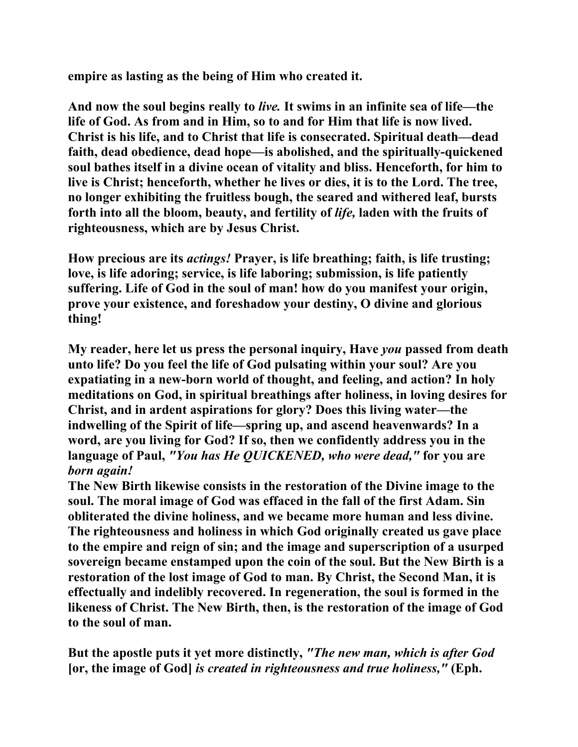empire as lasting as the being of Him who created it.

And now the soul begins really to *live.* It swims in an infinite sea of life—the life of God. As from and in Him, so to and for Him that life is now lived. Christ is his life, and to Christ that life is consecrated. Spiritual death—dead faith, dead obedience, dead hope—is abolished, and the spiritually-quickened soul bathes itself in a divine ocean of vitality and bliss. Henceforth, for him to live is Christ; henceforth, whether he lives or dies, it is to the Lord. The tree, no longer exhibiting the fruitless bough, the seared and withered leaf, bursts forth into all the bloom, beauty, and fertility of *life,* laden with the fruits of righteousness, which are by Jesus Christ.

How precious are its *actings!* Prayer, is life breathing; faith, is life trusting; love, is life adoring; service, is life laboring; submission, is life patiently suffering. Life of God in the soul of man! how do you manifest your origin, prove your existence, and foreshadow your destiny, O divine and glorious thing!

My reader, here let us press the personal inquiry, Have *you* passed from death unto life? Do you feel the life of God pulsating within your soul? Are you expatiating in a new-born world of thought, and feeling, and action? In holy meditations on God, in spiritual breathings after holiness, in loving desires for Christ, and in ardent aspirations for glory? Does this living water—the indwelling of the Spirit of life—spring up, and ascend heavenwards? In a word, are you living for God? If so, then we confidently address you in the language of Paul, *"You has He QUICKENED, who were dead,"* for you are *born again!*

The New Birth likewise consists in the restoration of the Divine image to the soul. The moral image of God was effaced in the fall of the first Adam. Sin obliterated the divine holiness, and we became more human and less divine. The righteousness and holiness in which God originally created us gave place to the empire and reign of sin; and the image and superscription of a usurped sovereign became enstamped upon the coin of the soul. But the New Birth is a restoration of the lost image of God to man. By Christ, the Second Man, it is effectually and indelibly recovered. In regeneration, the soul is formed in the likeness of Christ. The New Birth, then, is the restoration of the image of God to the soul of man.

But the apostle puts it yet more distinctly, *"The new man, which is after God* [or, the image of God] *is created in righteousness and true holiness,"* (Eph.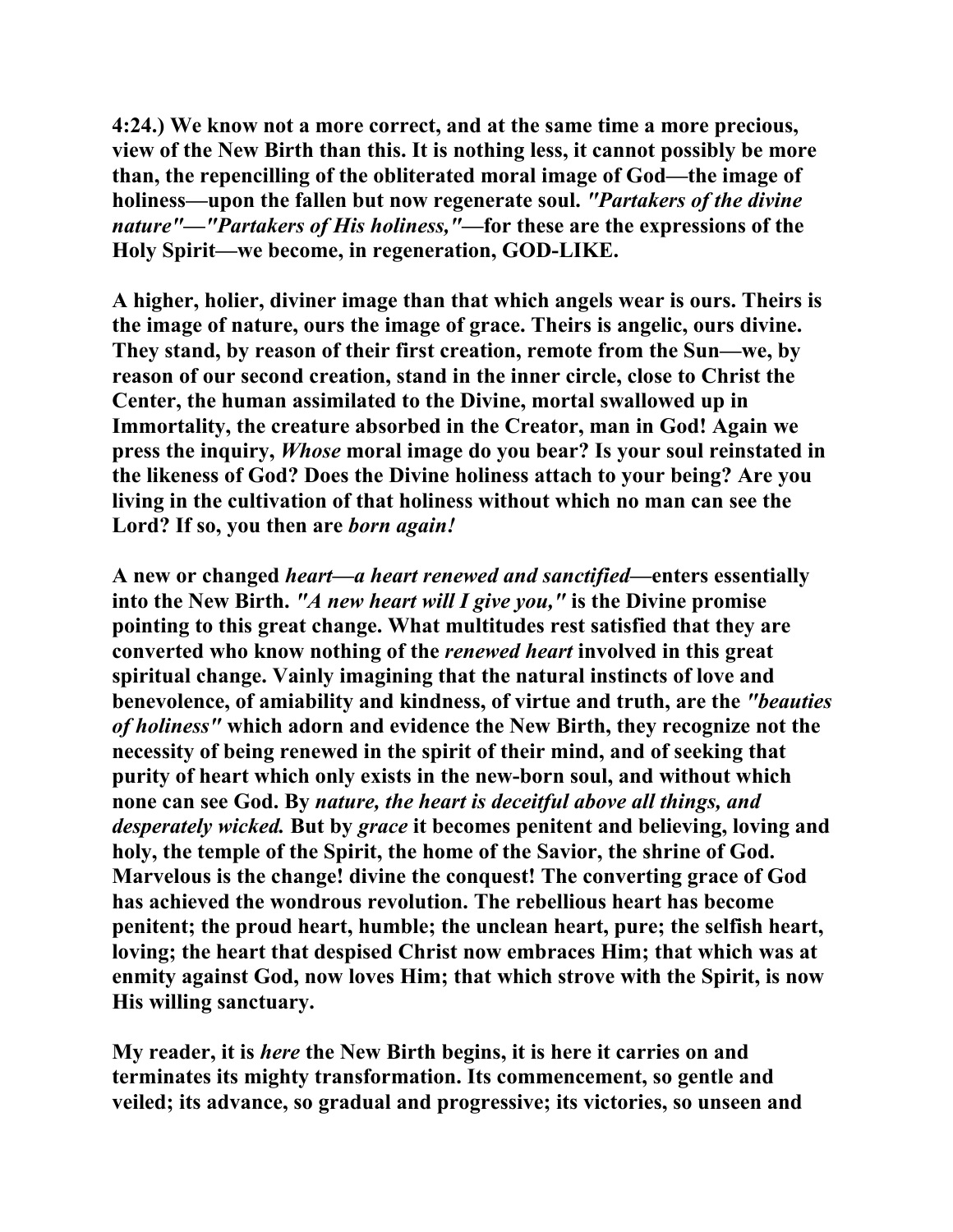**4:24.) We know not a more correct, and at the same time a more precious, view of the New Birth than this. It is nothing less, it cannot possibly be more than, the repencilling of the obliterated moral image of God—the image of holiness—upon the fallen but now regenerate soul. *"Partakers of the divine nature"—"Partakers of His holiness,"*—for these are the expressions of the Holy Spirit—we become, in regeneration, GOD-LIKE.**

**A higher, holier, diviner image than that which angels wear is ours. Theirs is the image of nature, ours the image of grace. Theirs is angelic, ours divine. They stand, by reason of their first creation, remote from the Sun—we, by reason of our second creation, stand in the inner circle, close to Christ the Center, the human assimilated to the Divine, mortal swallowed up in Immortality, the creature absorbed in the Creator, man in God! Again we press the inquiry, *Whose* moral image do you bear? Is your soul reinstated in the likeness of God? Does the Divine holiness attach to your being? Are you living in the cultivation of that holiness without which no man can see the Lord? If so, you then are *born again!***

**A new or changed *heart—a heart renewed and sanctified*—enters essentially into the New Birth. *"A new heart will I give you,"* is the Divine promise pointing to this great change. What multitudes rest satisfied that they are converted who know nothing of the *renewed heart* involved in this great spiritual change. Vainly imagining that the natural instincts of love and benevolence, of amiability and kindness, of virtue and truth, are the *"beauties of holiness"* which adorn and evidence the New Birth, they recognize not the necessity of being renewed in the spirit of their mind, and of seeking that purity of heart which only exists in the new-born soul, and without which none can see God. By *nature, the heart is deceitful above all things, and desperately wicked.* But by *grace* it becomes penitent and believing, loving and holy, the temple of the Spirit, the home of the Savior, the shrine of God. Marvelous is the change! divine the conquest! The converting grace of God has achieved the wondrous revolution. The rebellious heart has become penitent; the proud heart, humble; the unclean heart, pure; the selfish heart, loving; the heart that despised Christ now embraces Him; that which was at enmity against God, now loves Him; that which strove with the Spirit, is now His willing sanctuary.**

**My reader, it is *here* the New Birth begins, it is here it carries on and terminates its mighty transformation. Its commencement, so gentle and veiled; its advance, so gradual and progressive; its victories, so unseen and**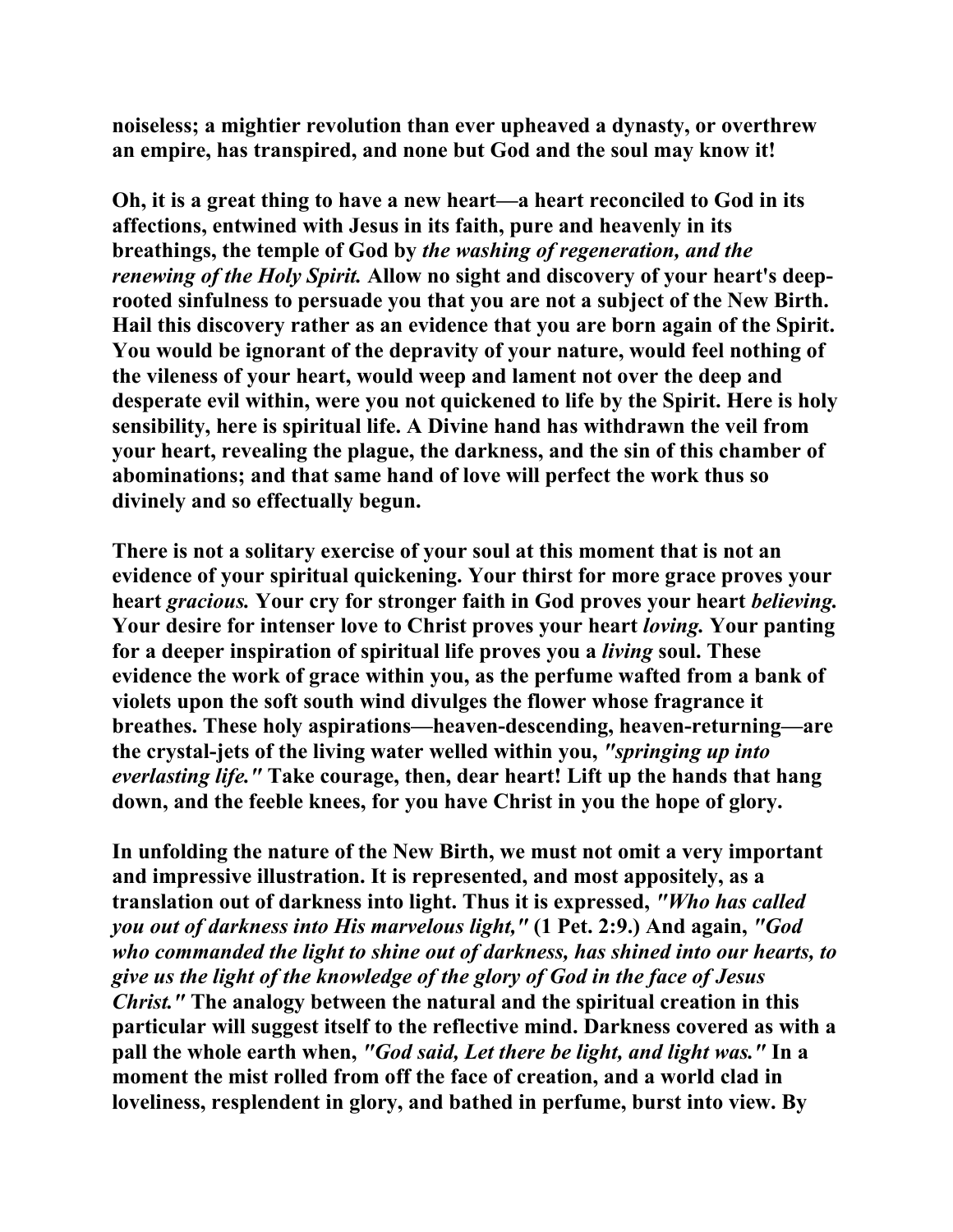**noiseless; a mightier revolution than ever upheaved a dynasty, or overthrew an empire, has transpired, and none but God and the soul may know it!**

**Oh, it is a great thing to have a new heart—a heart reconciled to God in its affections, entwined with Jesus in its faith, pure and heavenly in its breathings, the temple of God by *the washing of regeneration, and the renewing of the Holy Spirit.* Allow no sight and discovery of your heart's deep-rooted sinfulness to persuade you that you are not a subject of the New Birth. Hail this discovery rather as an evidence that you are born again of the Spirit. You would be ignorant of the depravity of your nature, would feel nothing of the vileness of your heart, would weep and lament not over the deep and desperate evil within, were you not quickened to life by the Spirit. Here is holy sensibility, here is spiritual life. A Divine hand has withdrawn the veil from your heart, revealing the plague, the darkness, and the sin of this chamber of abominations; and that same hand of love will perfect the work thus so divinely and so effectually begun.**

**There is not a solitary exercise of your soul at this moment that is not an evidence of your spiritual quickening. Your thirst for more grace proves your heart *gracious.* Your cry for stronger faith in God proves your heart *believing.* Your desire for intenser love to Christ proves your heart *loving.* Your panting for a deeper inspiration of spiritual life proves you a *living* soul. These evidence the work of grace within you, as the perfume wafted from a bank of violets upon the soft south wind divulges the flower whose fragrance it breathes. These holy aspirations—heaven-descending, heaven-returning—are the crystal-jets of the living water welled within you, *"springing up into everlasting life."* Take courage, then, dear heart! Lift up the hands that hang down, and the feeble knees, for you have Christ in you the hope of glory.**

**In unfolding the nature of the New Birth, we must not omit a very important and impressive illustration. It is represented, and most appositely, as a translation out of darkness into light. Thus it is expressed, *"Who has called you out of darkness into His marvelous light,"* (1 Pet. 2:9.) And again, *"God who commanded the light to shine out of darkness, has shined into our hearts, to give us the light of the knowledge of the glory of God in the face of Jesus Christ."* The analogy between the natural and the spiritual creation in this particular will suggest itself to the reflective mind. Darkness covered as with a pall the whole earth when, *"God said, Let there be light, and light was."* In a moment the mist rolled from off the face of creation, and a world clad in loveliness, resplendent in glory, and bathed in perfume, burst into view. By**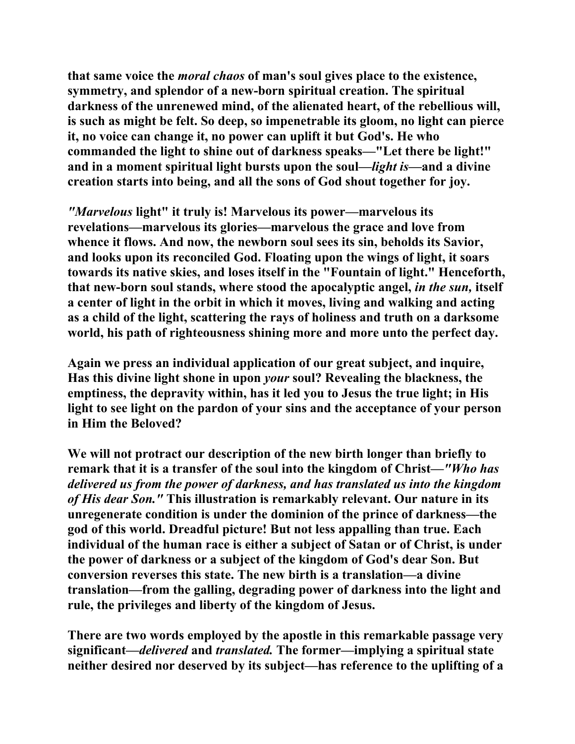**that same voice the *moral chaos* of man's soul gives place to the existence, symmetry, and splendor of a new-born spiritual creation. The spiritual darkness of the unrenewed mind, of the alienated heart, of the rebellious will, is such as might be felt. So deep, so impenetrable its gloom, no light can pierce it, no voice can change it, no power can uplift it but God's. He who commanded the light to shine out of darkness speaks—"Let there be light!" and in a moment spiritual light bursts upon the soul—*light is*—and a divine creation starts into being, and all the sons of God shout together for joy.**

***"Marvelous* light" it truly is! Marvelous its power—marvelous its revelations—marvelous its glories—marvelous the grace and love from whence it flows. And now, the newborn soul sees its sin, beholds its Savior, and looks upon its reconciled God. Floating upon the wings of light, it soars towards its native skies, and loses itself in the "Fountain of light." Henceforth, that new-born soul stands, where stood the apocalyptic angel, *in the sun,* itself a center of light in the orbit in which it moves, living and walking and acting as a child of the light, scattering the rays of holiness and truth on a darksome world, his path of righteousness shining more and more unto the perfect day.**

**Again we press an individual application of our great subject, and inquire, Has this divine light shone in upon *your* soul? Revealing the blackness, the emptiness, the depravity within, has it led you to Jesus the true light; in His light to see light on the pardon of your sins and the acceptance of your person in Him the Beloved?**

**We will not protract our description of the new birth longer than briefly to remark that it is a transfer of the soul into the kingdom of Christ—*"Who has delivered us from the power of darkness, and has translated us into the kingdom of His dear Son."* This illustration is remarkably relevant. Our nature in its unregenerate condition is under the dominion of the prince of darkness—the god of this world. Dreadful picture! But not less appalling than true. Each individual of the human race is either a subject of Satan or of Christ, is under the power of darkness or a subject of the kingdom of God's dear Son. But conversion reverses this state. The new birth is a translation—a divine translation—from the galling, degrading power of darkness into the light and rule, the privileges and liberty of the kingdom of Jesus.**

**There are two words employed by the apostle in this remarkable passage very significant—*delivered* and *translated.* The former—implying a spiritual state neither desired nor deserved by its subject—has reference to the uplifting of a**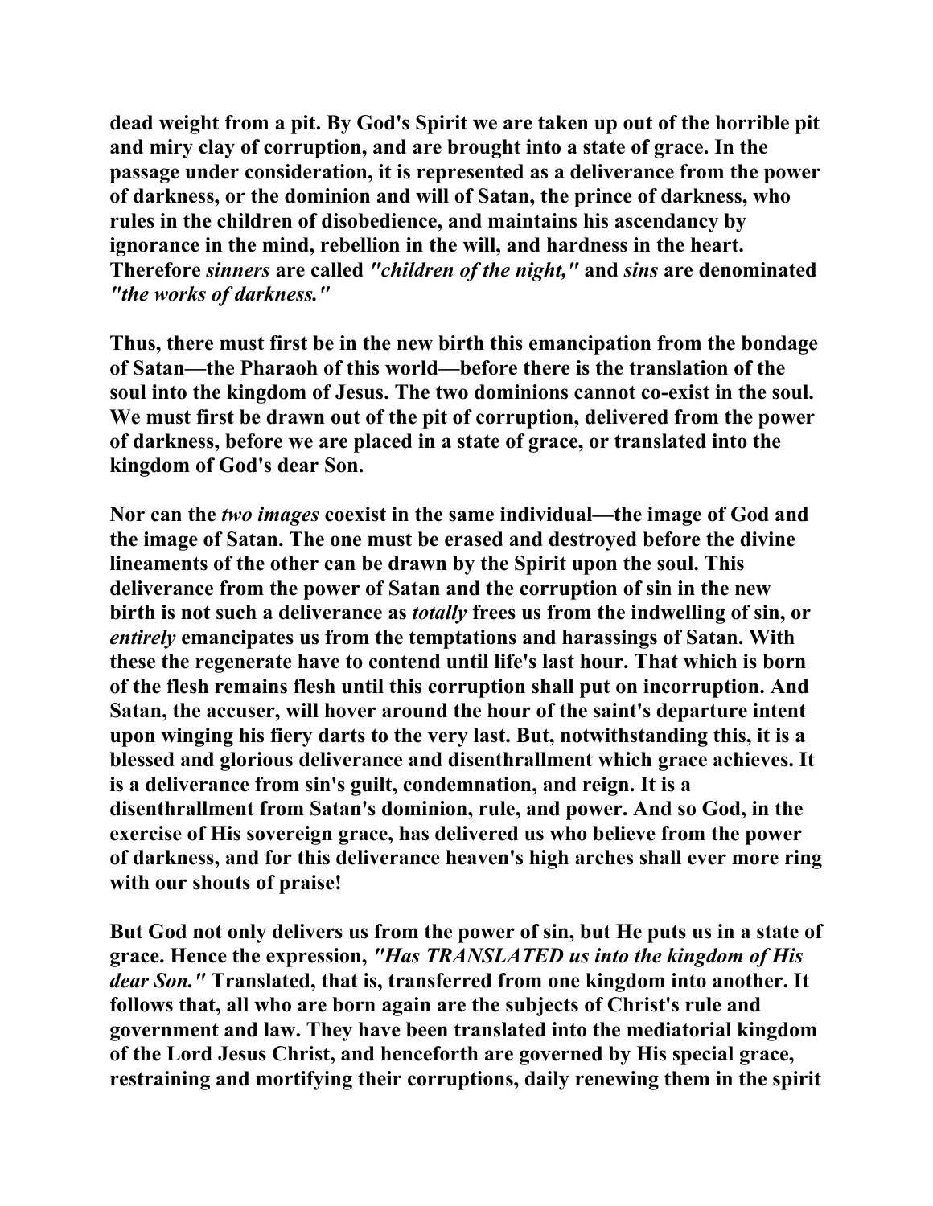**dead weight from a pit. By God's Spirit we are taken up out of the horrible pit and miry clay of corruption, and are brought into a state of grace. In the passage under consideration, it is represented as a deliverance from the power of darkness, or the dominion and will of Satan, the prince of darkness, who rules in the children of disobedience, and maintains his ascendancy by ignorance in the mind, rebellion in the will, and hardness in the heart. Therefore *sinners* are called *"children of the night,"* and *sins* are denominated *"the works of darkness."***

**Thus, there must first be in the new birth this emancipation from the bondage of Satan—the Pharaoh of this world—before there is the translation of the soul into the kingdom of Jesus. The two dominions cannot co-exist in the soul. We must first be drawn out of the pit of corruption, delivered from the power of darkness, before we are placed in a state of grace, or translated into the kingdom of God's dear Son.**

**Nor can the *two images* coexist in the same individual—the image of God and the image of Satan. The one must be erased and destroyed before the divine lineaments of the other can be drawn by the Spirit upon the soul. This deliverance from the power of Satan and the corruption of sin in the new birth is not such a deliverance as *totally* frees us from the indwelling of sin, or *entirely* emancipates us from the temptations and harassings of Satan. With these the regenerate have to contend until life's last hour. That which is born of the flesh remains flesh until this corruption shall put on incorruption. And Satan, the accuser, will hover around the hour of the saint's departure intent upon winging his fiery darts to the very last. But, notwithstanding this, it is a blessed and glorious deliverance and disenthrallment which grace achieves. It is a deliverance from sin's guilt, condemnation, and reign. It is a disenthrallment from Satan's dominion, rule, and power. And so God, in the exercise of His sovereign grace, has delivered us who believe from the power of darkness, and for this deliverance heaven's high arches shall ever more ring with our shouts of praise!**

**But God not only delivers us from the power of sin, but He puts us in a state of grace. Hence the expression, *"Has TRANSLATED us into the kingdom of His dear Son."* Translated, that is, transferred from one kingdom into another. It follows that, all who are born again are the subjects of Christ's rule and government and law. They have been translated into the mediatorial kingdom of the Lord Jesus Christ, and henceforth are governed by His special grace, restraining and mortifying their corruptions, daily renewing them in the spirit**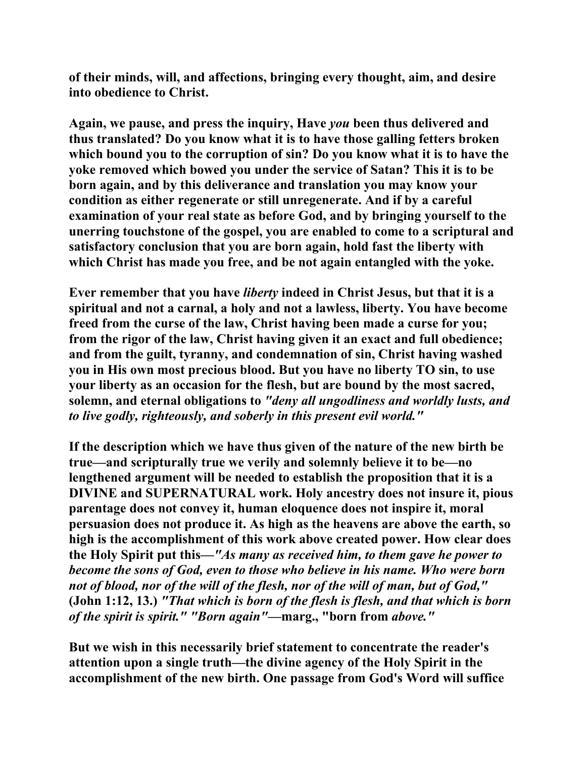**of their minds, will, and affections, bringing every thought, aim, and desire into obedience to Christ.**

**Again, we pause, and press the inquiry, Have *you* been thus delivered and thus translated? Do you know what it is to have those galling fetters broken which bound you to the corruption of sin? Do you know what it is to have the yoke removed which bowed you under the service of Satan? This it is to be born again, and by this deliverance and translation you may know your condition as either regenerate or still unregenerate. And if by a careful examination of your real state as before God, and by bringing yourself to the unerring touchstone of the gospel, you are enabled to come to a scriptural and satisfactory conclusion that you are born again, hold fast the liberty with which Christ has made you free, and be not again entangled with the yoke.**

**Ever remember that you have *liberty* indeed in Christ Jesus, but that it is a spiritual and not a carnal, a holy and not a lawless, liberty. You have become freed from the curse of the law, Christ having been made a curse for you; from the rigor of the law, Christ having given it an exact and full obedience; and from the guilt, tyranny, and condemnation of sin, Christ having washed you in His own most precious blood. But you have no liberty TO sin, to use your liberty as an occasion for the flesh, but are bound by the most sacred, solemn, and eternal obligations to *"deny all ungodliness and worldly lusts, and to live godly, righteously, and soberly in this present evil world."***

**If the description which we have thus given of the nature of the new birth be true—and scripturally true we verily and solemnly believe it to be—no lengthened argument will be needed to establish the proposition that it is a DIVINE and SUPERNATURAL work. Holy ancestry does not insure it, pious parentage does not convey it, human eloquence does not inspire it, moral persuasion does not produce it. As high as the heavens are above the earth, so high is the accomplishment of this work above created power. How clear does the Holy Spirit put this—*"As many as received him, to them gave he power to become the sons of God, even to those who believe in his name. Who were born not of blood, nor of the will of the flesh, nor of the will of man, but of God,"* (John 1:12, 13.) *"That which is born of the flesh is flesh, and that which is born of the spirit is spirit." "Born again"*—marg., "born from *above."***

**But we wish in this necessarily brief statement to concentrate the reader's attention upon a single truth—the divine agency of the Holy Spirit in the accomplishment of the new birth. One passage from God's Word will suffice**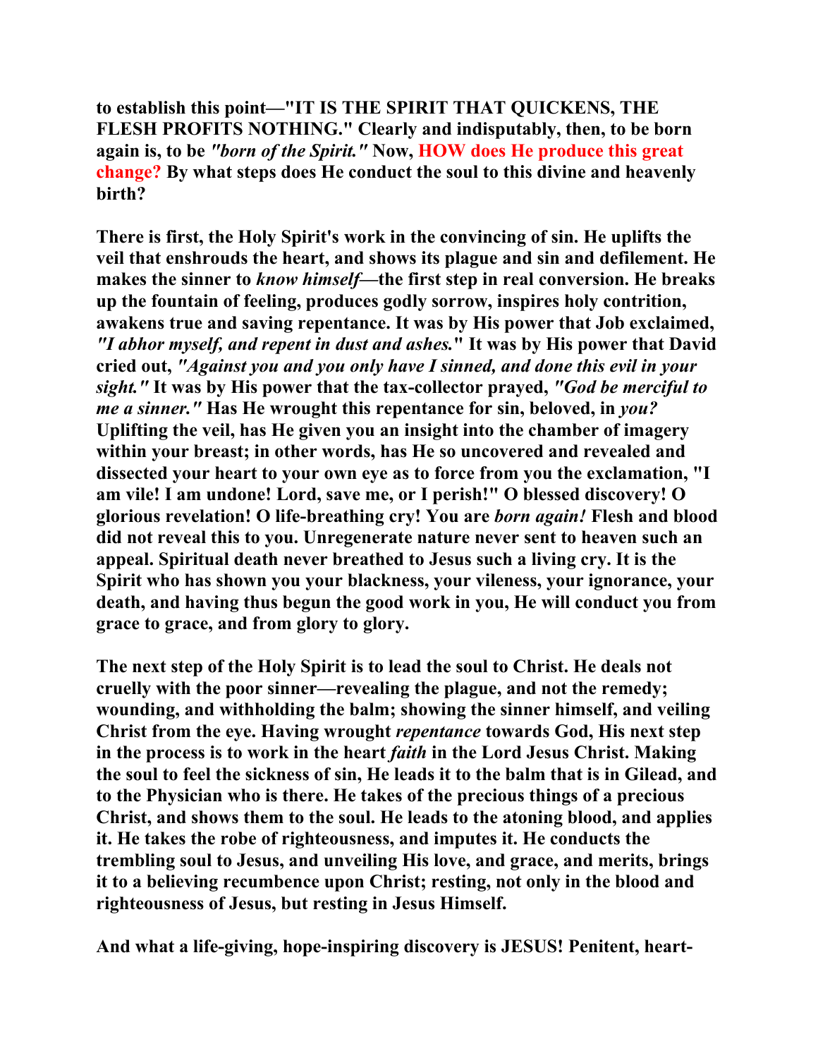**to establish this point—"IT IS THE SPIRIT THAT QUICKENS, THE FLESH PROFITS NOTHING." Clearly and indisputably, then, to be born again is, to be *"born of the Spirit."* Now, HOW does He produce this great change? By what steps does He conduct the soul to this divine and heavenly birth?**

**There is first, the Holy Spirit's work in the convincing of sin. He uplifts the veil that enshrouds the heart, and shows its plague and sin and defilement. He makes the sinner to *know himself*—the first step in real conversion. He breaks up the fountain of feeling, produces godly sorrow, inspires holy contrition, awakens true and saving repentance. It was by His power that Job exclaimed, *"I abhor myself, and repent in dust and ashes.*" It was by His power that David cried out, *"Against you and you only have I sinned, and done this evil in your sight."* It was by His power that the tax-collector prayed, *"God be merciful to me a sinner."* Has He wrought this repentance for sin, beloved, in *you?* Uplifting the veil, has He given you an insight into the chamber of imagery within your breast; in other words, has He so uncovered and revealed and dissected your heart to your own eye as to force from you the exclamation, "I am vile! I am undone! Lord, save me, or I perish!" O blessed discovery! O glorious revelation! O life-breathing cry! You are *born again!* Flesh and blood did not reveal this to you. Unregenerate nature never sent to heaven such an appeal. Spiritual death never breathed to Jesus such a living cry. It is the Spirit who has shown you your blackness, your vileness, your ignorance, your death, and having thus begun the good work in you, He will conduct you from grace to grace, and from glory to glory.**

**The next step of the Holy Spirit is to lead the soul to Christ. He deals not cruelly with the poor sinner—revealing the plague, and not the remedy; wounding, and withholding the balm; showing the sinner himself, and veiling Christ from the eye. Having wrought *repentance* towards God, His next step in the process is to work in the heart *faith* in the Lord Jesus Christ. Making the soul to feel the sickness of sin, He leads it to the balm that is in Gilead, and to the Physician who is there. He takes of the precious things of a precious Christ, and shows them to the soul. He leads to the atoning blood, and applies it. He takes the robe of righteousness, and imputes it. He conducts the trembling soul to Jesus, and unveiling His love, and grace, and merits, brings it to a believing recumbence upon Christ; resting, not only in the blood and righteousness of Jesus, but resting in Jesus Himself.**

**And what a life-giving, hope-inspiring discovery is JESUS! Penitent, heart-**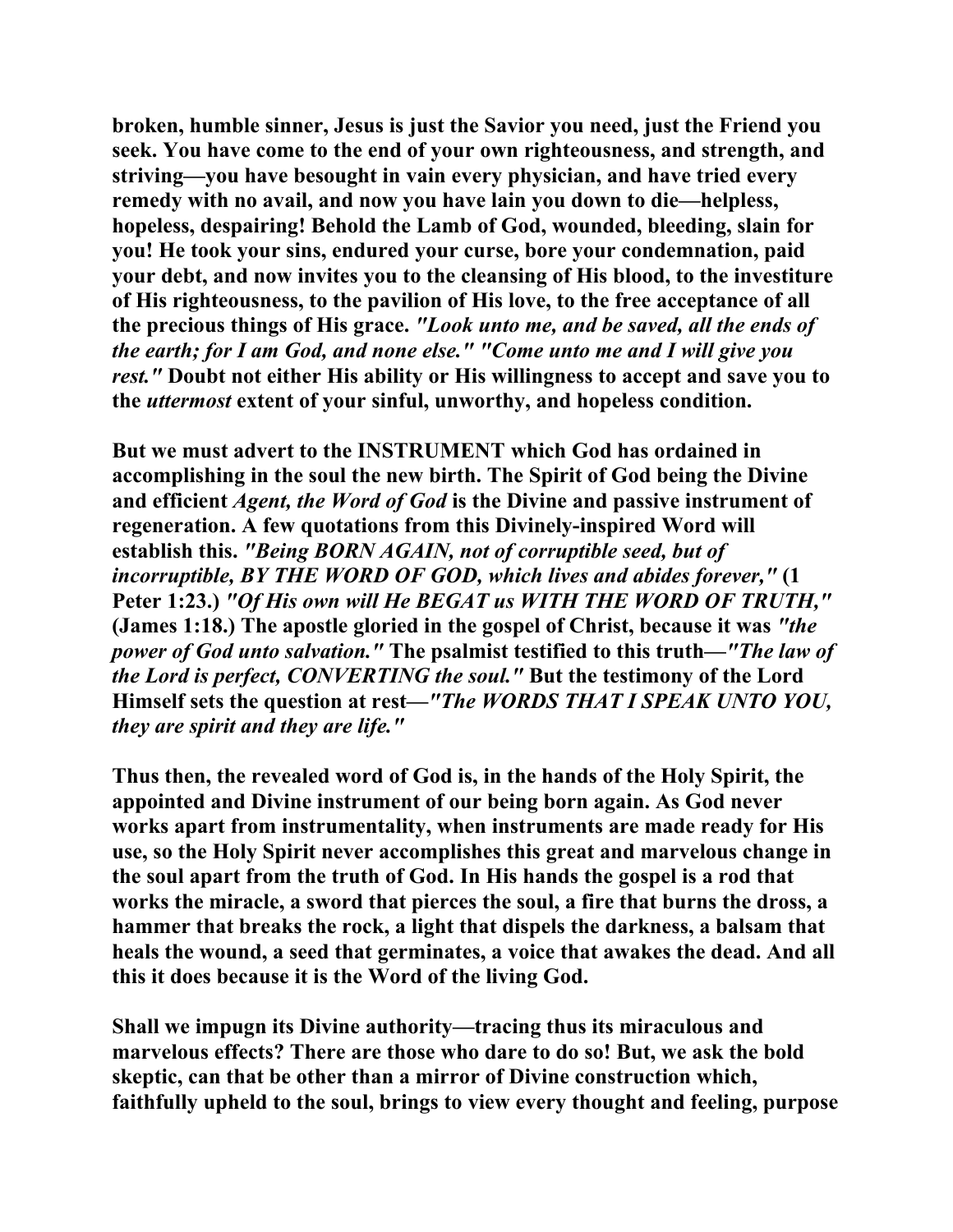**broken, humble sinner, Jesus is just the Savior you need, just the Friend you seek. You have come to the end of your own righteousness, and strength, and striving—you have besought in vain every physician, and have tried every remedy with no avail, and now you have lain you down to die—helpless, hopeless, despairing! Behold the Lamb of God, wounded, bleeding, slain for you! He took your sins, endured your curse, bore your condemnation, paid your debt, and now invites you to the cleansing of His blood, to the investiture of His righteousness, to the pavilion of His love, to the free acceptance of all the precious things of His grace.** ***"Look unto me, and be saved, all the ends of the earth; for I am God, and none else." "Come unto me and I will give you rest."*** **Doubt not either His ability or His willingness to accept and save you to the** ***uttermost*** **extent of your sinful, unworthy, and hopeless condition.**

**But we must advert to the INSTRUMENT which God has ordained in accomplishing in the soul the new birth. The Spirit of God being the Divine and efficient** ***Agent, the Word of God*** **is the Divine and passive instrument of regeneration. A few quotations from this Divinely-inspired Word will establish this.** ***"Being BORN AGAIN, not of corruptible seed, but of incorruptible, BY THE WORD OF GOD, which lives and abides forever,"*** **(1 Peter 1:23.)** ***"Of His own will He BEGAT us WITH THE WORD OF TRUTH,"*** **(James 1:18.) The apostle gloried in the gospel of Christ, because it was** ***"the power of God unto salvation."*** **The psalmist testified to this truth—*"The law of the Lord is perfect, CONVERTING the soul."*** **But the testimony of the Lord Himself sets the question at rest—*"The WORDS THAT I SPEAK UNTO YOU, they are spirit and they are life."***

**Thus then, the revealed word of God is, in the hands of the Holy Spirit, the appointed and Divine instrument of our being born again. As God never works apart from instrumentality, when instruments are made ready for His use, so the Holy Spirit never accomplishes this great and marvelous change in the soul apart from the truth of God. In His hands the gospel is a rod that works the miracle, a sword that pierces the soul, a fire that burns the dross, a hammer that breaks the rock, a light that dispels the darkness, a balsam that heals the wound, a seed that germinates, a voice that awakes the dead. And all this it does because it is the Word of the living God.**

**Shall we impugn its Divine authority—tracing thus its miraculous and marvelous effects? There are those who dare to do so! But, we ask the bold skeptic, can that be other than a mirror of Divine construction which, faithfully upheld to the soul, brings to view every thought and feeling, purpose**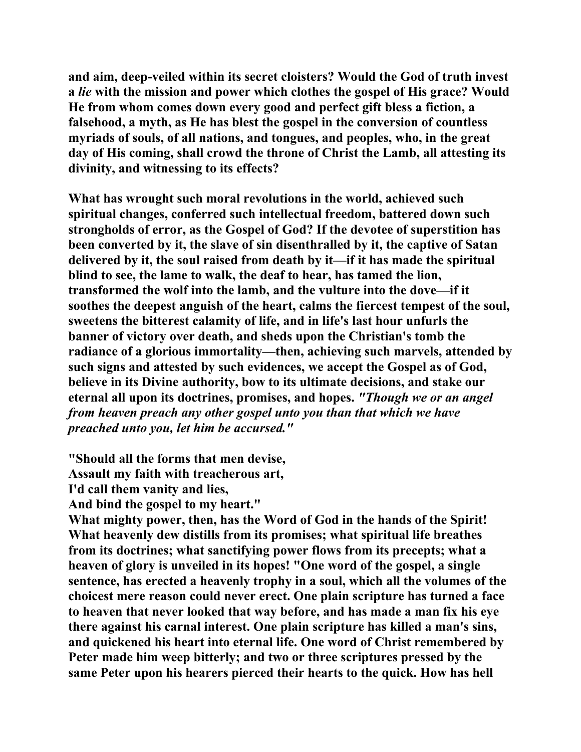and aim, deep-veiled within its secret cloisters? Would the God of truth invest a *lie* with the mission and power which clothes the gospel of His grace? Would He from whom comes down every good and perfect gift bless a fiction, a falsehood, a myth, as He has blest the gospel in the conversion of countless myriads of souls, of all nations, and tongues, and peoples, who, in the great day of His coming, shall crowd the throne of Christ the Lamb, all attesting its divinity, and witnessing to its effects?

What has wrought such moral revolutions in the world, achieved such spiritual changes, conferred such intellectual freedom, battered down such strongholds of error, as the Gospel of God? If the devotee of superstition has been converted by it, the slave of sin disenthralled by it, the captive of Satan delivered by it, the soul raised from death by it—if it has made the spiritual blind to see, the lame to walk, the deaf to hear, has tamed the lion, transformed the wolf into the lamb, and the vulture into the dove—if it soothes the deepest anguish of the heart, calms the fiercest tempest of the soul, sweetens the bitterest calamity of life, and in life's last hour unfurls the banner of victory over death, and sheds upon the Christian's tomb the radiance of a glorious immortality—then, achieving such marvels, attended by such signs and attested by such evidences, we accept the Gospel as of God, believe in its Divine authority, bow to its ultimate decisions, and stake our eternal all upon its doctrines, promises, and hopes. *"Though we or an angel from heaven preach any other gospel unto you than that which we have preached unto you, let him be accursed."*

"Should all the forms that men devise,  
Assault my faith with treacherous art,  
I'd call them vanity and lies,  
And bind the gospel to my heart."

What mighty power, then, has the Word of God in the hands of the Spirit! What heavenly dew distills from its promises; what spiritual life breathes from its doctrines; what sanctifying power flows from its precepts; what a heaven of glory is unveiled in its hopes! "One word of the gospel, a single sentence, has erected a heavenly trophy in a soul, which all the volumes of the choicest mere reason could never erect. One plain scripture has turned a face to heaven that never looked that way before, and has made a man fix his eye there against his carnal interest. One plain scripture has killed a man's sins, and quickened his heart into eternal life. One word of Christ remembered by Peter made him weep bitterly; and two or three scriptures pressed by the same Peter upon his hearers pierced their hearts to the quick. How has hell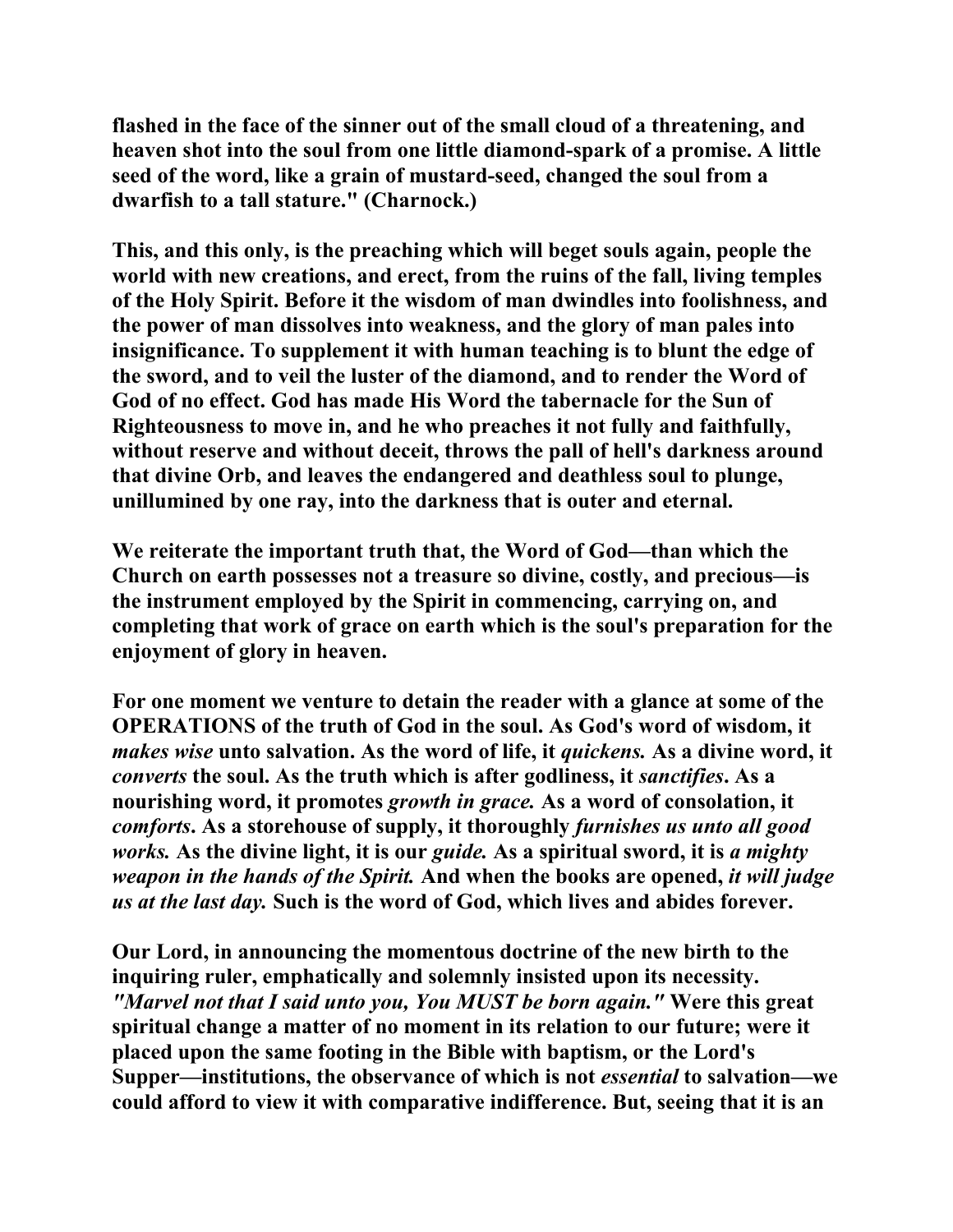flashed in the face of the sinner out of the small cloud of a threatening, and heaven shot into the soul from one little diamond-spark of a promise. A little seed of the word, like a grain of mustard-seed, changed the soul from a dwarfish to a tall stature." (Charnock.)

This, and this only, is the preaching which will beget souls again, people the world with new creations, and erect, from the ruins of the fall, living temples of the Holy Spirit. Before it the wisdom of man dwindles into foolishness, and the power of man dissolves into weakness, and the glory of man pales into insignificance. To supplement it with human teaching is to blunt the edge of the sword, and to veil the luster of the diamond, and to render the Word of God of no effect. God has made His Word the tabernacle for the Sun of Righteousness to move in, and he who preaches it not fully and faithfully, without reserve and without deceit, throws the pall of hell's darkness around that divine Orb, and leaves the endangered and deathless soul to plunge, unillumined by one ray, into the darkness that is outer and eternal.

We reiterate the important truth that, the Word of God—than which the Church on earth possesses not a treasure so divine, costly, and precious—is the instrument employed by the Spirit in commencing, carrying on, and completing that work of grace on earth which is the soul's preparation for the enjoyment of glory in heaven.

For one moment we venture to detain the reader with a glance at some of the OPERATIONS of the truth of God in the soul. As God's word of wisdom, it *makes wise* unto salvation. As the word of life, it *quickens.* As a divine word, it *converts* the soul. As the truth which is after godliness, it *sanctifies*. As a nourishing word, it promotes *growth in grace.* As a word of consolation, it *comforts*. As a storehouse of supply, it thoroughly *furnishes us unto all good works.* As the divine light, it is our *guide.* As a spiritual sword, it is *a mighty weapon in the hands of the Spirit.* And when the books are opened, *it will judge us at the last day.* Such is the word of God, which lives and abides forever.

Our Lord, in announcing the momentous doctrine of the new birth to the inquiring ruler, emphatically and solemnly insisted upon its necessity. *"Marvel not that I said unto you, You MUST be born again."* Were this great spiritual change a matter of no moment in its relation to our future; were it placed upon the same footing in the Bible with baptism, or the Lord's Supper—institutions, the observance of which is not *essential* to salvation—we could afford to view it with comparative indifference. But, seeing that it is an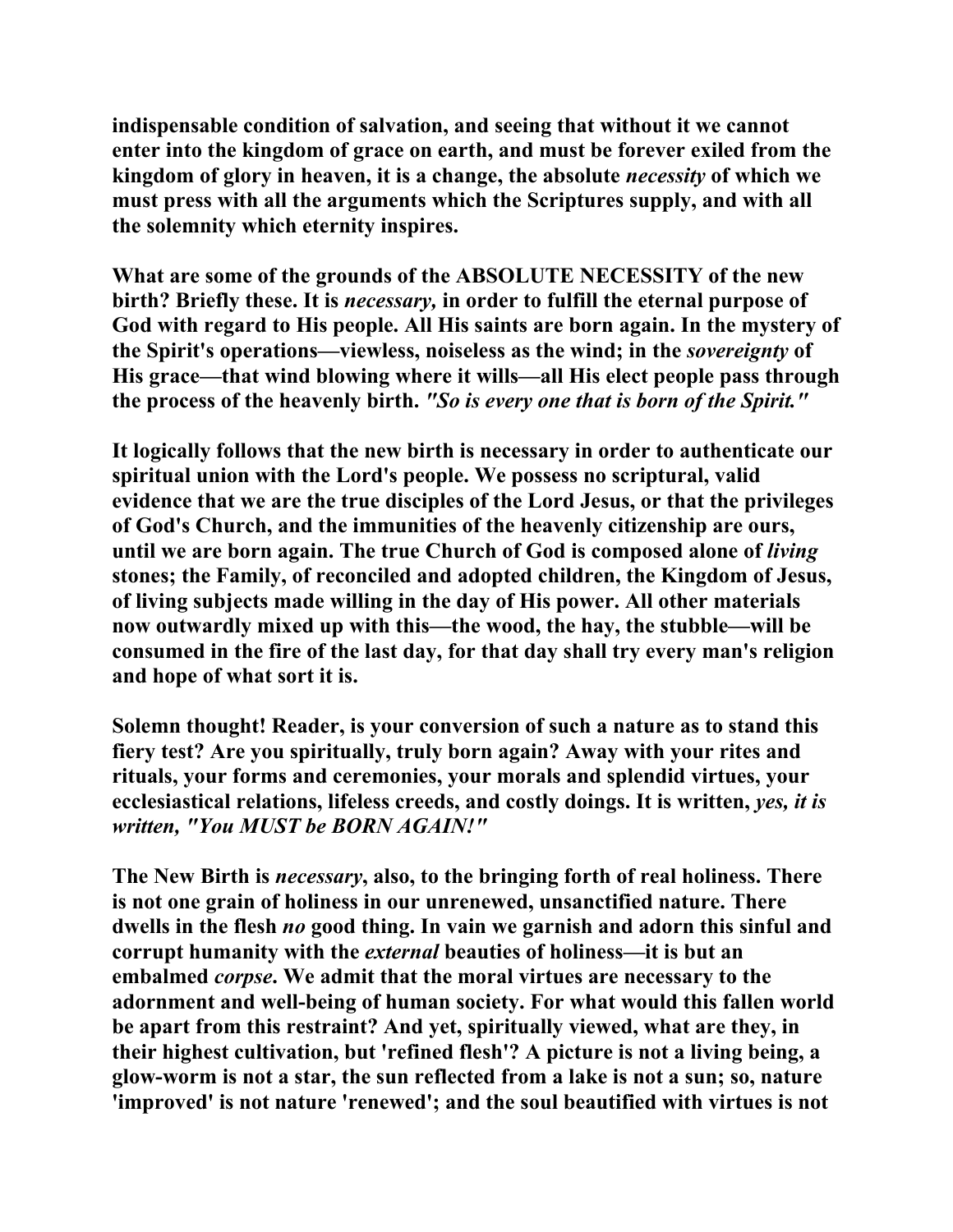**indispensable condition of salvation, and seeing that without it we cannot enter into the kingdom of grace on earth, and must be forever exiled from the kingdom of glory in heaven, it is a change, the absolute *necessity* of which we must press with all the arguments which the Scriptures supply, and with all the solemnity which eternity inspires.**

**What are some of the grounds of the ABSOLUTE NECESSITY of the new birth? Briefly these. It is *necessary,* in order to fulfill the eternal purpose of God with regard to His people. All His saints are born again. In the mystery of the Spirit's operations—viewless, noiseless as the wind; in the *sovereignty* of His grace—that wind blowing where it wills—all His elect people pass through the process of the heavenly birth. *"So is every one that is born of the Spirit."***

**It logically follows that the new birth is necessary in order to authenticate our spiritual union with the Lord's people. We possess no scriptural, valid evidence that we are the true disciples of the Lord Jesus, or that the privileges of God's Church, and the immunities of the heavenly citizenship are ours, until we are born again. The true Church of God is composed alone of *living* stones; the Family, of reconciled and adopted children, the Kingdom of Jesus, of living subjects made willing in the day of His power. All other materials now outwardly mixed up with this—the wood, the hay, the stubble—will be consumed in the fire of the last day, for that day shall try every man's religion and hope of what sort it is.**

**Solemn thought! Reader, is your conversion of such a nature as to stand this fiery test? Are you spiritually, truly born again? Away with your rites and rituals, your forms and ceremonies, your morals and splendid virtues, your ecclesiastical relations, lifeless creeds, and costly doings. It is written, *yes, it is written, "You MUST be BORN AGAIN!"***

**The New Birth is *necessary*, also, to the bringing forth of real holiness. There is not one grain of holiness in our unrenewed, unsanctified nature. There dwells in the flesh *no* good thing. In vain we garnish and adorn this sinful and corrupt humanity with the *external* beauties of holiness—it is but an embalmed *corpse*. We admit that the moral virtues are necessary to the adornment and well-being of human society. For what would this fallen world be apart from this restraint? And yet, spiritually viewed, what are they, in their highest cultivation, but 'refined flesh'? A picture is not a living being, a glow-worm is not a star, the sun reflected from a lake is not a sun; so, nature 'improved' is not nature 'renewed'; and the soul beautified with virtues is not**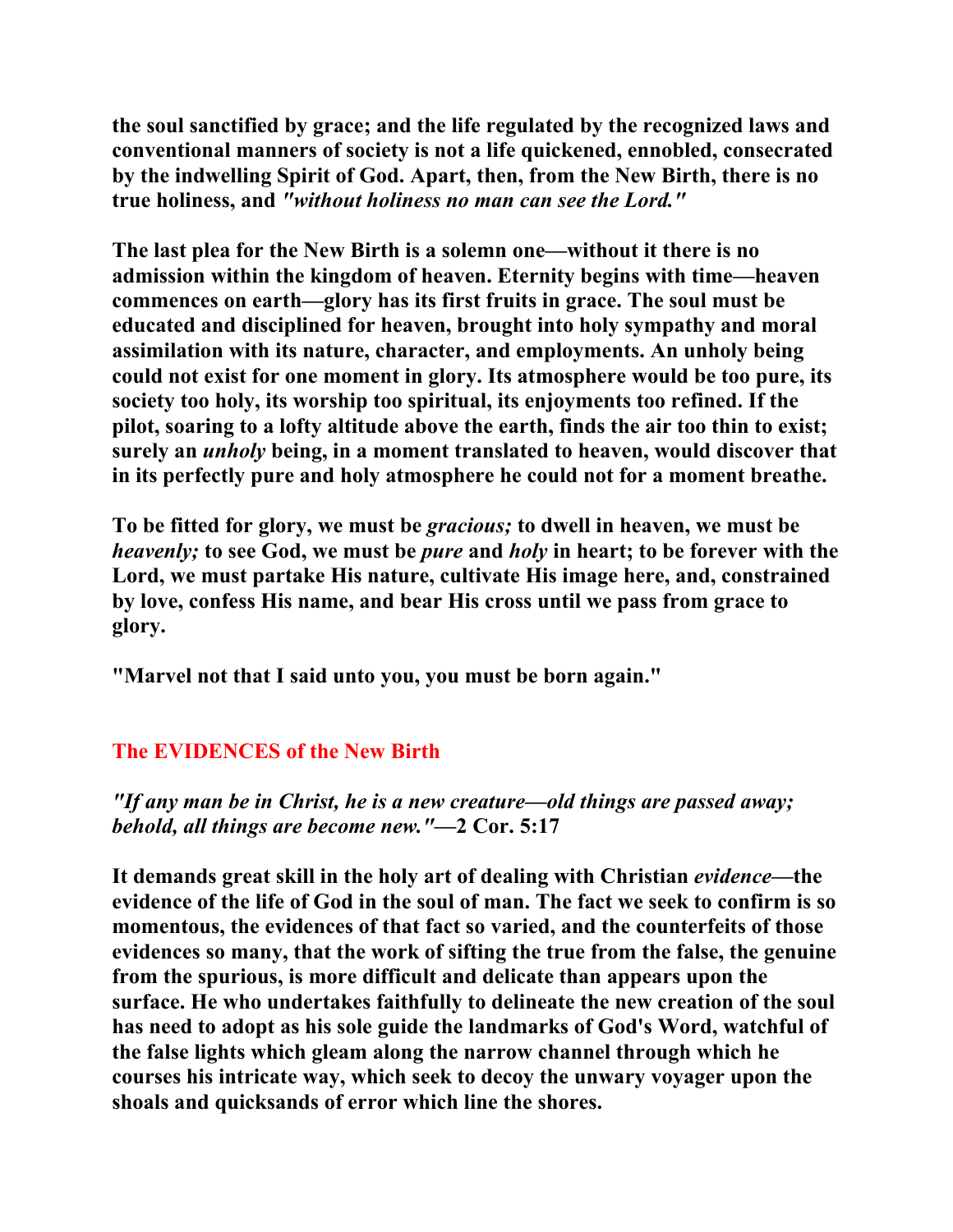**the soul sanctified by grace; and the life regulated by the recognized laws and conventional manners of society is not a life quickened, ennobled, consecrated by the indwelling Spirit of God. Apart, then, from the New Birth, there is no true holiness, and *"without holiness no man can see the Lord."***

**The last plea for the New Birth is a solemn one—without it there is no admission within the kingdom of heaven. Eternity begins with time—heaven commences on earth—glory has its first fruits in grace. The soul must be educated and disciplined for heaven, brought into holy sympathy and moral assimilation with its nature, character, and employments. An unholy being could not exist for one moment in glory. Its atmosphere would be too pure, its society too holy, its worship too spiritual, its enjoyments too refined. If the pilot, soaring to a lofty altitude above the earth, finds the air too thin to exist; surely an *unholy* being, in a moment translated to heaven, would discover that in its perfectly pure and holy atmosphere he could not for a moment breathe.**

**To be fitted for glory, we must be *gracious;* to dwell in heaven, we must be *heavenly;* to see God, we must be *pure* and *holy* in heart; to be forever with the Lord, we must partake His nature, cultivate His image here, and, constrained by love, confess His name, and bear His cross until we pass from grace to glory.**

**"Marvel not that I said unto you, you must be born again."**

## The EVIDENCES of the New Birth

***"If any man be in Christ, he is a new creature—old things are passed away; behold, all things are become new."*—2 Cor. 5:17**

**It demands great skill in the holy art of dealing with Christian *evidence*—the evidence of the life of God in the soul of man. The fact we seek to confirm is so momentous, the evidences of that fact so varied, and the counterfeits of those evidences so many, that the work of sifting the true from the false, the genuine from the spurious, is more difficult and delicate than appears upon the surface. He who undertakes faithfully to delineate the new creation of the soul has need to adopt as his sole guide the landmarks of God's Word, watchful of the false lights which gleam along the narrow channel through which he courses his intricate way, which seek to decoy the unwary voyager upon the shoals and quicksands of error which line the shores.**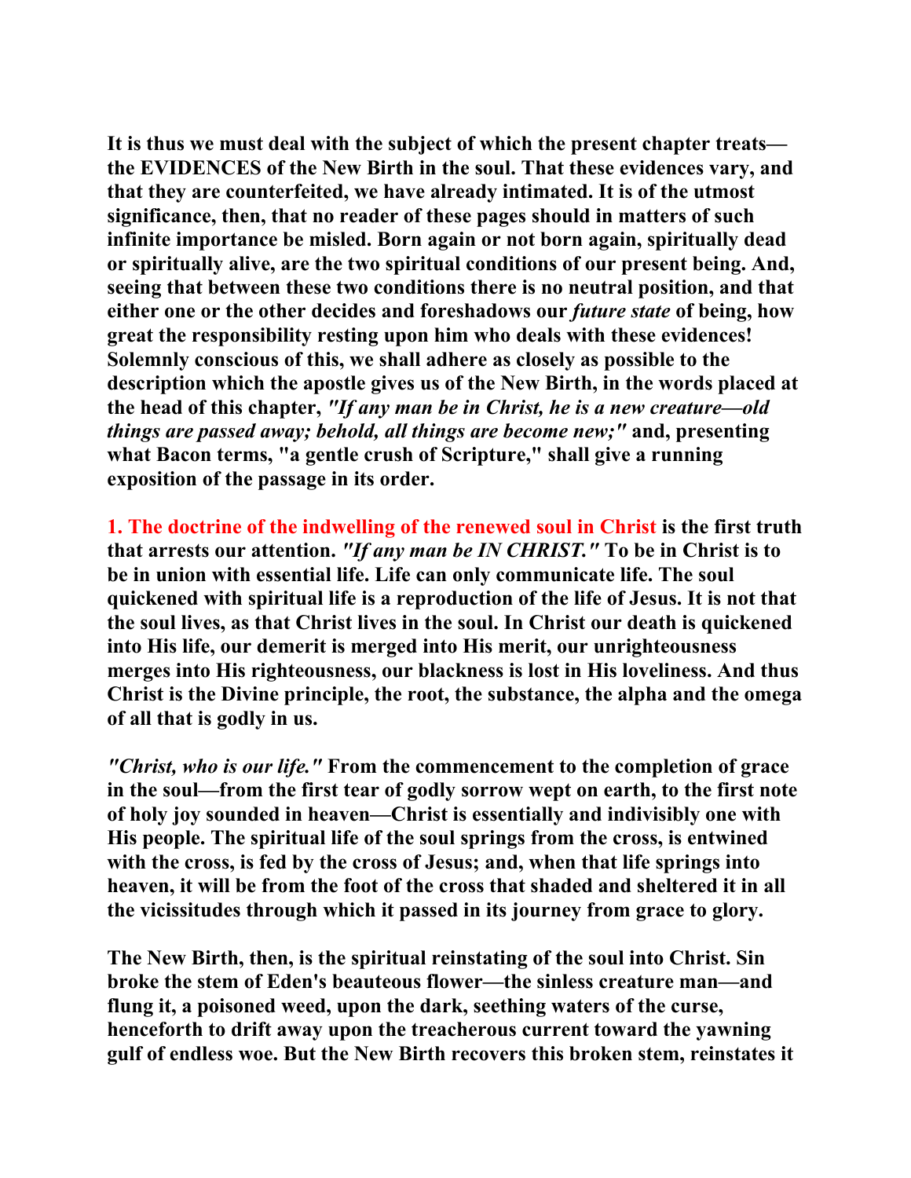It is thus we must deal with the subject of which the present chapter treats—the EVIDENCES of the New Birth in the soul. That these evidences vary, and that they are counterfeited, we have already intimated. It is of the utmost significance, then, that no reader of these pages should in matters of such infinite importance be misled. Born again or not born again, spiritually dead or spiritually alive, are the two spiritual conditions of our present being. And, seeing that between these two conditions there is no neutral position, and that either one or the other decides and foreshadows our *future state* of being, how great the responsibility resting upon him who deals with these evidences! Solemnly conscious of this, we shall adhere as closely as possible to the description which the apostle gives us of the New Birth, in the words placed at the head of this chapter, *"If any man be in Christ, he is a new creature—old things are passed away; behold, all things are become new;"* and, presenting what Bacon terms, "a gentle crush of Scripture," shall give a running exposition of the passage in its order.

**1. The doctrine of the indwelling of the renewed soul in Christ** is the first truth that arrests our attention. *"If any man be IN CHRIST."* To be in Christ is to be in union with essential life. Life can only communicate life. The soul quickened with spiritual life is a reproduction of the life of Jesus. It is not that the soul lives, as that Christ lives in the soul. In Christ our death is quickened into His life, our demerit is merged into His merit, our unrighteousness merges into His righteousness, our blackness is lost in His loveliness. And thus Christ is the Divine principle, the root, the substance, the alpha and the omega of all that is godly in us.

*"Christ, who is our life."* From the commencement to the completion of grace in the soul—from the first tear of godly sorrow wept on earth, to the first note of holy joy sounded in heaven—Christ is essentially and indivisibly one with His people. The spiritual life of the soul springs from the cross, is entwined with the cross, is fed by the cross of Jesus; and, when that life springs into heaven, it will be from the foot of the cross that shaded and sheltered it in all the vicissitudes through which it passed in its journey from grace to glory.

The New Birth, then, is the spiritual reinstating of the soul into Christ. Sin broke the stem of Eden's beauteous flower—the sinless creature man—and flung it, a poisoned weed, upon the dark, seething waters of the curse, henceforth to drift away upon the treacherous current toward the yawning gulf of endless woe. But the New Birth recovers this broken stem, reinstates it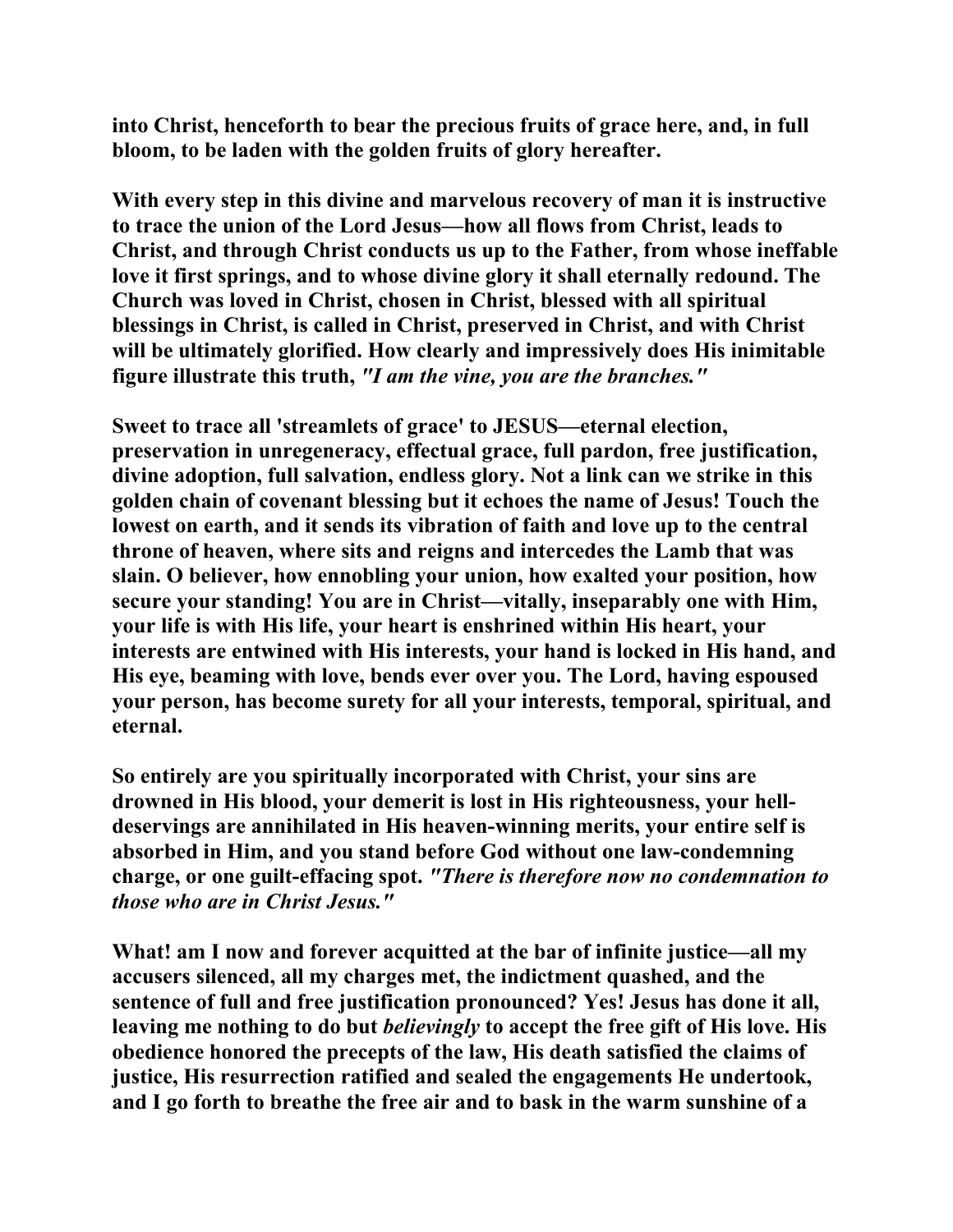**into Christ, henceforth to bear the precious fruits of grace here, and, in full bloom, to be laden with the golden fruits of glory hereafter.**

**With every step in this divine and marvelous recovery of man it is instructive to trace the union of the Lord Jesus—how all flows from Christ, leads to Christ, and through Christ conducts us up to the Father, from whose ineffable love it first springs, and to whose divine glory it shall eternally redound. The Church was loved in Christ, chosen in Christ, blessed with all spiritual blessings in Christ, is called in Christ, preserved in Christ, and with Christ will be ultimately glorified. How clearly and impressively does His inimitable figure illustrate this truth, *"I am the vine, you are the branches."***

**Sweet to trace all 'streamlets of grace' to JESUS—eternal election, preservation in unregeneracy, effectual grace, full pardon, free justification, divine adoption, full salvation, endless glory. Not a link can we strike in this golden chain of covenant blessing but it echoes the name of Jesus! Touch the lowest on earth, and it sends its vibration of faith and love up to the central throne of heaven, where sits and reigns and intercedes the Lamb that was slain. O believer, how ennobling your union, how exalted your position, how secure your standing! You are in Christ—vitally, inseparably one with Him, your life is with His life, your heart is enshrined within His heart, your interests are entwined with His interests, your hand is locked in His hand, and His eye, beaming with love, bends ever over you. The Lord, having espoused your person, has become surety for all your interests, temporal, spiritual, and eternal.**

**So entirely are you spiritually incorporated with Christ, your sins are drowned in His blood, your demerit is lost in His righteousness, your hell-deservings are annihilated in His heaven-winning merits, your entire self is absorbed in Him, and you stand before God without one law-condemning charge, or one guilt-effacing spot. *"There is therefore now no condemnation to those who are in Christ Jesus."***

**What! am I now and forever acquitted at the bar of infinite justice—all my accusers silenced, all my charges met, the indictment quashed, and the sentence of full and free justification pronounced? Yes! Jesus has done it all, leaving me nothing to do but *believingly* to accept the free gift of His love. His obedience honored the precepts of the law, His death satisfied the claims of justice, His resurrection ratified and sealed the engagements He undertook, and I go forth to breathe the free air and to bask in the warm sunshine of a**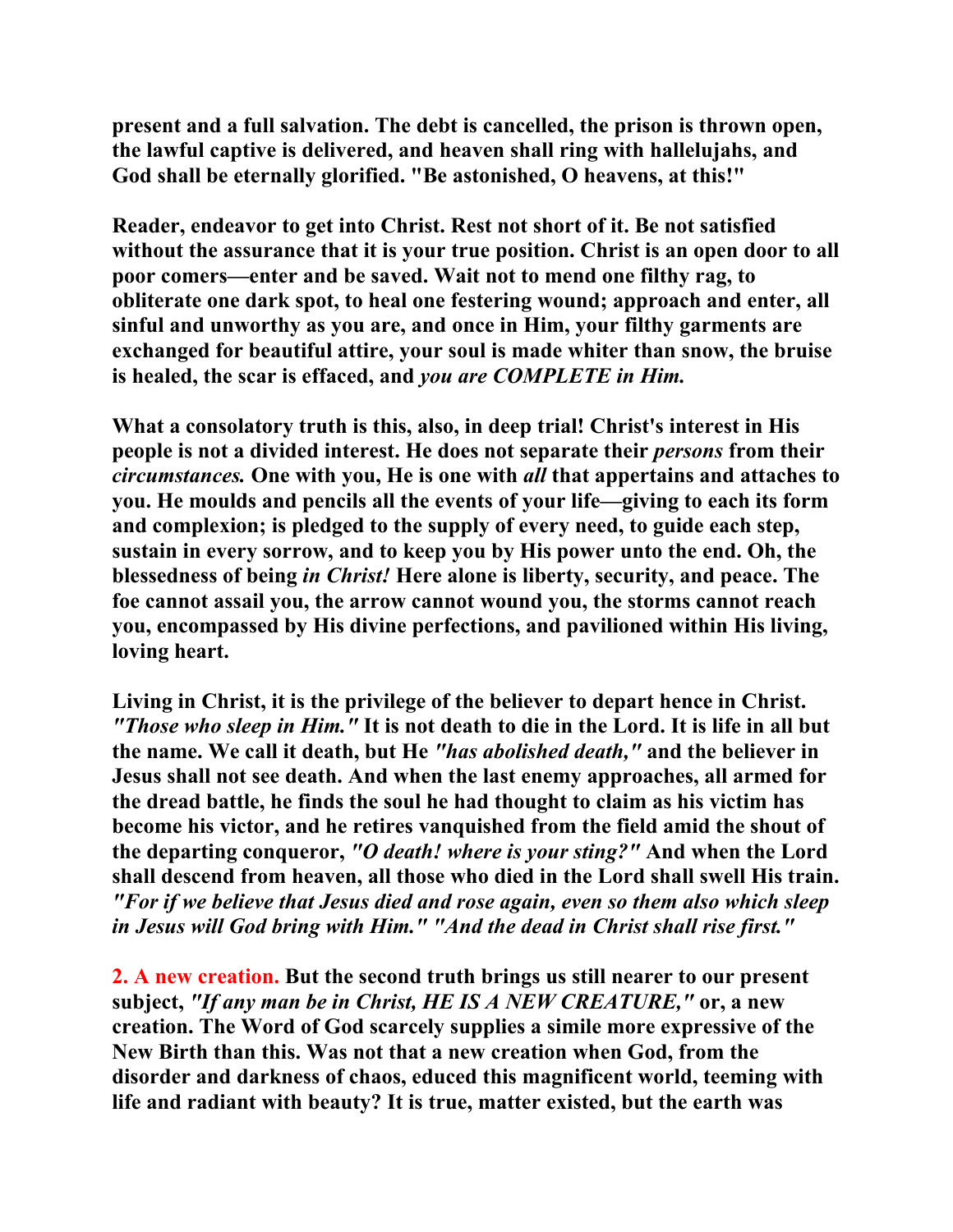**present and a full salvation. The debt is cancelled, the prison is thrown open, the lawful captive is delivered, and heaven shall ring with hallelujahs, and God shall be eternally glorified. "Be astonished, O heavens, at this!"**

**Reader, endeavor to get into Christ. Rest not short of it. Be not satisfied without the assurance that it is your true position. Christ is an open door to all poor comers—enter and be saved. Wait not to mend one filthy rag, to obliterate one dark spot, to heal one festering wound; approach and enter, all sinful and unworthy as you are, and once in Him, your filthy garments are exchanged for beautiful attire, your soul is made whiter than snow, the bruise is healed, the scar is effaced, and *you are COMPLETE in Him.***

**What a consolatory truth is this, also, in deep trial! Christ's interest in His people is not a divided interest. He does not separate their *persons* from their *circumstances.* One with you, He is one with *all* that appertains and attaches to you. He moulds and pencils all the events of your life—giving to each its form and complexion; is pledged to the supply of every need, to guide each step, sustain in every sorrow, and to keep you by His power unto the end. Oh, the blessedness of being *in Christ!* Here alone is liberty, security, and peace. The foe cannot assail you, the arrow cannot wound you, the storms cannot reach you, encompassed by His divine perfections, and pavilioned within His living, loving heart.**

**Living in Christ, it is the privilege of the believer to depart hence in Christ. *"Those who sleep in Him."* It is not death to die in the Lord. It is life in all but the name. We call it death, but He *"has abolished death,"* and the believer in Jesus shall not see death. And when the last enemy approaches, all armed for the dread battle, he finds the soul he had thought to claim as his victim has become his victor, and he retires vanquished from the field amid the shout of the departing conqueror, *"O death! where is your sting?"* And when the Lord shall descend from heaven, all those who died in the Lord shall swell His train. *"For if we believe that Jesus died and rose again, even so them also which sleep in Jesus will God bring with Him." "And the dead in Christ shall rise first."***

**2. A new creation. But the second truth brings us still nearer to our present subject, *"If any man be in Christ, HE IS A NEW CREATURE,"* or, a new creation. The Word of God scarcely supplies a simile more expressive of the New Birth than this. Was not that a new creation when God, from the disorder and darkness of chaos, educed this magnificent world, teeming with life and radiant with beauty? It is true, matter existed, but the earth was**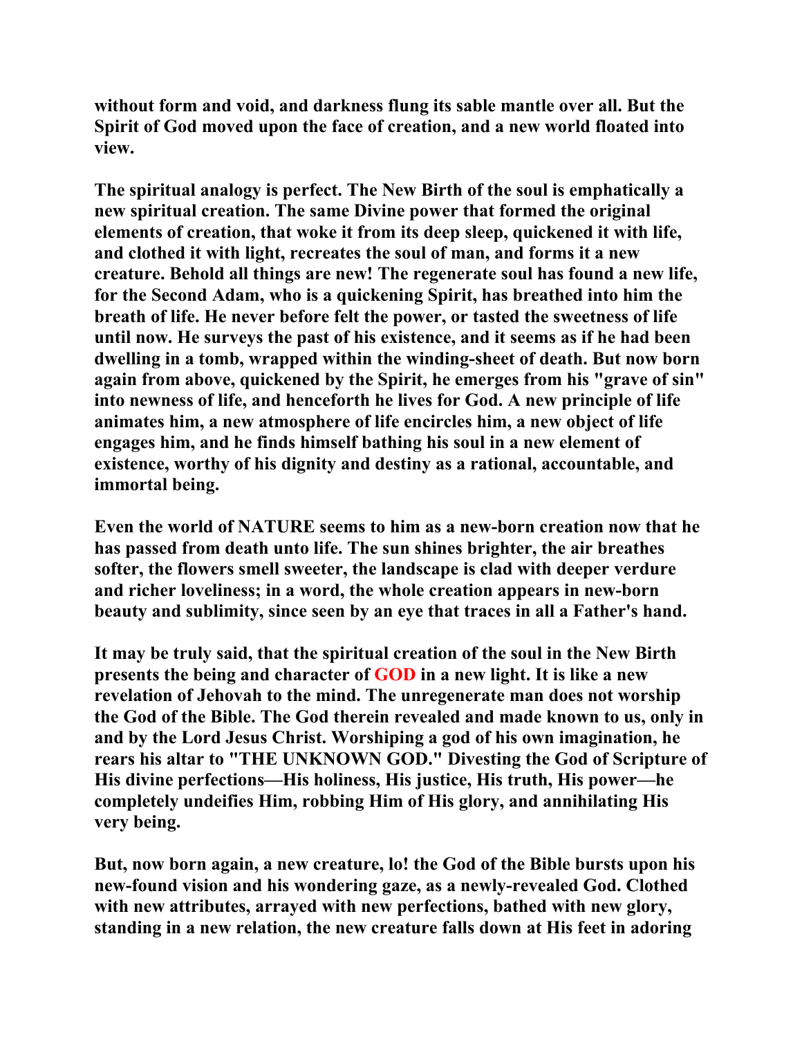**without form and void, and darkness flung its sable mantle over all. But the Spirit of God moved upon the face of creation, and a new world floated into view.**

**The spiritual analogy is perfect. The New Birth of the soul is emphatically a new spiritual creation. The same Divine power that formed the original elements of creation, that woke it from its deep sleep, quickened it with life, and clothed it with light, recreates the soul of man, and forms it a new creature. Behold all things are new! The regenerate soul has found a new life, for the Second Adam, who is a quickening Spirit, has breathed into him the breath of life. He never before felt the power, or tasted the sweetness of life until now. He surveys the past of his existence, and it seems as if he had been dwelling in a tomb, wrapped within the winding-sheet of death. But now born again from above, quickened by the Spirit, he emerges from his "grave of sin" into newness of life, and henceforth he lives for God. A new principle of life animates him, a new atmosphere of life encircles him, a new object of life engages him, and he finds himself bathing his soul in a new element of existence, worthy of his dignity and destiny as a rational, accountable, and immortal being.**

**Even the world of NATURE seems to him as a new-born creation now that he has passed from death unto life. The sun shines brighter, the air breathes softer, the flowers smell sweeter, the landscape is clad with deeper verdure and richer loveliness; in a word, the whole creation appears in new-born beauty and sublimity, since seen by an eye that traces in all a Father's hand.**

**It may be truly said, that the spiritual creation of the soul in the New Birth presents the being and character of GOD in a new light. It is like a new revelation of Jehovah to the mind. The unregenerate man does not worship the God of the Bible. The God therein revealed and made known to us, only in and by the Lord Jesus Christ. Worshiping a god of his own imagination, he rears his altar to "THE UNKNOWN GOD." Divesting the God of Scripture of His divine perfections—His holiness, His justice, His truth, His power—he completely undeifies Him, robbing Him of His glory, and annihilating His very being.**

**But, now born again, a new creature, lo! the God of the Bible bursts upon his new-found vision and his wondering gaze, as a newly-revealed God. Clothed with new attributes, arrayed with new perfections, bathed with new glory, standing in a new relation, the new creature falls down at His feet in adoring**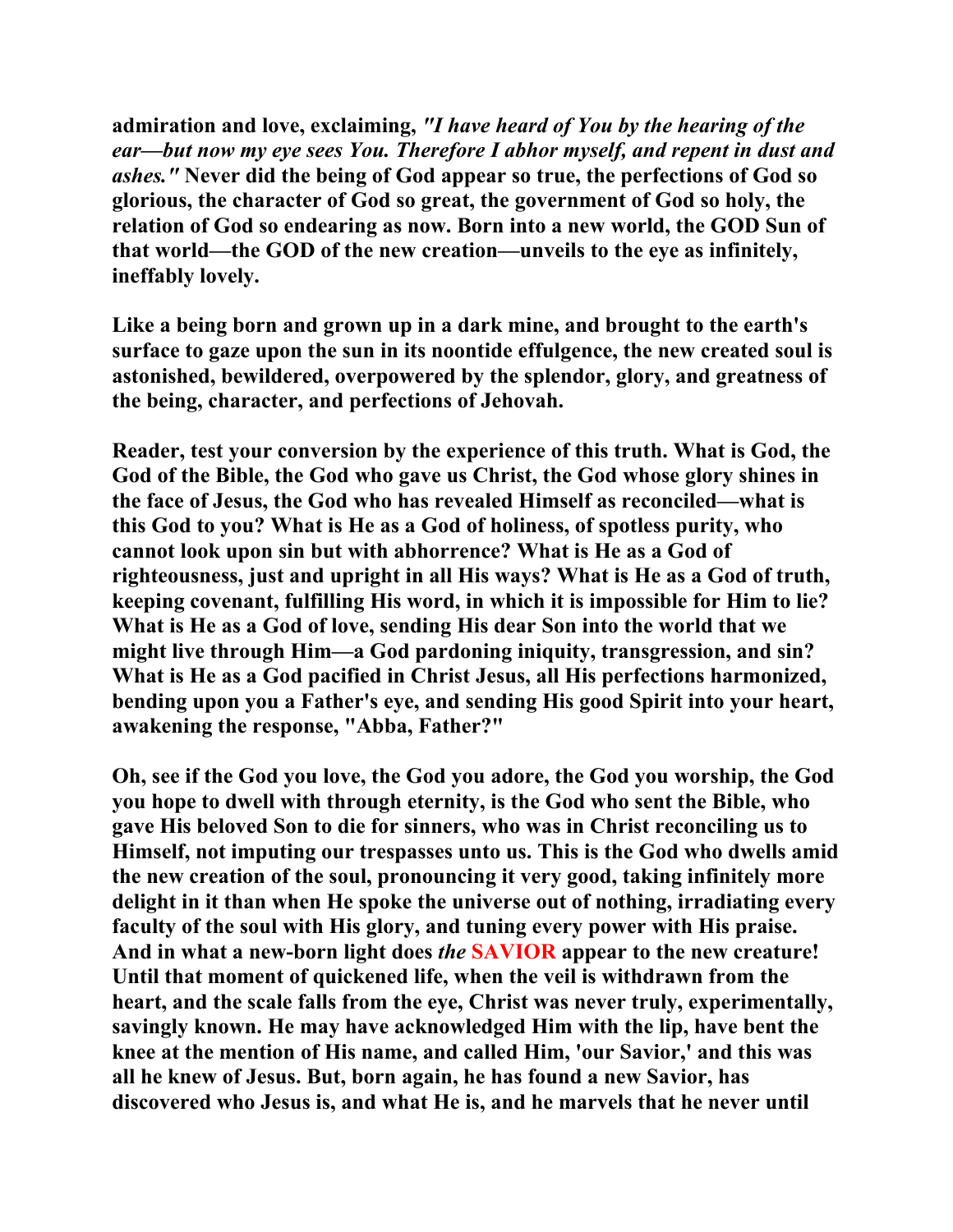**admiration and love, exclaiming, *"I have heard of You by the hearing of the ear—but now my eye sees You. Therefore I abhor myself, and repent in dust and ashes."* Never did the being of God appear so true, the perfections of God so glorious, the character of God so great, the government of God so holy, the relation of God so endearing as now. Born into a new world, the GOD Sun of that world—the GOD of the new creation—unveils to the eye as infinitely, ineffably lovely.**

**Like a being born and grown up in a dark mine, and brought to the earth's surface to gaze upon the sun in its noontide effulgence, the new created soul is astonished, bewildered, overpowered by the splendor, glory, and greatness of the being, character, and perfections of Jehovah.**

**Reader, test your conversion by the experience of this truth. What is God, the God of the Bible, the God who gave us Christ, the God whose glory shines in the face of Jesus, the God who has revealed Himself as reconciled—what is this God to you? What is He as a God of holiness, of spotless purity, who cannot look upon sin but with abhorrence? What is He as a God of righteousness, just and upright in all His ways? What is He as a God of truth, keeping covenant, fulfilling His word, in which it is impossible for Him to lie? What is He as a God of love, sending His dear Son into the world that we might live through Him—a God pardoning iniquity, transgression, and sin? What is He as a God pacified in Christ Jesus, all His perfections harmonized, bending upon you a Father's eye, and sending His good Spirit into your heart, awakening the response, "Abba, Father?"**

**Oh, see if the God you love, the God you adore, the God you worship, the God you hope to dwell with through eternity, is the God who sent the Bible, who gave His beloved Son to die for sinners, who was in Christ reconciling us to Himself, not imputing our trespasses unto us. This is the God who dwells amid the new creation of the soul, pronouncing it very good, taking infinitely more delight in it than when He spoke the universe out of nothing, irradiating every faculty of the soul with His glory, and tuning every power with His praise. And in what a new-born light does *the* SAVIOR appear to the new creature! Until that moment of quickened life, when the veil is withdrawn from the heart, and the scale falls from the eye, Christ was never truly, experimentally, savingly known. He may have acknowledged Him with the lip, have bent the knee at the mention of His name, and called Him, 'our Savior,' and this was all he knew of Jesus. But, born again, he has found a new Savior, has discovered who Jesus is, and what He is, and he marvels that he never until**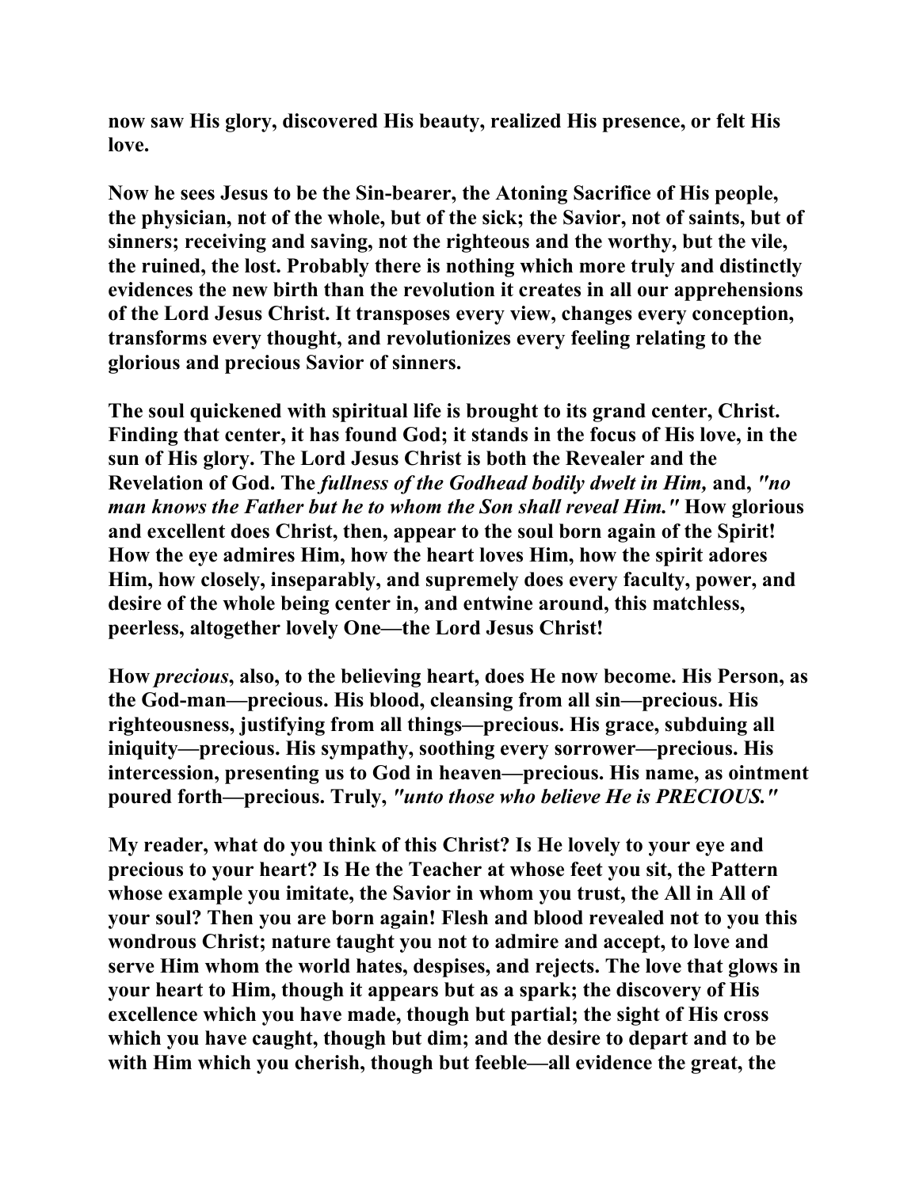**now saw His glory, discovered His beauty, realized His presence, or felt His love.**

**Now he sees Jesus to be the Sin-bearer, the Atoning Sacrifice of His people, the physician, not of the whole, but of the sick; the Savior, not of saints, but of sinners; receiving and saving, not the righteous and the worthy, but the vile, the ruined, the lost. Probably there is nothing which more truly and distinctly evidences the new birth than the revolution it creates in all our apprehensions of the Lord Jesus Christ. It transposes every view, changes every conception, transforms every thought, and revolutionizes every feeling relating to the glorious and precious Savior of sinners.**

**The soul quickened with spiritual life is brought to its grand center, Christ. Finding that center, it has found God; it stands in the focus of His love, in the sun of His glory. The Lord Jesus Christ is both the Revealer and the Revelation of God. The *fullness of the Godhead bodily dwelt in Him,* and, *"no man knows the Father but he to whom the Son shall reveal Him."* How glorious and excellent does Christ, then, appear to the soul born again of the Spirit! How the eye admires Him, how the heart loves Him, how the spirit adores Him, how closely, inseparably, and supremely does every faculty, power, and desire of the whole being center in, and entwine around, this matchless, peerless, altogether lovely One—the Lord Jesus Christ!**

**How *precious*, also, to the believing heart, does He now become. His Person, as the God-man—precious. His blood, cleansing from all sin—precious. His righteousness, justifying from all things—precious. His grace, subduing all iniquity—precious. His sympathy, soothing every sorrower—precious. His intercession, presenting us to God in heaven—precious. His name, as ointment poured forth—precious. Truly, *"unto those who believe He is PRECIOUS."***

**My reader, what do you think of this Christ? Is He lovely to your eye and precious to your heart? Is He the Teacher at whose feet you sit, the Pattern whose example you imitate, the Savior in whom you trust, the All in All of your soul? Then you are born again! Flesh and blood revealed not to you this wondrous Christ; nature taught you not to admire and accept, to love and serve Him whom the world hates, despises, and rejects. The love that glows in your heart to Him, though it appears but as a spark; the discovery of His excellence which you have made, though but partial; the sight of His cross which you have caught, though but dim; and the desire to depart and to be with Him which you cherish, though but feeble—all evidence the great, the**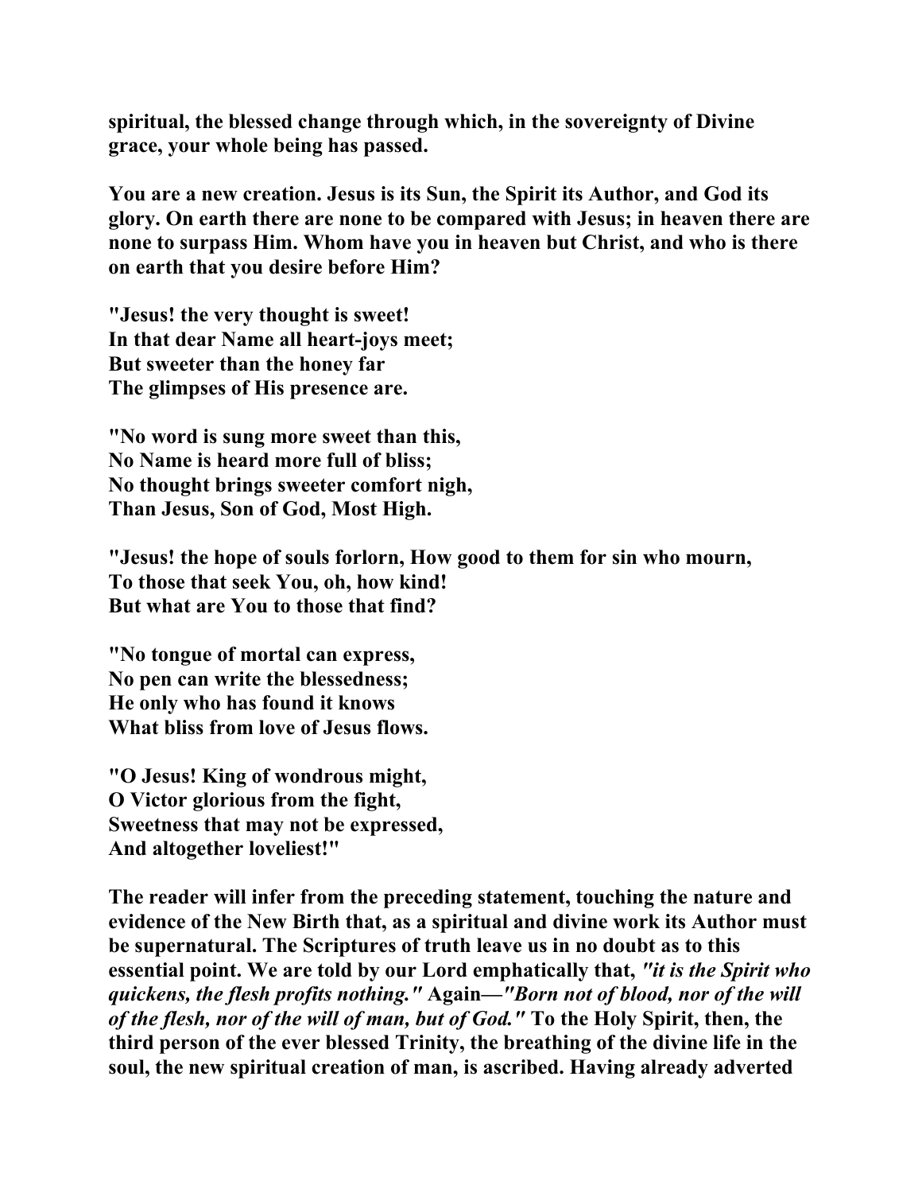**spiritual, the blessed change through which, in the sovereignty of Divine grace, your whole being has passed.**

**You are a new creation. Jesus is its Sun, the Spirit its Author, and God its glory. On earth there are none to be compared with Jesus; in heaven there are none to surpass Him. Whom have you in heaven but Christ, and who is there on earth that you desire before Him?**

**"Jesus! the very thought is sweet!**
**In that dear Name all heart-joys meet;**
**But sweeter than the honey far**
**The glimpses of His presence are.**

**"No word is sung more sweet than this,**
**No Name is heard more full of bliss;**
**No thought brings sweeter comfort nigh,**
**Than Jesus, Son of God, Most High.**

**"Jesus! the hope of souls forlorn, How good to them for sin who mourn,**
**To those that seek You, oh, how kind!**
**But what are You to those that find?**

**"No tongue of mortal can express,**
**No pen can write the blessedness;**
**He only who has found it knows**
**What bliss from love of Jesus flows.**

**"O Jesus! King of wondrous might,**
**O Victor glorious from the fight,**
**Sweetness that may not be expressed,**
**And altogether loveliest!"**

**The reader will infer from the preceding statement, touching the nature and evidence of the New Birth that, as a spiritual and divine work its Author must be supernatural. The Scriptures of truth leave us in no doubt as to this essential point. We are told by our Lord emphatically that, *"it is the Spirit who quickens, the flesh profits nothing."* Again—*"Born not of blood, nor of the will of the flesh, nor of the will of man, but of God."* To the Holy Spirit, then, the third person of the ever blessed Trinity, the breathing of the divine life in the soul, the new spiritual creation of man, is ascribed. Having already adverted**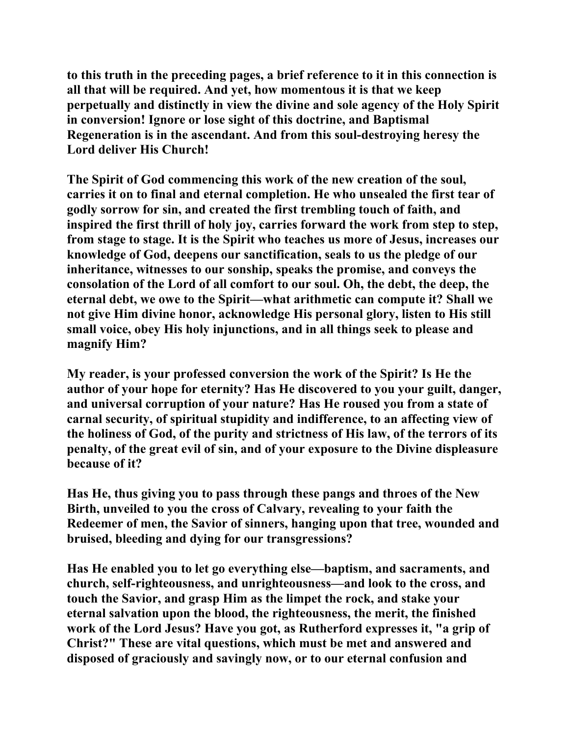to this truth in the preceding pages, a brief reference to it in this connection is all that will be required. And yet, how momentous it is that we keep perpetually and distinctly in view the divine and sole agency of the Holy Spirit in conversion! Ignore or lose sight of this doctrine, and Baptismal Regeneration is in the ascendant. And from this soul-destroying heresy the Lord deliver His Church!

The Spirit of God commencing this work of the new creation of the soul, carries it on to final and eternal completion. He who unsealed the first tear of godly sorrow for sin, and created the first trembling touch of faith, and inspired the first thrill of holy joy, carries forward the work from step to step, from stage to stage. It is the Spirit who teaches us more of Jesus, increases our knowledge of God, deepens our sanctification, seals to us the pledge of our inheritance, witnesses to our sonship, speaks the promise, and conveys the consolation of the Lord of all comfort to our soul. Oh, the debt, the deep, the eternal debt, we owe to the Spirit—what arithmetic can compute it? Shall we not give Him divine honor, acknowledge His personal glory, listen to His still small voice, obey His holy injunctions, and in all things seek to please and magnify Him?

My reader, is your professed conversion the work of the Spirit? Is He the author of your hope for eternity? Has He discovered to you your guilt, danger, and universal corruption of your nature? Has He roused you from a state of carnal security, of spiritual stupidity and indifference, to an affecting view of the holiness of God, of the purity and strictness of His law, of the terrors of its penalty, of the great evil of sin, and of your exposure to the Divine displeasure because of it?

Has He, thus giving you to pass through these pangs and throes of the New Birth, unveiled to you the cross of Calvary, revealing to your faith the Redeemer of men, the Savior of sinners, hanging upon that tree, wounded and bruised, bleeding and dying for our transgressions?

Has He enabled you to let go everything else—baptism, and sacraments, and church, self-righteousness, and unrighteousness—and look to the cross, and touch the Savior, and grasp Him as the limpet the rock, and stake your eternal salvation upon the blood, the righteousness, the merit, the finished work of the Lord Jesus? Have you got, as Rutherford expresses it, "a grip of Christ?" These are vital questions, which must be met and answered and disposed of graciously and savingly now, or to our eternal confusion and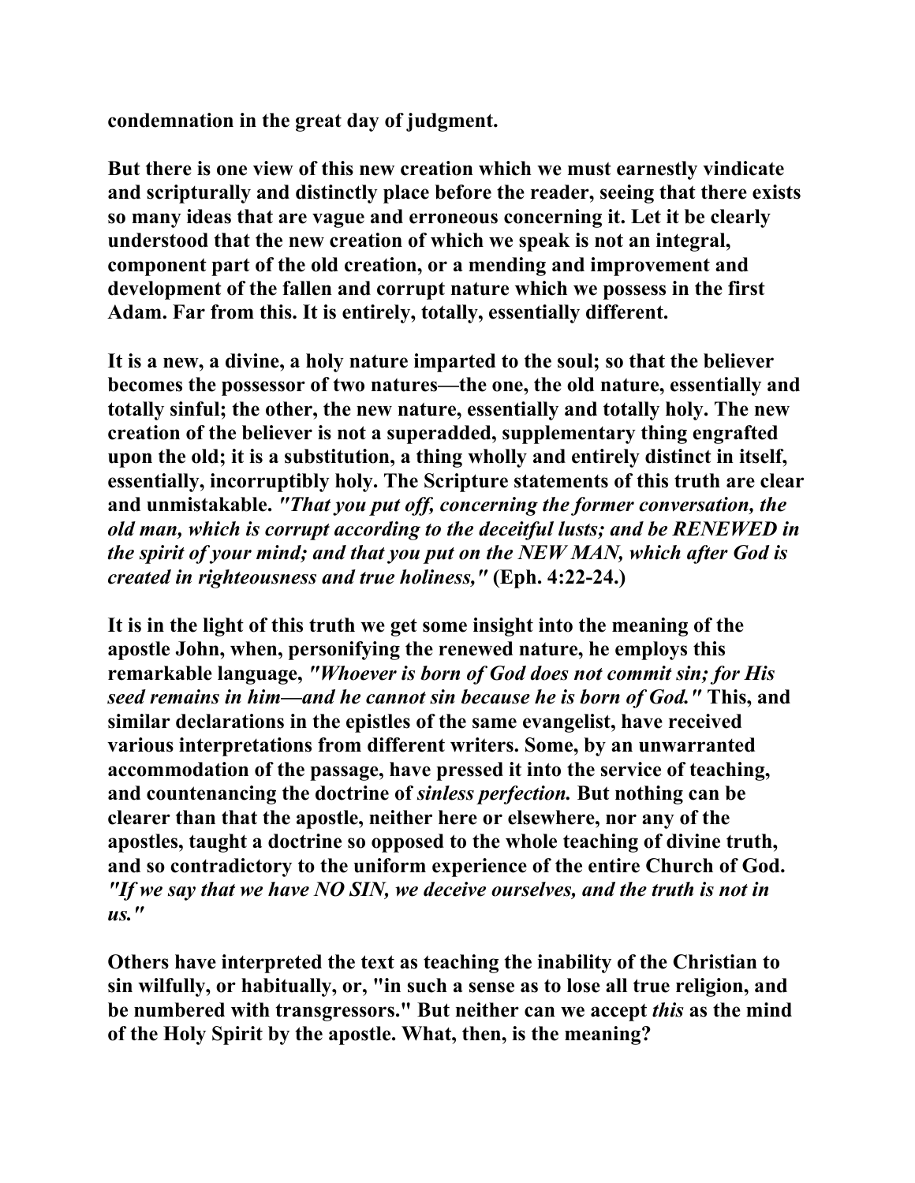**condemnation in the great day of judgment.**

**But there is one view of this new creation which we must earnestly vindicate and scripturally and distinctly place before the reader, seeing that there exists so many ideas that are vague and erroneous concerning it. Let it be clearly understood that the new creation of which we speak is not an integral, component part of the old creation, or a mending and improvement and development of the fallen and corrupt nature which we possess in the first Adam. Far from this. It is entirely, totally, essentially different.**

**It is a new, a divine, a holy nature imparted to the soul; so that the believer becomes the possessor of two natures—the one, the old nature, essentially and totally sinful; the other, the new nature, essentially and totally holy. The new creation of the believer is not a superadded, supplementary thing engrafted upon the old; it is a substitution, a thing wholly and entirely distinct in itself, essentially, incorruptibly holy. The Scripture statements of this truth are clear and unmistakable. *"That you put off, concerning the former conversation, the old man, which is corrupt according to the deceitful lusts; and be RENEWED in the spirit of your mind; and that you put on the NEW MAN, which after God is created in righteousness and true holiness,"* (Eph. 4:22-24.)**

**It is in the light of this truth we get some insight into the meaning of the apostle John, when, personifying the renewed nature, he employs this remarkable language, *"Whoever is born of God does not commit sin; for His seed remains in him—and he cannot sin because he is born of God."* This, and similar declarations in the epistles of the same evangelist, have received various interpretations from different writers. Some, by an unwarranted accommodation of the passage, have pressed it into the service of teaching, and countenancing the doctrine of *sinless perfection.* But nothing can be clearer than that the apostle, neither here or elsewhere, nor any of the apostles, taught a doctrine so opposed to the whole teaching of divine truth, and so contradictory to the uniform experience of the entire Church of God. *"If we say that we have NO SIN, we deceive ourselves, and the truth is not in us."***

**Others have interpreted the text as teaching the inability of the Christian to sin wilfully, or habitually, or, "in such a sense as to lose all true religion, and be numbered with transgressors." But neither can we accept *this* as the mind of the Holy Spirit by the apostle. What, then, is the meaning?**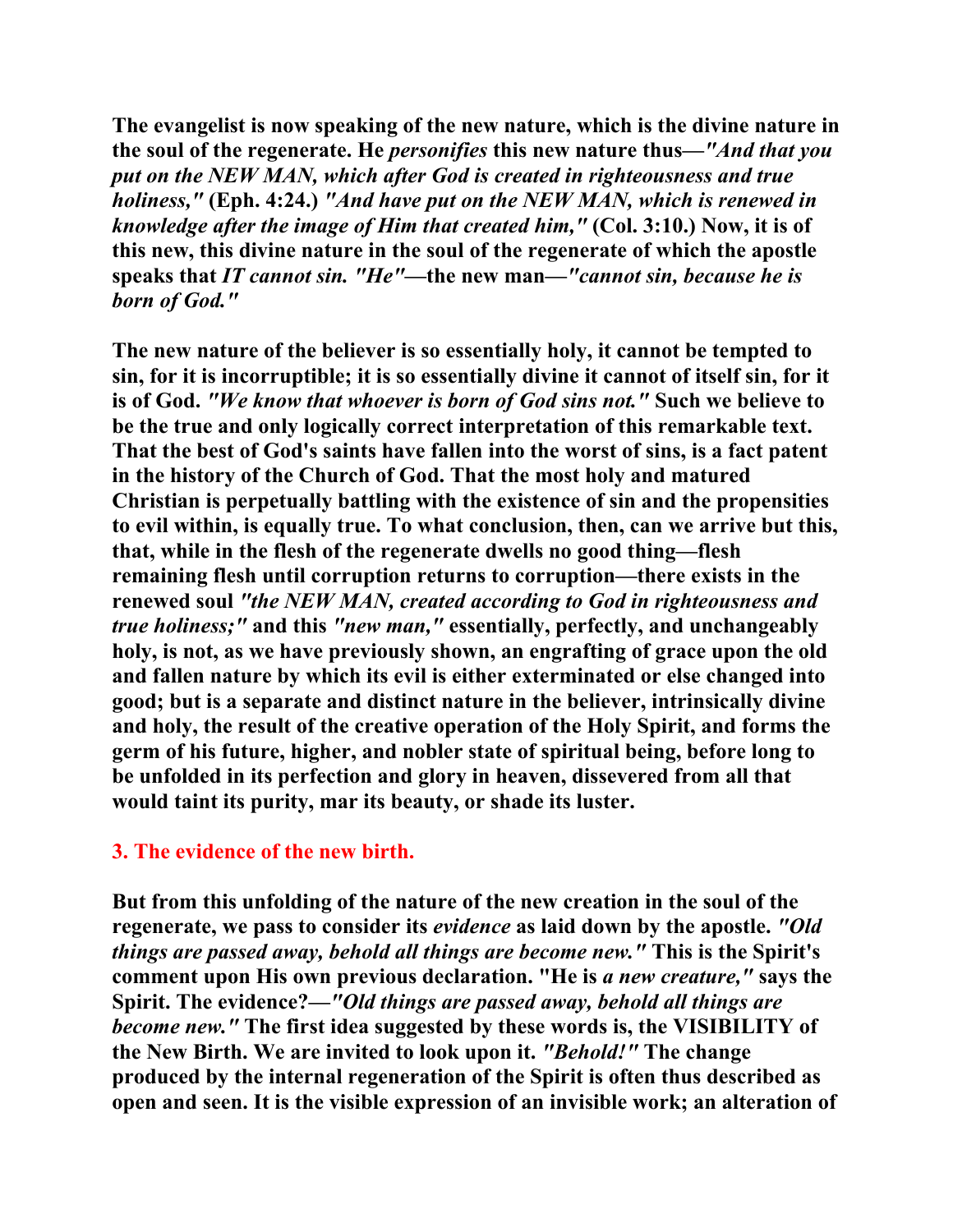**The evangelist is now speaking of the new nature, which is the divine nature in the soul of the regenerate. He *personifies* this new nature thus—*"And that you put on the NEW MAN, which after God is created in righteousness and true holiness,"* (Eph. 4:24.) *"And have put on the NEW MAN, which is renewed in knowledge after the image of Him that created him,"* (Col. 3:10.) Now, it is of this new, this divine nature in the soul of the regenerate of which the apostle speaks that *IT cannot sin. "He"*—the new man—*"cannot sin, because he is born of God."***

**The new nature of the believer is so essentially holy, it cannot be tempted to sin, for it is incorruptible; it is so essentially divine it cannot of itself sin, for it is of God. *"We know that whoever is born of God sins not."* Such we believe to be the true and only logically correct interpretation of this remarkable text. That the best of God's saints have fallen into the worst of sins, is a fact patent in the history of the Church of God. That the most holy and matured Christian is perpetually battling with the existence of sin and the propensities to evil within, is equally true. To what conclusion, then, can we arrive but this, that, while in the flesh of the regenerate dwells no good thing—flesh remaining flesh until corruption returns to corruption—there exists in the renewed soul *"the NEW MAN, created according to God in righteousness and true holiness;"* and this *"new man,"* essentially, perfectly, and unchangeably holy, is not, as we have previously shown, an engrafting of grace upon the old and fallen nature by which its evil is either exterminated or else changed into good; but is a separate and distinct nature in the believer, intrinsically divine and holy, the result of the creative operation of the Holy Spirit, and forms the germ of his future, higher, and nobler state of spiritual being, before long to be unfolded in its perfection and glory in heaven, dissevered from all that would taint its purity, mar its beauty, or shade its luster.**

### 3. The evidence of the new birth.

**But from this unfolding of the nature of the new creation in the soul of the regenerate, we pass to consider its *evidence* as laid down by the apostle. *"Old things are passed away, behold all things are become new."* This is the Spirit's comment upon His own previous declaration. "He is *a new creature,"* says the Spirit. The evidence?—*"Old things are passed away, behold all things are become new."* The first idea suggested by these words is, the VISIBILITY of the New Birth. We are invited to look upon it. *"Behold!"* The change produced by the internal regeneration of the Spirit is often thus described as open and seen. It is the visible expression of an invisible work; an alteration of**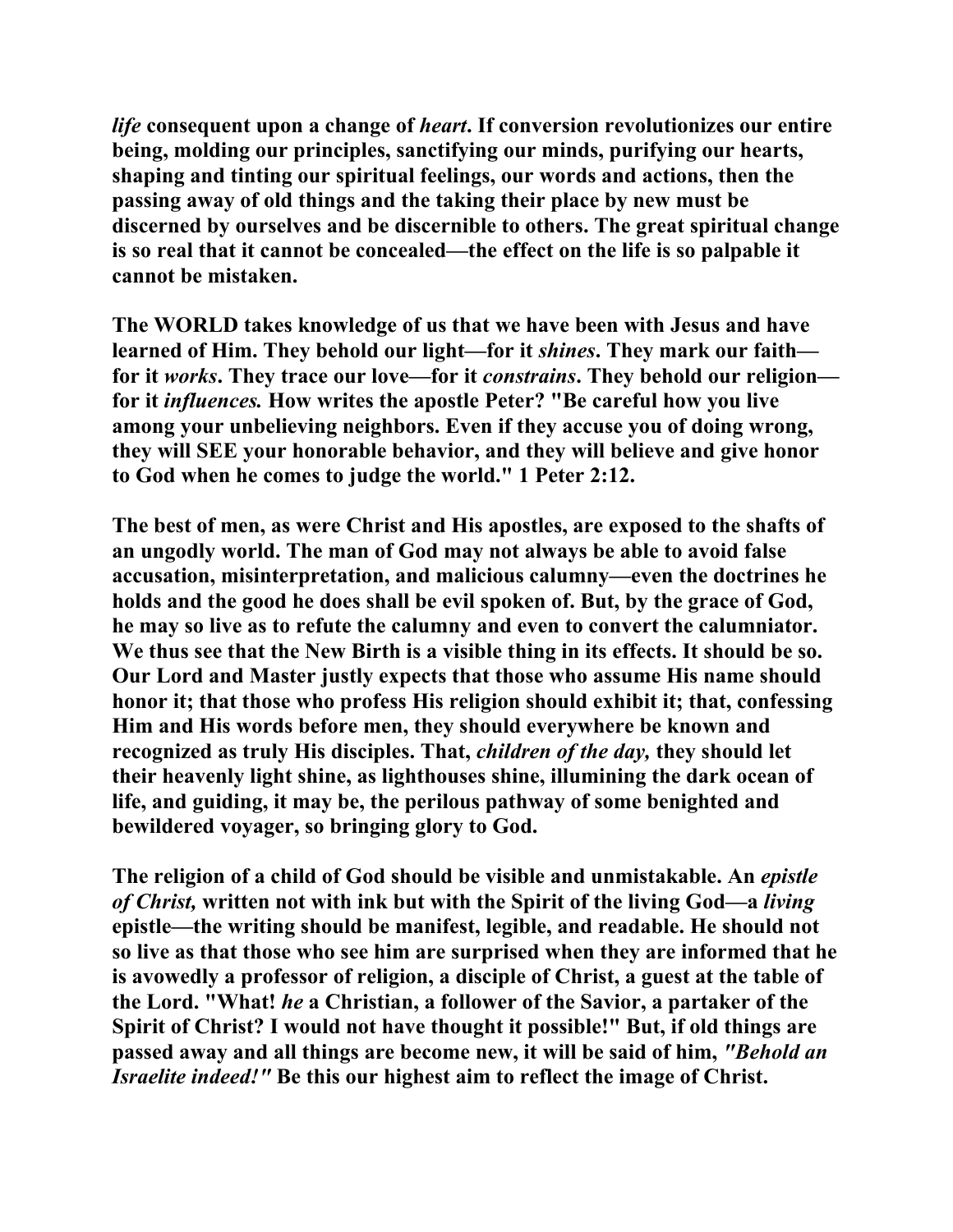***life*** **consequent upon a change of** ***heart*****. If conversion revolutionizes our entire being, molding our principles, sanctifying our minds, purifying our hearts, shaping and tinting our spiritual feelings, our words and actions, then the passing away of old things and the taking their place by new must be discerned by ourselves and be discernible to others. The great spiritual change is so real that it cannot be concealed—the effect on the life is so palpable it cannot be mistaken.**

**The WORLD takes knowledge of us that we have been with Jesus and have learned of Him. They behold our light—for it** ***shines*****. They mark our faith—for it** ***works*****. They trace our love—for it** ***constrains*****. They behold our religion—for it** ***influences.*** **How writes the apostle Peter? "Be careful how you live among your unbelieving neighbors. Even if they accuse you of doing wrong, they will SEE your honorable behavior, and they will believe and give honor to God when he comes to judge the world." 1 Peter 2:12.**

**The best of men, as were Christ and His apostles, are exposed to the shafts of an ungodly world. The man of God may not always be able to avoid false accusation, misinterpretation, and malicious calumny—even the doctrines he holds and the good he does shall be evil spoken of. But, by the grace of God, he may so live as to refute the calumny and even to convert the calumniator. We thus see that the New Birth is a visible thing in its effects. It should be so. Our Lord and Master justly expects that those who assume His name should honor it; that those who profess His religion should exhibit it; that, confessing Him and His words before men, they should everywhere be known and recognized as truly His disciples. That,** ***children of the day,*** **they should let their heavenly light shine, as lighthouses shine, illumining the dark ocean of life, and guiding, it may be, the perilous pathway of some benighted and bewildered voyager, so bringing glory to God.**

**The religion of a child of God should be visible and unmistakable. An** ***epistle of Christ,*** **written not with ink but with the Spirit of the living God—a** ***living*** **epistle—the writing should be manifest, legible, and readable. He should not so live as that those who see him are surprised when they are informed that he is avowedly a professor of religion, a disciple of Christ, a guest at the table of the Lord. "What!** ***he*** **a Christian, a follower of the Savior, a partaker of the Spirit of Christ? I would not have thought it possible!" But, if old things are passed away and all things are become new, it will be said of him,** ***"Behold an Israelite indeed!"*** **Be this our highest aim to reflect the image of Christ.**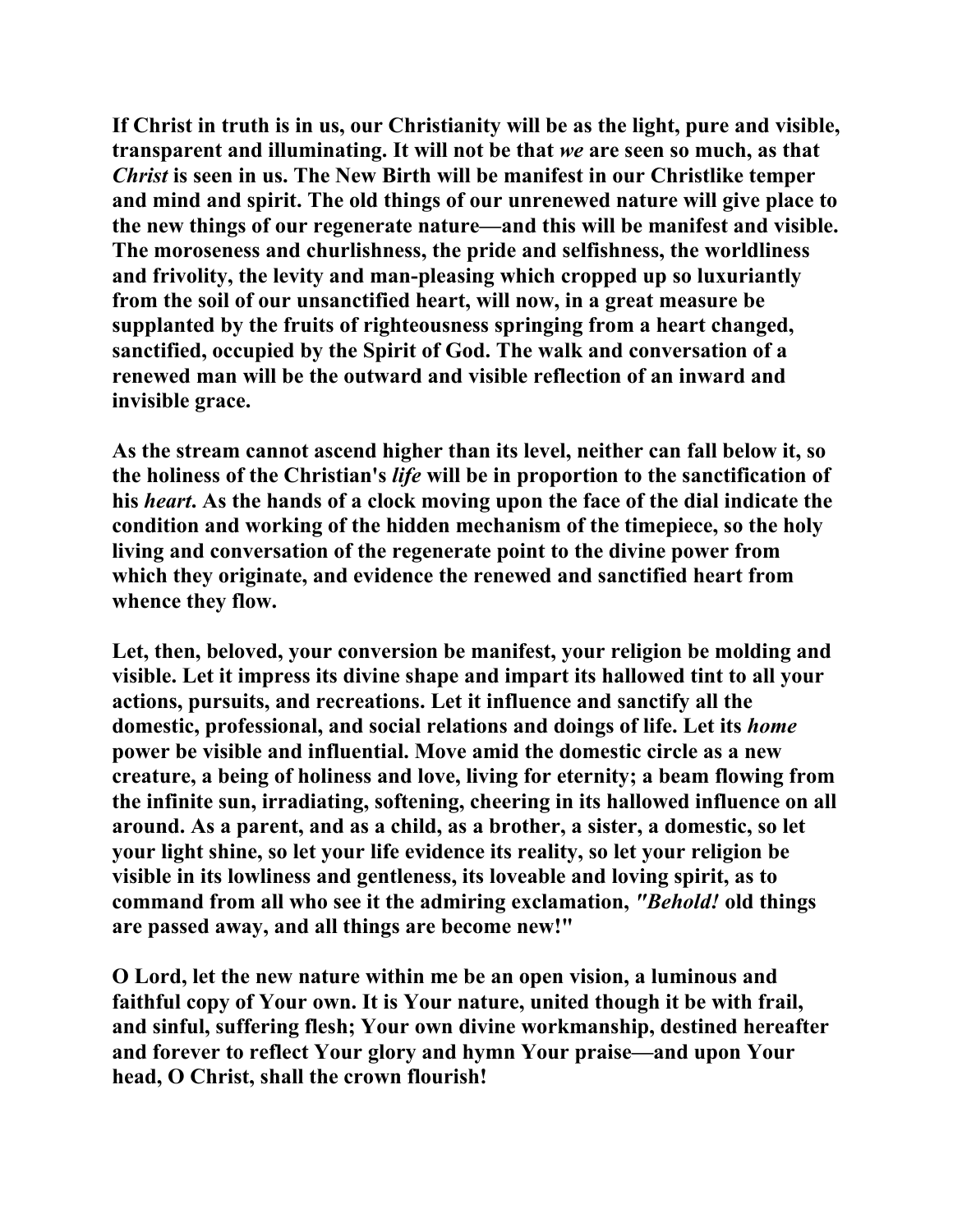**If Christ in truth is in us, our Christianity will be as the light, pure and visible, transparent and illuminating. It will not be that *we* are seen so much, as that *Christ* is seen in us. The New Birth will be manifest in our Christlike temper and mind and spirit. The old things of our unrenewed nature will give place to the new things of our regenerate nature—and this will be manifest and visible. The moroseness and churlishness, the pride and selfishness, the worldliness and frivolity, the levity and man-pleasing which cropped up so luxuriantly from the soil of our unsanctified heart, will now, in a great measure be supplanted by the fruits of righteousness springing from a heart changed, sanctified, occupied by the Spirit of God. The walk and conversation of a renewed man will be the outward and visible reflection of an inward and invisible grace.**

**As the stream cannot ascend higher than its level, neither can fall below it, so the holiness of the Christian's *life* will be in proportion to the sanctification of his *heart*. As the hands of a clock moving upon the face of the dial indicate the condition and working of the hidden mechanism of the timepiece, so the holy living and conversation of the regenerate point to the divine power from which they originate, and evidence the renewed and sanctified heart from whence they flow.**

**Let, then, beloved, your conversion be manifest, your religion be molding and visible. Let it impress its divine shape and impart its hallowed tint to all your actions, pursuits, and recreations. Let it influence and sanctify all the domestic, professional, and social relations and doings of life. Let its *home* power be visible and influential. Move amid the domestic circle as a new creature, a being of holiness and love, living for eternity; a beam flowing from the infinite sun, irradiating, softening, cheering in its hallowed influence on all around. As a parent, and as a child, as a brother, a sister, a domestic, so let your light shine, so let your life evidence its reality, so let your religion be visible in its lowliness and gentleness, its loveable and loving spirit, as to command from all who see it the admiring exclamation, *"Behold!* old things are passed away, and all things are become new!"**

**O Lord, let the new nature within me be an open vision, a luminous and faithful copy of Your own. It is Your nature, united though it be with frail, and sinful, suffering flesh; Your own divine workmanship, destined hereafter and forever to reflect Your glory and hymn Your praise—and upon Your head, O Christ, shall the crown flourish!**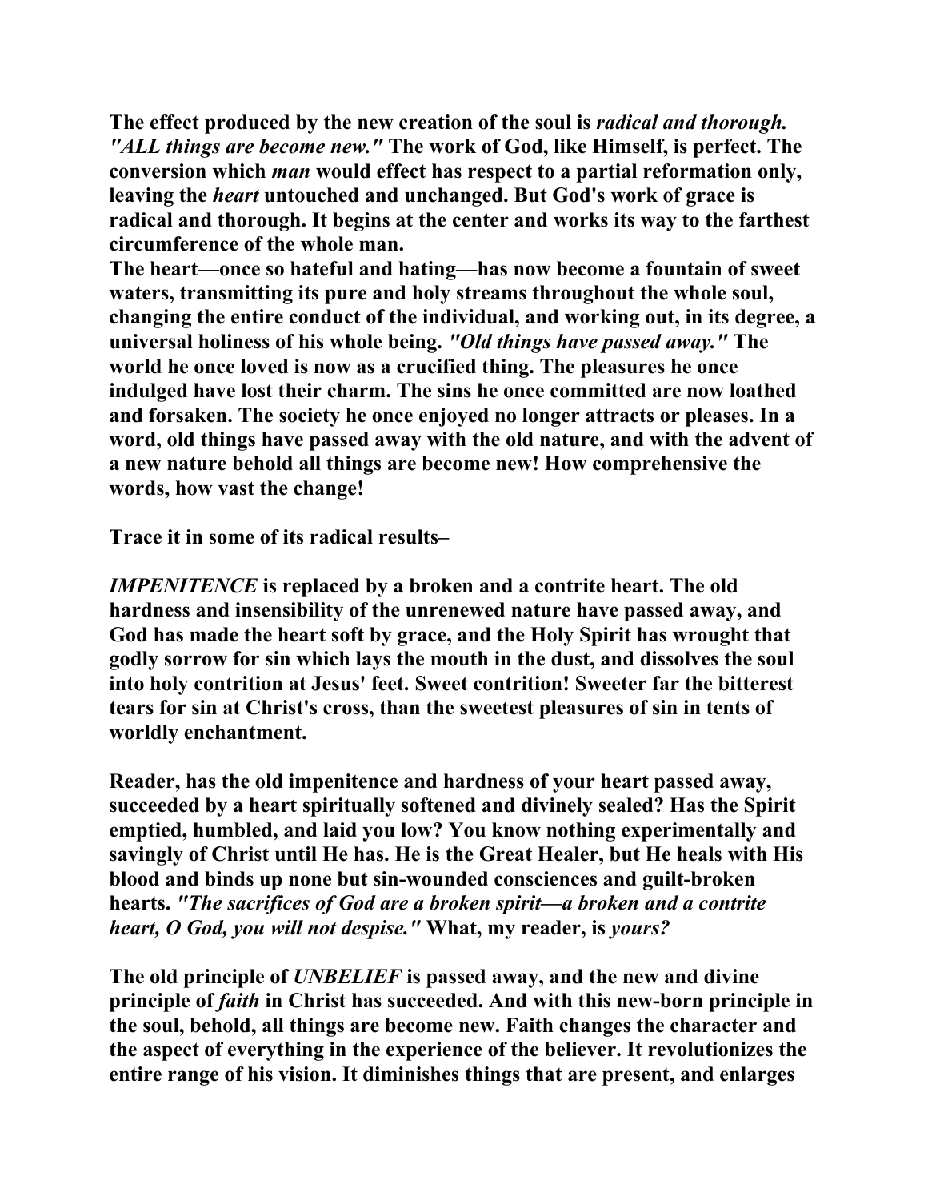**The effect produced by the new creation of the soul is *radical and thorough.* *"ALL things are become new."* The work of God, like Himself, is perfect. The conversion which *man* would effect has respect to a partial reformation only, leaving the *heart* untouched and unchanged. But God's work of grace is radical and thorough. It begins at the center and works its way to the farthest circumference of the whole man.**

**The heart—once so hateful and hating—has now become a fountain of sweet waters, transmitting its pure and holy streams throughout the whole soul, changing the entire conduct of the individual, and working out, in its degree, a universal holiness of his whole being. *"Old things have passed away."* The world he once loved is now as a crucified thing. The pleasures he once indulged have lost their charm. The sins he once committed are now loathed and forsaken. The society he once enjoyed no longer attracts or pleases. In a word, old things have passed away with the old nature, and with the advent of a new nature behold all things are become new! How comprehensive the words, how vast the change!**

**Trace it in some of its radical results–**

***IMPENITENCE* is replaced by a broken and a contrite heart. The old hardness and insensibility of the unrenewed nature have passed away, and God has made the heart soft by grace, and the Holy Spirit has wrought that godly sorrow for sin which lays the mouth in the dust, and dissolves the soul into holy contrition at Jesus' feet. Sweet contrition! Sweeter far the bitterest tears for sin at Christ's cross, than the sweetest pleasures of sin in tents of worldly enchantment.**

**Reader, has the old impenitence and hardness of your heart passed away, succeeded by a heart spiritually softened and divinely sealed? Has the Spirit emptied, humbled, and laid you low? You know nothing experimentally and savingly of Christ until He has. He is the Great Healer, but He heals with His blood and binds up none but sin-wounded consciences and guilt-broken hearts. *"The sacrifices of God are a broken spirit—a broken and a contrite heart, O God, you will not despise."* What, my reader, is *yours?***

**The old principle of *UNBELIEF* is passed away, and the new and divine principle of *faith* in Christ has succeeded. And with this new-born principle in the soul, behold, all things are become new. Faith changes the character and the aspect of everything in the experience of the believer. It revolutionizes the entire range of his vision. It diminishes things that are present, and enlarges**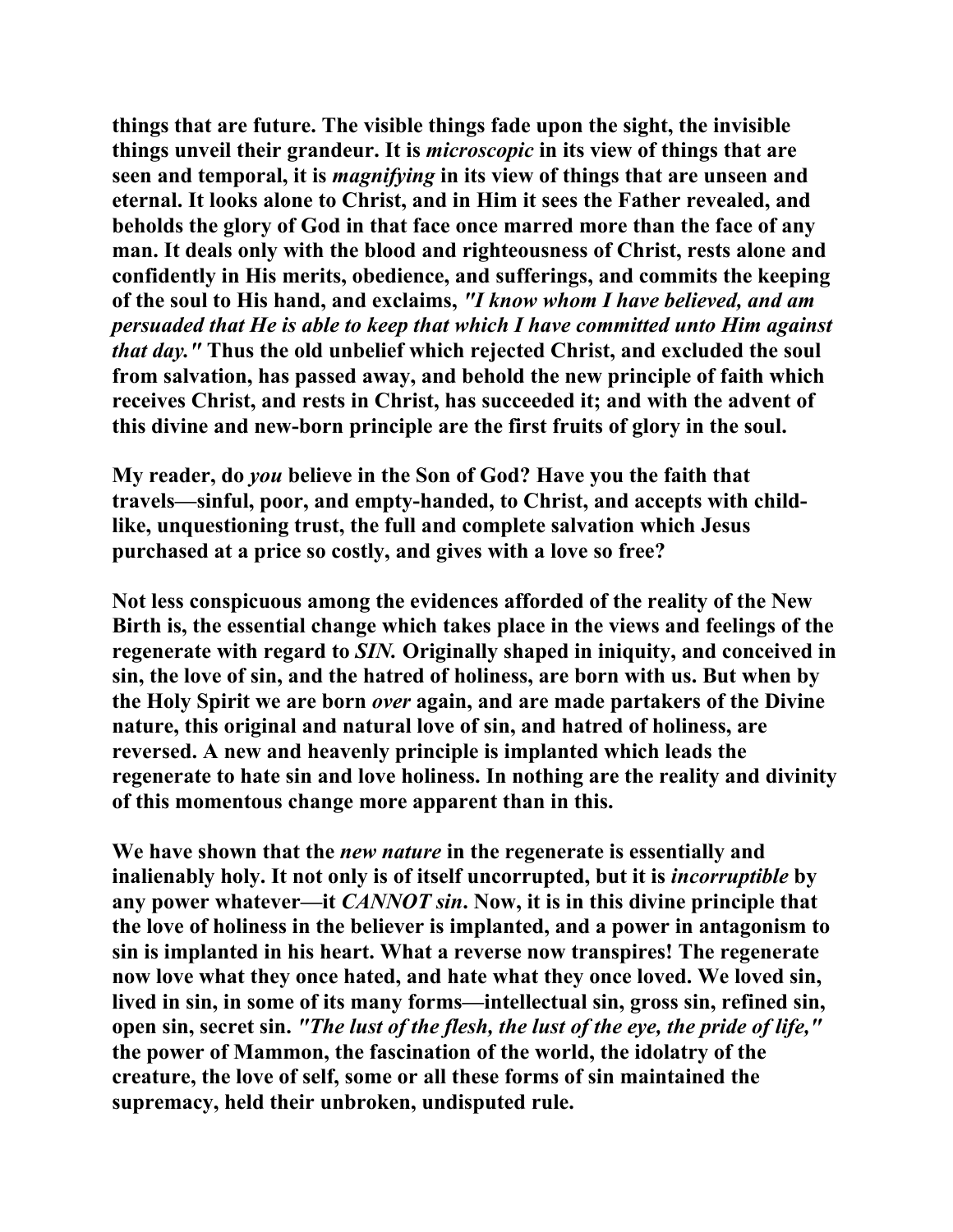things that are future. The visible things fade upon the sight, the invisible things unveil their grandeur. It is *microscopic* in its view of things that are seen and temporal, it is *magnifying* in its view of things that are unseen and eternal. It looks alone to Christ, and in Him it sees the Father revealed, and beholds the glory of God in that face once marred more than the face of any man. It deals only with the blood and righteousness of Christ, rests alone and confidently in His merits, obedience, and sufferings, and commits the keeping of the soul to His hand, and exclaims, *"I know whom I have believed, and am persuaded that He is able to keep that which I have committed unto Him against that day."* Thus the old unbelief which rejected Christ, and excluded the soul from salvation, has passed away, and behold the new principle of faith which receives Christ, and rests in Christ, has succeeded it; and with the advent of this divine and new-born principle are the first fruits of glory in the soul.

My reader, do *you* believe in the Son of God? Have you the faith that travels—sinful, poor, and empty-handed, to Christ, and accepts with child-like, unquestioning trust, the full and complete salvation which Jesus purchased at a price so costly, and gives with a love so free?

Not less conspicuous among the evidences afforded of the reality of the New Birth is, the essential change which takes place in the views and feelings of the regenerate with regard to *SIN.* Originally shaped in iniquity, and conceived in sin, the love of sin, and the hatred of holiness, are born with us. But when by the Holy Spirit we are born *over* again, and are made partakers of the Divine nature, this original and natural love of sin, and hatred of holiness, are reversed. A new and heavenly principle is implanted which leads the regenerate to hate sin and love holiness. In nothing are the reality and divinity of this momentous change more apparent than in this.

We have shown that the *new nature* in the regenerate is essentially and inalienably holy. It not only is of itself uncorrupted, but it is *incorruptible* by any power whatever—it *CANNOT sin*. Now, it is in this divine principle that the love of holiness in the believer is implanted, and a power in antagonism to sin is implanted in his heart. What a reverse now transpires! The regenerate now love what they once hated, and hate what they once loved. We loved sin, lived in sin, in some of its many forms—intellectual sin, gross sin, refined sin, open sin, secret sin. *"The lust of the flesh, the lust of the eye, the pride of life,"* the power of Mammon, the fascination of the world, the idolatry of the creature, the love of self, some or all these forms of sin maintained the supremacy, held their unbroken, undisputed rule.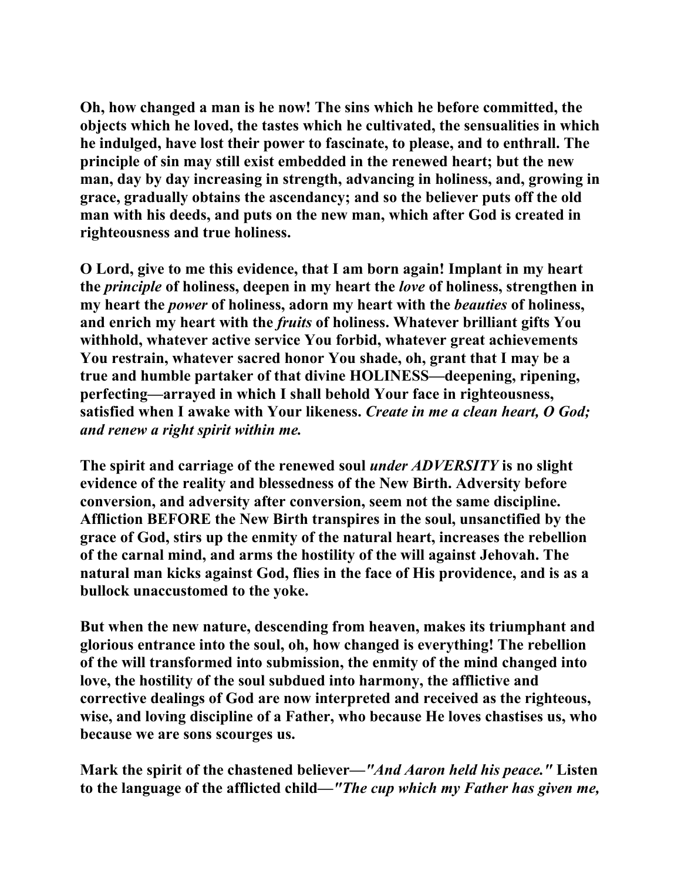**Oh, how changed a man is he now! The sins which he before committed, the objects which he loved, the tastes which he cultivated, the sensualities in which he indulged, have lost their power to fascinate, to please, and to enthrall. The principle of sin may still exist embedded in the renewed heart; but the new man, day by day increasing in strength, advancing in holiness, and, growing in grace, gradually obtains the ascendancy; and so the believer puts off the old man with his deeds, and puts on the new man, which after God is created in righteousness and true holiness.**

**O Lord, give to me this evidence, that I am born again! Implant in my heart the *principle* of holiness, deepen in my heart the *love* of holiness, strengthen in my heart the *power* of holiness, adorn my heart with the *beauties* of holiness, and enrich my heart with the *fruits* of holiness. Whatever brilliant gifts You withhold, whatever active service You forbid, whatever great achievements You restrain, whatever sacred honor You shade, oh, grant that I may be a true and humble partaker of that divine HOLINESS—deepening, ripening, perfecting—arrayed in which I shall behold Your face in righteousness, satisfied when I awake with Your likeness. *Create in me a clean heart, O God; and renew a right spirit within me.***

**The spirit and carriage of the renewed soul *under ADVERSITY* is no slight evidence of the reality and blessedness of the New Birth. Adversity before conversion, and adversity after conversion, seem not the same discipline. Affliction BEFORE the New Birth transpires in the soul, unsanctified by the grace of God, stirs up the enmity of the natural heart, increases the rebellion of the carnal mind, and arms the hostility of the will against Jehovah. The natural man kicks against God, flies in the face of His providence, and is as a bullock unaccustomed to the yoke.**

**But when the new nature, descending from heaven, makes its triumphant and glorious entrance into the soul, oh, how changed is everything! The rebellion of the will transformed into submission, the enmity of the mind changed into love, the hostility of the soul subdued into harmony, the afflictive and corrective dealings of God are now interpreted and received as the righteous, wise, and loving discipline of a Father, who because He loves chastises us, who because we are sons scourges us.**

**Mark the spirit of the chastened believer—*"And Aaron held his peace."* Listen to the language of the afflicted child—*"The cup which my Father has given me,***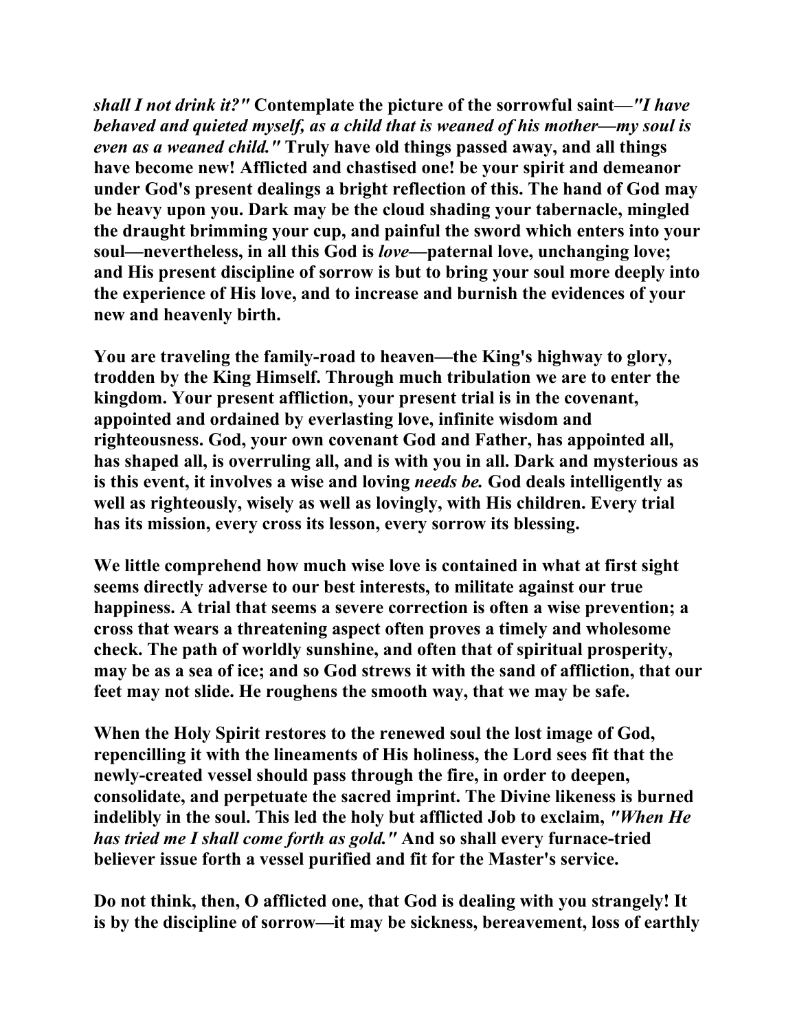*shall I not drink it?"* **Contemplate the picture of the sorrowful saint—***"I have behaved and quieted myself, as a child that is weaned of his mother—my soul is even as a weaned child."* **Truly have old things passed away, and all things have become new! Afflicted and chastised one! be your spirit and demeanor under God's present dealings a bright reflection of this. The hand of God may be heavy upon you. Dark may be the cloud shading your tabernacle, mingled the draught brimming your cup, and painful the sword which enters into your soul—nevertheless, in all this God is** ***love*****—paternal love, unchanging love; and His present discipline of sorrow is but to bring your soul more deeply into the experience of His love, and to increase and burnish the evidences of your new and heavenly birth.**

**You are traveling the family-road to heaven—the King's highway to glory, trodden by the King Himself. Through much tribulation we are to enter the kingdom. Your present affliction, your present trial is in the covenant, appointed and ordained by everlasting love, infinite wisdom and righteousness. God, your own covenant God and Father, has appointed all, has shaped all, is overruling all, and is with you in all. Dark and mysterious as is this event, it involves a wise and loving** ***needs be.*** **God deals intelligently as well as righteously, wisely as well as lovingly, with His children. Every trial has its mission, every cross its lesson, every sorrow its blessing.**

**We little comprehend how much wise love is contained in what at first sight seems directly adverse to our best interests, to militate against our true happiness. A trial that seems a severe correction is often a wise prevention; a cross that wears a threatening aspect often proves a timely and wholesome check. The path of worldly sunshine, and often that of spiritual prosperity, may be as a sea of ice; and so God strews it with the sand of affliction, that our feet may not slide. He roughens the smooth way, that we may be safe.**

**When the Holy Spirit restores to the renewed soul the lost image of God, repencilling it with the lineaments of His holiness, the Lord sees fit that the newly-created vessel should pass through the fire, in order to deepen, consolidate, and perpetuate the sacred imprint. The Divine likeness is burned indelibly in the soul. This led the holy but afflicted Job to exclaim,** *"When He has tried me I shall come forth as gold."* **And so shall every furnace-tried believer issue forth a vessel purified and fit for the Master's service.**

**Do not think, then, O afflicted one, that God is dealing with you strangely! It is by the discipline of sorrow—it may be sickness, bereavement, loss of earthly**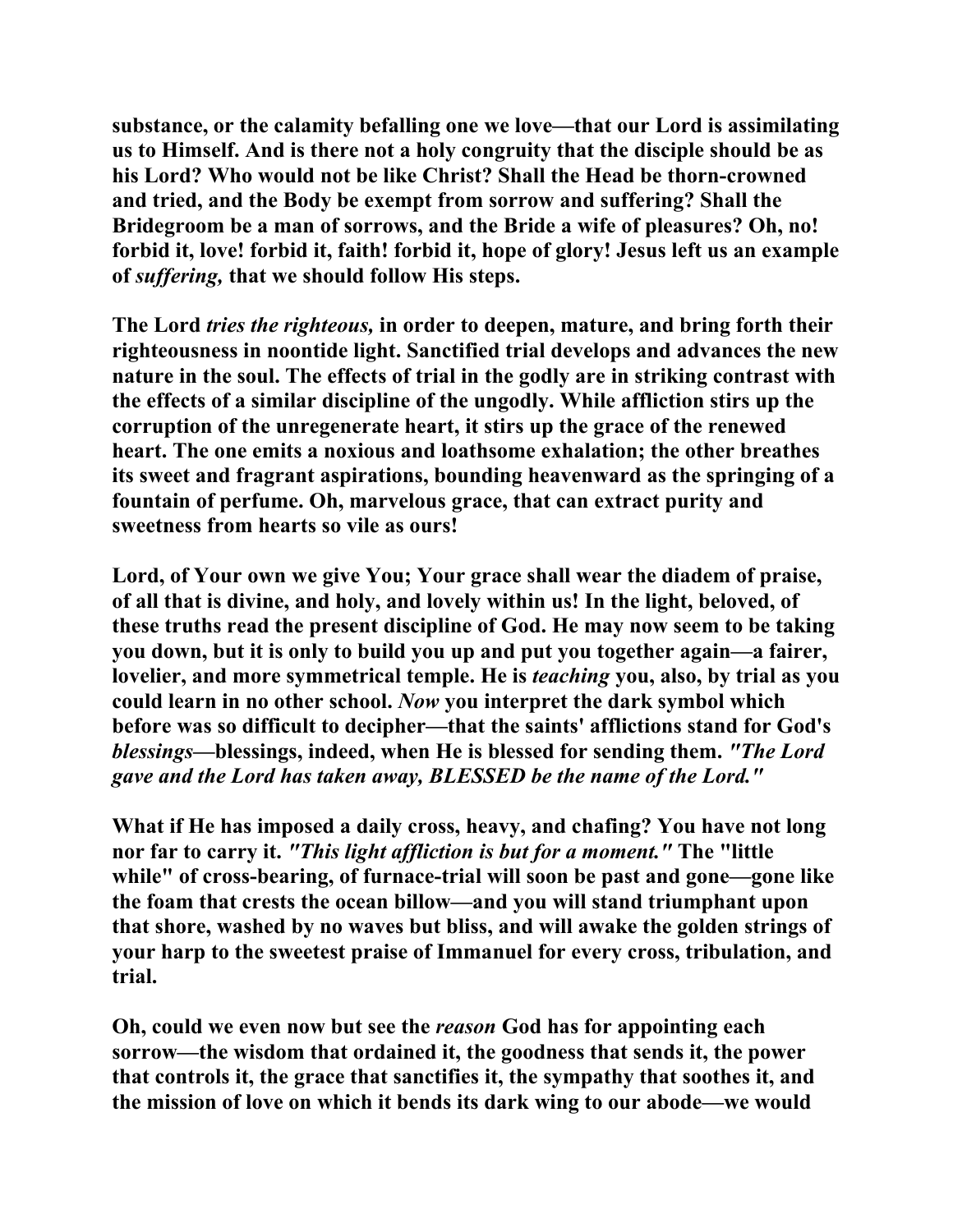**substance, or the calamity befalling one we love—that our Lord is assimilating us to Himself. And is there not a holy congruity that the disciple should be as his Lord? Who would not be like Christ? Shall the Head be thorn-crowned and tried, and the Body be exempt from sorrow and suffering? Shall the Bridegroom be a man of sorrows, and the Bride a wife of pleasures? Oh, no! forbid it, love! forbid it, faith! forbid it, hope of glory! Jesus left us an example of *suffering,* that we should follow His steps.**

**The Lord *tries the righteous,* in order to deepen, mature, and bring forth their righteousness in noontide light. Sanctified trial develops and advances the new nature in the soul. The effects of trial in the godly are in striking contrast with the effects of a similar discipline of the ungodly. While affliction stirs up the corruption of the unregenerate heart, it stirs up the grace of the renewed heart. The one emits a noxious and loathsome exhalation; the other breathes its sweet and fragrant aspirations, bounding heavenward as the springing of a fountain of perfume. Oh, marvelous grace, that can extract purity and sweetness from hearts so vile as ours!**

**Lord, of Your own we give You; Your grace shall wear the diadem of praise, of all that is divine, and holy, and lovely within us! In the light, beloved, of these truths read the present discipline of God. He may now seem to be taking you down, but it is only to build you up and put you together again—a fairer, lovelier, and more symmetrical temple. He is *teaching* you, also, by trial as you could learn in no other school. *Now* you interpret the dark symbol which before was so difficult to decipher—that the saints' afflictions stand for God's *blessings*—blessings, indeed, when He is blessed for sending them. *"The Lord gave and the Lord has taken away, BLESSED be the name of the Lord."***

**What if He has imposed a daily cross, heavy, and chafing? You have not long nor far to carry it. *"This light affliction is but for a moment."* The "little while" of cross-bearing, of furnace-trial will soon be past and gone—gone like the foam that crests the ocean billow—and you will stand triumphant upon that shore, washed by no waves but bliss, and will awake the golden strings of your harp to the sweetest praise of Immanuel for every cross, tribulation, and trial.**

**Oh, could we even now but see the *reason* God has for appointing each sorrow—the wisdom that ordained it, the goodness that sends it, the power that controls it, the grace that sanctifies it, the sympathy that soothes it, and the mission of love on which it bends its dark wing to our abode—we would**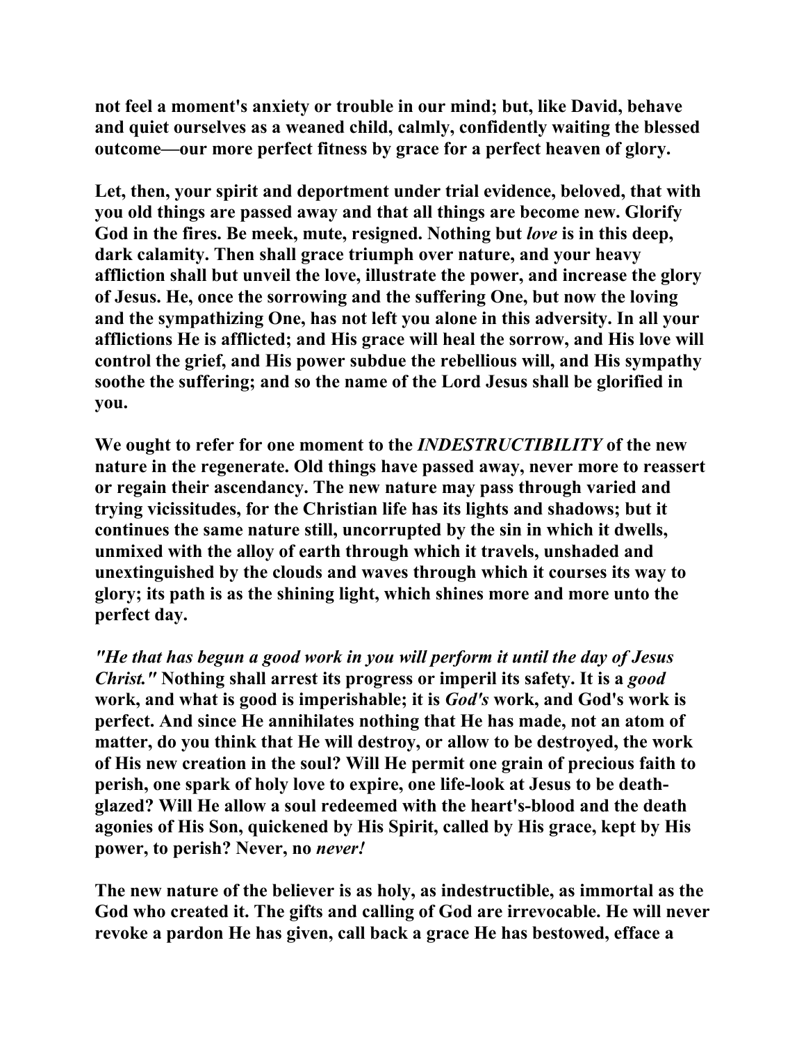**not feel a moment's anxiety or trouble in our mind; but, like David, behave and quiet ourselves as a weaned child, calmly, confidently waiting the blessed outcome—our more perfect fitness by grace for a perfect heaven of glory.**

**Let, then, your spirit and deportment under trial evidence, beloved, that with you old things are passed away and that all things are become new. Glorify God in the fires. Be meek, mute, resigned. Nothing but *love* is in this deep, dark calamity. Then shall grace triumph over nature, and your heavy affliction shall but unveil the love, illustrate the power, and increase the glory of Jesus. He, once the sorrowing and the suffering One, but now the loving and the sympathizing One, has not left you alone in this adversity. In all your afflictions He is afflicted; and His grace will heal the sorrow, and His love will control the grief, and His power subdue the rebellious will, and His sympathy soothe the suffering; and so the name of the Lord Jesus shall be glorified in you.**

**We ought to refer for one moment to the *INDESTRUCTIBILITY* of the new nature in the regenerate. Old things have passed away, never more to reassert or regain their ascendancy. The new nature may pass through varied and trying vicissitudes, for the Christian life has its lights and shadows; but it continues the same nature still, uncorrupted by the sin in which it dwells, unmixed with the alloy of earth through which it travels, unshaded and unextinguished by the clouds and waves through which it courses its way to glory; its path is as the shining light, which shines more and more unto the perfect day.**

***"He that has begun a good work in you will perform it until the day of Jesus Christ."* Nothing shall arrest its progress or imperil its safety. It is a *good* work, and what is good is imperishable; it is *God's* work, and God's work is perfect. And since He annihilates nothing that He has made, not an atom of matter, do you think that He will destroy, or allow to be destroyed, the work of His new creation in the soul? Will He permit one grain of precious faith to perish, one spark of holy love to expire, one life-look at Jesus to be death-glazed? Will He allow a soul redeemed with the heart's-blood and the death agonies of His Son, quickened by His Spirit, called by His grace, kept by His power, to perish? Never, no *never!***

**The new nature of the believer is as holy, as indestructible, as immortal as the God who created it. The gifts and calling of God are irrevocable. He will never revoke a pardon He has given, call back a grace He has bestowed, efface a**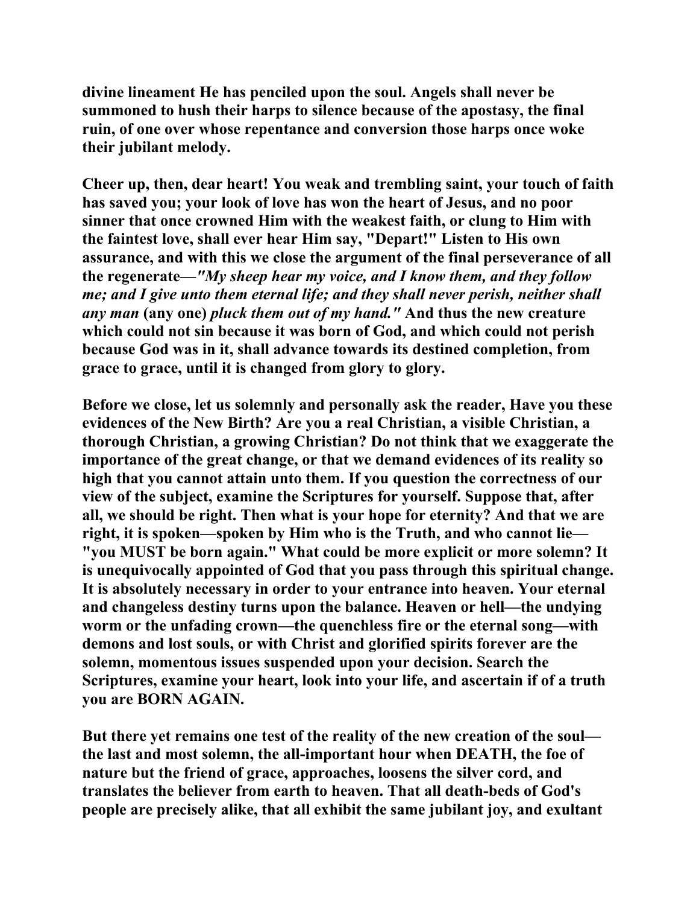**divine lineament He has penciled upon the soul. Angels shall never be summoned to hush their harps to silence because of the apostasy, the final ruin, of one over whose repentance and conversion those harps once woke their jubilant melody.**

**Cheer up, then, dear heart! You weak and trembling saint, your touch of faith has saved you; your look of love has won the heart of Jesus, and no poor sinner that once crowned Him with the weakest faith, or clung to Him with the faintest love, shall ever hear Him say, "Depart!" Listen to His own assurance, and with this we close the argument of the final perseverance of all the regenerate—*"My sheep hear my voice, and I know them, and they follow me; and I give unto them eternal life; and they shall never perish, neither shall any man* (any one) *pluck them out of my hand."* And thus the new creature which could not sin because it was born of God, and which could not perish because God was in it, shall advance towards its destined completion, from grace to grace, until it is changed from glory to glory.**

**Before we close, let us solemnly and personally ask the reader, Have you these evidences of the New Birth? Are you a real Christian, a visible Christian, a thorough Christian, a growing Christian? Do not think that we exaggerate the importance of the great change, or that we demand evidences of its reality so high that you cannot attain unto them. If you question the correctness of our view of the subject, examine the Scriptures for yourself. Suppose that, after all, we should be right. Then what is your hope for eternity? And that we are right, it is spoken—spoken by Him who is the Truth, and who cannot lie— "you MUST be born again." What could be more explicit or more solemn? It is unequivocally appointed of God that you pass through this spiritual change. It is absolutely necessary in order to your entrance into heaven. Your eternal and changeless destiny turns upon the balance. Heaven or hell—the undying worm or the unfading crown—the quenchless fire or the eternal song—with demons and lost souls, or with Christ and glorified spirits forever are the solemn, momentous issues suspended upon your decision. Search the Scriptures, examine your heart, look into your life, and ascertain if of a truth you are BORN AGAIN.**

**But there yet remains one test of the reality of the new creation of the soul— the last and most solemn, the all-important hour when DEATH, the foe of nature but the friend of grace, approaches, loosens the silver cord, and translates the believer from earth to heaven. That all death-beds of God's people are precisely alike, that all exhibit the same jubilant joy, and exultant**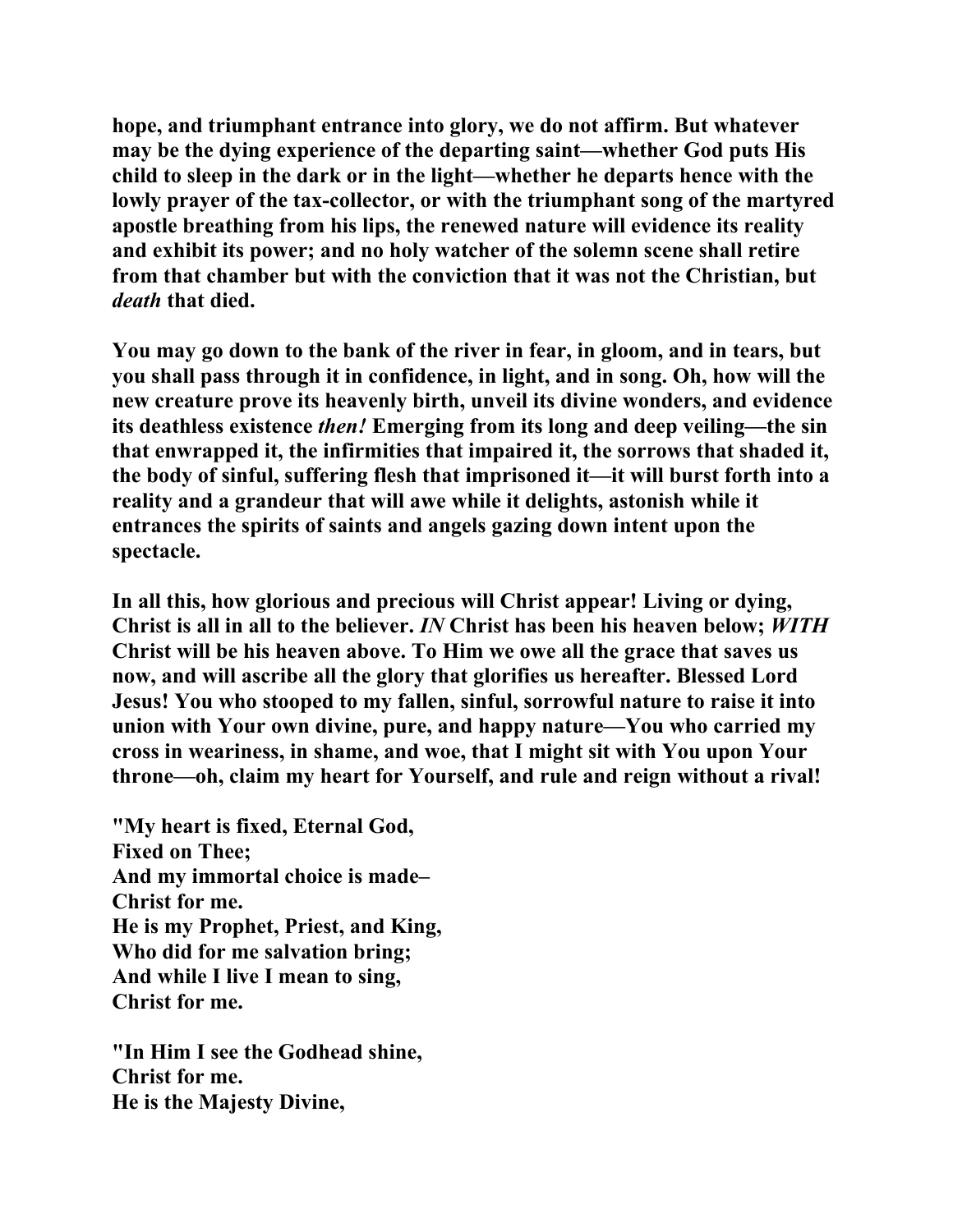hope, and triumphant entrance into glory, we do not affirm. But whatever may be the dying experience of the departing saint—whether God puts His child to sleep in the dark or in the light—whether he departs hence with the lowly prayer of the tax-collector, or with the triumphant song of the martyred apostle breathing from his lips, the renewed nature will evidence its reality and exhibit its power; and no holy watcher of the solemn scene shall retire from that chamber but with the conviction that it was not the Christian, but *death* that died.

You may go down to the bank of the river in fear, in gloom, and in tears, but you shall pass through it in confidence, in light, and in song. Oh, how will the new creature prove its heavenly birth, unveil its divine wonders, and evidence its deathless existence *then!* Emerging from its long and deep veiling—the sin that enwrapped it, the infirmities that impaired it, the sorrows that shaded it, the body of sinful, suffering flesh that imprisoned it—it will burst forth into a reality and a grandeur that will awe while it delights, astonish while it entrances the spirits of saints and angels gazing down intent upon the spectacle.

In all this, how glorious and precious will Christ appear! Living or dying, Christ is all in all to the believer. *IN* Christ has been his heaven below; *WITH* Christ will be his heaven above. To Him we owe all the grace that saves us now, and will ascribe all the glory that glorifies us hereafter. Blessed Lord Jesus! You who stooped to my fallen, sinful, sorrowful nature to raise it into union with Your own divine, pure, and happy nature—You who carried my cross in weariness, in shame, and woe, that I might sit with You upon Your throne—oh, claim my heart for Yourself, and rule and reign without a rival!

"My heart is fixed, Eternal God,  
Fixed on Thee;  
And my immortal choice is made–  
Christ for me.  
He is my Prophet, Priest, and King,  
Who did for me salvation bring;  
And while I live I mean to sing,  
Christ for me.

"In Him I see the Godhead shine,  
Christ for me.  
He is the Majesty Divine,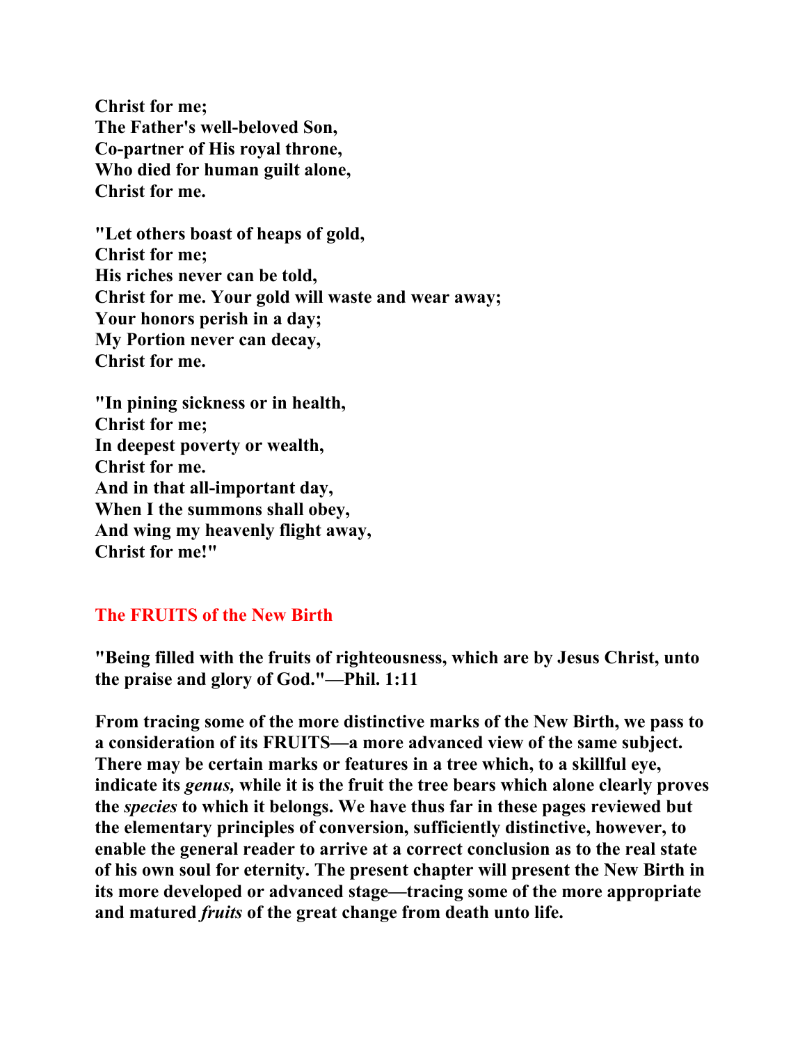**Christ for me;**
**The Father's well-beloved Son,**
**Co-partner of His royal throne,**
**Who died for human guilt alone,**
**Christ for me.**

**"Let others boast of heaps of gold,**
**Christ for me;**
**His riches never can be told,**
**Christ for me. Your gold will waste and wear away;**
**Your honors perish in a day;**
**My Portion never can decay,**
**Christ for me.**

**"In pining sickness or in health,**
**Christ for me;**
**In deepest poverty or wealth,**
**Christ for me.**
**And in that all-important day,**
**When I the summons shall obey,**
**And wing my heavenly flight away,**
**Christ for me!"**

## The FRUITS of the New Birth

**"Being filled with the fruits of righteousness, which are by Jesus Christ, unto the praise and glory of God."—Phil. 1:11**

**From tracing some of the more distinctive marks of the New Birth, we pass to a consideration of its FRUITS—a more advanced view of the same subject. There may be certain marks or features in a tree which, to a skillful eye, indicate its *genus,* while it is the fruit the tree bears which alone clearly proves the *species* to which it belongs. We have thus far in these pages reviewed but the elementary principles of conversion, sufficiently distinctive, however, to enable the general reader to arrive at a correct conclusion as to the real state of his own soul for eternity. The present chapter will present the New Birth in its more developed or advanced stage—tracing some of the more appropriate and matured *fruits* of the great change from death unto life.**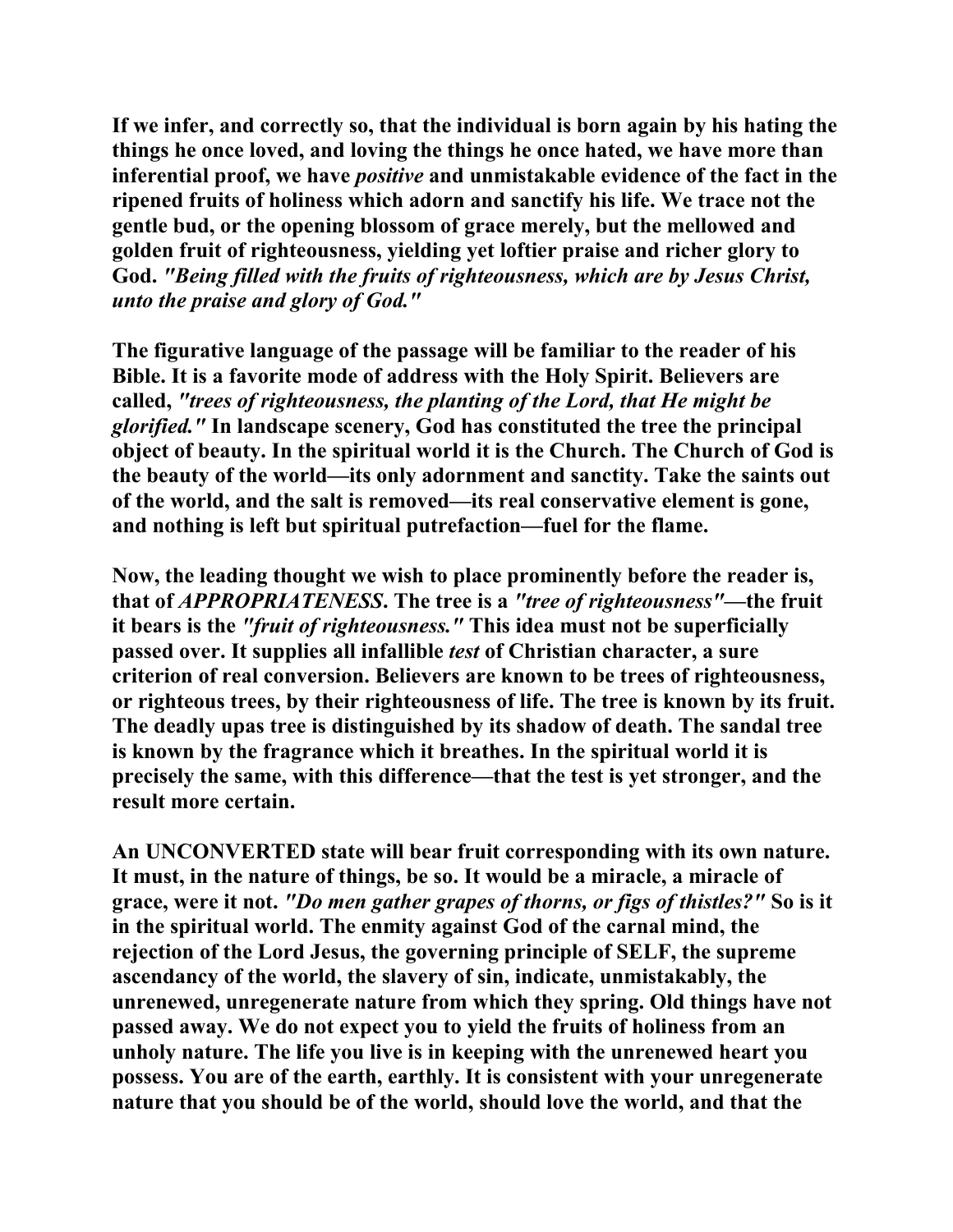If we infer, and correctly so, that the individual is born again by his hating the things he once loved, and loving the things he once hated, we have more than inferential proof, we have *positive* and unmistakable evidence of the fact in the ripened fruits of holiness which adorn and sanctify his life. We trace not the gentle bud, or the opening blossom of grace merely, but the mellowed and golden fruit of righteousness, yielding yet loftier praise and richer glory to God. *"Being filled with the fruits of righteousness, which are by Jesus Christ, unto the praise and glory of God."*

The figurative language of the passage will be familiar to the reader of his Bible. It is a favorite mode of address with the Holy Spirit. Believers are called, *"trees of righteousness, the planting of the Lord, that He might be glorified."* In landscape scenery, God has constituted the tree the principal object of beauty. In the spiritual world it is the Church. The Church of God is the beauty of the world—its only adornment and sanctity. Take the saints out of the world, and the salt is removed—its real conservative element is gone, and nothing is left but spiritual putrefaction—fuel for the flame.

Now, the leading thought we wish to place prominently before the reader is, that of *APPROPRIATENESS*. The tree is a *"tree of righteousness"*—the fruit it bears is the *"fruit of righteousness."* This idea must not be superficially passed over. It supplies all infallible *test* of Christian character, a sure criterion of real conversion. Believers are known to be trees of righteousness, or righteous trees, by their righteousness of life. The tree is known by its fruit. The deadly upas tree is distinguished by its shadow of death. The sandal tree is known by the fragrance which it breathes. In the spiritual world it is precisely the same, with this difference—that the test is yet stronger, and the result more certain.

An UNCONVERTED state will bear fruit corresponding with its own nature. It must, in the nature of things, be so. It would be a miracle, a miracle of grace, were it not. *"Do men gather grapes of thorns, or figs of thistles?"* So is it in the spiritual world. The enmity against God of the carnal mind, the rejection of the Lord Jesus, the governing principle of SELF, the supreme ascendancy of the world, the slavery of sin, indicate, unmistakably, the unrenewed, unregenerate nature from which they spring. Old things have not passed away. We do not expect you to yield the fruits of holiness from an unholy nature. The life you live is in keeping with the unrenewed heart you possess. You are of the earth, earthly. It is consistent with your unregenerate nature that you should be of the world, should love the world, and that the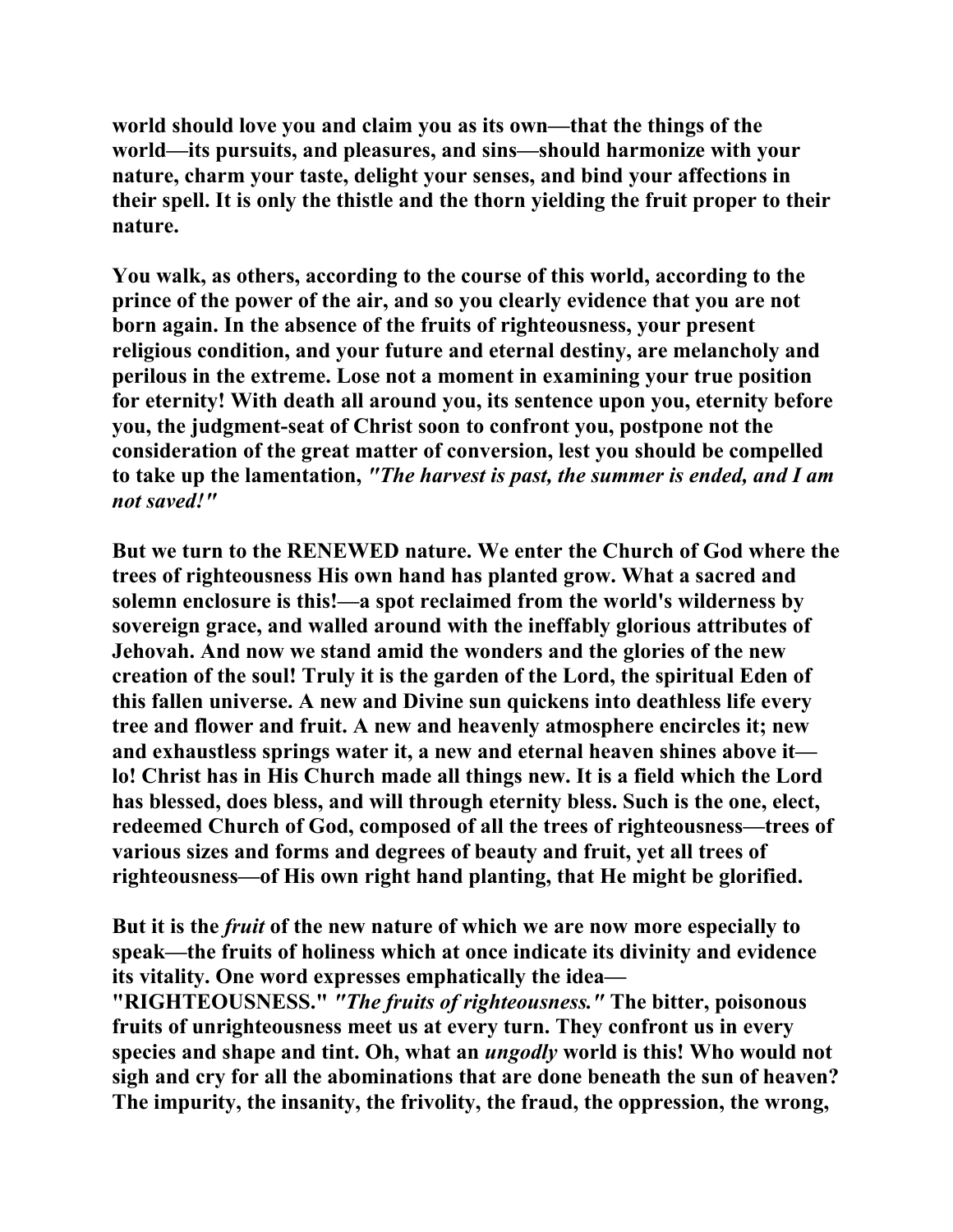**world should love you and claim you as its own—that the things of the world—its pursuits, and pleasures, and sins—should harmonize with your nature, charm your taste, delight your senses, and bind your affections in their spell. It is only the thistle and the thorn yielding the fruit proper to their nature.**

**You walk, as others, according to the course of this world, according to the prince of the power of the air, and so you clearly evidence that you are not born again. In the absence of the fruits of righteousness, your present religious condition, and your future and eternal destiny, are melancholy and perilous in the extreme. Lose not a moment in examining your true position for eternity! With death all around you, its sentence upon you, eternity before you, the judgment-seat of Christ soon to confront you, postpone not the consideration of the great matter of conversion, lest you should be compelled to take up the lamentation, *"The harvest is past, the summer is ended, and I am not saved!"***

**But we turn to the RENEWED nature. We enter the Church of God where the trees of righteousness His own hand has planted grow. What a sacred and solemn enclosure is this!—a spot reclaimed from the world's wilderness by sovereign grace, and walled around with the ineffably glorious attributes of Jehovah. And now we stand amid the wonders and the glories of the new creation of the soul! Truly it is the garden of the Lord, the spiritual Eden of this fallen universe. A new and Divine sun quickens into deathless life every tree and flower and fruit. A new and heavenly atmosphere encircles it; new and exhaustless springs water it, a new and eternal heaven shines above it—lo! Christ has in His Church made all things new. It is a field which the Lord has blessed, does bless, and will through eternity bless. Such is the one, elect, redeemed Church of God, composed of all the trees of righteousness—trees of various sizes and forms and degrees of beauty and fruit, yet all trees of righteousness—of His own right hand planting, that He might be glorified.**

**But it is the *fruit* of the new nature of which we are now more especially to speak—the fruits of holiness which at once indicate its divinity and evidence its vitality. One word expresses emphatically the idea—"RIGHTEOUSNESS." *"The fruits of righteousness."* The bitter, poisonous fruits of unrighteousness meet us at every turn. They confront us in every species and shape and tint. Oh, what an *ungodly* world is this! Who would not sigh and cry for all the abominations that are done beneath the sun of heaven? The impurity, the insanity, the frivolity, the fraud, the oppression, the wrong,**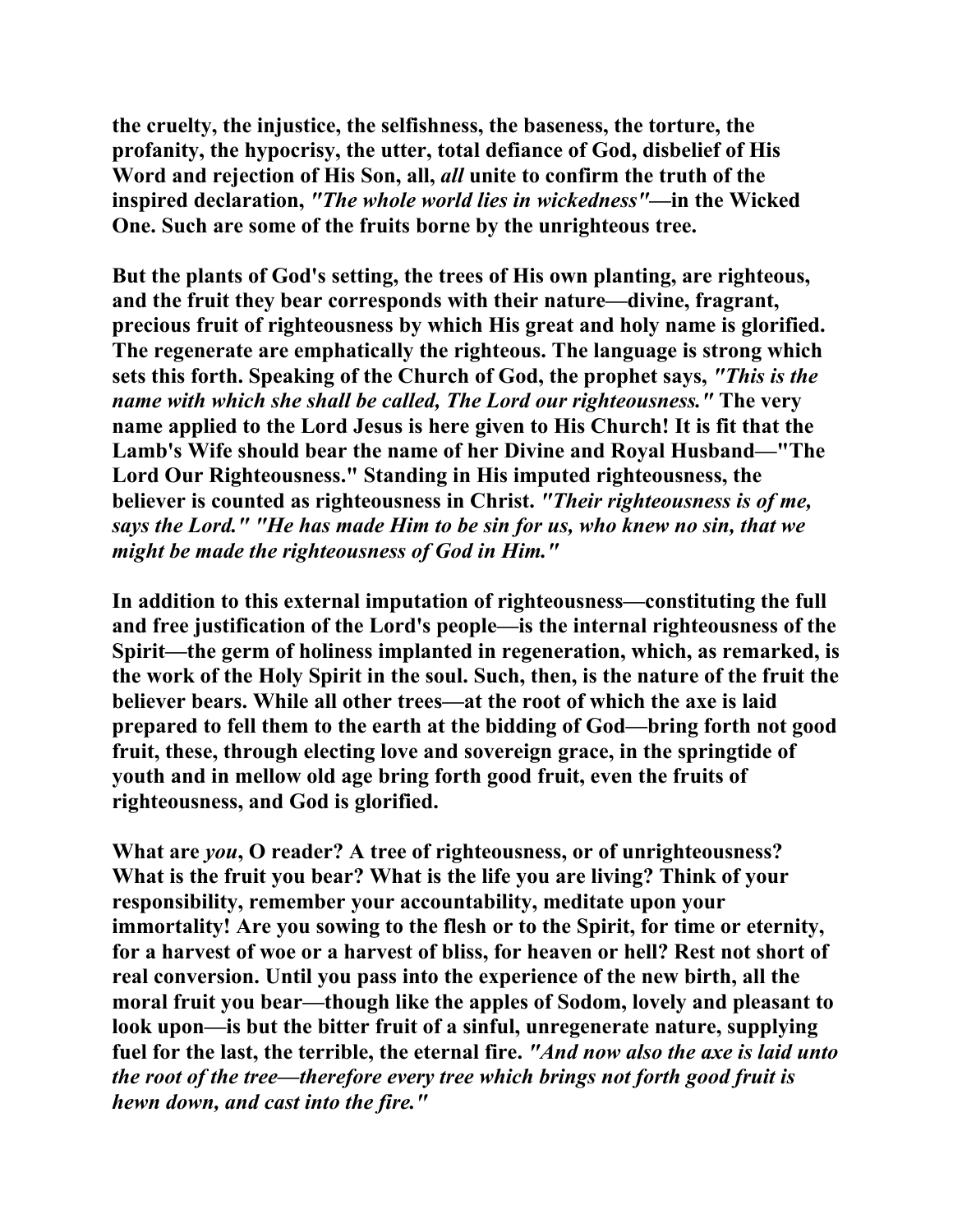the cruelty, the injustice, the selfishness, the baseness, the torture, the profanity, the hypocrisy, the utter, total defiance of God, disbelief of His Word and rejection of His Son, all, *all* unite to confirm the truth of the inspired declaration, *"The whole world lies in wickedness"*—in the Wicked One. Such are some of the fruits borne by the unrighteous tree.

But the plants of God's setting, the trees of His own planting, are righteous, and the fruit they bear corresponds with their nature—divine, fragrant, precious fruit of righteousness by which His great and holy name is glorified. The regenerate are emphatically the righteous. The language is strong which sets this forth. Speaking of the Church of God, the prophet says, *"This is the name with which she shall be called, The Lord our righteousness."* The very name applied to the Lord Jesus is here given to His Church! It is fit that the Lamb's Wife should bear the name of her Divine and Royal Husband—"The Lord Our Righteousness." Standing in His imputed righteousness, the believer is counted as righteousness in Christ. *"Their righteousness is of me, says the Lord." "He has made Him to be sin for us, who knew no sin, that we might be made the righteousness of God in Him."*

In addition to this external imputation of righteousness—constituting the full and free justification of the Lord's people—is the internal righteousness of the Spirit—the germ of holiness implanted in regeneration, which, as remarked, is the work of the Holy Spirit in the soul. Such, then, is the nature of the fruit the believer bears. While all other trees—at the root of which the axe is laid prepared to fell them to the earth at the bidding of God—bring forth not good fruit, these, through electing love and sovereign grace, in the springtide of youth and in mellow old age bring forth good fruit, even the fruits of righteousness, and God is glorified.

What are *you*, O reader? A tree of righteousness, or of unrighteousness? What is the fruit you bear? What is the life you are living? Think of your responsibility, remember your accountability, meditate upon your immortality! Are you sowing to the flesh or to the Spirit, for time or eternity, for a harvest of woe or a harvest of bliss, for heaven or hell? Rest not short of real conversion. Until you pass into the experience of the new birth, all the moral fruit you bear—though like the apples of Sodom, lovely and pleasant to look upon—is but the bitter fruit of a sinful, unregenerate nature, supplying fuel for the last, the terrible, the eternal fire. *"And now also the axe is laid unto the root of the tree—therefore every tree which brings not forth good fruit is hewn down, and cast into the fire."*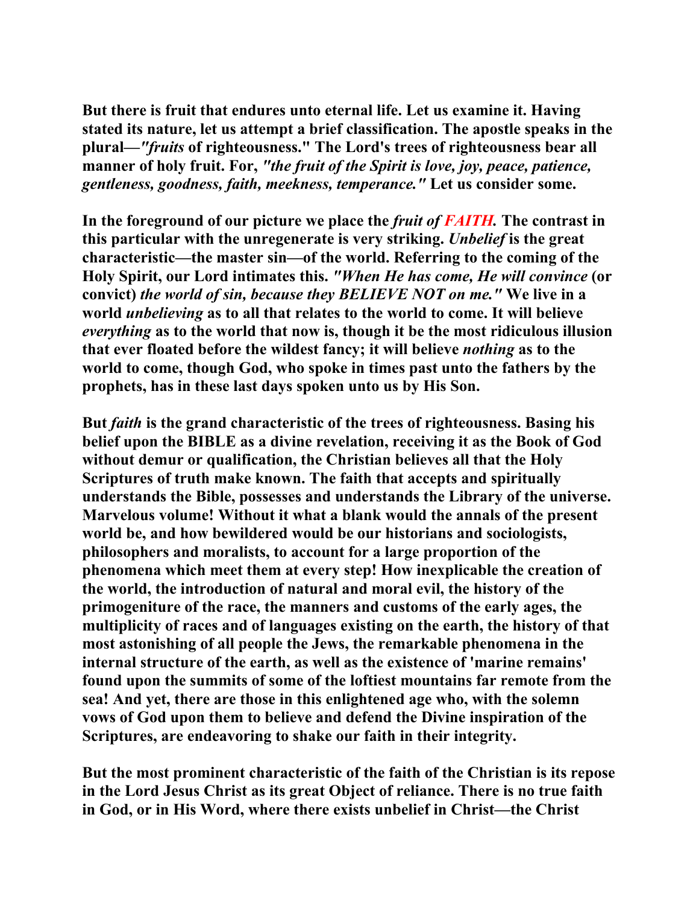**But there is fruit that endures unto eternal life. Let us examine it. Having stated its nature, let us attempt a brief classification. The apostle speaks in the plural—*"fruits* of righteousness." The Lord's trees of righteousness bear all manner of holy fruit. For, *"the fruit of the Spirit is love, joy, peace, patience, gentleness, goodness, faith, meekness, temperance."* Let us consider some.**

**In the foreground of our picture we place the *fruit of FAITH.* The contrast in this particular with the unregenerate is very striking. *Unbelief* is the great characteristic—the master sin—of the world. Referring to the coming of the Holy Spirit, our Lord intimates this. *"When He has come, He will convince* (or convict) *the world of sin, because they BELIEVE NOT on me."* We live in a world *unbelieving* as to all that relates to the world to come. It will believe *everything* as to the world that now is, though it be the most ridiculous illusion that ever floated before the wildest fancy; it will believe *nothing* as to the world to come, though God, who spoke in times past unto the fathers by the prophets, has in these last days spoken unto us by His Son.**

**But *faith* is the grand characteristic of the trees of righteousness. Basing his belief upon the BIBLE as a divine revelation, receiving it as the Book of God without demur or qualification, the Christian believes all that the Holy Scriptures of truth make known. The faith that accepts and spiritually understands the Bible, possesses and understands the Library of the universe. Marvelous volume! Without it what a blank would the annals of the present world be, and how bewildered would be our historians and sociologists, philosophers and moralists, to account for a large proportion of the phenomena which meet them at every step! How inexplicable the creation of the world, the introduction of natural and moral evil, the history of the primogeniture of the race, the manners and customs of the early ages, the multiplicity of races and of languages existing on the earth, the history of that most astonishing of all people the Jews, the remarkable phenomena in the internal structure of the earth, as well as the existence of 'marine remains' found upon the summits of some of the loftiest mountains far remote from the sea! And yet, there are those in this enlightened age who, with the solemn vows of God upon them to believe and defend the Divine inspiration of the Scriptures, are endeavoring to shake our faith in their integrity.**

**But the most prominent characteristic of the faith of the Christian is its repose in the Lord Jesus Christ as its great Object of reliance. There is no true faith in God, or in His Word, where there exists unbelief in Christ—the Christ**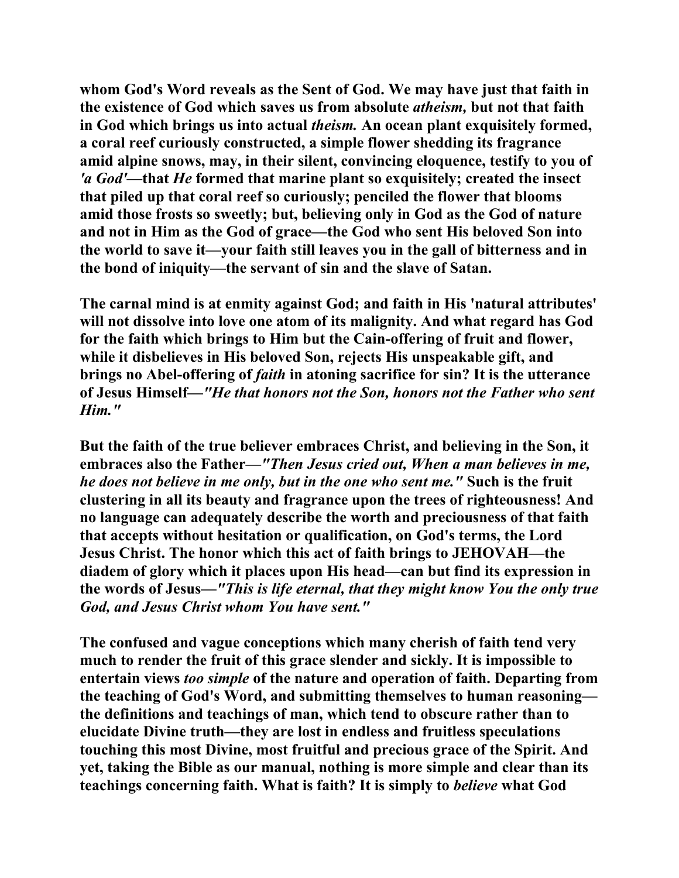whom God's Word reveals as the Sent of God. We may have just that faith in the existence of God which saves us from absolute *atheism,* but not that faith in God which brings us into actual *theism.* An ocean plant exquisitely formed, a coral reef curiously constructed, a simple flower shedding its fragrance amid alpine snows, may, in their silent, convincing eloquence, testify to you of *'a God'*—that *He* formed that marine plant so exquisitely; created the insect that piled up that coral reef so curiously; penciled the flower that blooms amid those frosts so sweetly; but, believing only in God as the God of nature and not in Him as the God of grace—the God who sent His beloved Son into the world to save it—your faith still leaves you in the gall of bitterness and in the bond of iniquity—the servant of sin and the slave of Satan.

The carnal mind is at enmity against God; and faith in His 'natural attributes' will not dissolve into love one atom of its malignity. And what regard has God for the faith which brings to Him but the Cain-offering of fruit and flower, while it disbelieves in His beloved Son, rejects His unspeakable gift, and brings no Abel-offering of *faith* in atoning sacrifice for sin? It is the utterance of Jesus Himself—*"He that honors not the Son, honors not the Father who sent Him."*

But the faith of the true believer embraces Christ, and believing in the Son, it embraces also the Father—*"Then Jesus cried out, When a man believes in me, he does not believe in me only, but in the one who sent me."* Such is the fruit clustering in all its beauty and fragrance upon the trees of righteousness! And no language can adequately describe the worth and preciousness of that faith that accepts without hesitation or qualification, on God's terms, the Lord Jesus Christ. The honor which this act of faith brings to JEHOVAH—the diadem of glory which it places upon His head—can but find its expression in the words of Jesus—*"This is life eternal, that they might know You the only true God, and Jesus Christ whom You have sent."*

The confused and vague conceptions which many cherish of faith tend very much to render the fruit of this grace slender and sickly. It is impossible to entertain views *too simple* of the nature and operation of faith. Departing from the teaching of God's Word, and submitting themselves to human reasoning—the definitions and teachings of man, which tend to obscure rather than to elucidate Divine truth—they are lost in endless and fruitless speculations touching this most Divine, most fruitful and precious grace of the Spirit. And yet, taking the Bible as our manual, nothing is more simple and clear than its teachings concerning faith. What is faith? It is simply to *believe* what God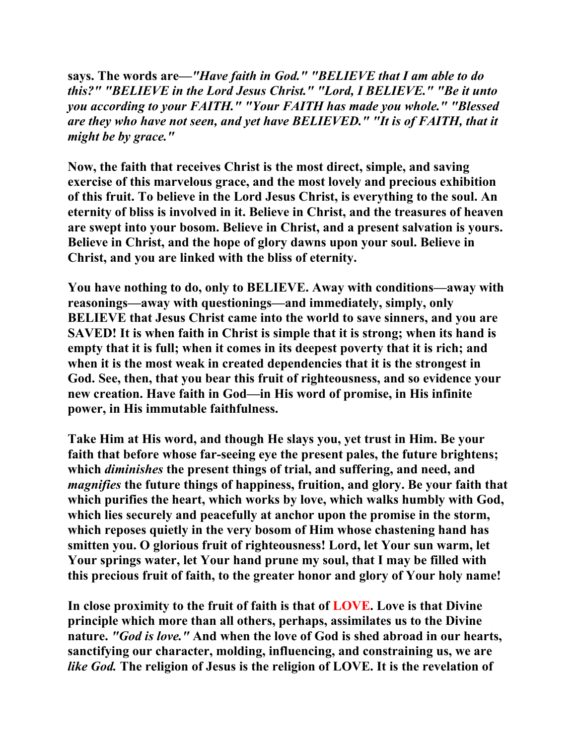**says. The words are—*"Have faith in God." "BELIEVE that I am able to do this?" "BELIEVE in the Lord Jesus Christ." "Lord, I BELIEVE." "Be it unto you according to your FAITH." "Your FAITH has made you whole." "Blessed are they who have not seen, and yet have BELIEVED." "It is of FAITH, that it might be by grace."***

**Now, the faith that receives Christ is the most direct, simple, and saving exercise of this marvelous grace, and the most lovely and precious exhibition of this fruit. To believe in the Lord Jesus Christ, is everything to the soul. An eternity of bliss is involved in it. Believe in Christ, and the treasures of heaven are swept into your bosom. Believe in Christ, and a present salvation is yours. Believe in Christ, and the hope of glory dawns upon your soul. Believe in Christ, and you are linked with the bliss of eternity.**

**You have nothing to do, only to BELIEVE. Away with conditions—away with reasonings—away with questionings—and immediately, simply, only BELIEVE that Jesus Christ came into the world to save sinners, and you are SAVED! It is when faith in Christ is simple that it is strong; when its hand is empty that it is full; when it comes in its deepest poverty that it is rich; and when it is the most weak in created dependencies that it is the strongest in God. See, then, that you bear this fruit of righteousness, and so evidence your new creation. Have faith in God—in His word of promise, in His infinite power, in His immutable faithfulness.**

**Take Him at His word, and though He slays you, yet trust in Him. Be your faith that before whose far-seeing eye the present pales, the future brightens; which *diminishes* the present things of trial, and suffering, and need, and *magnifies* the future things of happiness, fruition, and glory. Be your faith that which purifies the heart, which works by love, which walks humbly with God, which lies securely and peacefully at anchor upon the promise in the storm, which reposes quietly in the very bosom of Him whose chastening hand has smitten you. O glorious fruit of righteousness! Lord, let Your sun warm, let Your springs water, let Your hand prune my soul, that I may be filled with this precious fruit of faith, to the greater honor and glory of Your holy name!**

**In close proximity to the fruit of faith is that of LOVE. Love is that Divine principle which more than all others, perhaps, assimilates us to the Divine nature. *"God is love."* And when the love of God is shed abroad in our hearts, sanctifying our character, molding, influencing, and constraining us, we are *like God.* The religion of Jesus is the religion of LOVE. It is the revelation of**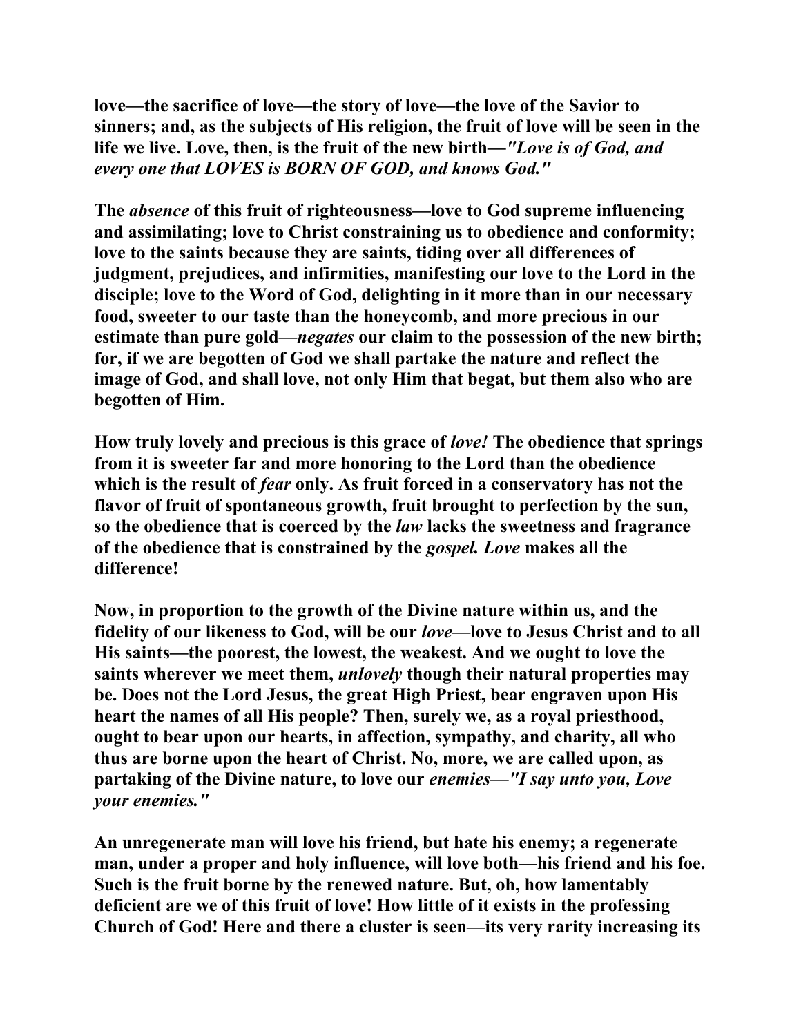**love—the sacrifice of love—the story of love—the love of the Savior to sinners; and, as the subjects of His religion, the fruit of love will be seen in the life we live. Love, then, is the fruit of the new birth—*"Love is of God, and every one that LOVES is BORN OF GOD, and knows God."***

**The *absence* of this fruit of righteousness—love to God supreme influencing and assimilating; love to Christ constraining us to obedience and conformity; love to the saints because they are saints, tiding over all differences of judgment, prejudices, and infirmities, manifesting our love to the Lord in the disciple; love to the Word of God, delighting in it more than in our necessary food, sweeter to our taste than the honeycomb, and more precious in our estimate than pure gold—*negates* our claim to the possession of the new birth; for, if we are begotten of God we shall partake the nature and reflect the image of God, and shall love, not only Him that begat, but them also who are begotten of Him.**

**How truly lovely and precious is this grace of *love!* The obedience that springs from it is sweeter far and more honoring to the Lord than the obedience which is the result of *fear* only. As fruit forced in a conservatory has not the flavor of fruit of spontaneous growth, fruit brought to perfection by the sun, so the obedience that is coerced by the *law* lacks the sweetness and fragrance of the obedience that is constrained by the *gospel. Love* makes all the difference!**

**Now, in proportion to the growth of the Divine nature within us, and the fidelity of our likeness to God, will be our *love*—love to Jesus Christ and to all His saints—the poorest, the lowest, the weakest. And we ought to love the saints wherever we meet them, *unlovely* though their natural properties may be. Does not the Lord Jesus, the great High Priest, bear engraven upon His heart the names of all His people? Then, surely we, as a royal priesthood, ought to bear upon our hearts, in affection, sympathy, and charity, all who thus are borne upon the heart of Christ. No, more, we are called upon, as partaking of the Divine nature, to love our *enemies—"I say unto you, Love your enemies."***

**An unregenerate man will love his friend, but hate his enemy; a regenerate man, under a proper and holy influence, will love both—his friend and his foe. Such is the fruit borne by the renewed nature. But, oh, how lamentably deficient are we of this fruit of love! How little of it exists in the professing Church of God! Here and there a cluster is seen—its very rarity increasing its**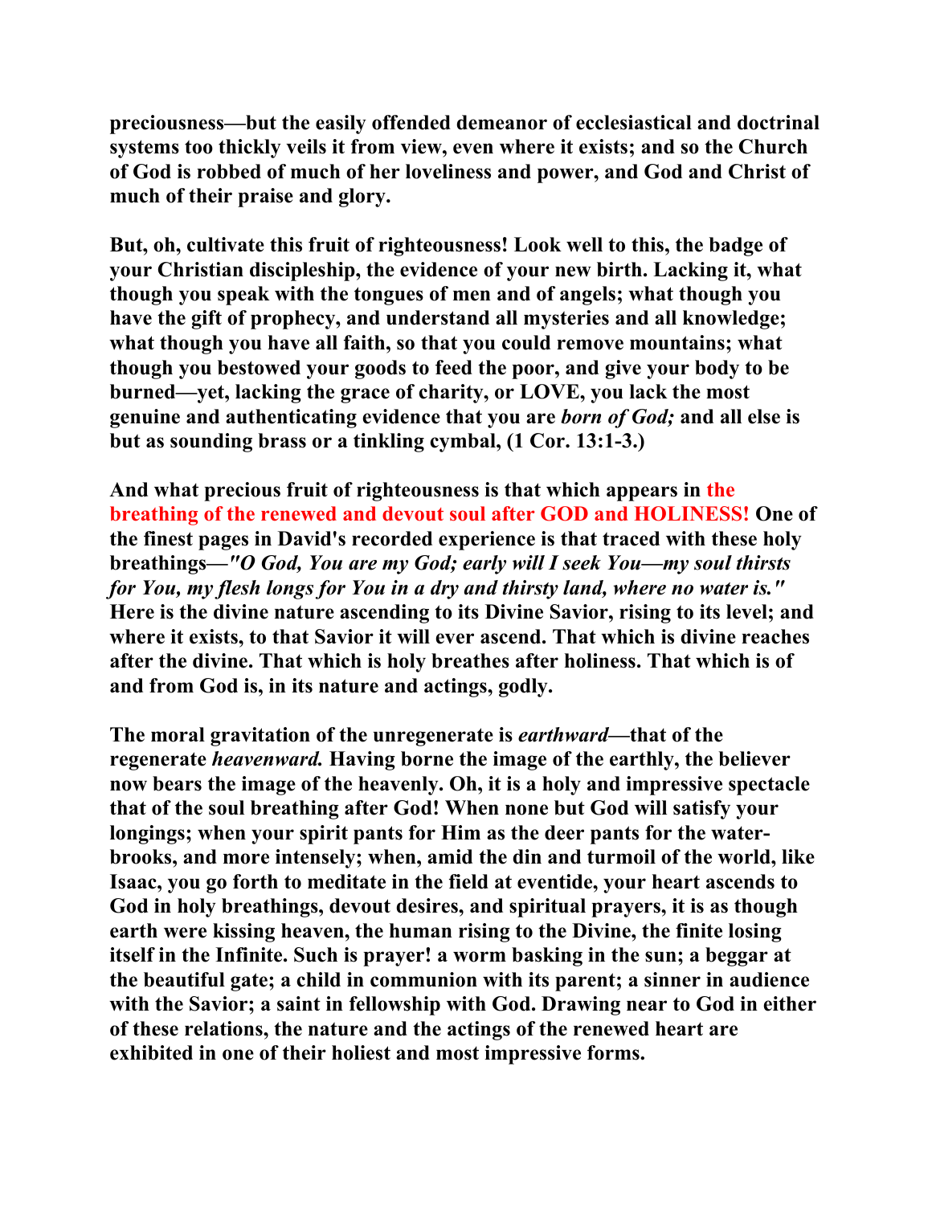**preciousness—but the easily offended demeanor of ecclesiastical and doctrinal systems too thickly veils it from view, even where it exists; and so the Church of God is robbed of much of her loveliness and power, and God and Christ of much of their praise and glory.**

**But, oh, cultivate this fruit of righteousness! Look well to this, the badge of your Christian discipleship, the evidence of your new birth. Lacking it, what though you speak with the tongues of men and of angels; what though you have the gift of prophecy, and understand all mysteries and all knowledge; what though you have all faith, so that you could remove mountains; what though you bestowed your goods to feed the poor, and give your body to be burned—yet, lacking the grace of charity, or LOVE, you lack the most genuine and authenticating evidence that you are *born of God;* and all else is but as sounding brass or a tinkling cymbal, (1 Cor. 13:1-3.)**

**And what precious fruit of righteousness is that which appears in the breathing of the renewed and devout soul after GOD and HOLINESS! One of the finest pages in David's recorded experience is that traced with these holy breathings—*"O God, You are my God; early will I seek You—my soul thirsts for You, my flesh longs for You in a dry and thirsty land, where no water is."* Here is the divine nature ascending to its Divine Savior, rising to its level; and where it exists, to that Savior it will ever ascend. That which is divine reaches after the divine. That which is holy breathes after holiness. That which is of and from God is, in its nature and actings, godly.**

**The moral gravitation of the unregenerate is *earthward*—that of the regenerate *heavenward.* Having borne the image of the earthly, the believer now bears the image of the heavenly. Oh, it is a holy and impressive spectacle that of the soul breathing after God! When none but God will satisfy your longings; when your spirit pants for Him as the deer pants for the water-brooks, and more intensely; when, amid the din and turmoil of the world, like Isaac, you go forth to meditate in the field at eventide, your heart ascends to God in holy breathings, devout desires, and spiritual prayers, it is as though earth were kissing heaven, the human rising to the Divine, the finite losing itself in the Infinite. Such is prayer! a worm basking in the sun; a beggar at the beautiful gate; a child in communion with its parent; a sinner in audience with the Savior; a saint in fellowship with God. Drawing near to God in either of these relations, the nature and the actings of the renewed heart are exhibited in one of their holiest and most impressive forms.**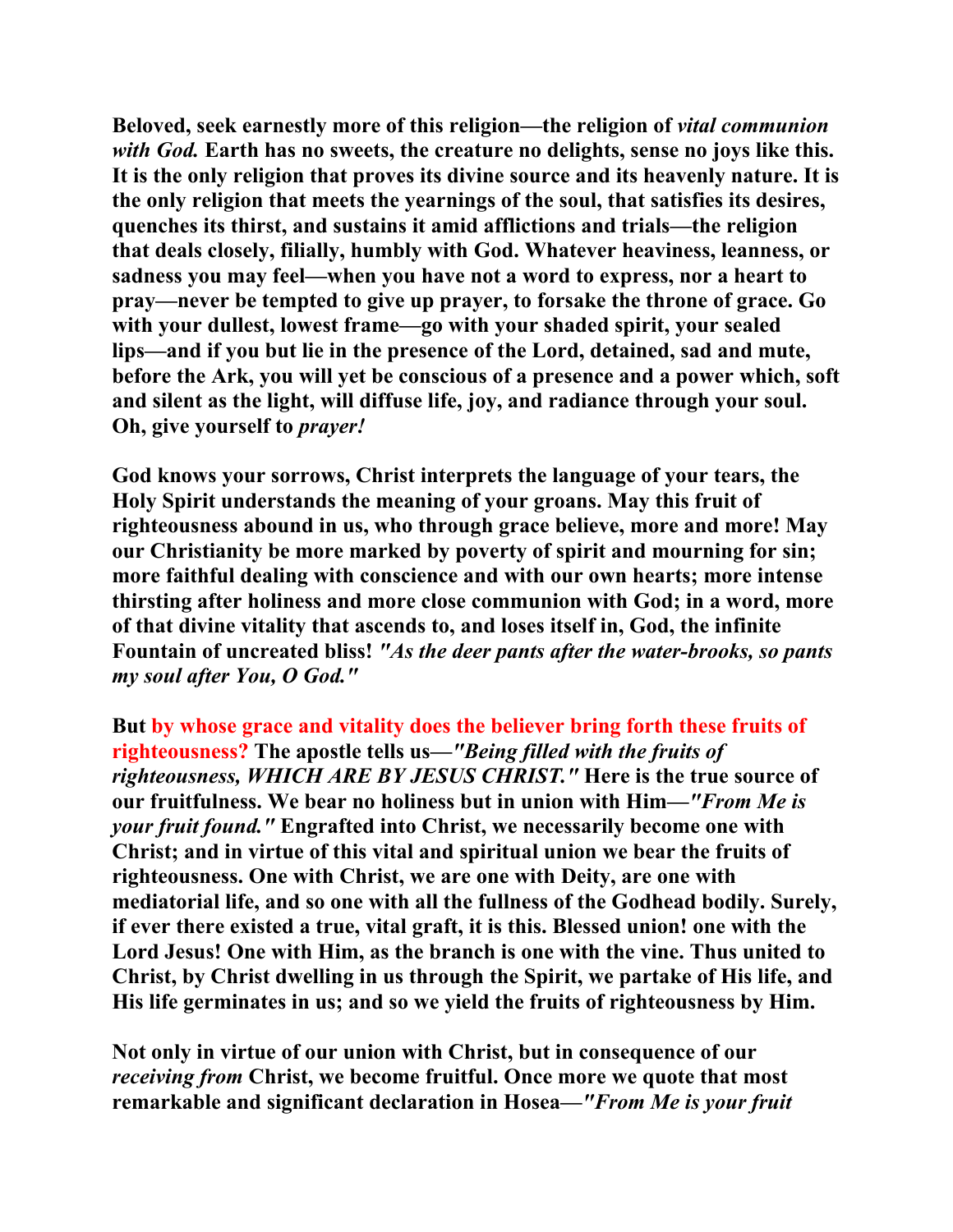**Beloved, seek earnestly more of this religion—the religion of *vital communion with God.* Earth has no sweets, the creature no delights, sense no joys like this. It is the only religion that proves its divine source and its heavenly nature. It is the only religion that meets the yearnings of the soul, that satisfies its desires, quenches its thirst, and sustains it amid afflictions and trials—the religion that deals closely, filially, humbly with God. Whatever heaviness, leanness, or sadness you may feel—when you have not a word to express, nor a heart to pray—never be tempted to give up prayer, to forsake the throne of grace. Go with your dullest, lowest frame—go with your shaded spirit, your sealed lips—and if you but lie in the presence of the Lord, detained, sad and mute, before the Ark, you will yet be conscious of a presence and a power which, soft and silent as the light, will diffuse life, joy, and radiance through your soul. Oh, give yourself to *prayer!***

**God knows your sorrows, Christ interprets the language of your tears, the Holy Spirit understands the meaning of your groans. May this fruit of righteousness abound in us, who through grace believe, more and more! May our Christianity be more marked by poverty of spirit and mourning for sin; more faithful dealing with conscience and with our own hearts; more intense thirsting after holiness and more close communion with God; in a word, more of that divine vitality that ascends to, and loses itself in, God, the infinite Fountain of uncreated bliss! *"As the deer pants after the water-brooks, so pants my soul after You, O God."***

**But by whose grace and vitality does the believer bring forth these fruits of righteousness? The apostle tells us—*"Being filled with the fruits of righteousness, WHICH ARE BY JESUS CHRIST."* Here is the true source of our fruitfulness. We bear no holiness but in union with Him—*"From Me is your fruit found."* Engrafted into Christ, we necessarily become one with Christ; and in virtue of this vital and spiritual union we bear the fruits of righteousness. One with Christ, we are one with Deity, are one with mediatorial life, and so one with all the fullness of the Godhead bodily. Surely, if ever there existed a true, vital graft, it is this. Blessed union! one with the Lord Jesus! One with Him, as the branch is one with the vine. Thus united to Christ, by Christ dwelling in us through the Spirit, we partake of His life, and His life germinates in us; and so we yield the fruits of righteousness by Him.**

**Not only in virtue of our union with Christ, but in consequence of our *receiving from* Christ, we become fruitful. Once more we quote that most remarkable and significant declaration in Hosea—*"From Me is your fruit***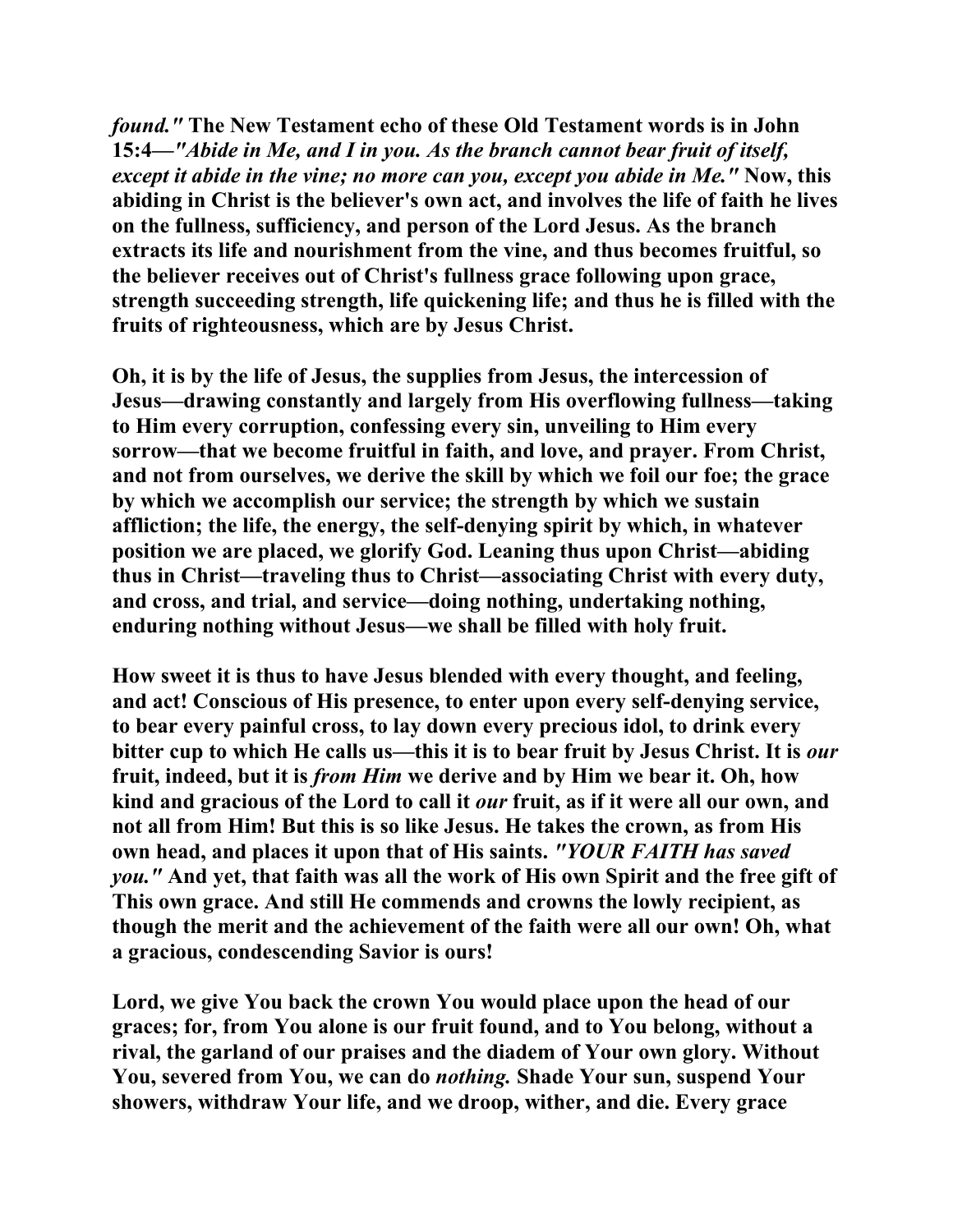**_found."_ The New Testament echo of these Old Testament words is in John 15:4—_"Abide in Me, and I in you. As the branch cannot bear fruit of itself, except it abide in the vine; no more can you, except you abide in Me."_ Now, this abiding in Christ is the believer's own act, and involves the life of faith he lives on the fullness, sufficiency, and person of the Lord Jesus. As the branch extracts its life and nourishment from the vine, and thus becomes fruitful, so the believer receives out of Christ's fullness grace following upon grace, strength succeeding strength, life quickening life; and thus he is filled with the fruits of righteousness, which are by Jesus Christ.**

**Oh, it is by the life of Jesus, the supplies from Jesus, the intercession of Jesus—drawing constantly and largely from His overflowing fullness—taking to Him every corruption, confessing every sin, unveiling to Him every sorrow—that we become fruitful in faith, and love, and prayer. From Christ, and not from ourselves, we derive the skill by which we foil our foe; the grace by which we accomplish our service; the strength by which we sustain affliction; the life, the energy, the self-denying spirit by which, in whatever position we are placed, we glorify God. Leaning thus upon Christ—abiding thus in Christ—traveling thus to Christ—associating Christ with every duty, and cross, and trial, and service—doing nothing, undertaking nothing, enduring nothing without Jesus—we shall be filled with holy fruit.**

**How sweet it is thus to have Jesus blended with every thought, and feeling, and act! Conscious of His presence, to enter upon every self-denying service, to bear every painful cross, to lay down every precious idol, to drink every bitter cup to which He calls us—this it is to bear fruit by Jesus Christ. It is _our_ fruit, indeed, but it is _from Him_ we derive and by Him we bear it. Oh, how kind and gracious of the Lord to call it _our_ fruit, as if it were all our own, and not all from Him! But this is so like Jesus. He takes the crown, as from His own head, and places it upon that of His saints. _"YOUR FAITH has saved you."_ And yet, that faith was all the work of His own Spirit and the free gift of This own grace. And still He commends and crowns the lowly recipient, as though the merit and the achievement of the faith were all our own! Oh, what a gracious, condescending Savior is ours!**

**Lord, we give You back the crown You would place upon the head of our graces; for, from You alone is our fruit found, and to You belong, without a rival, the garland of our praises and the diadem of Your own glory. Without You, severed from You, we can do _nothing._ Shade Your sun, suspend Your showers, withdraw Your life, and we droop, wither, and die. Every grace**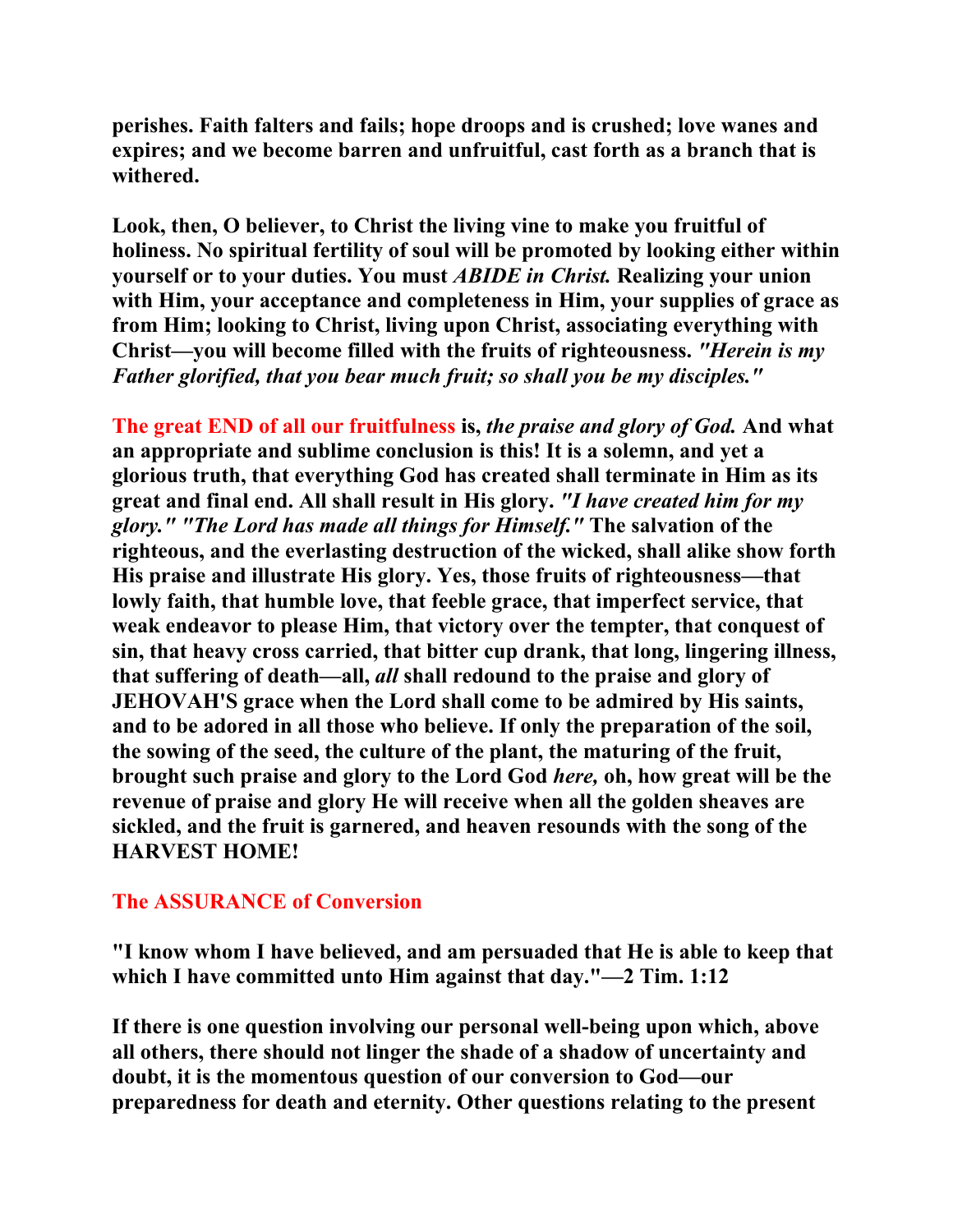**perishes. Faith falters and fails; hope droops and is crushed; love wanes and expires; and we become barren and unfruitful, cast forth as a branch that is withered.**

**Look, then, O believer, to Christ the living vine to make you fruitful of holiness. No spiritual fertility of soul will be promoted by looking either within yourself or to your duties. You must *ABIDE in Christ.* Realizing your union with Him, your acceptance and completeness in Him, your supplies of grace as from Him; looking to Christ, living upon Christ, associating everything with Christ—you will become filled with the fruits of righteousness. *"Herein is my Father glorified, that you bear much fruit; so shall you be my disciples."***

**The great END of all our fruitfulness is, *the praise and glory of God.* And what an appropriate and sublime conclusion is this! It is a solemn, and yet a glorious truth, that everything God has created shall terminate in Him as its great and final end. All shall result in His glory. *"I have created him for my glory." "The Lord has made all things for Himself."* The salvation of the righteous, and the everlasting destruction of the wicked, shall alike show forth His praise and illustrate His glory. Yes, those fruits of righteousness—that lowly faith, that humble love, that feeble grace, that imperfect service, that weak endeavor to please Him, that victory over the tempter, that conquest of sin, that heavy cross carried, that bitter cup drank, that long, lingering illness, that suffering of death—all, *all* shall redound to the praise and glory of JEHOVAH'S grace when the Lord shall come to be admired by His saints, and to be adored in all those who believe. If only the preparation of the soil, the sowing of the seed, the culture of the plant, the maturing of the fruit, brought such praise and glory to the Lord God *here,* oh, how great will be the revenue of praise and glory He will receive when all the golden sheaves are sickled, and the fruit is garnered, and heaven resounds with the song of the HARVEST HOME!**

## The ASSURANCE of Conversion

**"I know whom I have believed, and am persuaded that He is able to keep that which I have committed unto Him against that day."—2 Tim. 1:12**

**If there is one question involving our personal well-being upon which, above all others, there should not linger the shade of a shadow of uncertainty and doubt, it is the momentous question of our conversion to God—our preparedness for death and eternity. Other questions relating to the present**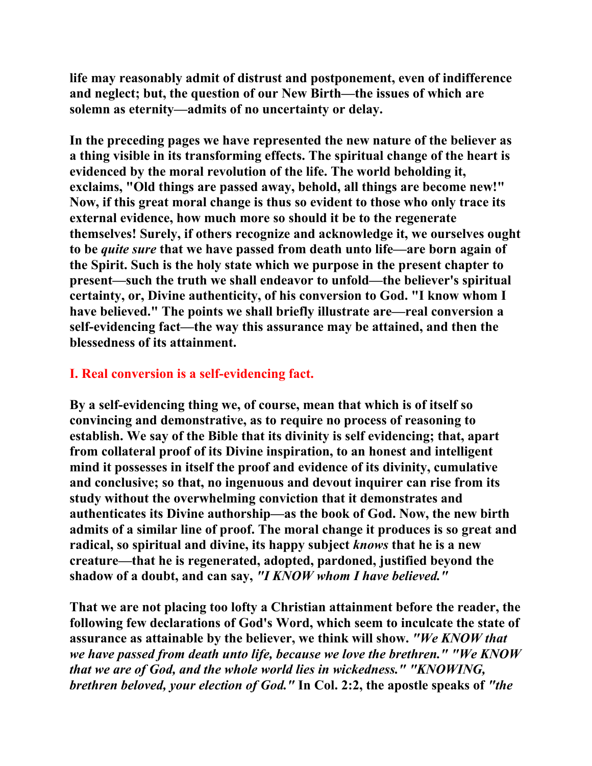life may reasonably admit of distrust and postponement, even of indifference and neglect; but, the question of our New Birth—the issues of which are solemn as eternity—admits of no uncertainty or delay.

In the preceding pages we have represented the new nature of the believer as a thing visible in its transforming effects. The spiritual change of the heart is evidenced by the moral revolution of the life. The world beholding it, exclaims, "Old things are passed away, behold, all things are become new!" Now, if this great moral change is thus so evident to those who only trace its external evidence, how much more so should it be to the regenerate themselves! Surely, if others recognize and acknowledge it, we ourselves ought to be *quite sure* that we have passed from death unto life—are born again of the Spirit. Such is the holy state which we purpose in the present chapter to present—such the truth we shall endeavor to unfold—the believer's spiritual certainty, or, Divine authenticity, of his conversion to God. "I know whom I have believed." The points we shall briefly illustrate are—real conversion a self-evidencing fact—the way this assurance may be attained, and then the blessedness of its attainment.

## I. Real conversion is a self-evidencing fact.

By a self-evidencing thing we, of course, mean that which is of itself so convincing and demonstrative, as to require no process of reasoning to establish. We say of the Bible that its divinity is self evidencing; that, apart from collateral proof of its Divine inspiration, to an honest and intelligent mind it possesses in itself the proof and evidence of its divinity, cumulative and conclusive; so that, no ingenuous and devout inquirer can rise from its study without the overwhelming conviction that it demonstrates and authenticates its Divine authorship—as the book of God. Now, the new birth admits of a similar line of proof. The moral change it produces is so great and radical, so spiritual and divine, its happy subject *knows* that he is a new creature—that he is regenerated, adopted, pardoned, justified beyond the shadow of a doubt, and can say, *"I KNOW whom I have believed."*

That we are not placing too lofty a Christian attainment before the reader, the following few declarations of God's Word, which seem to inculcate the state of assurance as attainable by the believer, we think will show. *"We KNOW that we have passed from death unto life, because we love the brethren." "We KNOW that we are of God, and the whole world lies in wickedness." "KNOWING, brethren beloved, your election of God."* In Col. 2:2, the apostle speaks of *"the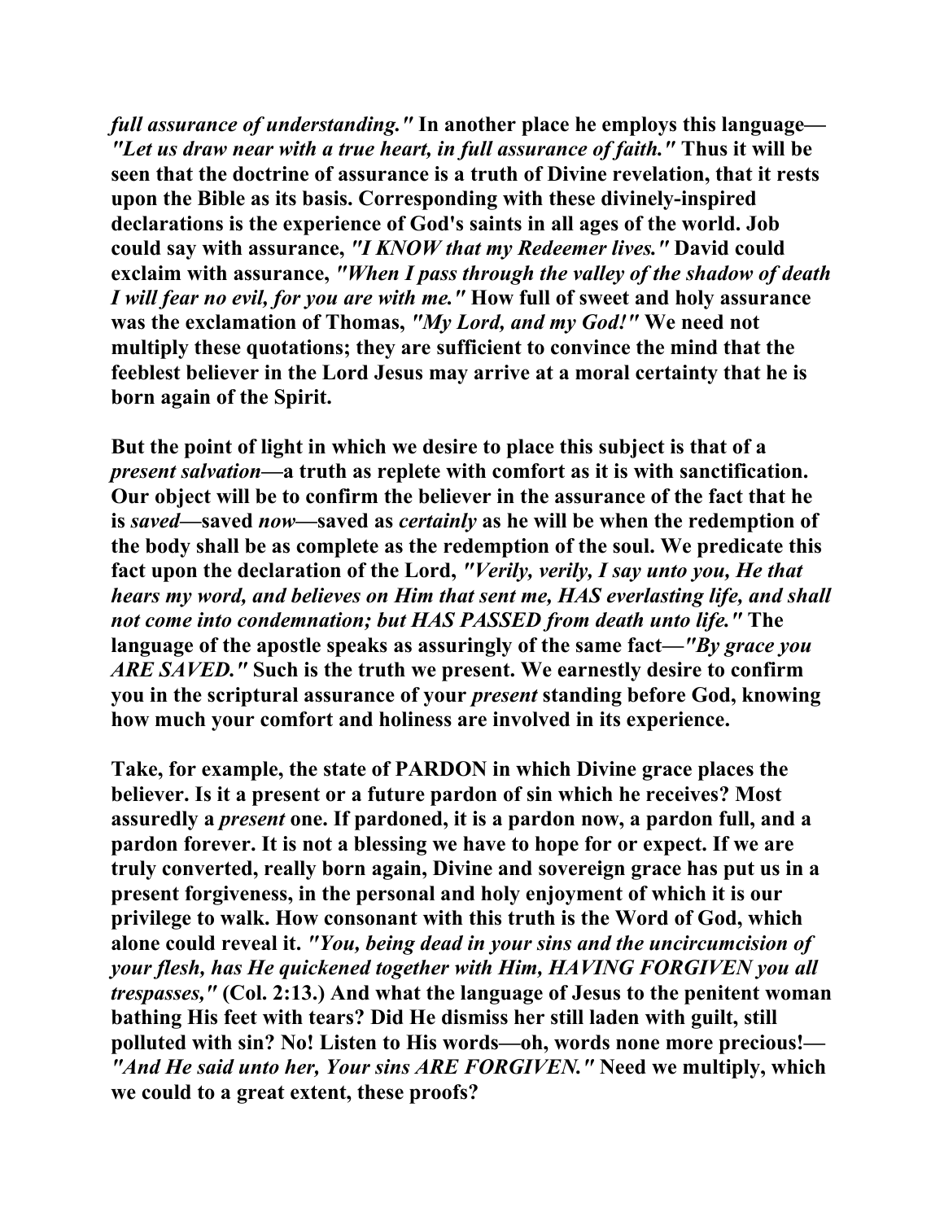**_full assurance of understanding."_ In another place he employs this language—_"Let us draw near with a true heart, in full assurance of faith."_ Thus it will be seen that the doctrine of assurance is a truth of Divine revelation, that it rests upon the Bible as its basis. Corresponding with these divinely-inspired declarations is the experience of God's saints in all ages of the world. Job could say with assurance, _"I KNOW that my Redeemer lives."_ David could exclaim with assurance, _"When I pass through the valley of the shadow of death I will fear no evil, for you are with me."_ How full of sweet and holy assurance was the exclamation of Thomas, _"My Lord, and my God!"_ We need not multiply these quotations; they are sufficient to convince the mind that the feeblest believer in the Lord Jesus may arrive at a moral certainty that he is born again of the Spirit.**

**But the point of light in which we desire to place this subject is that of a _present salvation_—a truth as replete with comfort as it is with sanctification. Our object will be to confirm the believer in the assurance of the fact that he is _saved_—saved _now_—saved as _certainly_ as he will be when the redemption of the body shall be as complete as the redemption of the soul. We predicate this fact upon the declaration of the Lord, _"Verily, verily, I say unto you, He that hears my word, and believes on Him that sent me, HAS everlasting life, and shall not come into condemnation; but HAS PASSED from death unto life."_ The language of the apostle speaks as assuringly of the same fact—_"By grace you ARE SAVED."_ Such is the truth we present. We earnestly desire to confirm you in the scriptural assurance of your _present_ standing before God, knowing how much your comfort and holiness are involved in its experience.**

**Take, for example, the state of PARDON in which Divine grace places the believer. Is it a present or a future pardon of sin which he receives? Most assuredly a _present_ one. If pardoned, it is a pardon now, a pardon full, and a pardon forever. It is not a blessing we have to hope for or expect. If we are truly converted, really born again, Divine and sovereign grace has put us in a present forgiveness, in the personal and holy enjoyment of which it is our privilege to walk. How consonant with this truth is the Word of God, which alone could reveal it. _"You, being dead in your sins and the uncircumcision of your flesh, has He quickened together with Him, HAVING FORGIVEN you all trespasses,"_ (Col. 2:13.) And what the language of Jesus to the penitent woman bathing His feet with tears? Did He dismiss her still laden with guilt, still polluted with sin? No! Listen to His words—oh, words none more precious!—_"And He said unto her, Your sins ARE FORGIVEN."_ Need we multiply, which we could to a great extent, these proofs?**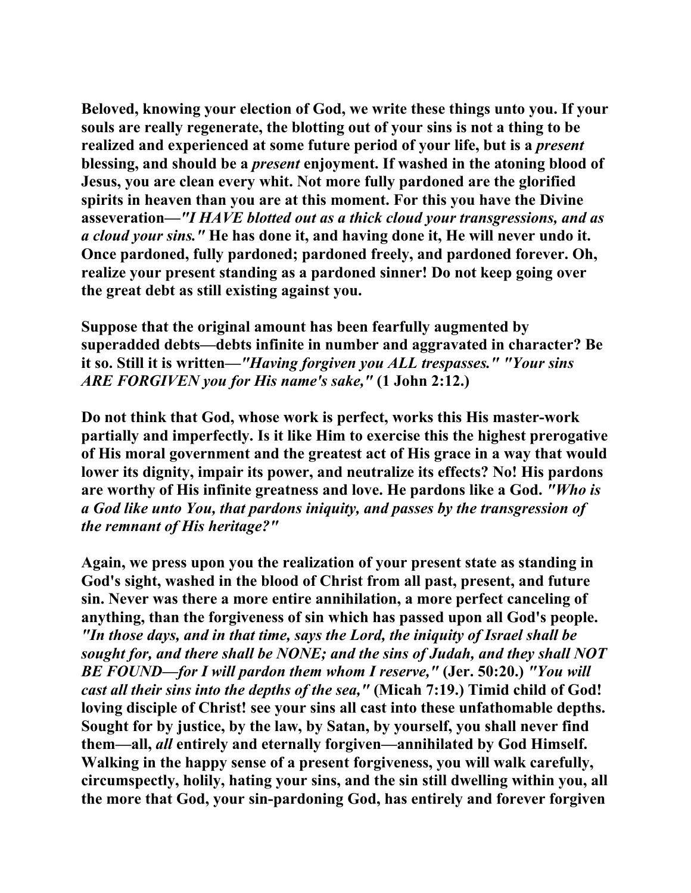**Beloved, knowing your election of God, we write these things unto you. If your souls are really regenerate, the blotting out of your sins is not a thing to be realized and experienced at some future period of your life, but is a *present* blessing, and should be a *present* enjoyment. If washed in the atoning blood of Jesus, you are clean every whit. Not more fully pardoned are the glorified spirits in heaven than you are at this moment. For this you have the Divine asseveration—*"I HAVE blotted out as a thick cloud your transgressions, and as a cloud your sins."* He has done it, and having done it, He will never undo it. Once pardoned, fully pardoned; pardoned freely, and pardoned forever. Oh, realize your present standing as a pardoned sinner! Do not keep going over the great debt as still existing against you.**

**Suppose that the original amount has been fearfully augmented by superadded debts—debts infinite in number and aggravated in character? Be it so. Still it is written—*"Having forgiven you ALL trespasses." "Your sins ARE FORGIVEN you for His name's sake,"* (1 John 2:12.)**

**Do not think that God, whose work is perfect, works this His master-work partially and imperfectly. Is it like Him to exercise this the highest prerogative of His moral government and the greatest act of His grace in a way that would lower its dignity, impair its power, and neutralize its effects? No! His pardons are worthy of His infinite greatness and love. He pardons like a God. *"Who is a God like unto You, that pardons iniquity, and passes by the transgression of the remnant of His heritage?"***

**Again, we press upon you the realization of your present state as standing in God's sight, washed in the blood of Christ from all past, present, and future sin. Never was there a more entire annihilation, a more perfect canceling of anything, than the forgiveness of sin which has passed upon all God's people. *"In those days, and in that time, says the Lord, the iniquity of Israel shall be sought for, and there shall be NONE; and the sins of Judah, and they shall NOT BE FOUND—for I will pardon them whom I reserve,"* (Jer. 50:20.) *"You will cast all their sins into the depths of the sea,"* (Micah 7:19.) Timid child of God! loving disciple of Christ! see your sins all cast into these unfathomable depths. Sought for by justice, by the law, by Satan, by yourself, you shall never find them—all, *all* entirely and eternally forgiven—annihilated by God Himself. Walking in the happy sense of a present forgiveness, you will walk carefully, circumspectly, holily, hating your sins, and the sin still dwelling within you, all the more that God, your sin-pardoning God, has entirely and forever forgiven**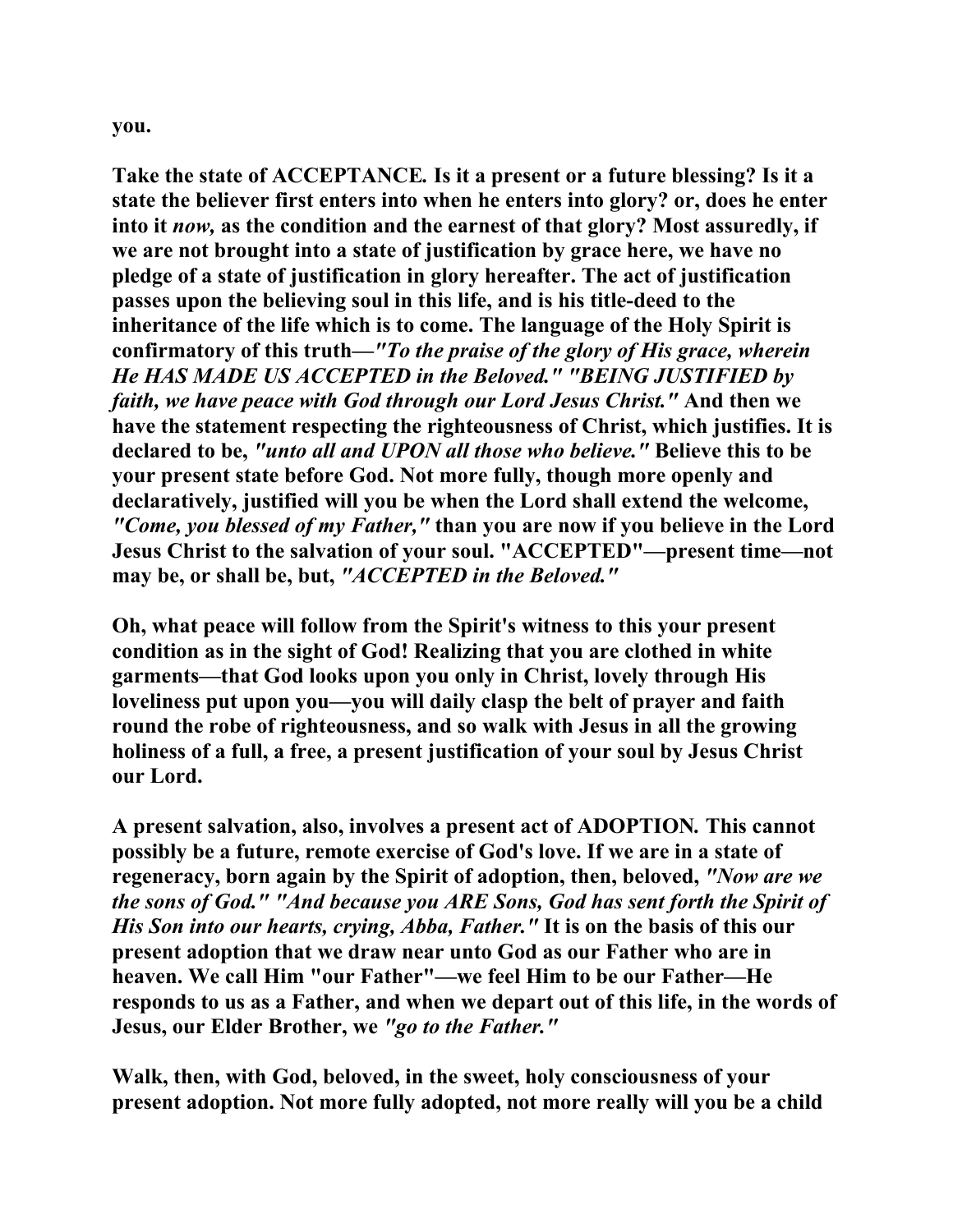**you.**

**Take the state of ACCEPTANCE. Is it a present or a future blessing? Is it a state the believer first enters into when he enters into glory? or, does he enter into it *now,* as the condition and the earnest of that glory? Most assuredly, if we are not brought into a state of justification by grace here, we have no pledge of a state of justification in glory hereafter. The act of justification passes upon the believing soul in this life, and is his title-deed to the inheritance of the life which is to come. The language of the Holy Spirit is confirmatory of this truth—*"To the praise of the glory of His grace, wherein He HAS MADE US ACCEPTED in the Beloved." "BEING JUSTIFIED by faith, we have peace with God through our Lord Jesus Christ."* And then we have the statement respecting the righteousness of Christ, which justifies. It is declared to be, *"unto all and UPON all those who believe."* Believe this to be your present state before God. Not more fully, though more openly and declaratively, justified will you be when the Lord shall extend the welcome, *"Come, you blessed of my Father,"* than you are now if you believe in the Lord Jesus Christ to the salvation of your soul. "ACCEPTED"—present time—not may be, or shall be, but, *"ACCEPTED in the Beloved."***

**Oh, what peace will follow from the Spirit's witness to this your present condition as in the sight of God! Realizing that you are clothed in white garments—that God looks upon you only in Christ, lovely through His loveliness put upon you—you will daily clasp the belt of prayer and faith round the robe of righteousness, and so walk with Jesus in all the growing holiness of a full, a free, a present justification of your soul by Jesus Christ our Lord.**

**A present salvation, also, involves a present act of ADOPTION. This cannot possibly be a future, remote exercise of God's love. If we are in a state of regeneracy, born again by the Spirit of adoption, then, beloved, *"Now are we the sons of God." "And because you ARE Sons, God has sent forth the Spirit of His Son into our hearts, crying, Abba, Father."* It is on the basis of this our present adoption that we draw near unto God as our Father who are in heaven. We call Him "our Father"—we feel Him to be our Father—He responds to us as a Father, and when we depart out of this life, in the words of Jesus, our Elder Brother, we *"go to the Father."***

**Walk, then, with God, beloved, in the sweet, holy consciousness of your present adoption. Not more fully adopted, not more really will you be a child**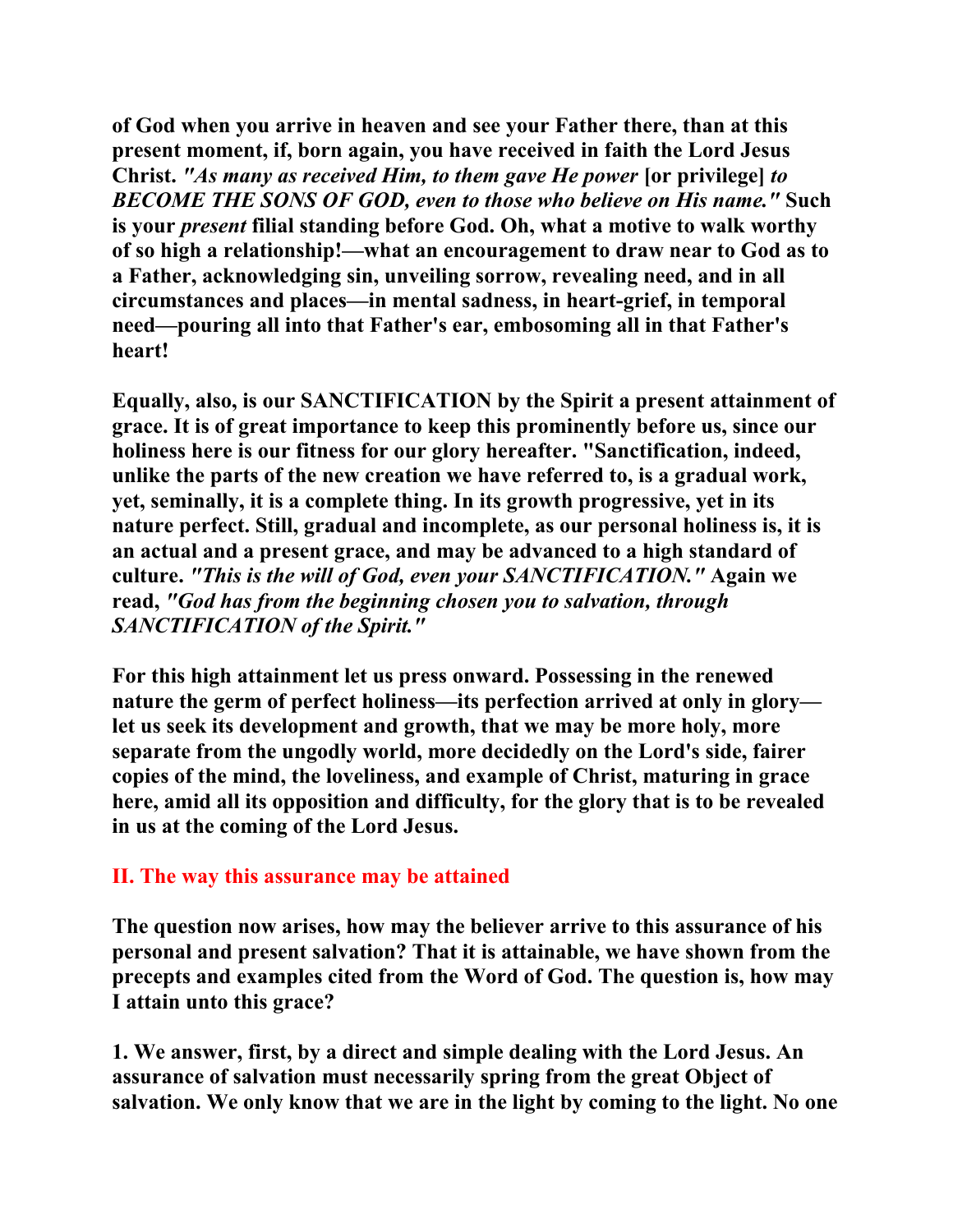of God when you arrive in heaven and see your Father there, than at this present moment, if, born again, you have received in faith the Lord Jesus Christ. *"As many as received Him, to them gave He power* [or privilege] *to BECOME THE SONS OF GOD, even to those who believe on His name."* Such is your *present* filial standing before God. Oh, what a motive to walk worthy of so high a relationship!—what an encouragement to draw near to God as to a Father, acknowledging sin, unveiling sorrow, revealing need, and in all circumstances and places—in mental sadness, in heart-grief, in temporal need—pouring all into that Father's ear, embosoming all in that Father's heart!

Equally, also, is our SANCTIFICATION by the Spirit a present attainment of grace. It is of great importance to keep this prominently before us, since our holiness here is our fitness for our glory hereafter. "Sanctification, indeed, unlike the parts of the new creation we have referred to, is a gradual work, yet, seminally, it is a complete thing. In its growth progressive, yet in its nature perfect. Still, gradual and incomplete, as our personal holiness is, it is an actual and a present grace, and may be advanced to a high standard of culture. *"This is the will of God, even your SANCTIFICATION."* Again we read, *"God has from the beginning chosen you to salvation, through SANCTIFICATION of the Spirit."*

For this high attainment let us press onward. Possessing in the renewed nature the germ of perfect holiness—its perfection arrived at only in glory—let us seek its development and growth, that we may be more holy, more separate from the ungodly world, more decidedly on the Lord's side, fairer copies of the mind, the loveliness, and example of Christ, maturing in grace here, amid all its opposition and difficulty, for the glory that is to be revealed in us at the coming of the Lord Jesus.

## II. The way this assurance may be attained

The question now arises, how may the believer arrive to this assurance of his personal and present salvation? That it is attainable, we have shown from the precepts and examples cited from the Word of God. The question is, how may I attain unto this grace?

1. We answer, first, by a direct and simple dealing with the Lord Jesus. An assurance of salvation must necessarily spring from the great Object of salvation. We only know that we are in the light by coming to the light. No one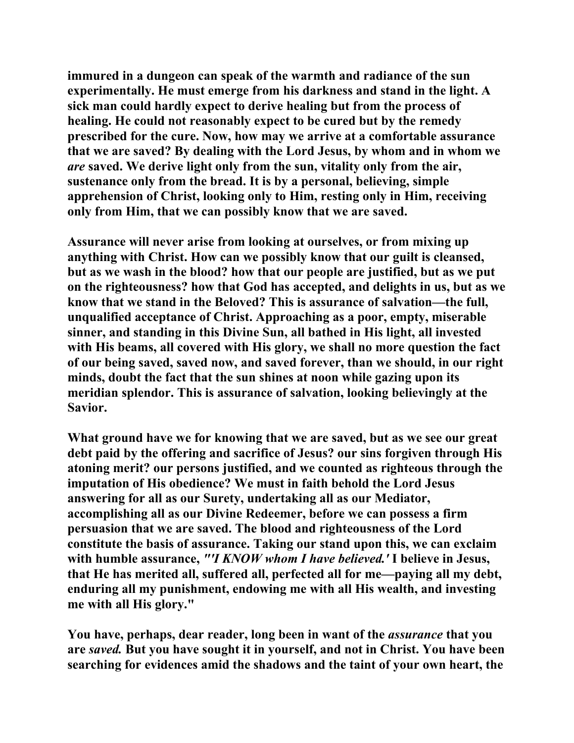**immured in a dungeon can speak of the warmth and radiance of the sun experimentally. He must emerge from his darkness and stand in the light. A sick man could hardly expect to derive healing but from the process of healing. He could not reasonably expect to be cured but by the remedy prescribed for the cure. Now, how may we arrive at a comfortable assurance that we are saved? By dealing with the Lord Jesus, by whom and in whom we *are* saved. We derive light only from the sun, vitality only from the air, sustenance only from the bread. It is by a personal, believing, simple apprehension of Christ, looking only to Him, resting only in Him, receiving only from Him, that we can possibly know that we are saved.**

**Assurance will never arise from looking at ourselves, or from mixing up anything with Christ. How can we possibly know that our guilt is cleansed, but as we wash in the blood? how that our people are justified, but as we put on the righteousness? how that God has accepted, and delights in us, but as we know that we stand in the Beloved? This is assurance of salvation—the full, unqualified acceptance of Christ. Approaching as a poor, empty, miserable sinner, and standing in this Divine Sun, all bathed in His light, all invested with His beams, all covered with His glory, we shall no more question the fact of our being saved, saved now, and saved forever, than we should, in our right minds, doubt the fact that the sun shines at noon while gazing upon its meridian splendor. This is assurance of salvation, looking believingly at the Savior.**

**What ground have we for knowing that we are saved, but as we see our great debt paid by the offering and sacrifice of Jesus? our sins forgiven through His atoning merit? our persons justified, and we counted as righteous through the imputation of His obedience? We must in faith behold the Lord Jesus answering for all as our Surety, undertaking all as our Mediator, accomplishing all as our Divine Redeemer, before we can possess a firm persuasion that we are saved. The blood and righteousness of the Lord constitute the basis of assurance. Taking our stand upon this, we can exclaim with humble assurance, *"'I KNOW whom I have believed.'* I believe in Jesus, that He has merited all, suffered all, perfected all for me—paying all my debt, enduring all my punishment, endowing me with all His wealth, and investing me with all His glory."**

**You have, perhaps, dear reader, long been in want of the *assurance* that you are *saved.* But you have sought it in yourself, and not in Christ. You have been searching for evidences amid the shadows and the taint of your own heart, the**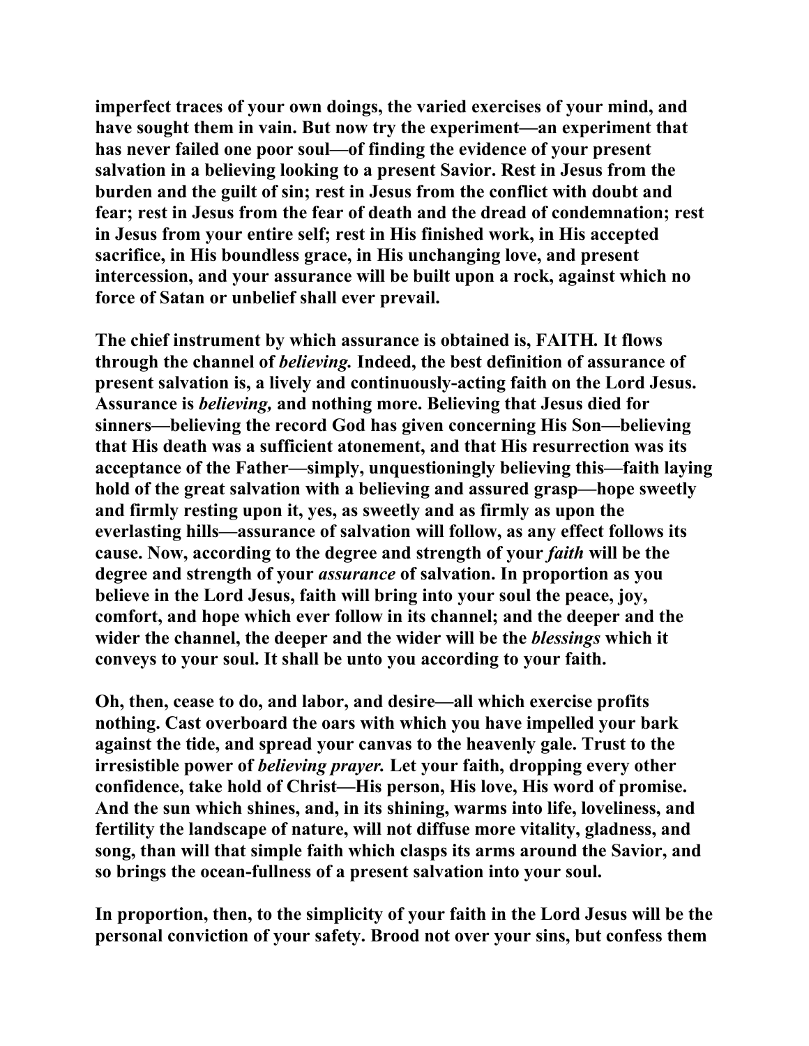imperfect traces of your own doings, the varied exercises of your mind, and have sought them in vain. But now try the experiment—an experiment that has never failed one poor soul—of finding the evidence of your present salvation in a believing looking to a present Savior. Rest in Jesus from the burden and the guilt of sin; rest in Jesus from the conflict with doubt and fear; rest in Jesus from the fear of death and the dread of condemnation; rest in Jesus from your entire self; rest in His finished work, in His accepted sacrifice, in His boundless grace, in His unchanging love, and present intercession, and your assurance will be built upon a rock, against which no force of Satan or unbelief shall ever prevail.

The chief instrument by which assurance is obtained is, FAITH. It flows through the channel of *believing.* Indeed, the best definition of assurance of present salvation is, a lively and continuously-acting faith on the Lord Jesus. Assurance is *believing,* and nothing more. Believing that Jesus died for sinners—believing the record God has given concerning His Son—believing that His death was a sufficient atonement, and that His resurrection was its acceptance of the Father—simply, unquestioningly believing this—faith laying hold of the great salvation with a believing and assured grasp—hope sweetly and firmly resting upon it, yes, as sweetly and as firmly as upon the everlasting hills—assurance of salvation will follow, as any effect follows its cause. Now, according to the degree and strength of your *faith* will be the degree and strength of your *assurance* of salvation. In proportion as you believe in the Lord Jesus, faith will bring into your soul the peace, joy, comfort, and hope which ever follow in its channel; and the deeper and the wider the channel, the deeper and the wider will be the *blessings* which it conveys to your soul. It shall be unto you according to your faith.

Oh, then, cease to do, and labor, and desire—all which exercise profits nothing. Cast overboard the oars with which you have impelled your bark against the tide, and spread your canvas to the heavenly gale. Trust to the irresistible power of *believing prayer.* Let your faith, dropping every other confidence, take hold of Christ—His person, His love, His word of promise. And the sun which shines, and, in its shining, warms into life, loveliness, and fertility the landscape of nature, will not diffuse more vitality, gladness, and song, than will that simple faith which clasps its arms around the Savior, and so brings the ocean-fullness of a present salvation into your soul.

In proportion, then, to the simplicity of your faith in the Lord Jesus will be the personal conviction of your safety. Brood not over your sins, but confess them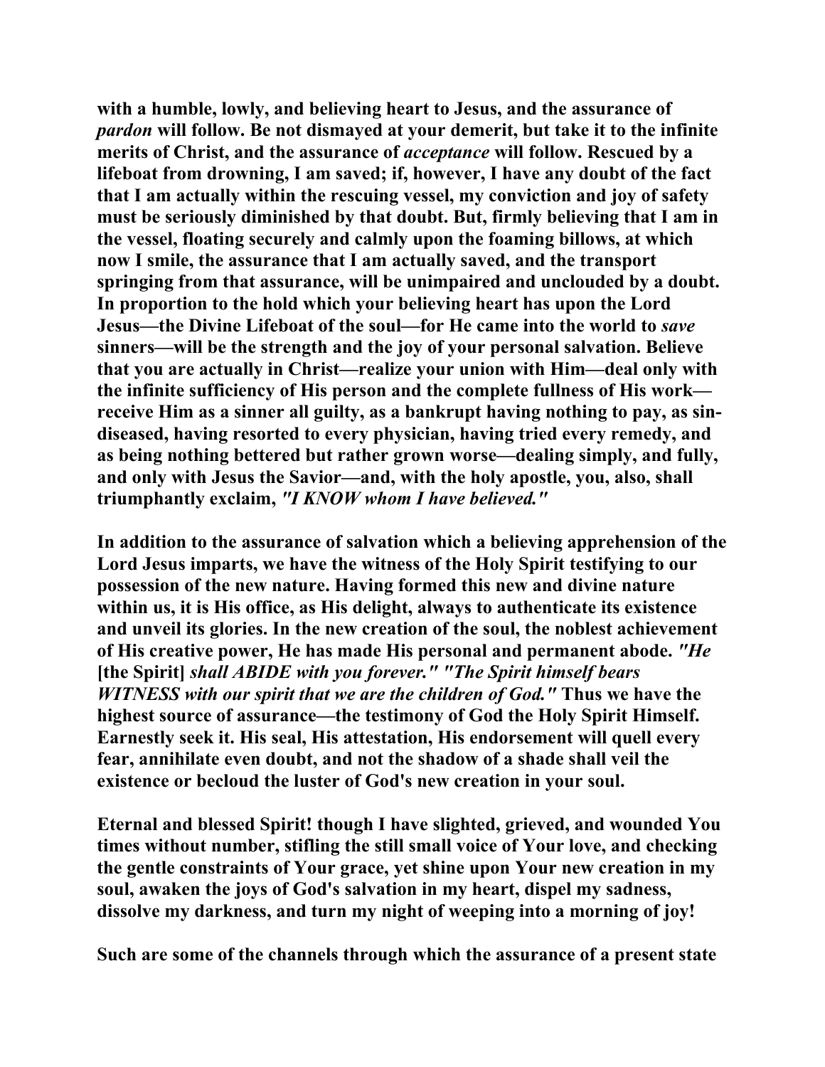**with a humble, lowly, and believing heart to Jesus, and the assurance of *pardon* will follow. Be not dismayed at your demerit, but take it to the infinite merits of Christ, and the assurance of *acceptance* will follow. Rescued by a lifeboat from drowning, I am saved; if, however, I have any doubt of the fact that I am actually within the rescuing vessel, my conviction and joy of safety must be seriously diminished by that doubt. But, firmly believing that I am in the vessel, floating securely and calmly upon the foaming billows, at which now I smile, the assurance that I am actually saved, and the transport springing from that assurance, will be unimpaired and unclouded by a doubt. In proportion to the hold which your believing heart has upon the Lord Jesus—the Divine Lifeboat of the soul—for He came into the world to *save* sinners—will be the strength and the joy of your personal salvation. Believe that you are actually in Christ—realize your union with Him—deal only with the infinite sufficiency of His person and the complete fullness of His work—receive Him as a sinner all guilty, as a bankrupt having nothing to pay, as sin-diseased, having resorted to every physician, having tried every remedy, and as being nothing bettered but rather grown worse—dealing simply, and fully, and only with Jesus the Savior—and, with the holy apostle, you, also, shall triumphantly exclaim, *"I KNOW whom I have believed."***

**In addition to the assurance of salvation which a believing apprehension of the Lord Jesus imparts, we have the witness of the Holy Spirit testifying to our possession of the new nature. Having formed this new and divine nature within us, it is His office, as His delight, always to authenticate its existence and unveil its glories. In the new creation of the soul, the noblest achievement of His creative power, He has made His personal and permanent abode. *"He* [the Spirit] *shall ABIDE with you forever." "The Spirit himself bears WITNESS with our spirit that we are the children of God."* Thus we have the highest source of assurance—the testimony of God the Holy Spirit Himself. Earnestly seek it. His seal, His attestation, His endorsement will quell every fear, annihilate even doubt, and not the shadow of a shade shall veil the existence or becloud the luster of God's new creation in your soul.**

**Eternal and blessed Spirit! though I have slighted, grieved, and wounded You times without number, stifling the still small voice of Your love, and checking the gentle constraints of Your grace, yet shine upon Your new creation in my soul, awaken the joys of God's salvation in my heart, dispel my sadness, dissolve my darkness, and turn my night of weeping into a morning of joy!**

**Such are some of the channels through which the assurance of a present state**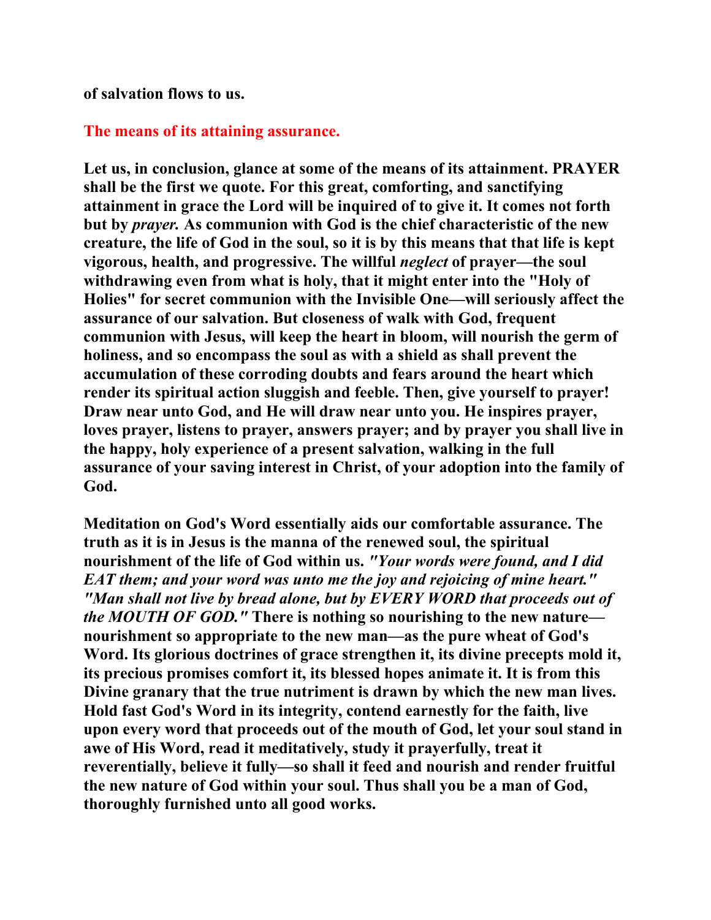**of salvation flows to us.**

## The means of its attaining assurance.

**Let us, in conclusion, glance at some of the means of its attainment. PRAYER shall be the first we quote. For this great, comforting, and sanctifying attainment in grace the Lord will be inquired of to give it. It comes not forth but by *prayer.* As communion with God is the chief characteristic of the new creature, the life of God in the soul, so it is by this means that that life is kept vigorous, health, and progressive. The willful *neglect* of prayer—the soul withdrawing even from what is holy, that it might enter into the "Holy of Holies" for secret communion with the Invisible One—will seriously affect the assurance of our salvation. But closeness of walk with God, frequent communion with Jesus, will keep the heart in bloom, will nourish the germ of holiness, and so encompass the soul as with a shield as shall prevent the accumulation of these corroding doubts and fears around the heart which render its spiritual action sluggish and feeble. Then, give yourself to prayer! Draw near unto God, and He will draw near unto you. He inspires prayer, loves prayer, listens to prayer, answers prayer; and by prayer you shall live in the happy, holy experience of a present salvation, walking in the full assurance of your saving interest in Christ, of your adoption into the family of God.**

**Meditation on God's Word essentially aids our comfortable assurance. The truth as it is in Jesus is the manna of the renewed soul, the spiritual nourishment of the life of God within us. *"Your words were found, and I did EAT them; and your word was unto me the joy and rejoicing of mine heart." "Man shall not live by bread alone, but by EVERY WORD that proceeds out of the MOUTH OF GOD."* There is nothing so nourishing to the new nature—nourishment so appropriate to the new man—as the pure wheat of God's Word. Its glorious doctrines of grace strengthen it, its divine precepts mold it, its precious promises comfort it, its blessed hopes animate it. It is from this Divine granary that the true nutriment is drawn by which the new man lives. Hold fast God's Word in its integrity, contend earnestly for the faith, live upon every word that proceeds out of the mouth of God, let your soul stand in awe of His Word, read it meditatively, study it prayerfully, treat it reverentially, believe it fully—so shall it feed and nourish and render fruitful the new nature of God within your soul. Thus shall you be a man of God, thoroughly furnished unto all good works.**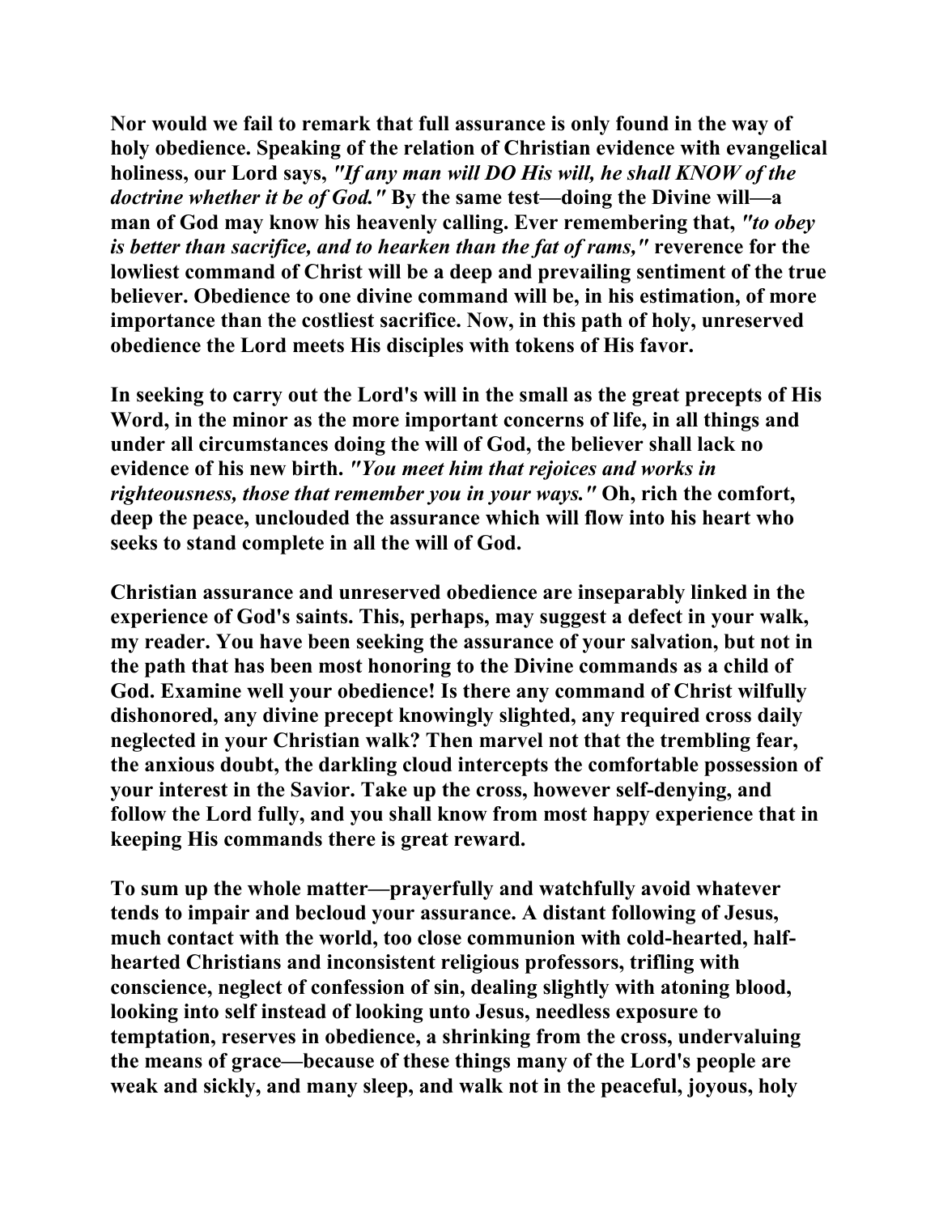Nor would we fail to remark that full assurance is only found in the way of holy obedience. Speaking of the relation of Christian evidence with evangelical holiness, our Lord says, *"If any man will DO His will, he shall KNOW of the doctrine whether it be of God."* By the same test—doing the Divine will—a man of God may know his heavenly calling. Ever remembering that, *"to obey is better than sacrifice, and to hearken than the fat of rams,"* reverence for the lowliest command of Christ will be a deep and prevailing sentiment of the true believer. Obedience to one divine command will be, in his estimation, of more importance than the costliest sacrifice. Now, in this path of holy, unreserved obedience the Lord meets His disciples with tokens of His favor.

In seeking to carry out the Lord's will in the small as the great precepts of His Word, in the minor as the more important concerns of life, in all things and under all circumstances doing the will of God, the believer shall lack no evidence of his new birth. *"You meet him that rejoices and works in righteousness, those that remember you in your ways."* Oh, rich the comfort, deep the peace, unclouded the assurance which will flow into his heart who seeks to stand complete in all the will of God.

Christian assurance and unreserved obedience are inseparably linked in the experience of God's saints. This, perhaps, may suggest a defect in your walk, my reader. You have been seeking the assurance of your salvation, but not in the path that has been most honoring to the Divine commands as a child of God. Examine well your obedience! Is there any command of Christ wilfully dishonored, any divine precept knowingly slighted, any required cross daily neglected in your Christian walk? Then marvel not that the trembling fear, the anxious doubt, the darkling cloud intercepts the comfortable possession of your interest in the Savior. Take up the cross, however self-denying, and follow the Lord fully, and you shall know from most happy experience that in keeping His commands there is great reward.

To sum up the whole matter—prayerfully and watchfully avoid whatever tends to impair and becloud your assurance. A distant following of Jesus, much contact with the world, too close communion with cold-hearted, half-hearted Christians and inconsistent religious professors, trifling with conscience, neglect of confession of sin, dealing slightly with atoning blood, looking into self instead of looking unto Jesus, needless exposure to temptation, reserves in obedience, a shrinking from the cross, undervaluing the means of grace—because of these things many of the Lord's people are weak and sickly, and many sleep, and walk not in the peaceful, joyous, holy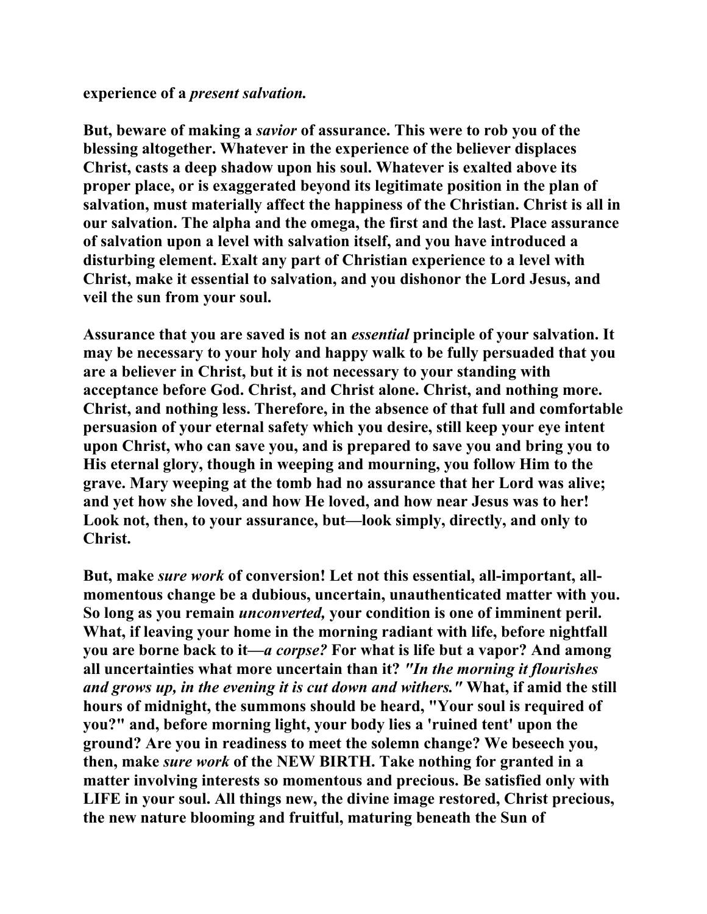**experience of a *present salvation.***

**But, beware of making a *savior* of assurance. This were to rob you of the blessing altogether. Whatever in the experience of the believer displaces Christ, casts a deep shadow upon his soul. Whatever is exalted above its proper place, or is exaggerated beyond its legitimate position in the plan of salvation, must materially affect the happiness of the Christian. Christ is all in our salvation. The alpha and the omega, the first and the last. Place assurance of salvation upon a level with salvation itself, and you have introduced a disturbing element. Exalt any part of Christian experience to a level with Christ, make it essential to salvation, and you dishonor the Lord Jesus, and veil the sun from your soul.**

**Assurance that you are saved is not an *essential* principle of your salvation. It may be necessary to your holy and happy walk to be fully persuaded that you are a believer in Christ, but it is not necessary to your standing with acceptance before God. Christ, and Christ alone. Christ, and nothing more. Christ, and nothing less. Therefore, in the absence of that full and comfortable persuasion of your eternal safety which you desire, still keep your eye intent upon Christ, who can save you, and is prepared to save you and bring you to His eternal glory, though in weeping and mourning, you follow Him to the grave. Mary weeping at the tomb had no assurance that her Lord was alive; and yet how she loved, and how He loved, and how near Jesus was to her! Look not, then, to your assurance, but—look simply, directly, and only to Christ.**

**But, make *sure work* of conversion! Let not this essential, all-important, all-momentous change be a dubious, uncertain, unauthenticated matter with you. So long as you remain *unconverted,* your condition is one of imminent peril. What, if leaving your home in the morning radiant with life, before nightfall you are borne back to it—*a corpse?* For what is life but a vapor? And among all uncertainties what more uncertain than it? *"In the morning it flourishes and grows up, in the evening it is cut down and withers."* What, if amid the still hours of midnight, the summons should be heard, "Your soul is required of you?" and, before morning light, your body lies a 'ruined tent' upon the ground? Are you in readiness to meet the solemn change? We beseech you, then, make *sure work* of the NEW BIRTH. Take nothing for granted in a matter involving interests so momentous and precious. Be satisfied only with LIFE in your soul. All things new, the divine image restored, Christ precious, the new nature blooming and fruitful, maturing beneath the Sun of**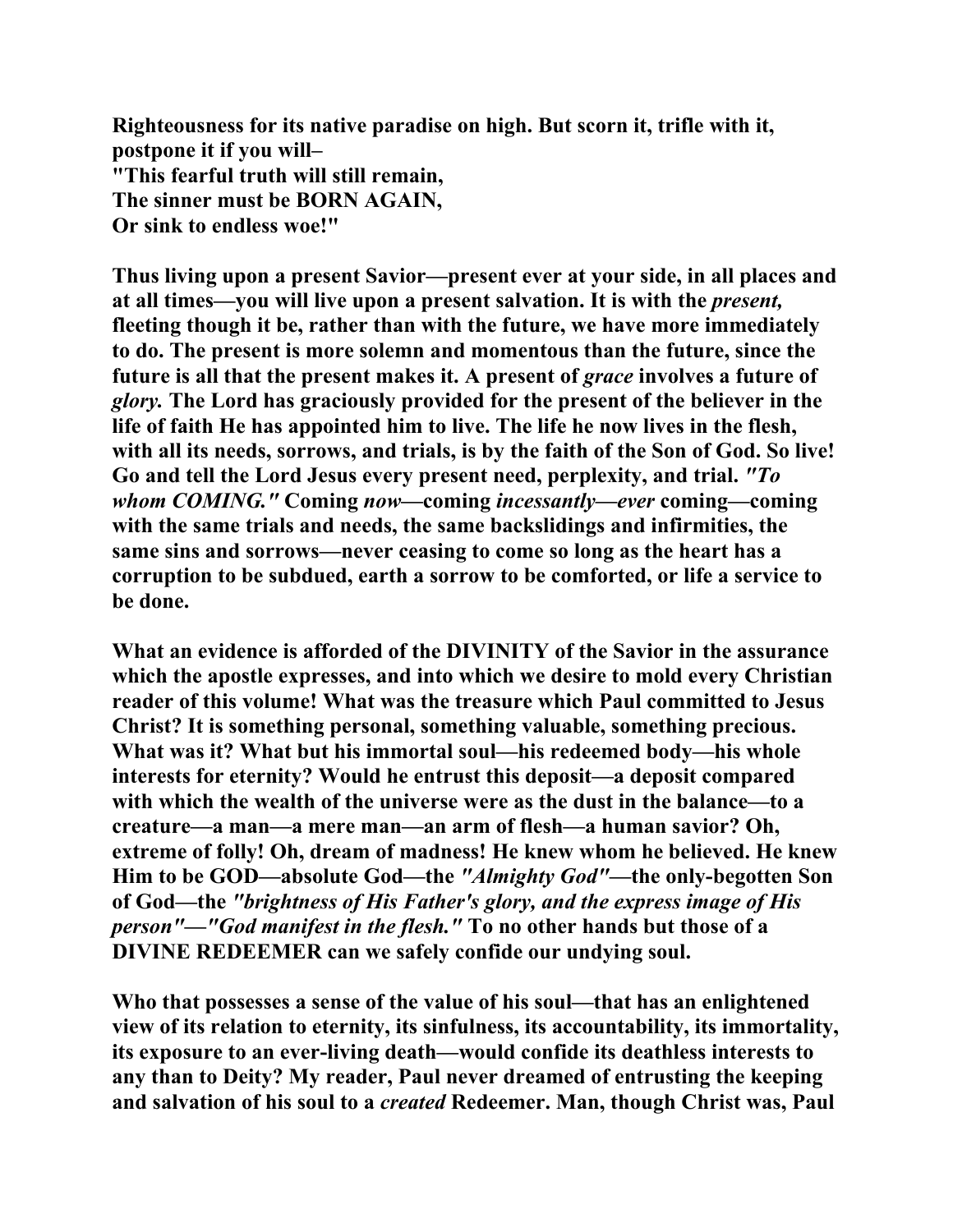**Righteousness for its native paradise on high. But scorn it, trifle with it, postpone it if you will–**
**"This fearful truth will still remain,**
**The sinner must be BORN AGAIN,**
**Or sink to endless woe!"**

**Thus living upon a present Savior—present ever at your side, in all places and at all times—you will live upon a present salvation. It is with the *present,* fleeting though it be, rather than with the future, we have more immediately to do. The present is more solemn and momentous than the future, since the future is all that the present makes it. A present of *grace* involves a future of *glory.* The Lord has graciously provided for the present of the believer in the life of faith He has appointed him to live. The life he now lives in the flesh, with all its needs, sorrows, and trials, is by the faith of the Son of God. So live! Go and tell the Lord Jesus every present need, perplexity, and trial. *"To whom COMING."* Coming *now*—coming *incessantly*—*ever* coming—coming with the same trials and needs, the same backslidings and infirmities, the same sins and sorrows—never ceasing to come so long as the heart has a corruption to be subdued, earth a sorrow to be comforted, or life a service to be done.**

**What an evidence is afforded of the DIVINITY of the Savior in the assurance which the apostle expresses, and into which we desire to mold every Christian reader of this volume! What was the treasure which Paul committed to Jesus Christ? It is something personal, something valuable, something precious. What was it? What but his immortal soul—his redeemed body—his whole interests for eternity? Would he entrust this deposit—a deposit compared with which the wealth of the universe were as the dust in the balance—to a creature—a man—a mere man—an arm of flesh—a human savior? Oh, extreme of folly! Oh, dream of madness! He knew whom he believed. He knew Him to be GOD—absolute God—the *"Almighty God"*—the only-begotten Son of God—the *"brightness of His Father's glory, and the express image of His person"*—*"God manifest in the flesh."* To no other hands but those of a DIVINE REDEEMER can we safely confide our undying soul.**

**Who that possesses a sense of the value of his soul—that has an enlightened view of its relation to eternity, its sinfulness, its accountability, its immortality, its exposure to an ever-living death—would confide its deathless interests to any than to Deity? My reader, Paul never dreamed of entrusting the keeping and salvation of his soul to a *created* Redeemer. Man, though Christ was, Paul**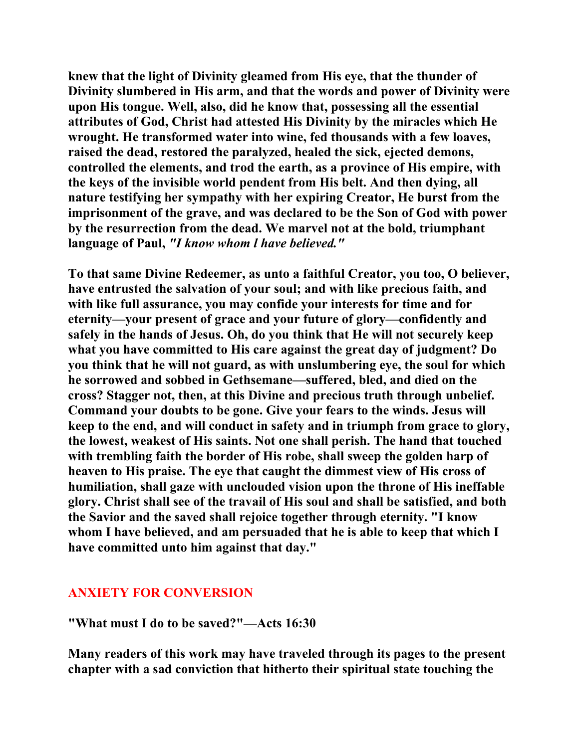**knew that the light of Divinity gleamed from His eye, that the thunder of Divinity slumbered in His arm, and that the words and power of Divinity were upon His tongue. Well, also, did he know that, possessing all the essential attributes of God, Christ had attested His Divinity by the miracles which He wrought. He transformed water into wine, fed thousands with a few loaves, raised the dead, restored the paralyzed, healed the sick, ejected demons, controlled the elements, and trod the earth, as a province of His empire, with the keys of the invisible world pendent from His belt. And then dying, all nature testifying her sympathy with her expiring Creator, He burst from the imprisonment of the grave, and was declared to be the Son of God with power by the resurrection from the dead. We marvel not at the bold, triumphant language of Paul, *"I know whom I have believed."***

**To that same Divine Redeemer, as unto a faithful Creator, you too, O believer, have entrusted the salvation of your soul; and with like precious faith, and with like full assurance, you may confide your interests for time and for eternity—your present of grace and your future of glory—confidently and safely in the hands of Jesus. Oh, do you think that He will not securely keep what you have committed to His care against the great day of judgment? Do you think that he will not guard, as with unslumbering eye, the soul for which he sorrowed and sobbed in Gethsemane—suffered, bled, and died on the cross? Stagger not, then, at this Divine and precious truth through unbelief. Command your doubts to be gone. Give your fears to the winds. Jesus will keep to the end, and will conduct in safety and in triumph from grace to glory, the lowest, weakest of His saints. Not one shall perish. The hand that touched with trembling faith the border of His robe, shall sweep the golden harp of heaven to His praise. The eye that caught the dimmest view of His cross of humiliation, shall gaze with unclouded vision upon the throne of His ineffable glory. Christ shall see of the travail of His soul and shall be satisfied, and both the Savior and the saved shall rejoice together through eternity. "I know whom I have believed, and am persuaded that he is able to keep that which I have committed unto him against that day."**

## ANXIETY FOR CONVERSION

**"What must I do to be saved?"—Acts 16:30**

**Many readers of this work may have traveled through its pages to the present chapter with a sad conviction that hitherto their spiritual state touching the**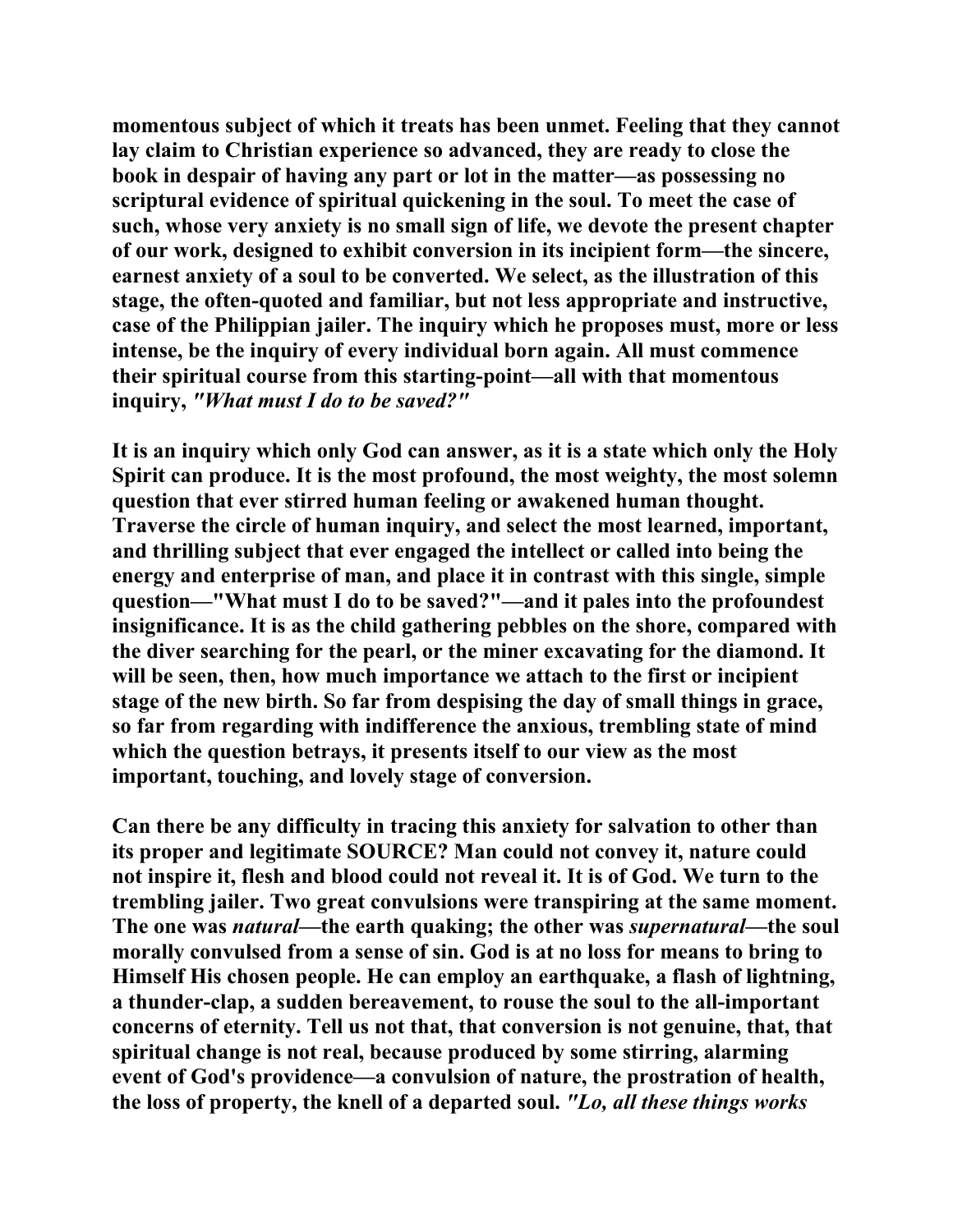**momentous subject of which it treats has been unmet. Feeling that they cannot lay claim to Christian experience so advanced, they are ready to close the book in despair of having any part or lot in the matter—as possessing no scriptural evidence of spiritual quickening in the soul. To meet the case of such, whose very anxiety is no small sign of life, we devote the present chapter of our work, designed to exhibit conversion in its incipient form—the sincere, earnest anxiety of a soul to be converted. We select, as the illustration of this stage, the often-quoted and familiar, but not less appropriate and instructive, case of the Philippian jailer. The inquiry which he proposes must, more or less intense, be the inquiry of every individual born again. All must commence their spiritual course from this starting-point—all with that momentous inquiry, *"What must I do to be saved?"***

**It is an inquiry which only God can answer, as it is a state which only the Holy Spirit can produce. It is the most profound, the most weighty, the most solemn question that ever stirred human feeling or awakened human thought. Traverse the circle of human inquiry, and select the most learned, important, and thrilling subject that ever engaged the intellect or called into being the energy and enterprise of man, and place it in contrast with this single, simple question—"What must I do to be saved?"—and it pales into the profoundest insignificance. It is as the child gathering pebbles on the shore, compared with the diver searching for the pearl, or the miner excavating for the diamond. It will be seen, then, how much importance we attach to the first or incipient stage of the new birth. So far from despising the day of small things in grace, so far from regarding with indifference the anxious, trembling state of mind which the question betrays, it presents itself to our view as the most important, touching, and lovely stage of conversion.**

**Can there be any difficulty in tracing this anxiety for salvation to other than its proper and legitimate SOURCE? Man could not convey it, nature could not inspire it, flesh and blood could not reveal it. It is of God. We turn to the trembling jailer. Two great convulsions were transpiring at the same moment. The one was *natural*—the earth quaking; the other was *supernatural*—the soul morally convulsed from a sense of sin. God is at no loss for means to bring to Himself His chosen people. He can employ an earthquake, a flash of lightning, a thunder-clap, a sudden bereavement, to rouse the soul to the all-important concerns of eternity. Tell us not that, that conversion is not genuine, that, that spiritual change is not real, because produced by some stirring, alarming event of God's providence—a convulsion of nature, the prostration of health, the loss of property, the knell of a departed soul. *"Lo, all these things works***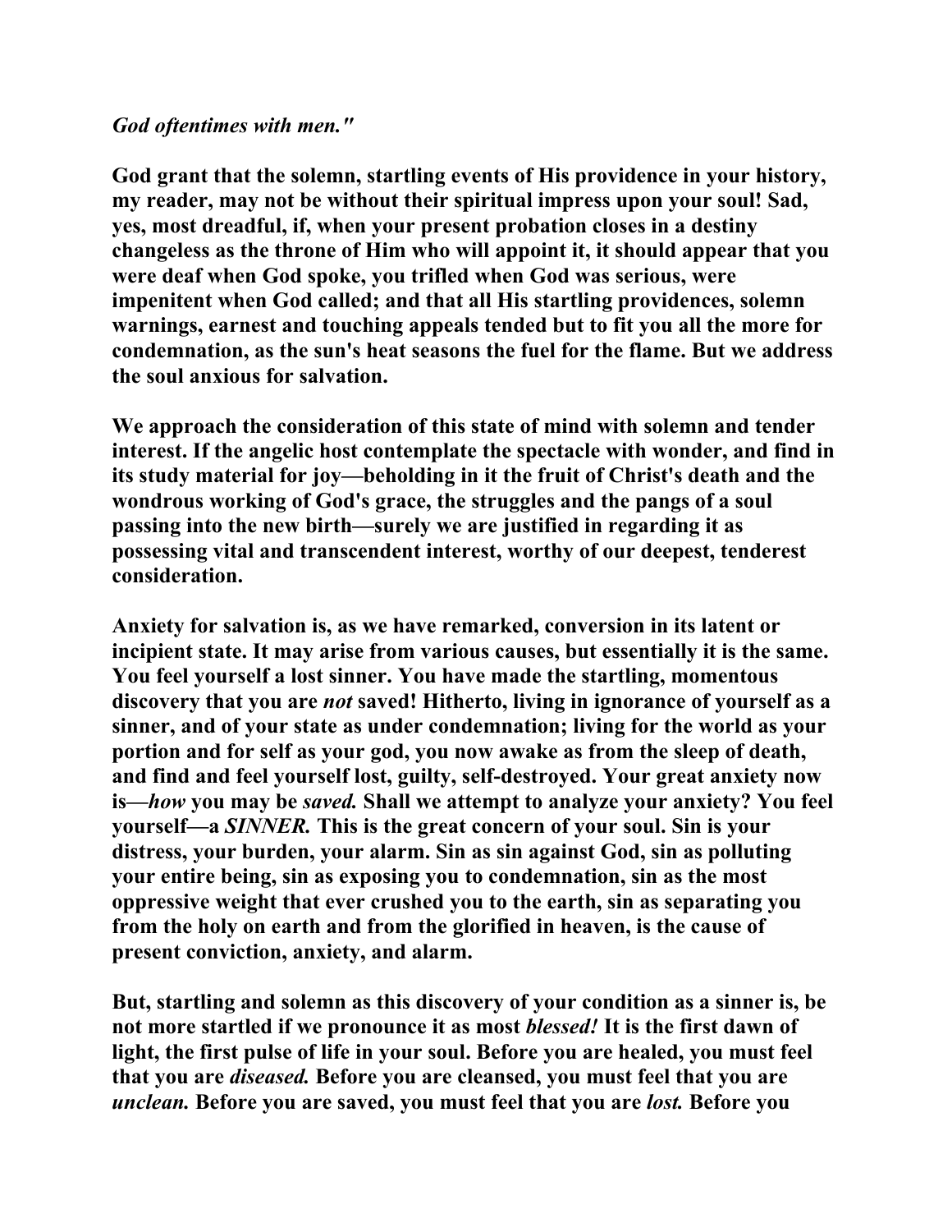*God oftentimes with men."*

**God grant that the solemn, startling events of His providence in your history, my reader, may not be without their spiritual impress upon your soul! Sad, yes, most dreadful, if, when your present probation closes in a destiny changeless as the throne of Him who will appoint it, it should appear that you were deaf when God spoke, you trifled when God was serious, were impenitent when God called; and that all His startling providences, solemn warnings, earnest and touching appeals tended but to fit you all the more for condemnation, as the sun's heat seasons the fuel for the flame. But we address the soul anxious for salvation.**

**We approach the consideration of this state of mind with solemn and tender interest. If the angelic host contemplate the spectacle with wonder, and find in its study material for joy—beholding in it the fruit of Christ's death and the wondrous working of God's grace, the struggles and the pangs of a soul passing into the new birth—surely we are justified in regarding it as possessing vital and transcendent interest, worthy of our deepest, tenderest consideration.**

**Anxiety for salvation is, as we have remarked, conversion in its latent or incipient state. It may arise from various causes, but essentially it is the same. You feel yourself a lost sinner. You have made the startling, momentous discovery that you are *not* saved! Hitherto, living in ignorance of yourself as a sinner, and of your state as under condemnation; living for the world as your portion and for self as your god, you now awake as from the sleep of death, and find and feel yourself lost, guilty, self-destroyed. Your great anxiety now is—*how* you may be *saved.* Shall we attempt to analyze your anxiety? You feel yourself—a *SINNER.* This is the great concern of your soul. Sin is your distress, your burden, your alarm. Sin as sin against God, sin as polluting your entire being, sin as exposing you to condemnation, sin as the most oppressive weight that ever crushed you to the earth, sin as separating you from the holy on earth and from the glorified in heaven, is the cause of present conviction, anxiety, and alarm.**

**But, startling and solemn as this discovery of your condition as a sinner is, be not more startled if we pronounce it as most *blessed!* It is the first dawn of light, the first pulse of life in your soul. Before you are healed, you must feel that you are *diseased.* Before you are cleansed, you must feel that you are *unclean.* Before you are saved, you must feel that you are *lost.* Before you**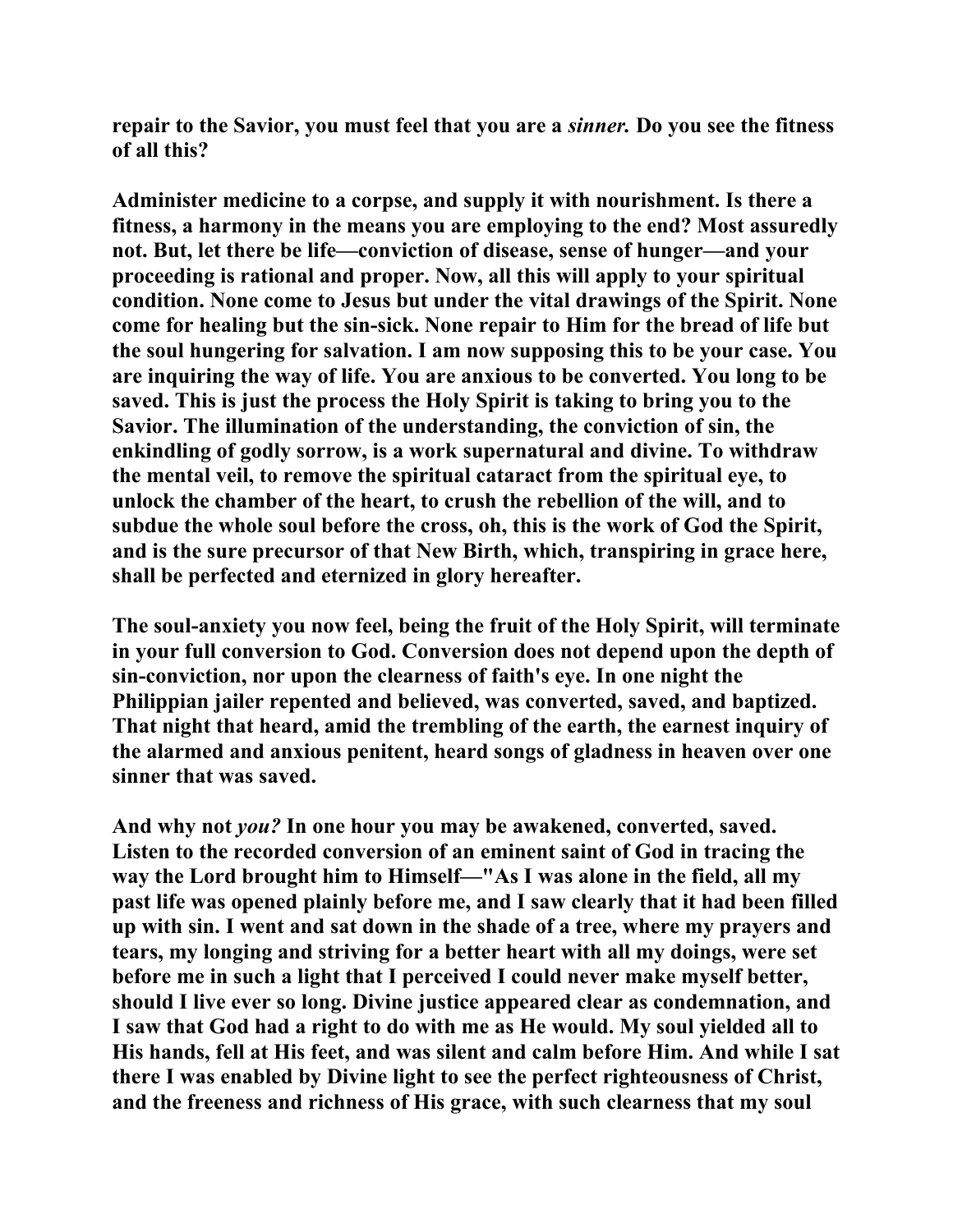**repair to the Savior, you must feel that you are a *sinner.* Do you see the fitness of all this?**

**Administer medicine to a corpse, and supply it with nourishment. Is there a fitness, a harmony in the means you are employing to the end? Most assuredly not. But, let there be life—conviction of disease, sense of hunger—and your proceeding is rational and proper. Now, all this will apply to your spiritual condition. None come to Jesus but under the vital drawings of the Spirit. None come for healing but the sin-sick. None repair to Him for the bread of life but the soul hungering for salvation. I am now supposing this to be your case. You are inquiring the way of life. You are anxious to be converted. You long to be saved. This is just the process the Holy Spirit is taking to bring you to the Savior. The illumination of the understanding, the conviction of sin, the enkindling of godly sorrow, is a work supernatural and divine. To withdraw the mental veil, to remove the spiritual cataract from the spiritual eye, to unlock the chamber of the heart, to crush the rebellion of the will, and to subdue the whole soul before the cross, oh, this is the work of God the Spirit, and is the sure precursor of that New Birth, which, transpiring in grace here, shall be perfected and eternized in glory hereafter.**

**The soul-anxiety you now feel, being the fruit of the Holy Spirit, will terminate in your full conversion to God. Conversion does not depend upon the depth of sin-conviction, nor upon the clearness of faith's eye. In one night the Philippian jailer repented and believed, was converted, saved, and baptized. That night that heard, amid the trembling of the earth, the earnest inquiry of the alarmed and anxious penitent, heard songs of gladness in heaven over one sinner that was saved.**

**And why not *you?* In one hour you may be awakened, converted, saved. Listen to the recorded conversion of an eminent saint of God in tracing the way the Lord brought him to Himself—"As I was alone in the field, all my past life was opened plainly before me, and I saw clearly that it had been filled up with sin. I went and sat down in the shade of a tree, where my prayers and tears, my longing and striving for a better heart with all my doings, were set before me in such a light that I perceived I could never make myself better, should I live ever so long. Divine justice appeared clear as condemnation, and I saw that God had a right to do with me as He would. My soul yielded all to His hands, fell at His feet, and was silent and calm before Him. And while I sat there I was enabled by Divine light to see the perfect righteousness of Christ, and the freeness and richness of His grace, with such clearness that my soul**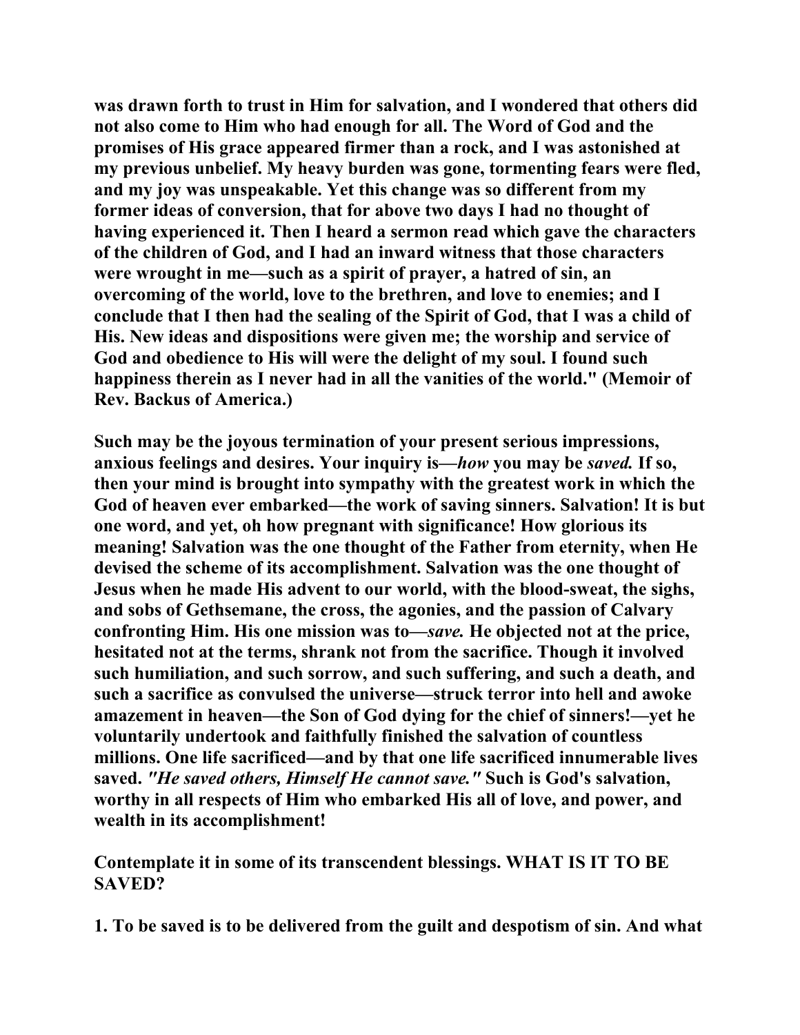was drawn forth to trust in Him for salvation, and I wondered that others did not also come to Him who had enough for all. The Word of God and the promises of His grace appeared firmer than a rock, and I was astonished at my previous unbelief. My heavy burden was gone, tormenting fears were fled, and my joy was unspeakable. Yet this change was so different from my former ideas of conversion, that for above two days I had no thought of having experienced it. Then I heard a sermon read which gave the characters of the children of God, and I had an inward witness that those characters were wrought in me—such as a spirit of prayer, a hatred of sin, an overcoming of the world, love to the brethren, and love to enemies; and I conclude that I then had the sealing of the Spirit of God, that I was a child of His. New ideas and dispositions were given me; the worship and service of God and obedience to His will were the delight of my soul. I found such happiness therein as I never had in all the vanities of the world." (Memoir of Rev. Backus of America.)

Such may be the joyous termination of your present serious impressions, anxious feelings and desires. Your inquiry is—*how* you may be *saved.* If so, then your mind is brought into sympathy with the greatest work in which the God of heaven ever embarked—the work of saving sinners. Salvation! It is but one word, and yet, oh how pregnant with significance! How glorious its meaning! Salvation was the one thought of the Father from eternity, when He devised the scheme of its accomplishment. Salvation was the one thought of Jesus when he made His advent to our world, with the blood-sweat, the sighs, and sobs of Gethsemane, the cross, the agonies, and the passion of Calvary confronting Him. His one mission was to—*save.* He objected not at the price, hesitated not at the terms, shrank not from the sacrifice. Though it involved such humiliation, and such sorrow, and such suffering, and such a death, and such a sacrifice as convulsed the universe—struck terror into hell and awoke amazement in heaven—the Son of God dying for the chief of sinners!—yet he voluntarily undertook and faithfully finished the salvation of countless millions. One life sacrificed—and by that one life sacrificed innumerable lives saved. *"He saved others, Himself He cannot save."* Such is God's salvation, worthy in all respects of Him who embarked His all of love, and power, and wealth in its accomplishment!

Contemplate it in some of its transcendent blessings. WHAT IS IT TO BE SAVED?

1. To be saved is to be delivered from the guilt and despotism of sin. And what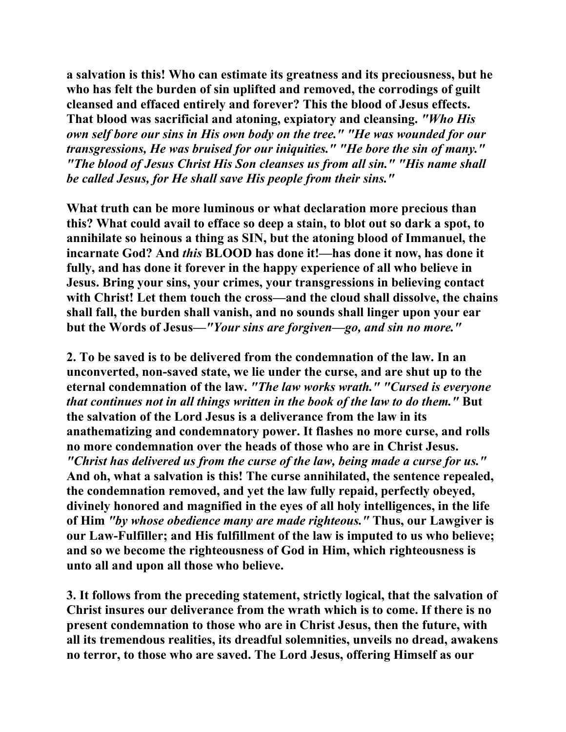**a salvation is this! Who can estimate its greatness and its preciousness, but he who has felt the burden of sin uplifted and removed, the corrodings of guilt cleansed and effaced entirely and forever? This the blood of Jesus effects. That blood was sacrificial and atoning, expiatory and cleansing.** ***"Who His own self bore our sins in His own body on the tree." "He was wounded for our transgressions, He was bruised for our iniquities." "He bore the sin of many." "The blood of Jesus Christ His Son cleanses us from all sin." "His name shall be called Jesus, for He shall save His people from their sins."***

**What truth can be more luminous or what declaration more precious than this? What could avail to efface so deep a stain, to blot out so dark a spot, to annihilate so heinous a thing as SIN, but the atoning blood of Immanuel, the incarnate God? And** ***this*** **BLOOD has done it!—has done it now, has done it fully, and has done it forever in the happy experience of all who believe in Jesus. Bring your sins, your crimes, your transgressions in believing contact with Christ! Let them touch the cross—and the cloud shall dissolve, the chains shall fall, the burden shall vanish, and no sounds shall linger upon your ear but the Words of Jesus—*****"Your sins are forgiven—go, and sin no more."***

**2. To be saved is to be delivered from the condemnation of the law. In an unconverted, non-saved state, we lie under the curse, and are shut up to the eternal condemnation of the law.** ***"The law works wrath." "Cursed is everyone that continues not in all things written in the book of the law to do them."*** **But the salvation of the Lord Jesus is a deliverance from the law in its anathematizing and condemnatory power. It flashes no more curse, and rolls no more condemnation over the heads of those who are in Christ Jesus.** ***"Christ has delivered us from the curse of the law, being made a curse for us."*** **And oh, what a salvation is this! The curse annihilated, the sentence repealed, the condemnation removed, and yet the law fully repaid, perfectly obeyed, divinely honored and magnified in the eyes of all holy intelligences, in the life of Him** ***"by whose obedience many are made righteous."*** **Thus, our Lawgiver is our Law-Fulfiller; and His fulfillment of the law is imputed to us who believe; and so we become the righteousness of God in Him, which righteousness is unto all and upon all those who believe.**

**3. It follows from the preceding statement, strictly logical, that the salvation of Christ insures our deliverance from the wrath which is to come. If there is no present condemnation to those who are in Christ Jesus, then the future, with all its tremendous realities, its dreadful solemnities, unveils no dread, awakens no terror, to those who are saved. The Lord Jesus, offering Himself as our**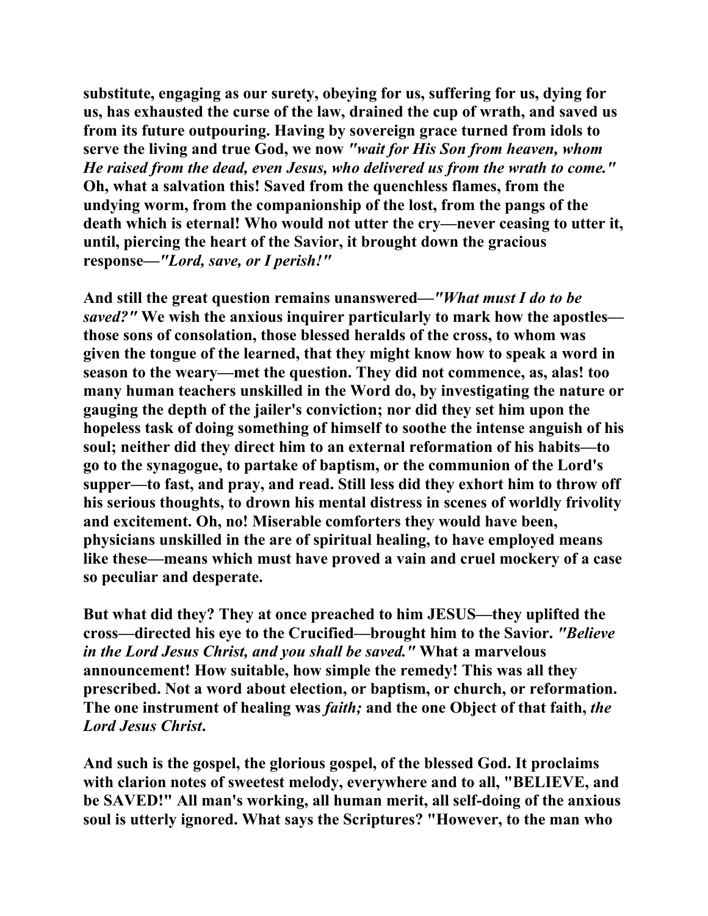**substitute, engaging as our surety, obeying for us, suffering for us, dying for us, has exhausted the curse of the law, drained the cup of wrath, and saved us from its future outpouring. Having by sovereign grace turned from idols to serve the living and true God, we now *"wait for His Son from heaven, whom He raised from the dead, even Jesus, who delivered us from the wrath to come."* Oh, what a salvation this! Saved from the quenchless flames, from the undying worm, from the companionship of the lost, from the pangs of the death which is eternal! Who would not utter the cry—never ceasing to utter it, until, piercing the heart of the Savior, it brought down the gracious response—*"Lord, save, or I perish!"***

**And still the great question remains unanswered—*"What must I do to be saved?"* We wish the anxious inquirer particularly to mark how the apostles—those sons of consolation, those blessed heralds of the cross, to whom was given the tongue of the learned, that they might know how to speak a word in season to the weary—met the question. They did not commence, as, alas! too many human teachers unskilled in the Word do, by investigating the nature or gauging the depth of the jailer's conviction; nor did they set him upon the hopeless task of doing something of himself to soothe the intense anguish of his soul; neither did they direct him to an external reformation of his habits—to go to the synagogue, to partake of baptism, or the communion of the Lord's supper—to fast, and pray, and read. Still less did they exhort him to throw off his serious thoughts, to drown his mental distress in scenes of worldly frivolity and excitement. Oh, no! Miserable comforters they would have been, physicians unskilled in the are of spiritual healing, to have employed means like these—means which must have proved a vain and cruel mockery of a case so peculiar and desperate.**

**But what did they? They at once preached to him JESUS—they uplifted the cross—directed his eye to the Crucified—brought him to the Savior. *"Believe in the Lord Jesus Christ, and you shall be saved."* What a marvelous announcement! How suitable, how simple the remedy! This was all they prescribed. Not a word about election, or baptism, or church, or reformation. The one instrument of healing was *faith;* and the one Object of that faith, *the Lord Jesus Christ.***

**And such is the gospel, the glorious gospel, of the blessed God. It proclaims with clarion notes of sweetest melody, everywhere and to all, "BELIEVE, and be SAVED!" All man's working, all human merit, all self-doing of the anxious soul is utterly ignored. What says the Scriptures? "However, to the man who**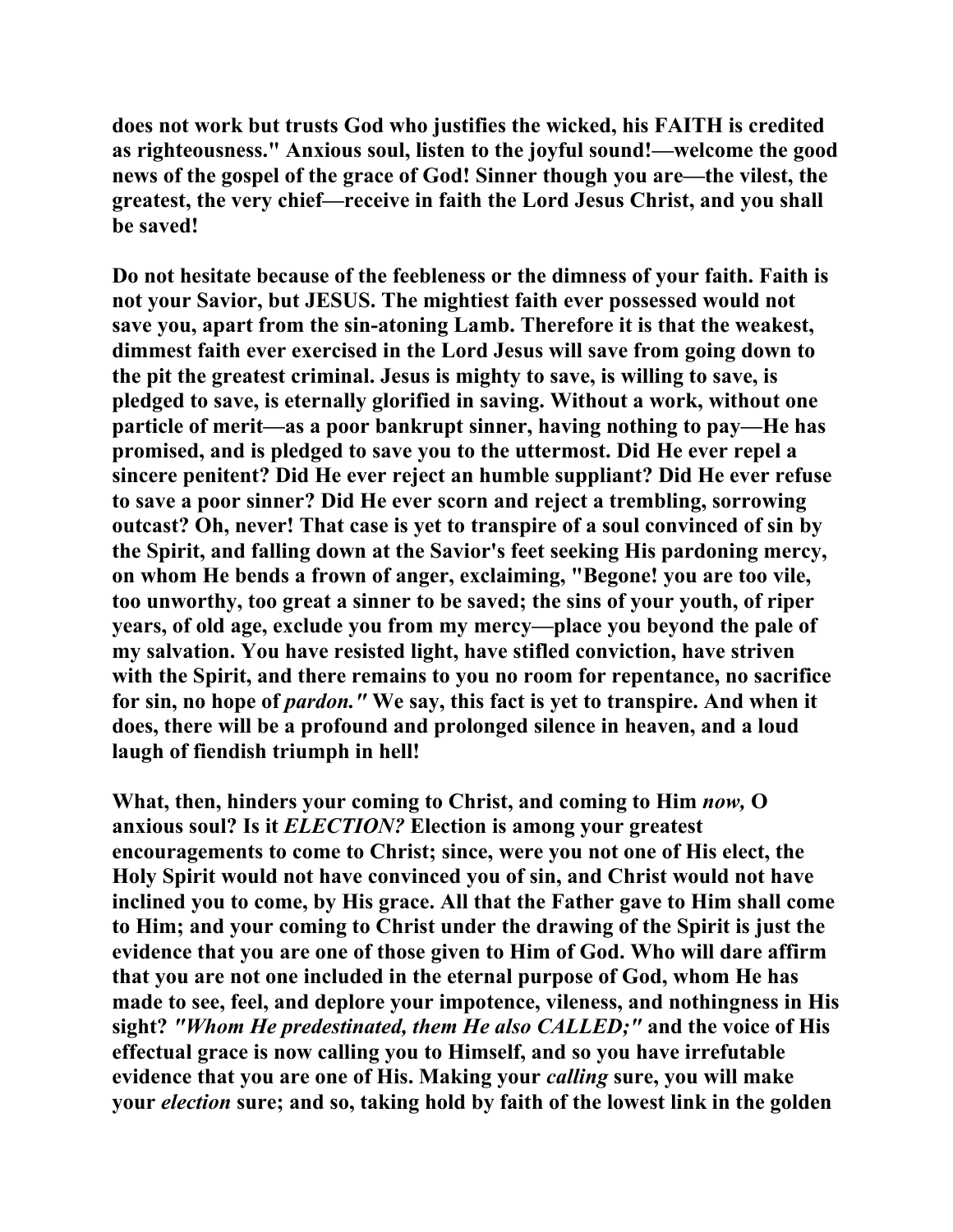**does not work but trusts God who justifies the wicked, his FAITH is credited as righteousness." Anxious soul, listen to the joyful sound!—welcome the good news of the gospel of the grace of God! Sinner though you are—the vilest, the greatest, the very chief—receive in faith the Lord Jesus Christ, and you shall be saved!**

**Do not hesitate because of the feebleness or the dimness of your faith. Faith is not your Savior, but JESUS. The mightiest faith ever possessed would not save you, apart from the sin-atoning Lamb. Therefore it is that the weakest, dimmest faith ever exercised in the Lord Jesus will save from going down to the pit the greatest criminal. Jesus is mighty to save, is willing to save, is pledged to save, is eternally glorified in saving. Without a work, without one particle of merit—as a poor bankrupt sinner, having nothing to pay—He has promised, and is pledged to save you to the uttermost. Did He ever repel a sincere penitent? Did He ever reject an humble suppliant? Did He ever refuse to save a poor sinner? Did He ever scorn and reject a trembling, sorrowing outcast? Oh, never! That case is yet to transpire of a soul convinced of sin by the Spirit, and falling down at the Savior's feet seeking His pardoning mercy, on whom He bends a frown of anger, exclaiming, "Begone! you are too vile, too unworthy, too great a sinner to be saved; the sins of your youth, of riper years, of old age, exclude you from my mercy—place you beyond the pale of my salvation. You have resisted light, have stifled conviction, have striven with the Spirit, and there remains to you no room for repentance, no sacrifice for sin, no hope of *pardon."* We say, this fact is yet to transpire. And when it does, there will be a profound and prolonged silence in heaven, and a loud laugh of fiendish triumph in hell!**

**What, then, hinders your coming to Christ, and coming to Him *now,* O anxious soul? Is it *ELECTION?* Election is among your greatest encouragements to come to Christ; since, were you not one of His elect, the Holy Spirit would not have convinced you of sin, and Christ would not have inclined you to come, by His grace. All that the Father gave to Him shall come to Him; and your coming to Christ under the drawing of the Spirit is just the evidence that you are one of those given to Him of God. Who will dare affirm that you are not one included in the eternal purpose of God, whom He has made to see, feel, and deplore your impotence, vileness, and nothingness in His sight? *"Whom He predestinated, them He also CALLED;"* and the voice of His effectual grace is now calling you to Himself, and so you have irrefutable evidence that you are one of His. Making your *calling* sure, you will make your *election* sure; and so, taking hold by faith of the lowest link in the golden**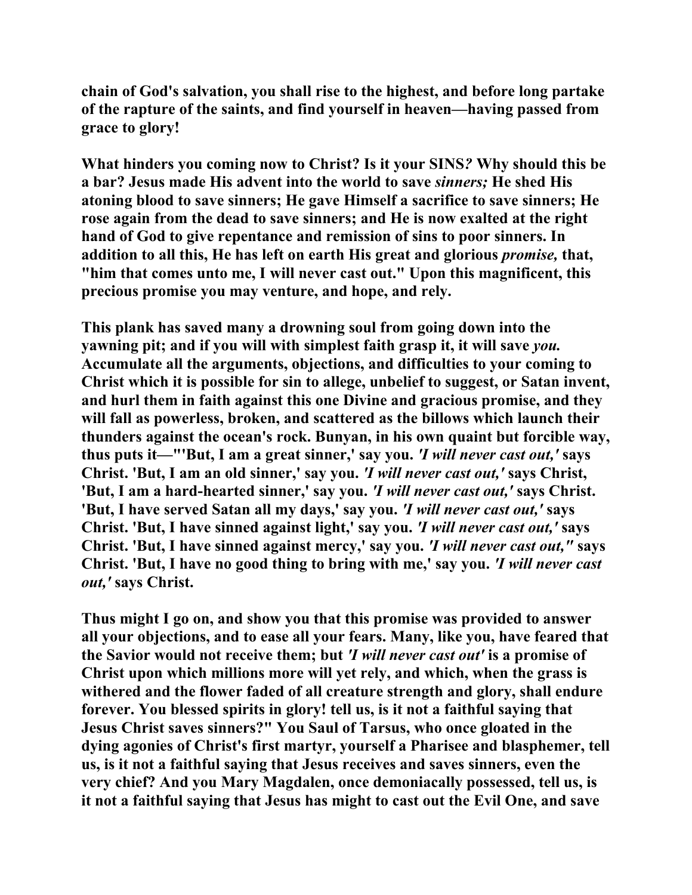**chain of God's salvation, you shall rise to the highest, and before long partake of the rapture of the saints, and find yourself in heaven—having passed from grace to glory!**

**What hinders you coming now to Christ? Is it your SINS*?* Why should this be a bar? Jesus made His advent into the world to save *sinners;* He shed His atoning blood to save sinners; He gave Himself a sacrifice to save sinners; He rose again from the dead to save sinners; and He is now exalted at the right hand of God to give repentance and remission of sins to poor sinners. In addition to all this, He has left on earth His great and glorious *promise,* that, "him that comes unto me, I will never cast out." Upon this magnificent, this precious promise you may venture, and hope, and rely.**

**This plank has saved many a drowning soul from going down into the yawning pit; and if you will with simplest faith grasp it, it will save *you.* Accumulate all the arguments, objections, and difficulties to your coming to Christ which it is possible for sin to allege, unbelief to suggest, or Satan invent, and hurl them in faith against this one Divine and gracious promise, and they will fall as powerless, broken, and scattered as the billows which launch their thunders against the ocean's rock. Bunyan, in his own quaint but forcible way, thus puts it—"'But, I am a great sinner,' say you. *'I will never cast out,'* says Christ. 'But, I am an old sinner,' say you. *'I will never cast out,'* says Christ, 'But, I am a hard-hearted sinner,' say you. *'I will never cast out,'* says Christ. 'But, I have served Satan all my days,' say you. *'I will never cast out,'* says Christ. 'But, I have sinned against light,' say you. *'I will never cast out,'* says Christ. 'But, I have sinned against mercy,' say you. *'I will never cast out,"* says Christ. 'But, I have no good thing to bring with me,' say you. *'I will never cast out,'* says Christ.**

**Thus might I go on, and show you that this promise was provided to answer all your objections, and to ease all your fears. Many, like you, have feared that the Savior would not receive them; but *'I will never cast out'* is a promise of Christ upon which millions more will yet rely, and which, when the grass is withered and the flower faded of all creature strength and glory, shall endure forever. You blessed spirits in glory! tell us, is it not a faithful saying that Jesus Christ saves sinners?" You Saul of Tarsus, who once gloated in the dying agonies of Christ's first martyr, yourself a Pharisee and blasphemer, tell us, is it not a faithful saying that Jesus receives and saves sinners, even the very chief? And you Mary Magdalen, once demoniacally possessed, tell us, is it not a faithful saying that Jesus has might to cast out the Evil One, and save**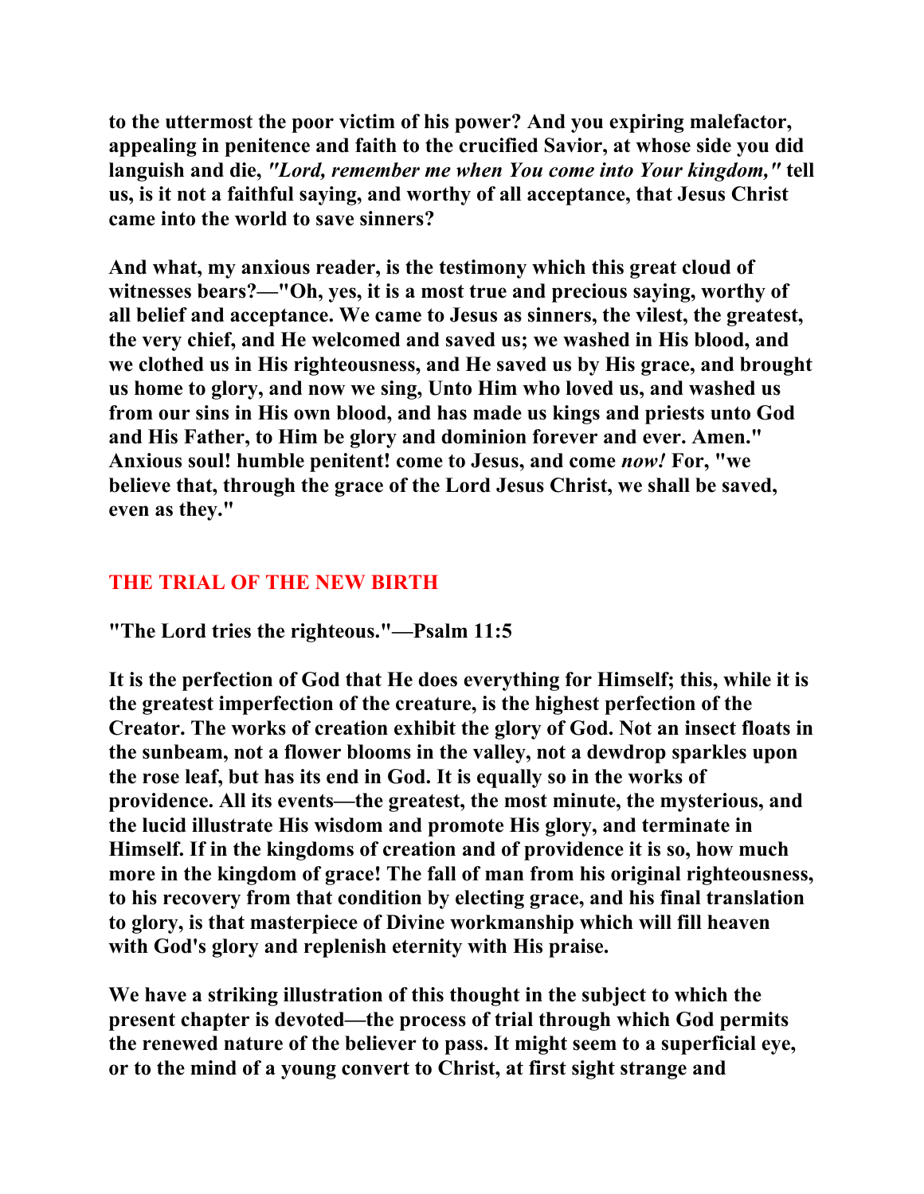**to the uttermost the poor victim of his power? And you expiring malefactor, appealing in penitence and faith to the crucified Savior, at whose side you did languish and die, *"Lord, remember me when You come into Your kingdom,"* tell us, is it not a faithful saying, and worthy of all acceptance, that Jesus Christ came into the world to save sinners?**

**And what, my anxious reader, is the testimony which this great cloud of witnesses bears?—"Oh, yes, it is a most true and precious saying, worthy of all belief and acceptance. We came to Jesus as sinners, the vilest, the greatest, the very chief, and He welcomed and saved us; we washed in His blood, and we clothed us in His righteousness, and He saved us by His grace, and brought us home to glory, and now we sing, Unto Him who loved us, and washed us from our sins in His own blood, and has made us kings and priests unto God and His Father, to Him be glory and dominion forever and ever. Amen." Anxious soul! humble penitent! come to Jesus, and come *now!* For, "we believe that, through the grace of the Lord Jesus Christ, we shall be saved, even as they."**

## THE TRIAL OF THE NEW BIRTH

**"The Lord tries the righteous."—Psalm 11:5**

**It is the perfection of God that He does everything for Himself; this, while it is the greatest imperfection of the creature, is the highest perfection of the Creator. The works of creation exhibit the glory of God. Not an insect floats in the sunbeam, not a flower blooms in the valley, not a dewdrop sparkles upon the rose leaf, but has its end in God. It is equally so in the works of providence. All its events—the greatest, the most minute, the mysterious, and the lucid illustrate His wisdom and promote His glory, and terminate in Himself. If in the kingdoms of creation and of providence it is so, how much more in the kingdom of grace! The fall of man from his original righteousness, to his recovery from that condition by electing grace, and his final translation to glory, is that masterpiece of Divine workmanship which will fill heaven with God's glory and replenish eternity with His praise.**

**We have a striking illustration of this thought in the subject to which the present chapter is devoted—the process of trial through which God permits the renewed nature of the believer to pass. It might seem to a superficial eye, or to the mind of a young convert to Christ, at first sight strange and**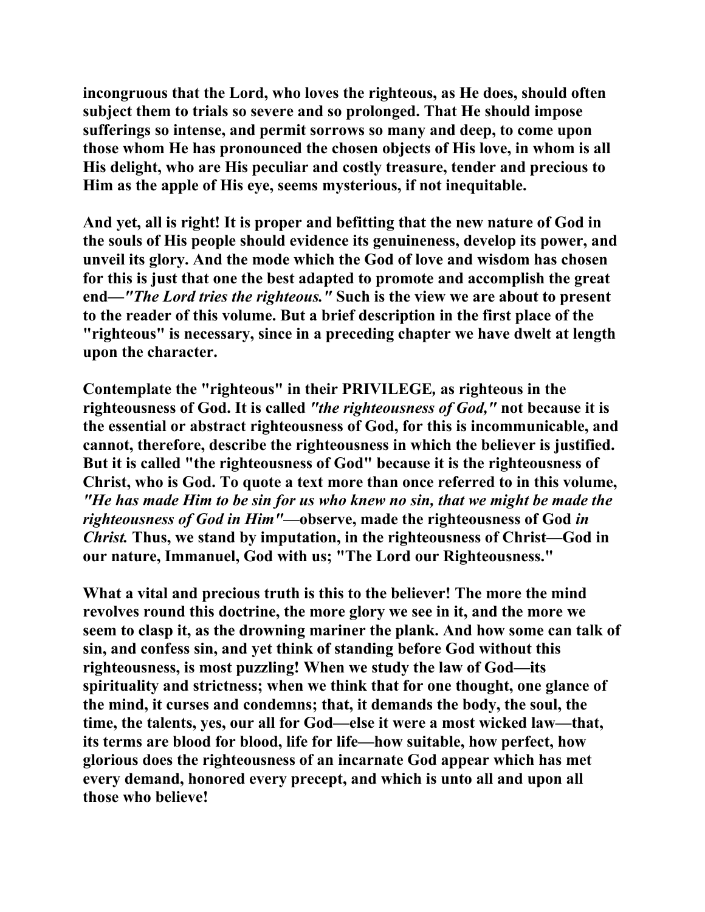incongruous that the Lord, who loves the righteous, as He does, should often subject them to trials so severe and so prolonged. That He should impose sufferings so intense, and permit sorrows so many and deep, to come upon those whom He has pronounced the chosen objects of His love, in whom is all His delight, who are His peculiar and costly treasure, tender and precious to Him as the apple of His eye, seems mysterious, if not inequitable.

And yet, all is right! It is proper and befitting that the new nature of God in the souls of His people should evidence its genuineness, develop its power, and unveil its glory. And the mode which the God of love and wisdom has chosen for this is just that one the best adapted to promote and accomplish the great end—*"The Lord tries the righteous."* Such is the view we are about to present to the reader of this volume. But a brief description in the first place of the "righteous" is necessary, since in a preceding chapter we have dwelt at length upon the character.

Contemplate the "righteous" in their PRIVILEGE, as righteous in the righteousness of God. It is called *"the righteousness of God,"* not because it is the essential or abstract righteousness of God, for this is incommunicable, and cannot, therefore, describe the righteousness in which the believer is justified. But it is called "the righteousness of God" because it is the righteousness of Christ, who is God. To quote a text more than once referred to in this volume, *"He has made Him to be sin for us who knew no sin, that we might be made the righteousness of God in Him"*—observe, made the righteousness of God *in Christ.* Thus, we stand by imputation, in the righteousness of Christ—God in our nature, Immanuel, God with us; "The Lord our Righteousness."

What a vital and precious truth is this to the believer! The more the mind revolves round this doctrine, the more glory we see in it, and the more we seem to clasp it, as the drowning mariner the plank. And how some can talk of sin, and confess sin, and yet think of standing before God without this righteousness, is most puzzling! When we study the law of God—its spirituality and strictness; when we think that for one thought, one glance of the mind, it curses and condemns; that, it demands the body, the soul, the time, the talents, yes, our all for God—else it were a most wicked law—that, its terms are blood for blood, life for life—how suitable, how perfect, how glorious does the righteousness of an incarnate God appear which has met every demand, honored every precept, and which is unto all and upon all those who believe!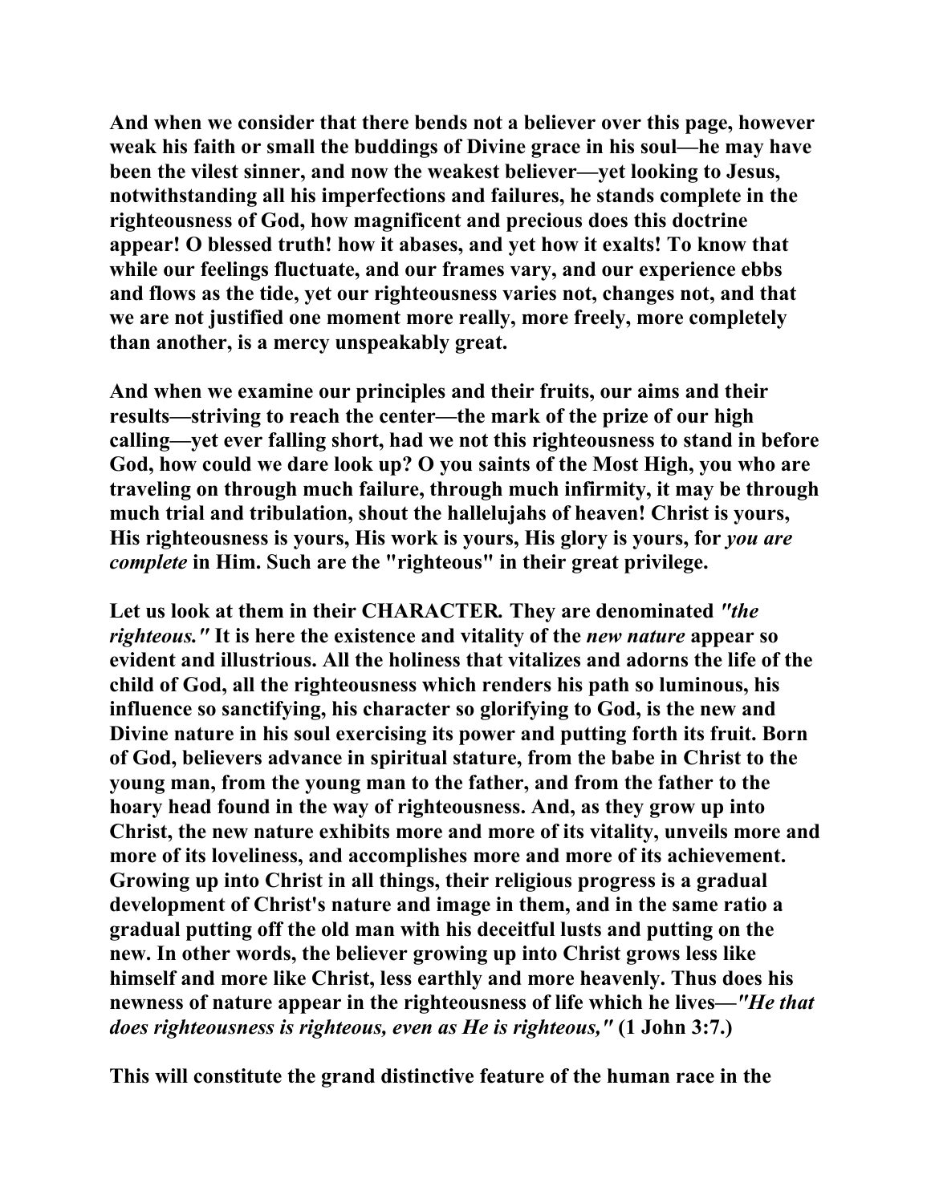And when we consider that there bends not a believer over this page, however weak his faith or small the buddings of Divine grace in his soul—he may have been the vilest sinner, and now the weakest believer—yet looking to Jesus, notwithstanding all his imperfections and failures, he stands complete in the righteousness of God, how magnificent and precious does this doctrine appear! O blessed truth! how it abases, and yet how it exalts! To know that while our feelings fluctuate, and our frames vary, and our experience ebbs and flows as the tide, yet our righteousness varies not, changes not, and that we are not justified one moment more really, more freely, more completely than another, is a mercy unspeakably great.

And when we examine our principles and their fruits, our aims and their results—striving to reach the center—the mark of the prize of our high calling—yet ever falling short, had we not this righteousness to stand in before God, how could we dare look up? O you saints of the Most High, you who are traveling on through much failure, through much infirmity, it may be through much trial and tribulation, shout the hallelujahs of heaven! Christ is yours, His righteousness is yours, His work is yours, His glory is yours, for *you are complete* in Him. Such are the "righteous" in their great privilege.

Let us look at them in their CHARACTER. They are denominated *"the righteous."* It is here the existence and vitality of the *new nature* appear so evident and illustrious. All the holiness that vitalizes and adorns the life of the child of God, all the righteousness which renders his path so luminous, his influence so sanctifying, his character so glorifying to God, is the new and Divine nature in his soul exercising its power and putting forth its fruit. Born of God, believers advance in spiritual stature, from the babe in Christ to the young man, from the young man to the father, and from the father to the hoary head found in the way of righteousness. And, as they grow up into Christ, the new nature exhibits more and more of its vitality, unveils more and more of its loveliness, and accomplishes more and more of its achievement. Growing up into Christ in all things, their religious progress is a gradual development of Christ's nature and image in them, and in the same ratio a gradual putting off the old man with his deceitful lusts and putting on the new. In other words, the believer growing up into Christ grows less like himself and more like Christ, less earthly and more heavenly. Thus does his newness of nature appear in the righteousness of life which he lives—*"He that does righteousness is righteous, even as He is righteous,"* (1 John 3:7.)

This will constitute the grand distinctive feature of the human race in the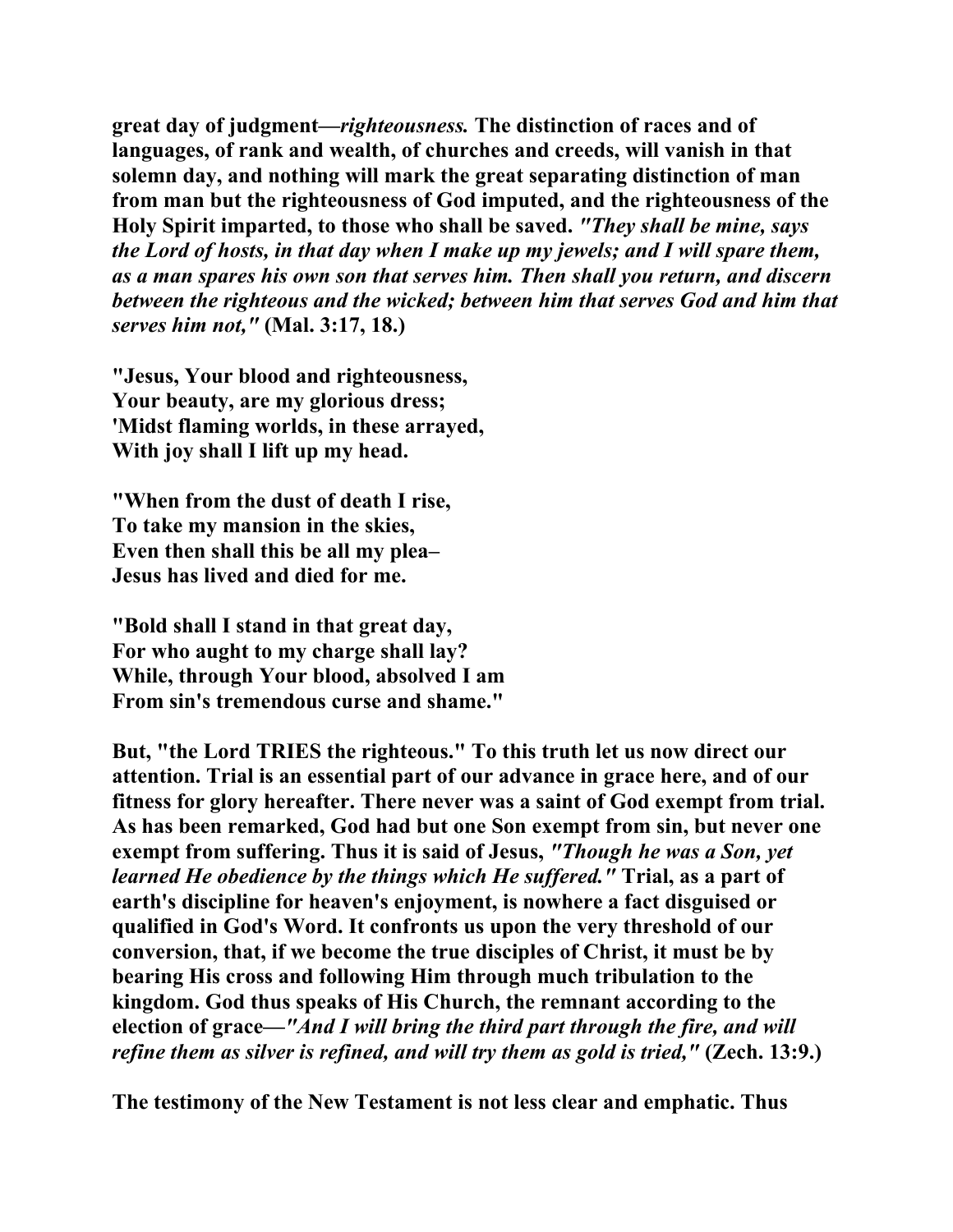**great day of judgment—*righteousness.* The distinction of races and of languages, of rank and wealth, of churches and creeds, will vanish in that solemn day, and nothing will mark the great separating distinction of man from man but the righteousness of God imputed, and the righteousness of the Holy Spirit imparted, to those who shall be saved. *"They shall be mine, says the Lord of hosts, in that day when I make up my jewels; and I will spare them, as a man spares his own son that serves him. Then shall you return, and discern between the righteous and the wicked; between him that serves God and him that serves him not,"* (Mal. 3:17, 18.)**

**"Jesus, Your blood and righteousness,**
**Your beauty, are my glorious dress;**
**'Midst flaming worlds, in these arrayed,**
**With joy shall I lift up my head.**

**"When from the dust of death I rise,**
**To take my mansion in the skies,**
**Even then shall this be all my plea–**
**Jesus has lived and died for me.**

**"Bold shall I stand in that great day,**
**For who aught to my charge shall lay?**
**While, through Your blood, absolved I am**
**From sin's tremendous curse and shame."**

**But, "the Lord TRIES the righteous." To this truth let us now direct our attention. Trial is an essential part of our advance in grace here, and of our fitness for glory hereafter. There never was a saint of God exempt from trial. As has been remarked, God had but one Son exempt from sin, but never one exempt from suffering. Thus it is said of Jesus, *"Though he was a Son, yet learned He obedience by the things which He suffered."* Trial, as a part of earth's discipline for heaven's enjoyment, is nowhere a fact disguised or qualified in God's Word. It confronts us upon the very threshold of our conversion, that, if we become the true disciples of Christ, it must be by bearing His cross and following Him through much tribulation to the kingdom. God thus speaks of His Church, the remnant according to the election of grace—*"And I will bring the third part through the fire, and will refine them as silver is refined, and will try them as gold is tried,"* (Zech. 13:9.)**

**The testimony of the New Testament is not less clear and emphatic. Thus**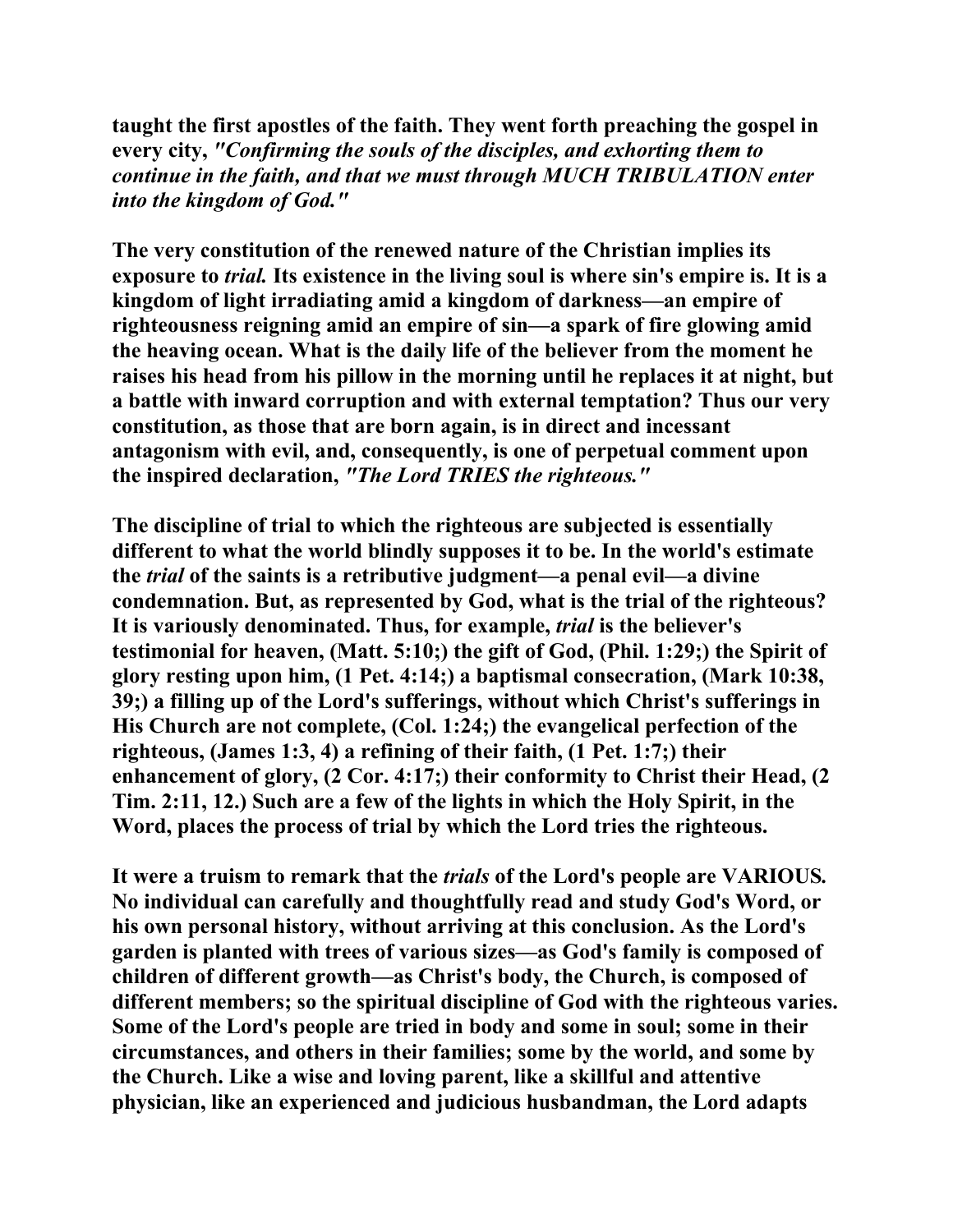**taught the first apostles of the faith. They went forth preaching the gospel in every city, *"Confirming the souls of the disciples, and exhorting them to continue in the faith, and that we must through MUCH TRIBULATION enter into the kingdom of God."***

**The very constitution of the renewed nature of the Christian implies its exposure to *trial.* Its existence in the living soul is where sin's empire is. It is a kingdom of light irradiating amid a kingdom of darkness—an empire of righteousness reigning amid an empire of sin—a spark of fire glowing amid the heaving ocean. What is the daily life of the believer from the moment he raises his head from his pillow in the morning until he replaces it at night, but a battle with inward corruption and with external temptation? Thus our very constitution, as those that are born again, is in direct and incessant antagonism with evil, and, consequently, is one of perpetual comment upon the inspired declaration, *"The Lord TRIES the righteous."***

**The discipline of trial to which the righteous are subjected is essentially different to what the world blindly supposes it to be. In the world's estimate the *trial* of the saints is a retributive judgment—a penal evil—a divine condemnation. But, as represented by God, what is the trial of the righteous? It is variously denominated. Thus, for example, *trial* is the believer's testimonial for heaven, (Matt. 5:10;) the gift of God, (Phil. 1:29;) the Spirit of glory resting upon him, (1 Pet. 4:14;) a baptismal consecration, (Mark 10:38, 39;) a filling up of the Lord's sufferings, without which Christ's sufferings in His Church are not complete, (Col. 1:24;) the evangelical perfection of the righteous, (James 1:3, 4) a refining of their faith, (1 Pet. 1:7;) their enhancement of glory, (2 Cor. 4:17;) their conformity to Christ their Head, (2 Tim. 2:11, 12.) Such are a few of the lights in which the Holy Spirit, in the Word, places the process of trial by which the Lord tries the righteous.**

**It were a truism to remark that the *trials* of the Lord's people are VARIOUS. No individual can carefully and thoughtfully read and study God's Word, or his own personal history, without arriving at this conclusion. As the Lord's garden is planted with trees of various sizes—as God's family is composed of children of different growth—as Christ's body, the Church, is composed of different members; so the spiritual discipline of God with the righteous varies. Some of the Lord's people are tried in body and some in soul; some in their circumstances, and others in their families; some by the world, and some by the Church. Like a wise and loving parent, like a skillful and attentive physician, like an experienced and judicious husbandman, the Lord adapts**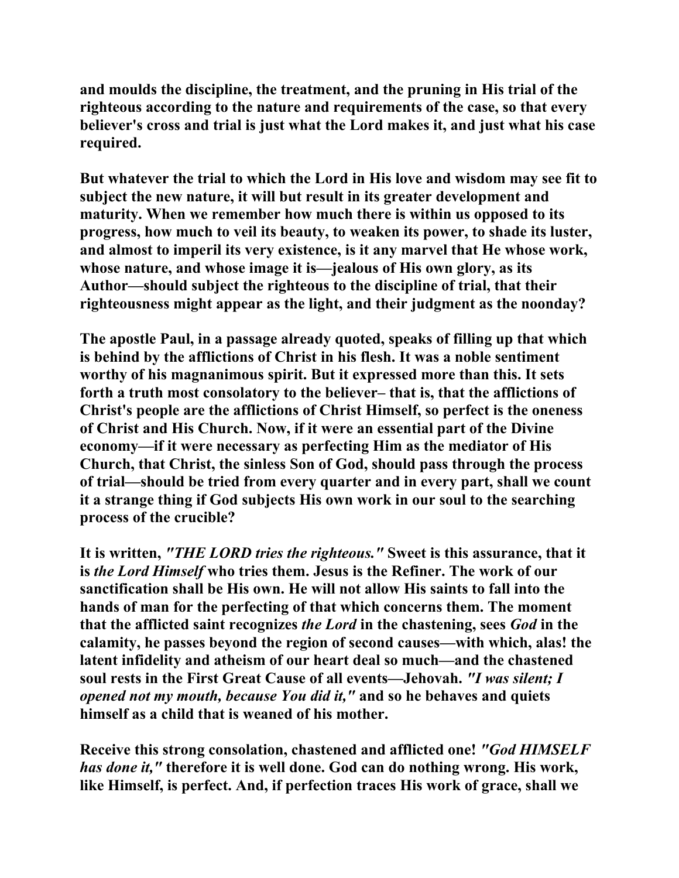**and moulds the discipline, the treatment, and the pruning in His trial of the righteous according to the nature and requirements of the case, so that every believer's cross and trial is just what the Lord makes it, and just what his case required.**

**But whatever the trial to which the Lord in His love and wisdom may see fit to subject the new nature, it will but result in its greater development and maturity. When we remember how much there is within us opposed to its progress, how much to veil its beauty, to weaken its power, to shade its luster, and almost to imperil its very existence, is it any marvel that He whose work, whose nature, and whose image it is—jealous of His own glory, as its Author—should subject the righteous to the discipline of trial, that their righteousness might appear as the light, and their judgment as the noonday?**

**The apostle Paul, in a passage already quoted, speaks of filling up that which is behind by the afflictions of Christ in his flesh. It was a noble sentiment worthy of his magnanimous spirit. But it expressed more than this. It sets forth a truth most consolatory to the believer– that is, that the afflictions of Christ's people are the afflictions of Christ Himself, so perfect is the oneness of Christ and His Church. Now, if it were an essential part of the Divine economy—if it were necessary as perfecting Him as the mediator of His Church, that Christ, the sinless Son of God, should pass through the process of trial—should be tried from every quarter and in every part, shall we count it a strange thing if God subjects His own work in our soul to the searching process of the crucible?**

**It is written, *"THE LORD tries the righteous."* Sweet is this assurance, that it is *the Lord Himself* who tries them. Jesus is the Refiner. The work of our sanctification shall be His own. He will not allow His saints to fall into the hands of man for the perfecting of that which concerns them. The moment that the afflicted saint recognizes *the Lord* in the chastening, sees *God* in the calamity, he passes beyond the region of second causes—with which, alas! the latent infidelity and atheism of our heart deal so much—and the chastened soul rests in the First Great Cause of all events—Jehovah. *"I was silent; I opened not my mouth, because You did it,"* and so he behaves and quiets himself as a child that is weaned of his mother.**

**Receive this strong consolation, chastened and afflicted one! *"God HIMSELF has done it,"* therefore it is well done. God can do nothing wrong. His work, like Himself, is perfect. And, if perfection traces His work of grace, shall we**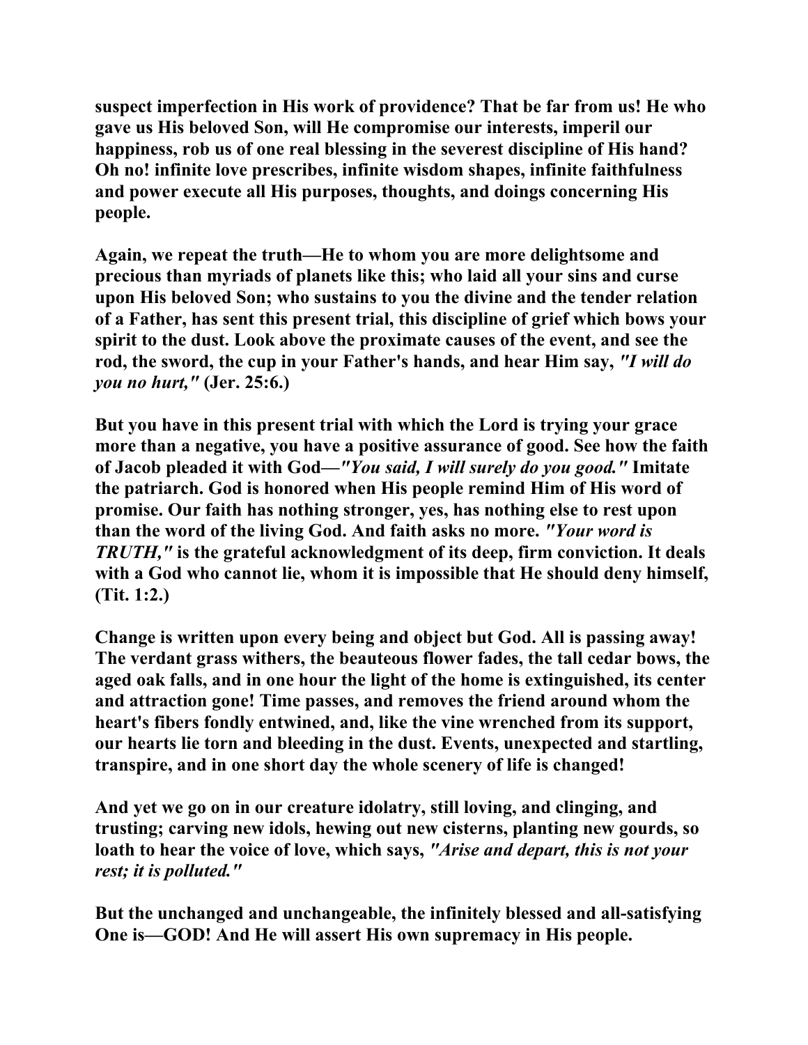**suspect imperfection in His work of providence? That be far from us! He who gave us His beloved Son, will He compromise our interests, imperil our happiness, rob us of one real blessing in the severest discipline of His hand? Oh no! infinite love prescribes, infinite wisdom shapes, infinite faithfulness and power execute all His purposes, thoughts, and doings concerning His people.**

**Again, we repeat the truth—He to whom you are more delightsome and precious than myriads of planets like this; who laid all your sins and curse upon His beloved Son; who sustains to you the divine and the tender relation of a Father, has sent this present trial, this discipline of grief which bows your spirit to the dust. Look above the proximate causes of the event, and see the rod, the sword, the cup in your Father's hands, and hear Him say, *"I will do you no hurt,"* (Jer. 25:6.)**

**But you have in this present trial with which the Lord is trying your grace more than a negative, you have a positive assurance of good. See how the faith of Jacob pleaded it with God—*"You said, I will surely do you good."* Imitate the patriarch. God is honored when His people remind Him of His word of promise. Our faith has nothing stronger, yes, has nothing else to rest upon than the word of the living God. And faith asks no more. *"Your word is TRUTH,"* is the grateful acknowledgment of its deep, firm conviction. It deals with a God who cannot lie, whom it is impossible that He should deny himself, (Tit. 1:2.)**

**Change is written upon every being and object but God. All is passing away! The verdant grass withers, the beauteous flower fades, the tall cedar bows, the aged oak falls, and in one hour the light of the home is extinguished, its center and attraction gone! Time passes, and removes the friend around whom the heart's fibers fondly entwined, and, like the vine wrenched from its support, our hearts lie torn and bleeding in the dust. Events, unexpected and startling, transpire, and in one short day the whole scenery of life is changed!**

**And yet we go on in our creature idolatry, still loving, and clinging, and trusting; carving new idols, hewing out new cisterns, planting new gourds, so loath to hear the voice of love, which says, *"Arise and depart, this is not your rest; it is polluted."***

**But the unchanged and unchangeable, the infinitely blessed and all-satisfying One is—GOD! And He will assert His own supremacy in His people.**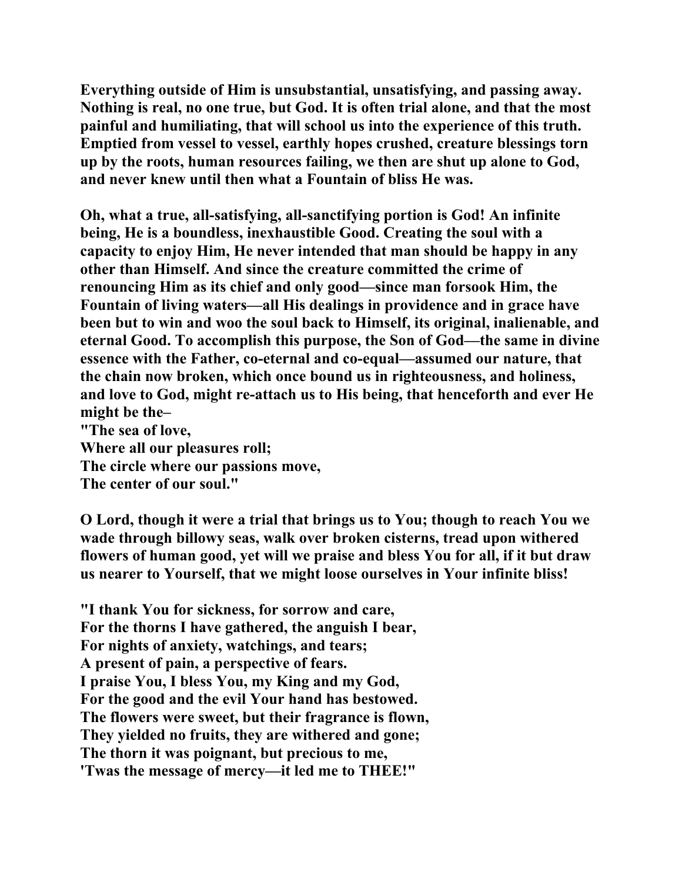**Everything outside of Him is unsubstantial, unsatisfying, and passing away. Nothing is real, no one true, but God. It is often trial alone, and that the most painful and humiliating, that will school us into the experience of this truth. Emptied from vessel to vessel, earthly hopes crushed, creature blessings torn up by the roots, human resources failing, we then are shut up alone to God, and never knew until then what a Fountain of bliss He was.**

**Oh, what a true, all-satisfying, all-sanctifying portion is God! An infinite being, He is a boundless, inexhaustible Good. Creating the soul with a capacity to enjoy Him, He never intended that man should be happy in any other than Himself. And since the creature committed the crime of renouncing Him as its chief and only good—since man forsook Him, the Fountain of living waters—all His dealings in providence and in grace have been but to win and woo the soul back to Himself, its original, inalienable, and eternal Good. To accomplish this purpose, the Son of God—the same in divine essence with the Father, co-eternal and co-equal—assumed our nature, that the chain now broken, which once bound us in righteousness, and holiness, and love to God, might re-attach us to His being, that henceforth and ever He might be the–**
**"The sea of love,**
**Where all our pleasures roll;**
**The circle where our passions move,**
**The center of our soul."**

**O Lord, though it were a trial that brings us to You; though to reach You we wade through billowy seas, walk over broken cisterns, tread upon withered flowers of human good, yet will we praise and bless You for all, if it but draw us nearer to Yourself, that we might loose ourselves in Your infinite bliss!**

**"I thank You for sickness, for sorrow and care,**
**For the thorns I have gathered, the anguish I bear,**
**For nights of anxiety, watchings, and tears;**
**A present of pain, a perspective of fears.**
**I praise You, I bless You, my King and my God,**
**For the good and the evil Your hand has bestowed.**
**The flowers were sweet, but their fragrance is flown,**
**They yielded no fruits, they are withered and gone;**
**The thorn it was poignant, but precious to me,**
**'Twas the message of mercy—it led me to THEE!"**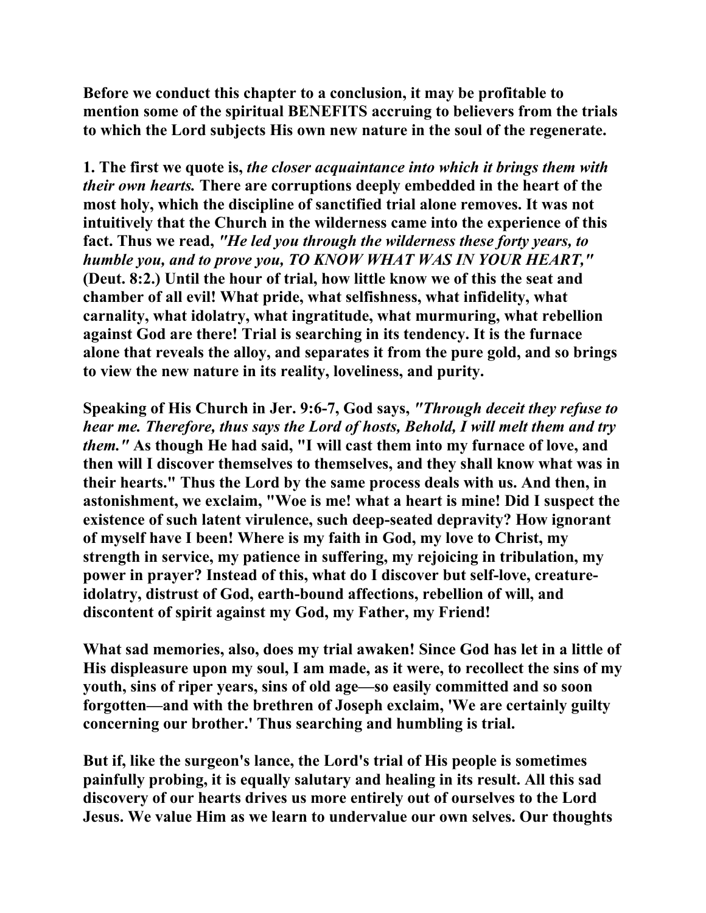**Before we conduct this chapter to a conclusion, it may be profitable to mention some of the spiritual BENEFITS accruing to believers from the trials to which the Lord subjects His own new nature in the soul of the regenerate.**

**1. The first we quote is,** ***the closer acquaintance into which it brings them with their own hearts.*** **There are corruptions deeply embedded in the heart of the most holy, which the discipline of sanctified trial alone removes. It was not intuitively that the Church in the wilderness came into the experience of this fact. Thus we read,** ***"He led you through the wilderness these forty years, to humble you, and to prove you, TO KNOW WHAT WAS IN YOUR HEART,"*** **(Deut. 8:2.) Until the hour of trial, how little know we of this the seat and chamber of all evil! What pride, what selfishness, what infidelity, what carnality, what idolatry, what ingratitude, what murmuring, what rebellion against God are there! Trial is searching in its tendency. It is the furnace alone that reveals the alloy, and separates it from the pure gold, and so brings to view the new nature in its reality, loveliness, and purity.**

**Speaking of His Church in Jer. 9:6-7, God says,** ***"Through deceit they refuse to hear me. Therefore, thus says the Lord of hosts, Behold, I will melt them and try them."*** **As though He had said, "I will cast them into my furnace of love, and then will I discover themselves to themselves, and they shall know what was in their hearts." Thus the Lord by the same process deals with us. And then, in astonishment, we exclaim, "Woe is me! what a heart is mine! Did I suspect the existence of such latent virulence, such deep-seated depravity? How ignorant of myself have I been! Where is my faith in God, my love to Christ, my strength in service, my patience in suffering, my rejoicing in tribulation, my power in prayer? Instead of this, what do I discover but self-love, creature-idolatry, distrust of God, earth-bound affections, rebellion of will, and discontent of spirit against my God, my Father, my Friend!**

**What sad memories, also, does my trial awaken! Since God has let in a little of His displeasure upon my soul, I am made, as it were, to recollect the sins of my youth, sins of riper years, sins of old age—so easily committed and so soon forgotten—and with the brethren of Joseph exclaim, 'We are certainly guilty concerning our brother.' Thus searching and humbling is trial.**

**But if, like the surgeon's lance, the Lord's trial of His people is sometimes painfully probing, it is equally salutary and healing in its result. All this sad discovery of our hearts drives us more entirely out of ourselves to the Lord Jesus. We value Him as we learn to undervalue our own selves. Our thoughts**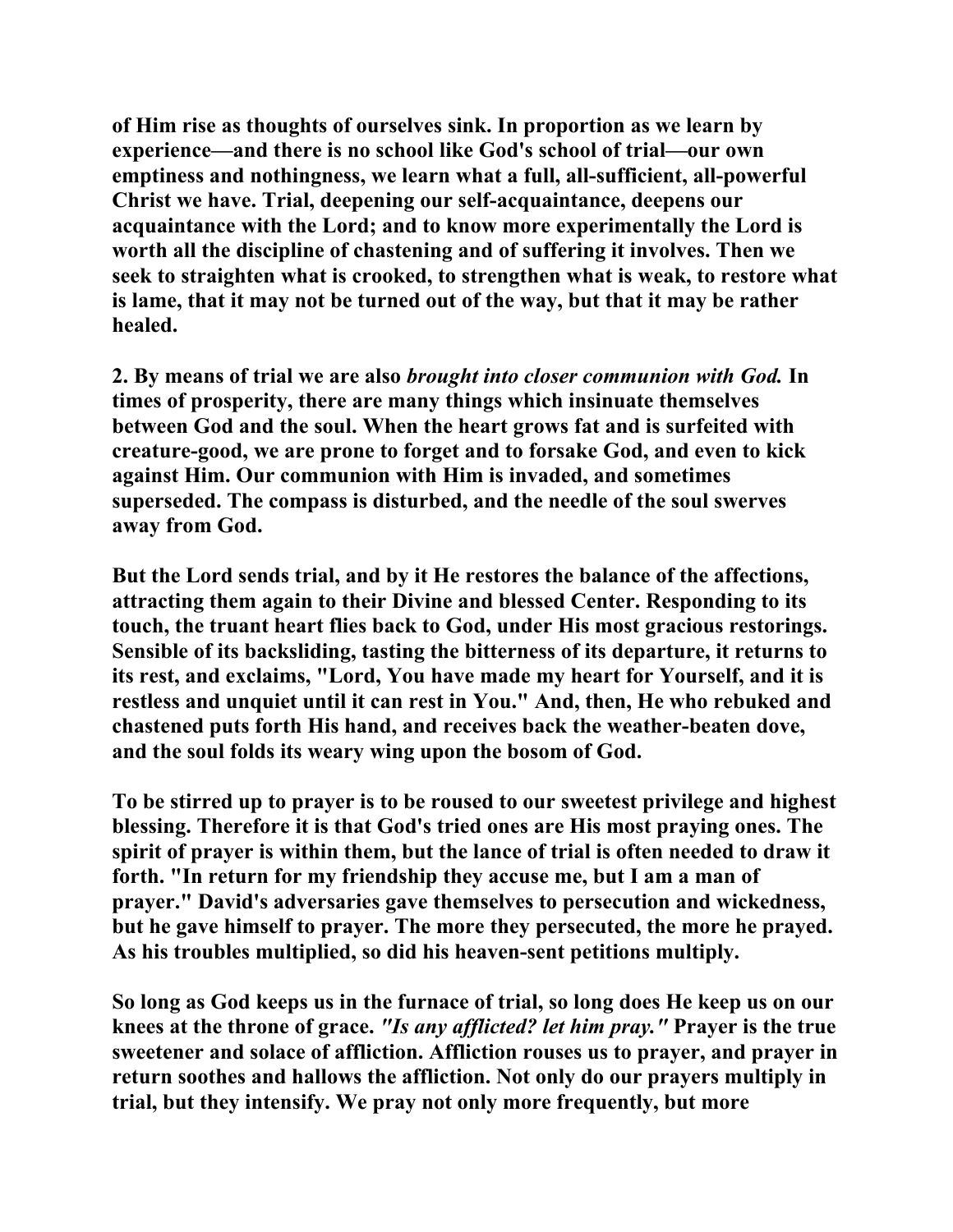**of Him rise as thoughts of ourselves sink. In proportion as we learn by experience—and there is no school like God's school of trial—our own emptiness and nothingness, we learn what a full, all-sufficient, all-powerful Christ we have. Trial, deepening our self-acquaintance, deepens our acquaintance with the Lord; and to know more experimentally the Lord is worth all the discipline of chastening and of suffering it involves. Then we seek to straighten what is crooked, to strengthen what is weak, to restore what is lame, that it may not be turned out of the way, but that it may be rather healed.**

**2. By means of trial we are also *brought into closer communion with God.* In times of prosperity, there are many things which insinuate themselves between God and the soul. When the heart grows fat and is surfeited with creature-good, we are prone to forget and to forsake God, and even to kick against Him. Our communion with Him is invaded, and sometimes superseded. The compass is disturbed, and the needle of the soul swerves away from God.**

**But the Lord sends trial, and by it He restores the balance of the affections, attracting them again to their Divine and blessed Center. Responding to its touch, the truant heart flies back to God, under His most gracious restorings. Sensible of its backsliding, tasting the bitterness of its departure, it returns to its rest, and exclaims, "Lord, You have made my heart for Yourself, and it is restless and unquiet until it can rest in You." And, then, He who rebuked and chastened puts forth His hand, and receives back the weather-beaten dove, and the soul folds its weary wing upon the bosom of God.**

**To be stirred up to prayer is to be roused to our sweetest privilege and highest blessing. Therefore it is that God's tried ones are His most praying ones. The spirit of prayer is within them, but the lance of trial is often needed to draw it forth. "In return for my friendship they accuse me, but I am a man of prayer." David's adversaries gave themselves to persecution and wickedness, but he gave himself to prayer. The more they persecuted, the more he prayed. As his troubles multiplied, so did his heaven-sent petitions multiply.**

**So long as God keeps us in the furnace of trial, so long does He keep us on our knees at the throne of grace. *"Is any afflicted? let him pray."* Prayer is the true sweetener and solace of affliction. Affliction rouses us to prayer, and prayer in return soothes and hallows the affliction. Not only do our prayers multiply in trial, but they intensify. We pray not only more frequently, but more**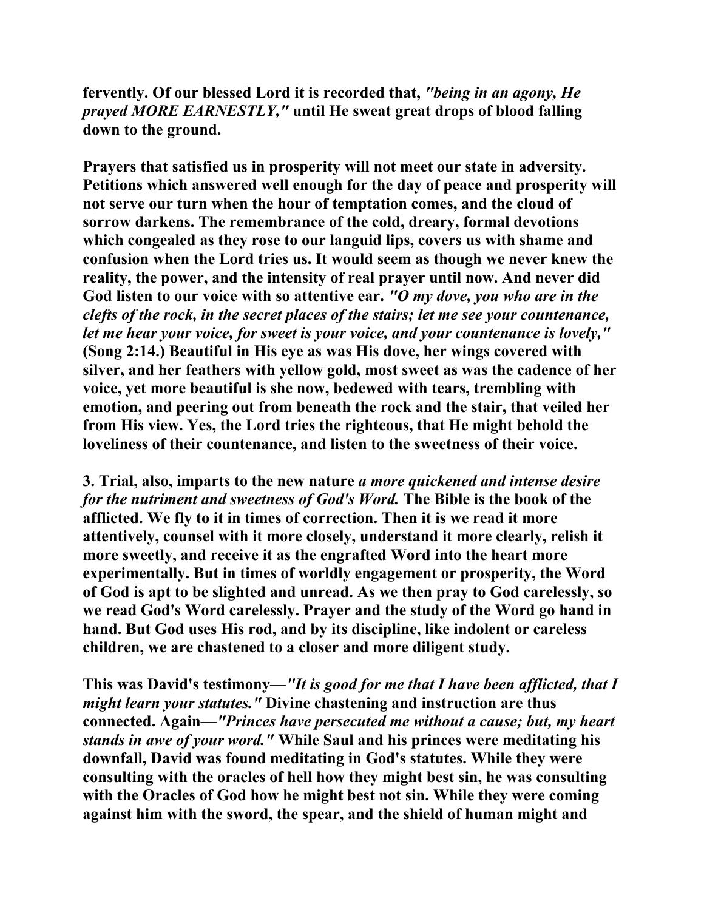**fervently. Of our blessed Lord it is recorded that, *"being in an agony, He prayed MORE EARNESTLY,"* until He sweat great drops of blood falling down to the ground.**

**Prayers that satisfied us in prosperity will not meet our state in adversity. Petitions which answered well enough for the day of peace and prosperity will not serve our turn when the hour of temptation comes, and the cloud of sorrow darkens. The remembrance of the cold, dreary, formal devotions which congealed as they rose to our languid lips, covers us with shame and confusion when the Lord tries us. It would seem as though we never knew the reality, the power, and the intensity of real prayer until now. And never did God listen to our voice with so attentive ear. *"O my dove, you who are in the clefts of the rock, in the secret places of the stairs; let me see your countenance, let me hear your voice, for sweet is your voice, and your countenance is lovely,"* (Song 2:14.) Beautiful in His eye as was His dove, her wings covered with silver, and her feathers with yellow gold, most sweet as was the cadence of her voice, yet more beautiful is she now, bedewed with tears, trembling with emotion, and peering out from beneath the rock and the stair, that veiled her from His view. Yes, the Lord tries the righteous, that He might behold the loveliness of their countenance, and listen to the sweetness of their voice.**

**3. Trial, also, imparts to the new nature *a more quickened and intense desire for the nutriment and sweetness of God's Word.* The Bible is the book of the afflicted. We fly to it in times of correction. Then it is we read it more attentively, counsel with it more closely, understand it more clearly, relish it more sweetly, and receive it as the engrafted Word into the heart more experimentally. But in times of worldly engagement or prosperity, the Word of God is apt to be slighted and unread. As we then pray to God carelessly, so we read God's Word carelessly. Prayer and the study of the Word go hand in hand. But God uses His rod, and by its discipline, like indolent or careless children, we are chastened to a closer and more diligent study.**

**This was David's testimony—*"It is good for me that I have been afflicted, that I might learn your statutes."* Divine chastening and instruction are thus connected. Again—*"Princes have persecuted me without a cause; but, my heart stands in awe of your word."* While Saul and his princes were meditating his downfall, David was found meditating in God's statutes. While they were consulting with the oracles of hell how they might best sin, he was consulting with the Oracles of God how he might best not sin. While they were coming against him with the sword, the spear, and the shield of human might and**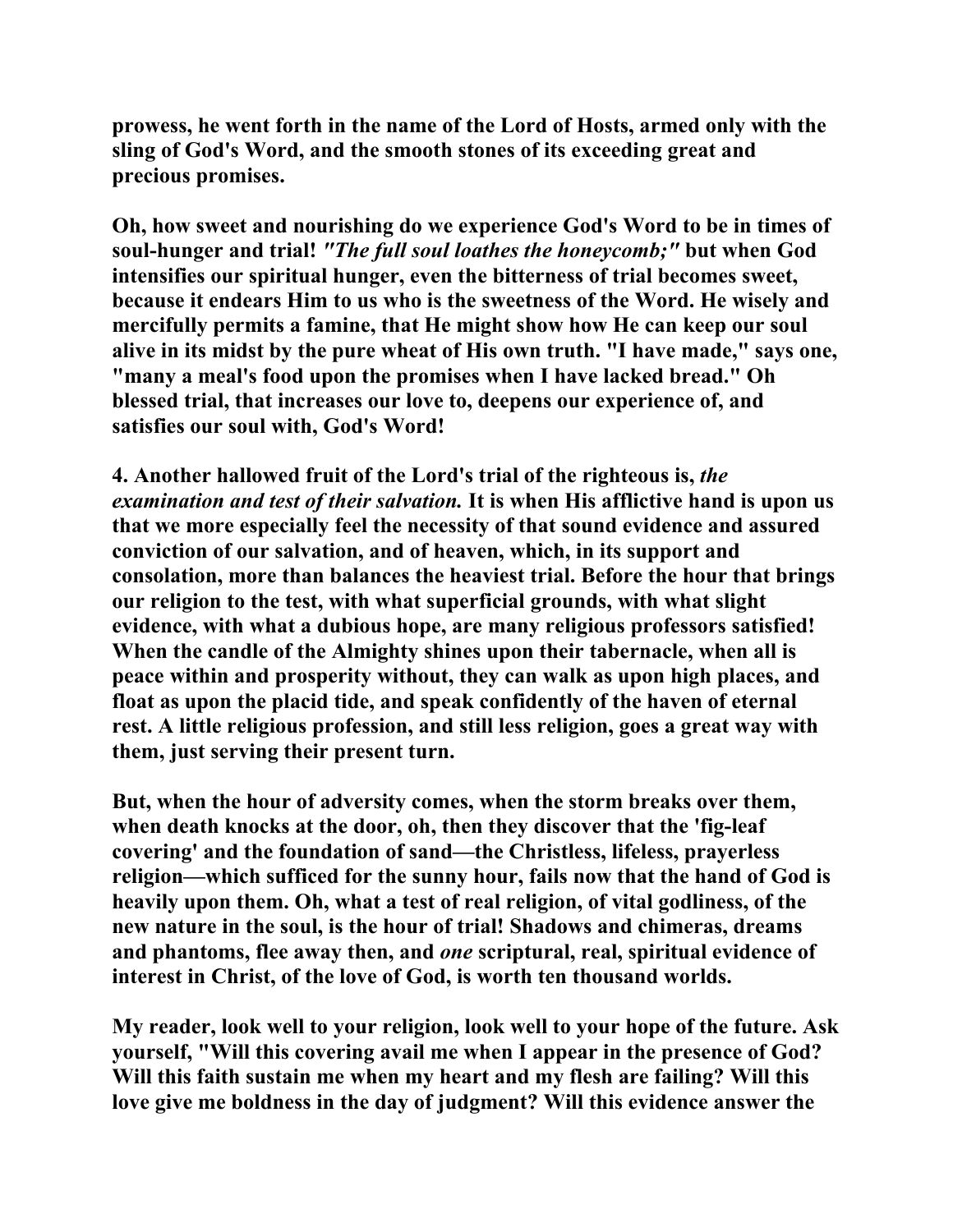**prowess, he went forth in the name of the Lord of Hosts, armed only with the sling of God's Word, and the smooth stones of its exceeding great and precious promises.**

**Oh, how sweet and nourishing do we experience God's Word to be in times of soul-hunger and trial!** ***"The full soul loathes the honeycomb;"*** **but when God intensifies our spiritual hunger, even the bitterness of trial becomes sweet, because it endears Him to us who is the sweetness of the Word. He wisely and mercifully permits a famine, that He might show how He can keep our soul alive in its midst by the pure wheat of His own truth. "I have made," says one, "many a meal's food upon the promises when I have lacked bread." Oh blessed trial, that increases our love to, deepens our experience of, and satisfies our soul with, God's Word!**

**4. Another hallowed fruit of the Lord's trial of the righteous is,** ***the examination and test of their salvation.*** **It is when His afflictive hand is upon us that we more especially feel the necessity of that sound evidence and assured conviction of our salvation, and of heaven, which, in its support and consolation, more than balances the heaviest trial. Before the hour that brings our religion to the test, with what superficial grounds, with what slight evidence, with what a dubious hope, are many religious professors satisfied! When the candle of the Almighty shines upon their tabernacle, when all is peace within and prosperity without, they can walk as upon high places, and float as upon the placid tide, and speak confidently of the haven of eternal rest. A little religious profession, and still less religion, goes a great way with them, just serving their present turn.**

**But, when the hour of adversity comes, when the storm breaks over them, when death knocks at the door, oh, then they discover that the 'fig-leaf covering' and the foundation of sand—the Christless, lifeless, prayerless religion—which sufficed for the sunny hour, fails now that the hand of God is heavily upon them. Oh, what a test of real religion, of vital godliness, of the new nature in the soul, is the hour of trial! Shadows and chimeras, dreams and phantoms, flee away then, and** ***one*** **scriptural, real, spiritual evidence of interest in Christ, of the love of God, is worth ten thousand worlds.**

**My reader, look well to your religion, look well to your hope of the future. Ask yourself, "Will this covering avail me when I appear in the presence of God? Will this faith sustain me when my heart and my flesh are failing? Will this love give me boldness in the day of judgment? Will this evidence answer the**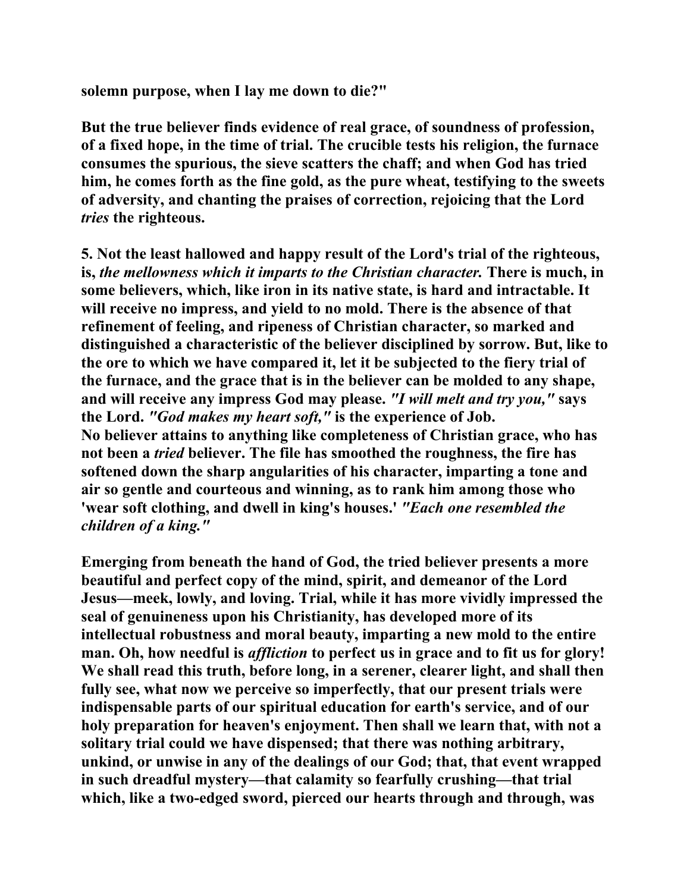**solemn purpose, when I lay me down to die?"**

**But the true believer finds evidence of real grace, of soundness of profession, of a fixed hope, in the time of trial. The crucible tests his religion, the furnace consumes the spurious, the sieve scatters the chaff; and when God has tried him, he comes forth as the fine gold, as the pure wheat, testifying to the sweets of adversity, and chanting the praises of correction, rejoicing that the Lord *tries* the righteous.**

**5. Not the least hallowed and happy result of the Lord's trial of the righteous, is, *the mellowness which it imparts to the Christian character.* There is much, in some believers, which, like iron in its native state, is hard and intractable. It will receive no impress, and yield to no mold. There is the absence of that refinement of feeling, and ripeness of Christian character, so marked and distinguished a characteristic of the believer disciplined by sorrow. But, like to the ore to which we have compared it, let it be subjected to the fiery trial of the furnace, and the grace that is in the believer can be molded to any shape, and will receive any impress God may please. *"I will melt and try you,"* says the Lord. *"God makes my heart soft,"* is the experience of Job.**
**No believer attains to anything like completeness of Christian grace, who has not been a *tried* believer. The file has smoothed the roughness, the fire has softened down the sharp angularities of his character, imparting a tone and air so gentle and courteous and winning, as to rank him among those who 'wear soft clothing, and dwell in king's houses.' *"Each one resembled the children of a king."***

**Emerging from beneath the hand of God, the tried believer presents a more beautiful and perfect copy of the mind, spirit, and demeanor of the Lord Jesus—meek, lowly, and loving. Trial, while it has more vividly impressed the seal of genuineness upon his Christianity, has developed more of its intellectual robustness and moral beauty, imparting a new mold to the entire man. Oh, how needful is *affliction* to perfect us in grace and to fit us for glory! We shall read this truth, before long, in a serener, clearer light, and shall then fully see, what now we perceive so imperfectly, that our present trials were indispensable parts of our spiritual education for earth's service, and of our holy preparation for heaven's enjoyment. Then shall we learn that, with not a solitary trial could we have dispensed; that there was nothing arbitrary, unkind, or unwise in any of the dealings of our God; that, that event wrapped in such dreadful mystery—that calamity so fearfully crushing—that trial which, like a two-edged sword, pierced our hearts through and through, was**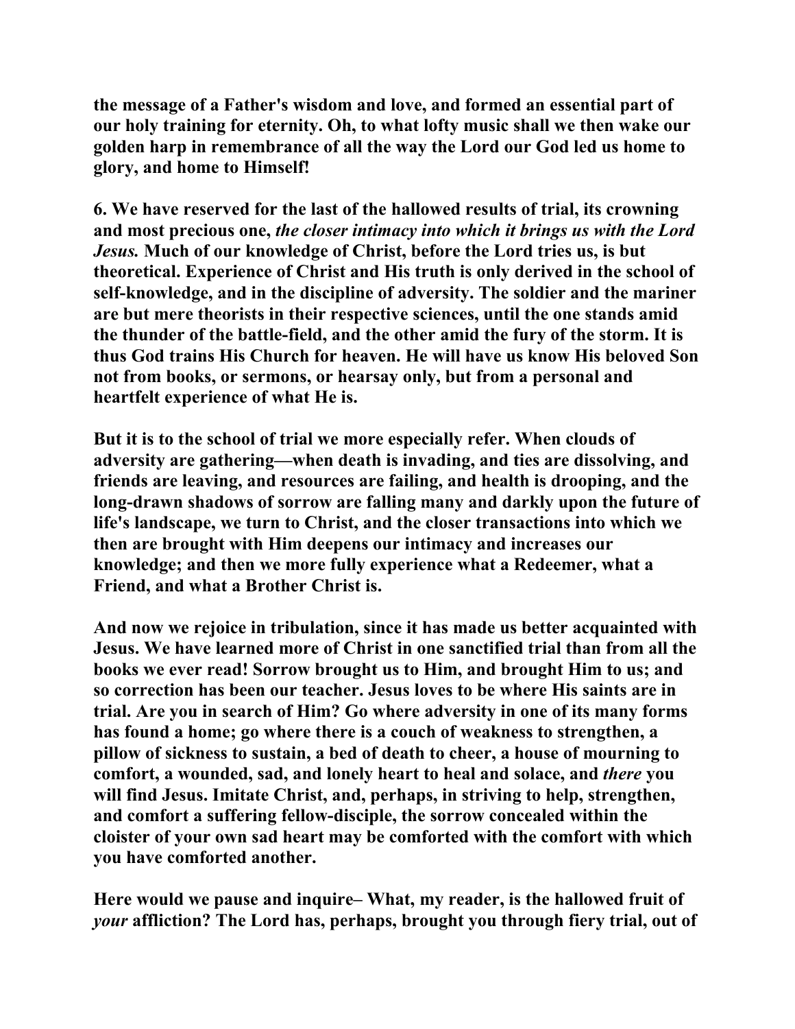**the message of a Father's wisdom and love, and formed an essential part of our holy training for eternity. Oh, to what lofty music shall we then wake our golden harp in remembrance of all the way the Lord our God led us home to glory, and home to Himself!**

**6. We have reserved for the last of the hallowed results of trial, its crowning and most precious one, *the closer intimacy into which it brings us with the Lord Jesus.* Much of our knowledge of Christ, before the Lord tries us, is but theoretical. Experience of Christ and His truth is only derived in the school of self-knowledge, and in the discipline of adversity. The soldier and the mariner are but mere theorists in their respective sciences, until the one stands amid the thunder of the battle-field, and the other amid the fury of the storm. It is thus God trains His Church for heaven. He will have us know His beloved Son not from books, or sermons, or hearsay only, but from a personal and heartfelt experience of what He is.**

**But it is to the school of trial we more especially refer. When clouds of adversity are gathering—when death is invading, and ties are dissolving, and friends are leaving, and resources are failing, and health is drooping, and the long-drawn shadows of sorrow are falling many and darkly upon the future of life's landscape, we turn to Christ, and the closer transactions into which we then are brought with Him deepens our intimacy and increases our knowledge; and then we more fully experience what a Redeemer, what a Friend, and what a Brother Christ is.**

**And now we rejoice in tribulation, since it has made us better acquainted with Jesus. We have learned more of Christ in one sanctified trial than from all the books we ever read! Sorrow brought us to Him, and brought Him to us; and so correction has been our teacher. Jesus loves to be where His saints are in trial. Are you in search of Him? Go where adversity in one of its many forms has found a home; go where there is a couch of weakness to strengthen, a pillow of sickness to sustain, a bed of death to cheer, a house of mourning to comfort, a wounded, sad, and lonely heart to heal and solace, and *there* you will find Jesus. Imitate Christ, and, perhaps, in striving to help, strengthen, and comfort a suffering fellow-disciple, the sorrow concealed within the cloister of your own sad heart may be comforted with the comfort with which you have comforted another.**

**Here would we pause and inquire– What, my reader, is the hallowed fruit of *your* affliction? The Lord has, perhaps, brought you through fiery trial, out of**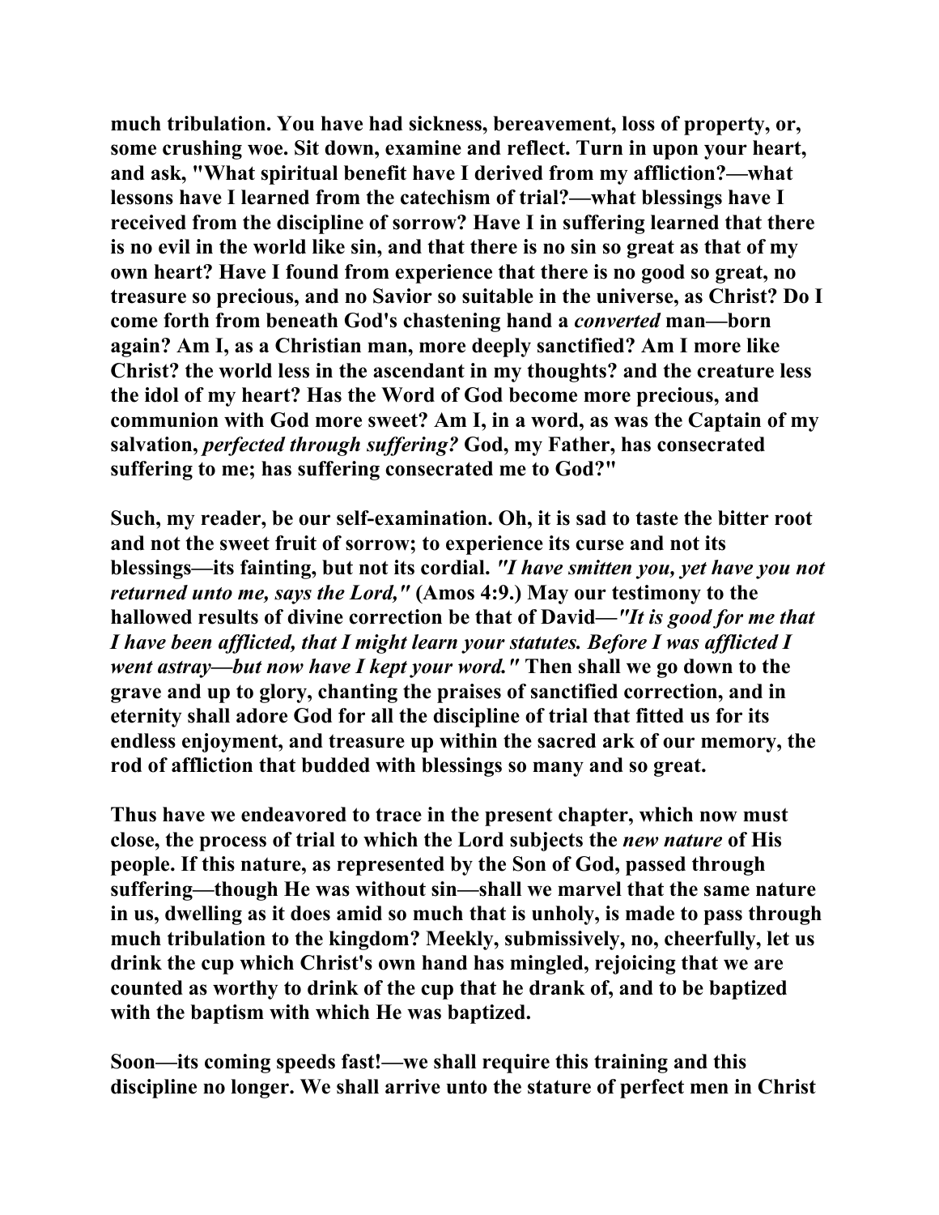much tribulation. You have had sickness, bereavement, loss of property, or, some crushing woe. Sit down, examine and reflect. Turn in upon your heart, and ask, "What spiritual benefit have I derived from my affliction?—what lessons have I learned from the catechism of trial?—what blessings have I received from the discipline of sorrow? Have I in suffering learned that there is no evil in the world like sin, and that there is no sin so great as that of my own heart? Have I found from experience that there is no good so great, no treasure so precious, and no Savior so suitable in the universe, as Christ? Do I come forth from beneath God's chastening hand a *converted* man—born again? Am I, as a Christian man, more deeply sanctified? Am I more like Christ? the world less in the ascendant in my thoughts? and the creature less the idol of my heart? Has the Word of God become more precious, and communion with God more sweet? Am I, in a word, as was the Captain of my salvation, *perfected through suffering?* God, my Father, has consecrated suffering to me; has suffering consecrated me to God?"

Such, my reader, be our self-examination. Oh, it is sad to taste the bitter root and not the sweet fruit of sorrow; to experience its curse and not its blessings—its fainting, but not its cordial. *"I have smitten you, yet have you not returned unto me, says the Lord,"* (Amos 4:9.) May our testimony to the hallowed results of divine correction be that of David—*"It is good for me that I have been afflicted, that I might learn your statutes. Before I was afflicted I went astray—but now have I kept your word."* Then shall we go down to the grave and up to glory, chanting the praises of sanctified correction, and in eternity shall adore God for all the discipline of trial that fitted us for its endless enjoyment, and treasure up within the sacred ark of our memory, the rod of affliction that budded with blessings so many and so great.

Thus have we endeavored to trace in the present chapter, which now must close, the process of trial to which the Lord subjects the *new nature* of His people. If this nature, as represented by the Son of God, passed through suffering—though He was without sin—shall we marvel that the same nature in us, dwelling as it does amid so much that is unholy, is made to pass through much tribulation to the kingdom? Meekly, submissively, no, cheerfully, let us drink the cup which Christ's own hand has mingled, rejoicing that we are counted as worthy to drink of the cup that he drank of, and to be baptized with the baptism with which He was baptized.

Soon—its coming speeds fast!—we shall require this training and this discipline no longer. We shall arrive unto the stature of perfect men in Christ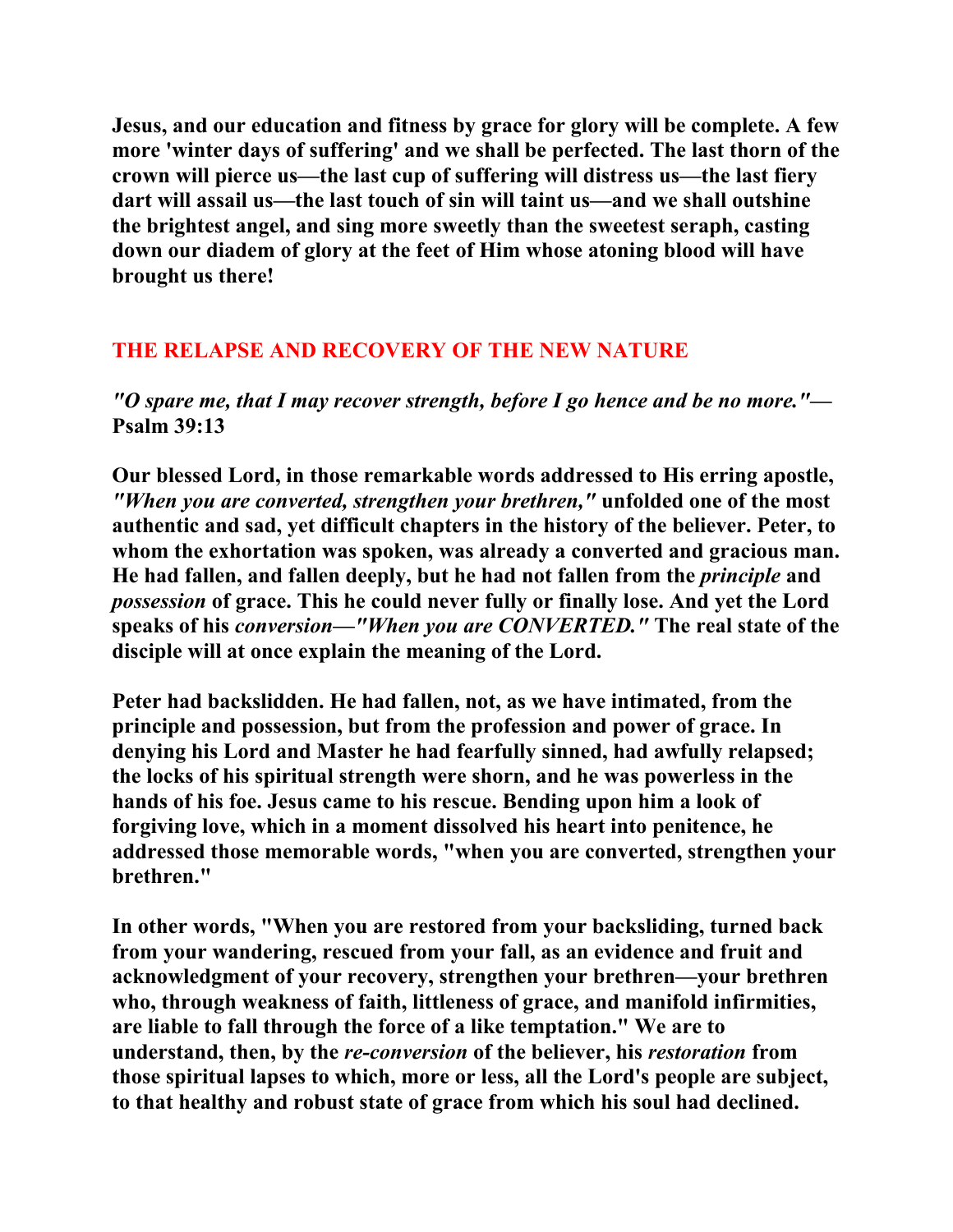**Jesus, and our education and fitness by grace for glory will be complete. A few more 'winter days of suffering' and we shall be perfected. The last thorn of the crown will pierce us—the last cup of suffering will distress us—the last fiery dart will assail us—the last touch of sin will taint us—and we shall outshine the brightest angel, and sing more sweetly than the sweetest seraph, casting down our diadem of glory at the feet of Him whose atoning blood will have brought us there!**

## THE RELAPSE AND RECOVERY OF THE NEW NATURE

***"O spare me, that I may recover strength, before I go hence and be no more."*— Psalm 39:13**

**Our blessed Lord, in those remarkable words addressed to His erring apostle, *"When you are converted, strengthen your brethren,"* unfolded one of the most authentic and sad, yet difficult chapters in the history of the believer. Peter, to whom the exhortation was spoken, was already a converted and gracious man. He had fallen, and fallen deeply, but he had not fallen from the *principle* and *possession* of grace. This he could never fully or finally lose. And yet the Lord speaks of his *conversion—"When you are CONVERTED."* The real state of the disciple will at once explain the meaning of the Lord.**

**Peter had backslidden. He had fallen, not, as we have intimated, from the principle and possession, but from the profession and power of grace. In denying his Lord and Master he had fearfully sinned, had awfully relapsed; the locks of his spiritual strength were shorn, and he was powerless in the hands of his foe. Jesus came to his rescue. Bending upon him a look of forgiving love, which in a moment dissolved his heart into penitence, he addressed those memorable words, "when you are converted, strengthen your brethren."**

**In other words, "When you are restored from your backsliding, turned back from your wandering, rescued from your fall, as an evidence and fruit and acknowledgment of your recovery, strengthen your brethren—your brethren who, through weakness of faith, littleness of grace, and manifold infirmities, are liable to fall through the force of a like temptation." We are to understand, then, by the *re-conversion* of the believer, his *restoration* from those spiritual lapses to which, more or less, all the Lord's people are subject, to that healthy and robust state of grace from which his soul had declined.**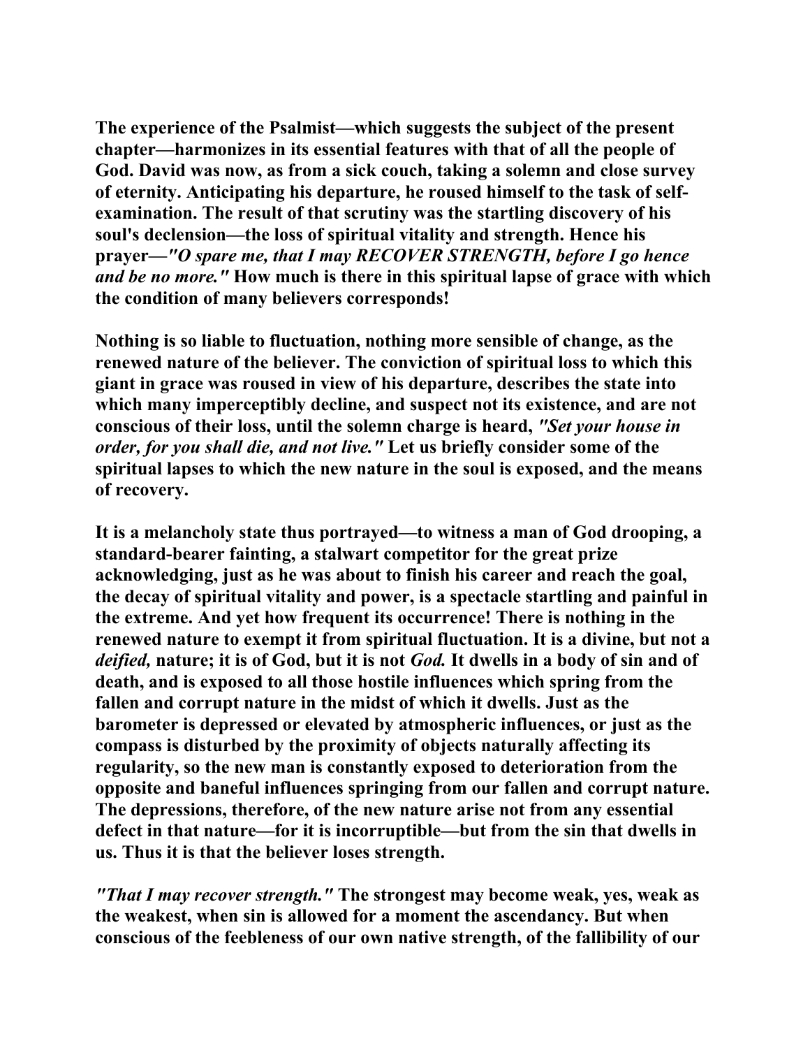**The experience of the Psalmist—which suggests the subject of the present chapter—harmonizes in its essential features with that of all the people of God. David was now, as from a sick couch, taking a solemn and close survey of eternity. Anticipating his departure, he roused himself to the task of self-examination. The result of that scrutiny was the startling discovery of his soul's declension—the loss of spiritual vitality and strength. Hence his prayer—*"O spare me, that I may RECOVER STRENGTH, before I go hence and be no more."* How much is there in this spiritual lapse of grace with which the condition of many believers corresponds!**

**Nothing is so liable to fluctuation, nothing more sensible of change, as the renewed nature of the believer. The conviction of spiritual loss to which this giant in grace was roused in view of his departure, describes the state into which many imperceptibly decline, and suspect not its existence, and are not conscious of their loss, until the solemn charge is heard, *"Set your house in order, for you shall die, and not live."* Let us briefly consider some of the spiritual lapses to which the new nature in the soul is exposed, and the means of recovery.**

**It is a melancholy state thus portrayed—to witness a man of God drooping, a standard-bearer fainting, a stalwart competitor for the great prize acknowledging, just as he was about to finish his career and reach the goal, the decay of spiritual vitality and power, is a spectacle startling and painful in the extreme. And yet how frequent its occurrence! There is nothing in the renewed nature to exempt it from spiritual fluctuation. It is a divine, but not a *deified,* nature; it is of God, but it is not *God.* It dwells in a body of sin and of death, and is exposed to all those hostile influences which spring from the fallen and corrupt nature in the midst of which it dwells. Just as the barometer is depressed or elevated by atmospheric influences, or just as the compass is disturbed by the proximity of objects naturally affecting its regularity, so the new man is constantly exposed to deterioration from the opposite and baneful influences springing from our fallen and corrupt nature. The depressions, therefore, of the new nature arise not from any essential defect in that nature—for it is incorruptible—but from the sin that dwells in us. Thus it is that the believer loses strength.**

***"That I may recover strength."* The strongest may become weak, yes, weak as the weakest, when sin is allowed for a moment the ascendancy. But when conscious of the feebleness of our own native strength, of the fallibility of our**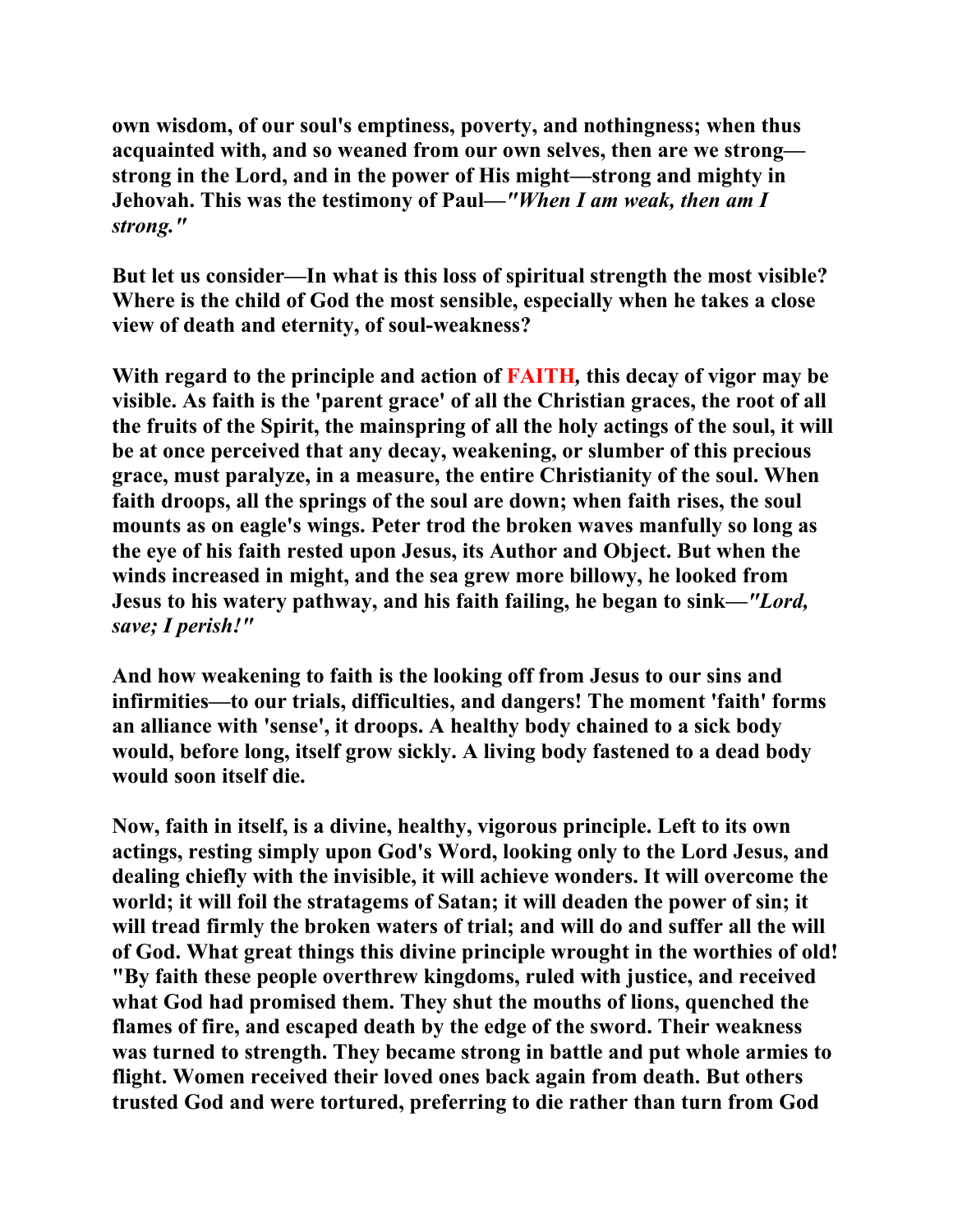**own wisdom, of our soul's emptiness, poverty, and nothingness; when thus acquainted with, and so weaned from our own selves, then are we strong—strong in the Lord, and in the power of His might—strong and mighty in Jehovah. This was the testimony of Paul—*"When I am weak, then am I strong."***

**But let us consider—In what is this loss of spiritual strength the most visible? Where is the child of God the most sensible, especially when he takes a close view of death and eternity, of soul-weakness?**

**With regard to the principle and action of FAITH*,* this decay of vigor may be visible. As faith is the 'parent grace' of all the Christian graces, the root of all the fruits of the Spirit, the mainspring of all the holy actings of the soul, it will be at once perceived that any decay, weakening, or slumber of this precious grace, must paralyze, in a measure, the entire Christianity of the soul. When faith droops, all the springs of the soul are down; when faith rises, the soul mounts as on eagle's wings. Peter trod the broken waves manfully so long as the eye of his faith rested upon Jesus, its Author and Object. But when the winds increased in might, and the sea grew more billowy, he looked from Jesus to his watery pathway, and his faith failing, he began to sink—*"Lord, save; I perish!"***

**And how weakening to faith is the looking off from Jesus to our sins and infirmities—to our trials, difficulties, and dangers! The moment 'faith' forms an alliance with 'sense', it droops. A healthy body chained to a sick body would, before long, itself grow sickly. A living body fastened to a dead body would soon itself die.**

**Now, faith in itself, is a divine, healthy, vigorous principle. Left to its own actings, resting simply upon God's Word, looking only to the Lord Jesus, and dealing chiefly with the invisible, it will achieve wonders. It will overcome the world; it will foil the stratagems of Satan; it will deaden the power of sin; it will tread firmly the broken waters of trial; and will do and suffer all the will of God. What great things this divine principle wrought in the worthies of old! "By faith these people overthrew kingdoms, ruled with justice, and received what God had promised them. They shut the mouths of lions, quenched the flames of fire, and escaped death by the edge of the sword. Their weakness was turned to strength. They became strong in battle and put whole armies to flight. Women received their loved ones back again from death. But others trusted God and were tortured, preferring to die rather than turn from God**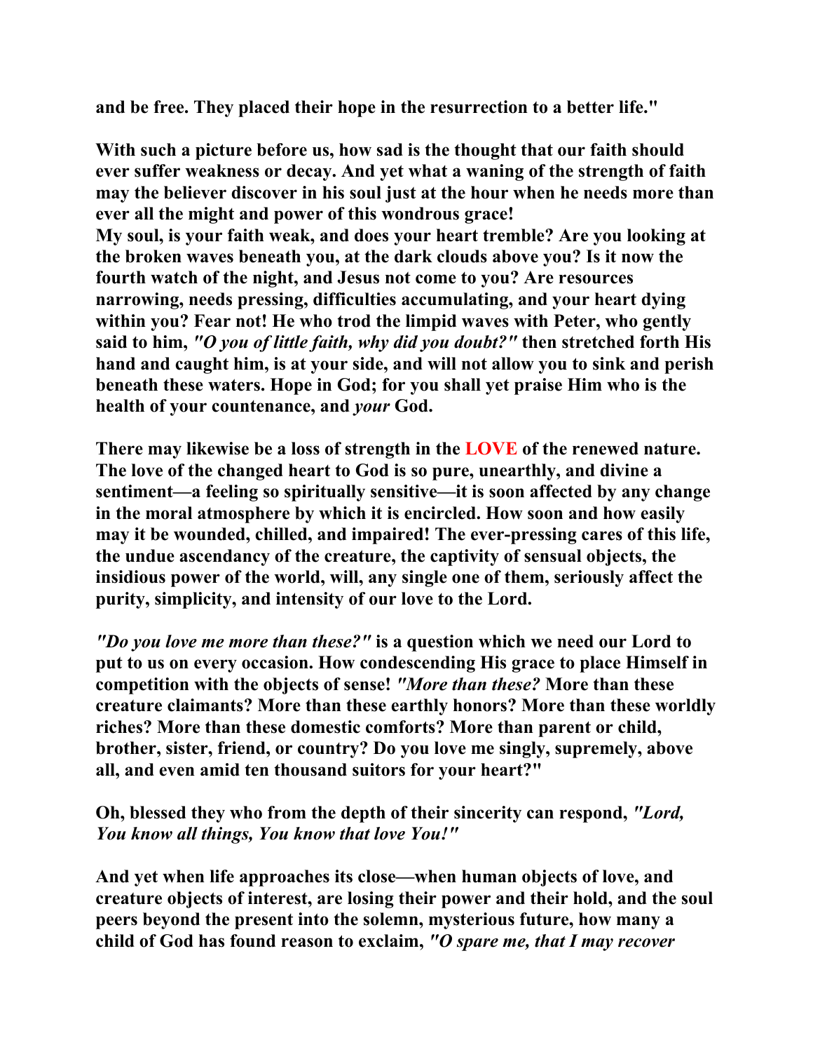**and be free. They placed their hope in the resurrection to a better life."**

**With such a picture before us, how sad is the thought that our faith should ever suffer weakness or decay. And yet what a waning of the strength of faith may the believer discover in his soul just at the hour when he needs more than ever all the might and power of this wondrous grace!**

**My soul, is your faith weak, and does your heart tremble? Are you looking at the broken waves beneath you, at the dark clouds above you? Is it now the fourth watch of the night, and Jesus not come to you? Are resources narrowing, needs pressing, difficulties accumulating, and your heart dying within you? Fear not! He who trod the limpid waves with Peter, who gently said to him, *"O you of little faith, why did you doubt?"* then stretched forth His hand and caught him, is at your side, and will not allow you to sink and perish beneath these waters. Hope in God; for you shall yet praise Him who is the health of your countenance, and *your* God.**

**There may likewise be a loss of strength in the LOVE of the renewed nature. The love of the changed heart to God is so pure, unearthly, and divine a sentiment—a feeling so spiritually sensitive—it is soon affected by any change in the moral atmosphere by which it is encircled. How soon and how easily may it be wounded, chilled, and impaired! The ever-pressing cares of this life, the undue ascendancy of the creature, the captivity of sensual objects, the insidious power of the world, will, any single one of them, seriously affect the purity, simplicity, and intensity of our love to the Lord.**

***"Do you love me more than these?"* is a question which we need our Lord to put to us on every occasion. How condescending His grace to place Himself in competition with the objects of sense! *"More than these?* More than these creature claimants? More than these earthly honors? More than these worldly riches? More than these domestic comforts? More than parent or child, brother, sister, friend, or country? Do you love me singly, supremely, above all, and even amid ten thousand suitors for your heart?"**

**Oh, blessed they who from the depth of their sincerity can respond, *"Lord, You know all things, You know that love You!"***

**And yet when life approaches its close—when human objects of love, and creature objects of interest, are losing their power and their hold, and the soul peers beyond the present into the solemn, mysterious future, how many a child of God has found reason to exclaim, *"O spare me, that I may recover***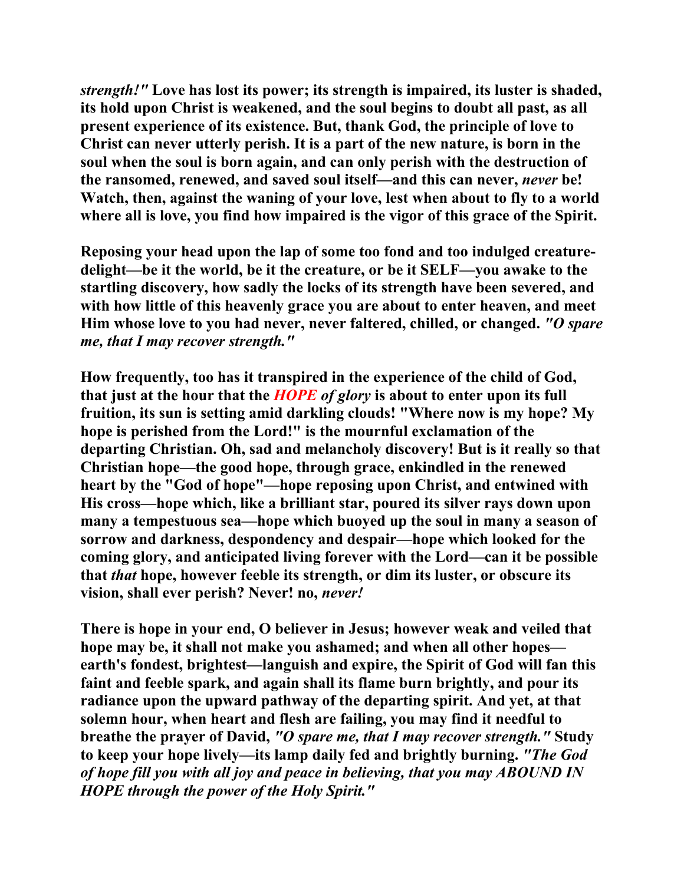*strength!"* Love has lost its power; its strength is impaired, its luster is shaded, its hold upon Christ is weakened, and the soul begins to doubt all past, as all present experience of its existence. But, thank God, the principle of love to Christ can never utterly perish. It is a part of the new nature, is born in the soul when the soul is born again, and can only perish with the destruction of the ransomed, renewed, and saved soul itself—and this can never, *never* be! Watch, then, against the waning of your love, lest when about to fly to a world where all is love, you find how impaired is the vigor of this grace of the Spirit.

Reposing your head upon the lap of some too fond and too indulged creature-delight—be it the world, be it the creature, or be it SELF—you awake to the startling discovery, how sadly the locks of its strength have been severed, and with how little of this heavenly grace you are about to enter heaven, and meet Him whose love to you had never, never faltered, chilled, or changed. *"O spare me, that I may recover strength."*

How frequently, too has it transpired in the experience of the child of God, that just at the hour that the ***HOPE*** *of glory* is about to enter upon its full fruition, its sun is setting amid darkling clouds! "Where now is my hope? My hope is perished from the Lord!" is the mournful exclamation of the departing Christian. Oh, sad and melancholy discovery! But is it really so that Christian hope—the good hope, through grace, enkindled in the renewed heart by the "God of hope"—hope reposing upon Christ, and entwined with His cross—hope which, like a brilliant star, poured its silver rays down upon many a tempestuous sea—hope which buoyed up the soul in many a season of sorrow and darkness, despondency and despair—hope which looked for the coming glory, and anticipated living forever with the Lord—can it be possible that *that* hope, however feeble its strength, or dim its luster, or obscure its vision, shall ever perish? Never! no, *never!*

There is hope in your end, O believer in Jesus; however weak and veiled that hope may be, it shall not make you ashamed; and when all other hopes—earth's fondest, brightest—languish and expire, the Spirit of God will fan this faint and feeble spark, and again shall its flame burn brightly, and pour its radiance upon the upward pathway of the departing spirit. And yet, at that solemn hour, when heart and flesh are failing, you may find it needful to breathe the prayer of David, *"O spare me, that I may recover strength."* Study to keep your hope lively—its lamp daily fed and brightly burning. *"The God of hope fill you with all joy and peace in believing, that you may ABOUND IN HOPE through the power of the Holy Spirit."*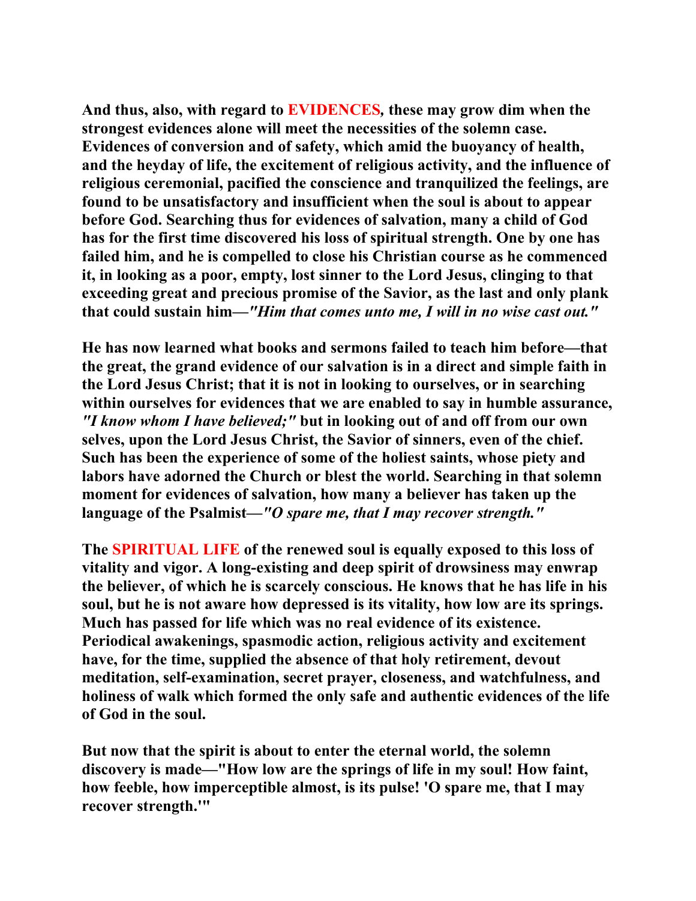**And thus, also, with regard to EVIDENCES*,* these may grow dim when the strongest evidences alone will meet the necessities of the solemn case. Evidences of conversion and of safety, which amid the buoyancy of health, and the heyday of life, the excitement of religious activity, and the influence of religious ceremonial, pacified the conscience and tranquilized the feelings, are found to be unsatisfactory and insufficient when the soul is about to appear before God. Searching thus for evidences of salvation, many a child of God has for the first time discovered his loss of spiritual strength. One by one has failed him, and he is compelled to close his Christian course as he commenced it, in looking as a poor, empty, lost sinner to the Lord Jesus, clinging to that exceeding great and precious promise of the Savior, as the last and only plank that could sustain him—*"Him that comes unto me, I will in no wise cast out."***

**He has now learned what books and sermons failed to teach him before—that the great, the grand evidence of our salvation is in a direct and simple faith in the Lord Jesus Christ; that it is not in looking to ourselves, or in searching within ourselves for evidences that we are enabled to say in humble assurance, *"I know whom I have believed;"* but in looking out of and off from our own selves, upon the Lord Jesus Christ, the Savior of sinners, even of the chief. Such has been the experience of some of the holiest saints, whose piety and labors have adorned the Church or blest the world. Searching in that solemn moment for evidences of salvation, how many a believer has taken up the language of the Psalmist—*"O spare me, that I may recover strength."***

**The SPIRITUAL LIFE of the renewed soul is equally exposed to this loss of vitality and vigor. A long-existing and deep spirit of drowsiness may enwrap the believer, of which he is scarcely conscious. He knows that he has life in his soul, but he is not aware how depressed is its vitality, how low are its springs. Much has passed for life which was no real evidence of its existence. Periodical awakenings, spasmodic action, religious activity and excitement have, for the time, supplied the absence of that holy retirement, devout meditation, self-examination, secret prayer, closeness, and watchfulness, and holiness of walk which formed the only safe and authentic evidences of the life of God in the soul.**

**But now that the spirit is about to enter the eternal world, the solemn discovery is made—"How low are the springs of life in my soul! How faint, how feeble, how imperceptible almost, is its pulse! 'O spare me, that I may recover strength.'"**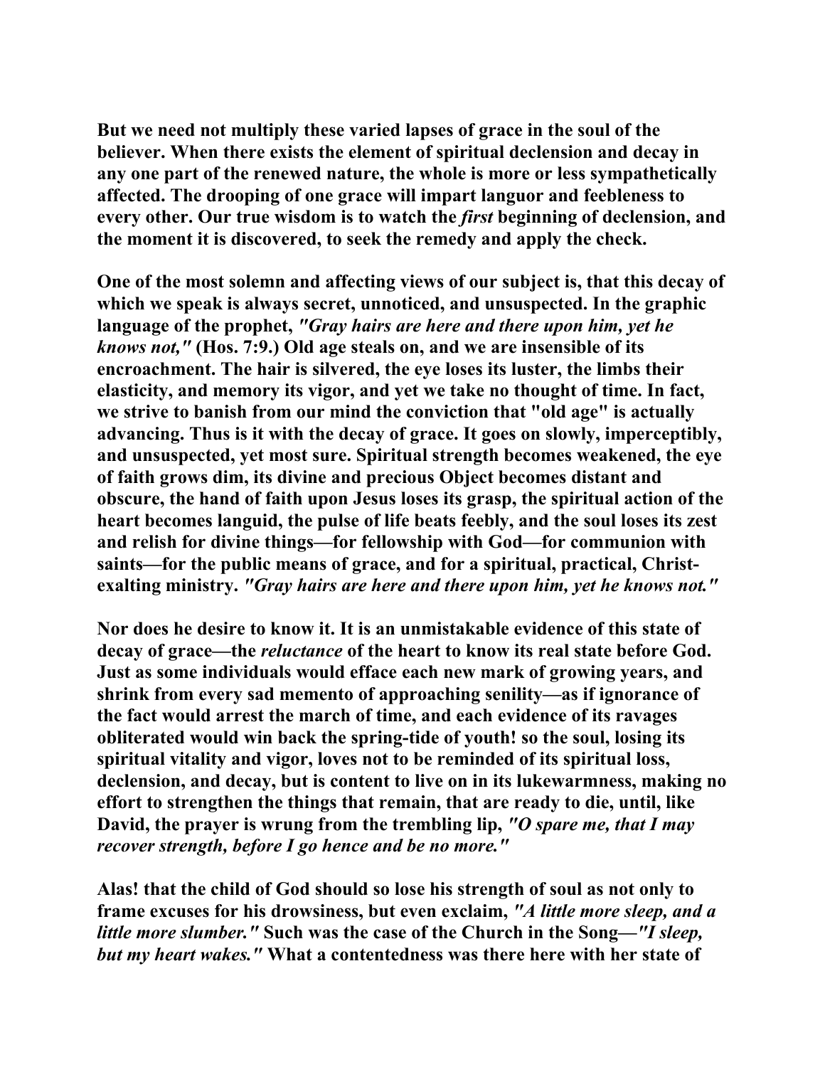But we need not multiply these varied lapses of grace in the soul of the believer. When there exists the element of spiritual declension and decay in any one part of the renewed nature, the whole is more or less sympathetically affected. The drooping of one grace will impart languor and feebleness to every other. Our true wisdom is to watch the *first* beginning of declension, and the moment it is discovered, to seek the remedy and apply the check.

One of the most solemn and affecting views of our subject is, that this decay of which we speak is always secret, unnoticed, and unsuspected. In the graphic language of the prophet, *"Gray hairs are here and there upon him, yet he knows not,"* (Hos. 7:9.) Old age steals on, and we are insensible of its encroachment. The hair is silvered, the eye loses its luster, the limbs their elasticity, and memory its vigor, and yet we take no thought of time. In fact, we strive to banish from our mind the conviction that "old age" is actually advancing. Thus is it with the decay of grace. It goes on slowly, imperceptibly, and unsuspected, yet most sure. Spiritual strength becomes weakened, the eye of faith grows dim, its divine and precious Object becomes distant and obscure, the hand of faith upon Jesus loses its grasp, the spiritual action of the heart becomes languid, the pulse of life beats feebly, and the soul loses its zest and relish for divine things—for fellowship with God—for communion with saints—for the public means of grace, and for a spiritual, practical, Christ-exalting ministry. *"Gray hairs are here and there upon him, yet he knows not."*

Nor does he desire to know it. It is an unmistakable evidence of this state of decay of grace—the *reluctance* of the heart to know its real state before God. Just as some individuals would efface each new mark of growing years, and shrink from every sad memento of approaching senility—as if ignorance of the fact would arrest the march of time, and each evidence of its ravages obliterated would win back the spring-tide of youth! so the soul, losing its spiritual vitality and vigor, loves not to be reminded of its spiritual loss, declension, and decay, but is content to live on in its lukewarmness, making no effort to strengthen the things that remain, that are ready to die, until, like David, the prayer is wrung from the trembling lip, *"O spare me, that I may recover strength, before I go hence and be no more."*

Alas! that the child of God should so lose his strength of soul as not only to frame excuses for his drowsiness, but even exclaim, *"A little more sleep, and a little more slumber."* Such was the case of the Church in the Song—*"I sleep, but my heart wakes."* What a contentedness was there here with her state of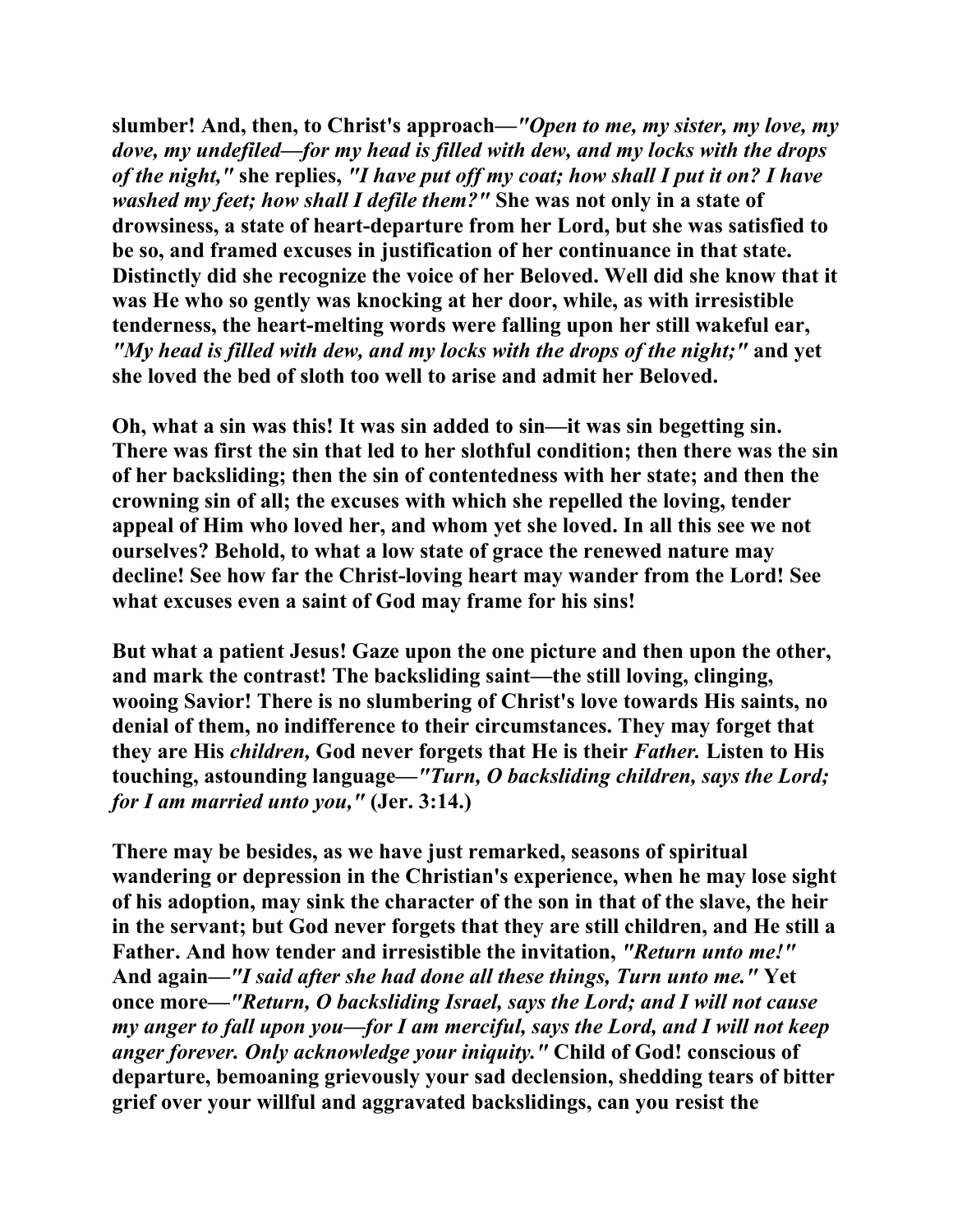**slumber! And, then, to Christ's approach—*"Open to me, my sister, my love, my dove, my undefiled—for my head is filled with dew, and my locks with the drops of the night,"* she replies, *"I have put off my coat; how shall I put it on? I have washed my feet; how shall I defile them?"* She was not only in a state of drowsiness, a state of heart-departure from her Lord, but she was satisfied to be so, and framed excuses in justification of her continuance in that state. Distinctly did she recognize the voice of her Beloved. Well did she know that it was He who so gently was knocking at her door, while, as with irresistible tenderness, the heart-melting words were falling upon her still wakeful ear, *"My head is filled with dew, and my locks with the drops of the night;"* and yet she loved the bed of sloth too well to arise and admit her Beloved.**

**Oh, what a sin was this! It was sin added to sin—it was sin begetting sin. There was first the sin that led to her slothful condition; then there was the sin of her backsliding; then the sin of contentedness with her state; and then the crowning sin of all; the excuses with which she repelled the loving, tender appeal of Him who loved her, and whom yet she loved. In all this see we not ourselves? Behold, to what a low state of grace the renewed nature may decline! See how far the Christ-loving heart may wander from the Lord! See what excuses even a saint of God may frame for his sins!**

**But what a patient Jesus! Gaze upon the one picture and then upon the other, and mark the contrast! The backsliding saint—the still loving, clinging, wooing Savior! There is no slumbering of Christ's love towards His saints, no denial of them, no indifference to their circumstances. They may forget that they are His *children,* God never forgets that He is their *Father.* Listen to His touching, astounding language—*"Turn, O backsliding children, says the Lord; for I am married unto you,"* (Jer. 3:14.)**

**There may be besides, as we have just remarked, seasons of spiritual wandering or depression in the Christian's experience, when he may lose sight of his adoption, may sink the character of the son in that of the slave, the heir in the servant; but God never forgets that they are still children, and He still a Father. And how tender and irresistible the invitation, *"Return unto me!"* And again—*"I said after she had done all these things, Turn unto me."* Yet once more—*"Return, O backsliding Israel, says the Lord; and I will not cause my anger to fall upon you—for I am merciful, says the Lord, and I will not keep anger forever. Only acknowledge your iniquity."* Child of God! conscious of departure, bemoaning grievously your sad declension, shedding tears of bitter grief over your willful and aggravated backslidings, can you resist the**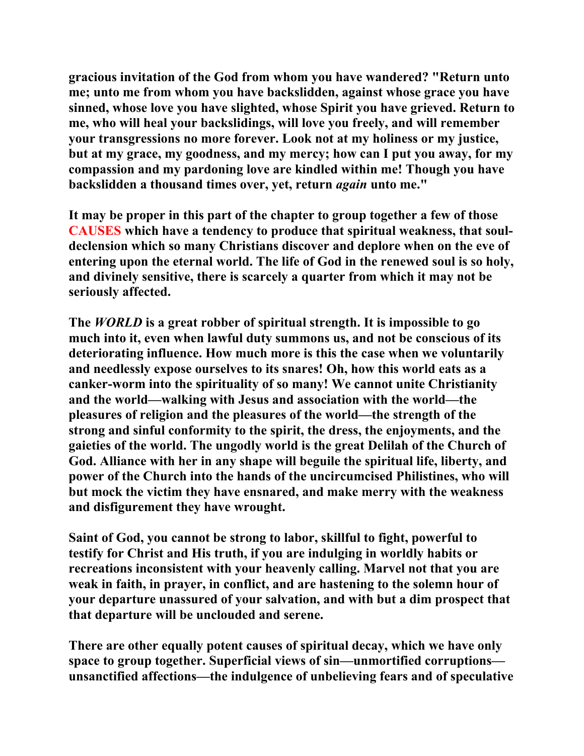**gracious invitation of the God from whom you have wandered? "Return unto me; unto me from whom you have backslidden, against whose grace you have sinned, whose love you have slighted, whose Spirit you have grieved. Return to me, who will heal your backslidings, will love you freely, and will remember your transgressions no more forever. Look not at my holiness or my justice, but at my grace, my goodness, and my mercy; how can I put you away, for my compassion and my pardoning love are kindled within me! Though you have backslidden a thousand times over, yet, return *again* unto me."**

**It may be proper in this part of the chapter to group together a few of those CAUSES which have a tendency to produce that spiritual weakness, that soul-declension which so many Christians discover and deplore when on the eve of entering upon the eternal world. The life of God in the renewed soul is so holy, and divinely sensitive, there is scarcely a quarter from which it may not be seriously affected.**

**The *WORLD* is a great robber of spiritual strength. It is impossible to go much into it, even when lawful duty summons us, and not be conscious of its deteriorating influence. How much more is this the case when we voluntarily and needlessly expose ourselves to its snares! Oh, how this world eats as a canker-worm into the spirituality of so many! We cannot unite Christianity and the world—walking with Jesus and association with the world—the pleasures of religion and the pleasures of the world—the strength of the strong and sinful conformity to the spirit, the dress, the enjoyments, and the gaieties of the world. The ungodly world is the great Delilah of the Church of God. Alliance with her in any shape will beguile the spiritual life, liberty, and power of the Church into the hands of the uncircumcised Philistines, who will but mock the victim they have ensnared, and make merry with the weakness and disfigurement they have wrought.**

**Saint of God, you cannot be strong to labor, skillful to fight, powerful to testify for Christ and His truth, if you are indulging in worldly habits or recreations inconsistent with your heavenly calling. Marvel not that you are weak in faith, in prayer, in conflict, and are hastening to the solemn hour of your departure unassured of your salvation, and with but a dim prospect that that departure will be unclouded and serene.**

**There are other equally potent causes of spiritual decay, which we have only space to group together. Superficial views of sin—unmortified corruptions—unsanctified affections—the indulgence of unbelieving fears and of speculative**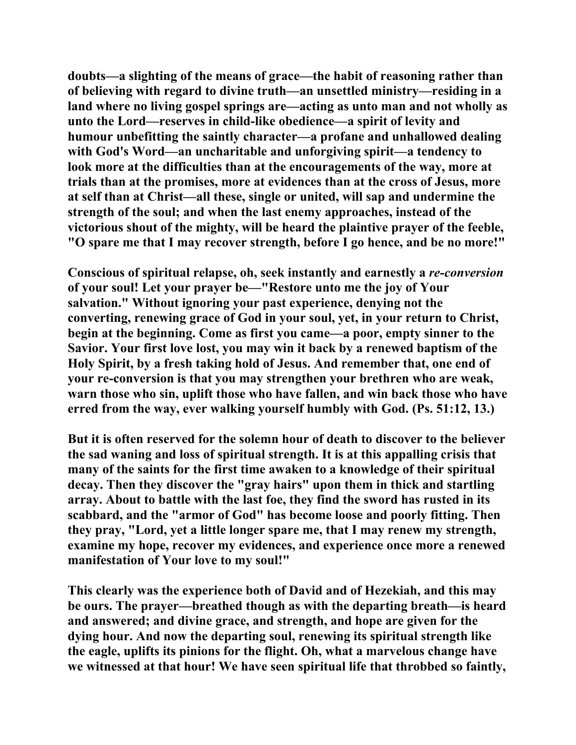**doubts—a slighting of the means of grace—the habit of reasoning rather than of believing with regard to divine truth—an unsettled ministry—residing in a land where no living gospel springs are—acting as unto man and not wholly as unto the Lord—reserves in child-like obedience—a spirit of levity and humour unbefitting the saintly character—a profane and unhallowed dealing with God's Word—an uncharitable and unforgiving spirit—a tendency to look more at the difficulties than at the encouragements of the way, more at trials than at the promises, more at evidences than at the cross of Jesus, more at self than at Christ—all these, single or united, will sap and undermine the strength of the soul; and when the last enemy approaches, instead of the victorious shout of the mighty, will be heard the plaintive prayer of the feeble, "O spare me that I may recover strength, before I go hence, and be no more!"**

**Conscious of spiritual relapse, oh, seek instantly and earnestly a *re-conversion* of your soul! Let your prayer be—"Restore unto me the joy of Your salvation." Without ignoring your past experience, denying not the converting, renewing grace of God in your soul, yet, in your return to Christ, begin at the beginning. Come as first you came—a poor, empty sinner to the Savior. Your first love lost, you may win it back by a renewed baptism of the Holy Spirit, by a fresh taking hold of Jesus. And remember that, one end of your re-conversion is that you may strengthen your brethren who are weak, warn those who sin, uplift those who have fallen, and win back those who have erred from the way, ever walking yourself humbly with God. (Ps. 51:12, 13.)**

**But it is often reserved for the solemn hour of death to discover to the believer the sad waning and loss of spiritual strength. It is at this appalling crisis that many of the saints for the first time awaken to a knowledge of their spiritual decay. Then they discover the "gray hairs" upon them in thick and startling array. About to battle with the last foe, they find the sword has rusted in its scabbard, and the "armor of God" has become loose and poorly fitting. Then they pray, "Lord, yet a little longer spare me, that I may renew my strength, examine my hope, recover my evidences, and experience once more a renewed manifestation of Your love to my soul!"**

**This clearly was the experience both of David and of Hezekiah, and this may be ours. The prayer—breathed though as with the departing breath—is heard and answered; and divine grace, and strength, and hope are given for the dying hour. And now the departing soul, renewing its spiritual strength like the eagle, uplifts its pinions for the flight. Oh, what a marvelous change have we witnessed at that hour! We have seen spiritual life that throbbed so faintly,**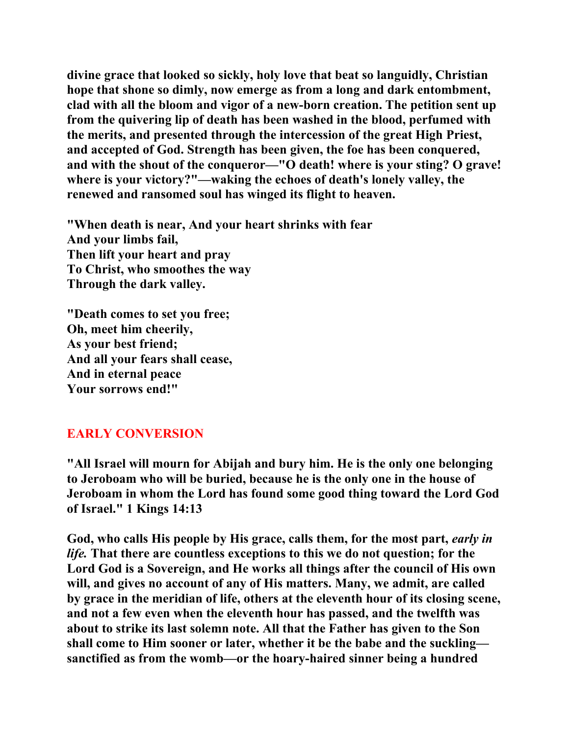**divine grace that looked so sickly, holy love that beat so languidly, Christian hope that shone so dimly, now emerge as from a long and dark entombment, clad with all the bloom and vigor of a new-born creation. The petition sent up from the quivering lip of death has been washed in the blood, perfumed with the merits, and presented through the intercession of the great High Priest, and accepted of God. Strength has been given, the foe has been conquered, and with the shout of the conqueror—"O death! where is your sting? O grave! where is your victory?"—waking the echoes of death's lonely valley, the renewed and ransomed soul has winged its flight to heaven.**

**"When death is near, And your heart shrinks with fear**
**And your limbs fail,**
**Then lift your heart and pray**
**To Christ, who smoothes the way**
**Through the dark valley.**

**"Death comes to set you free;**
**Oh, meet him cheerily,**
**As your best friend;**
**And all your fears shall cease,**
**And in eternal peace**
**Your sorrows end!"**

## EARLY CONVERSION

**"All Israel will mourn for Abijah and bury him. He is the only one belonging to Jeroboam who will be buried, because he is the only one in the house of Jeroboam in whom the Lord has found some good thing toward the Lord God of Israel." 1 Kings 14:13**

**God, who calls His people by His grace, calls them, for the most part, *early in life.* That there are countless exceptions to this we do not question; for the Lord God is a Sovereign, and He works all things after the council of His own will, and gives no account of any of His matters. Many, we admit, are called by grace in the meridian of life, others at the eleventh hour of its closing scene, and not a few even when the eleventh hour has passed, and the twelfth was about to strike its last solemn note. All that the Father has given to the Son shall come to Him sooner or later, whether it be the babe and the suckling—sanctified as from the womb—or the hoary-haired sinner being a hundred**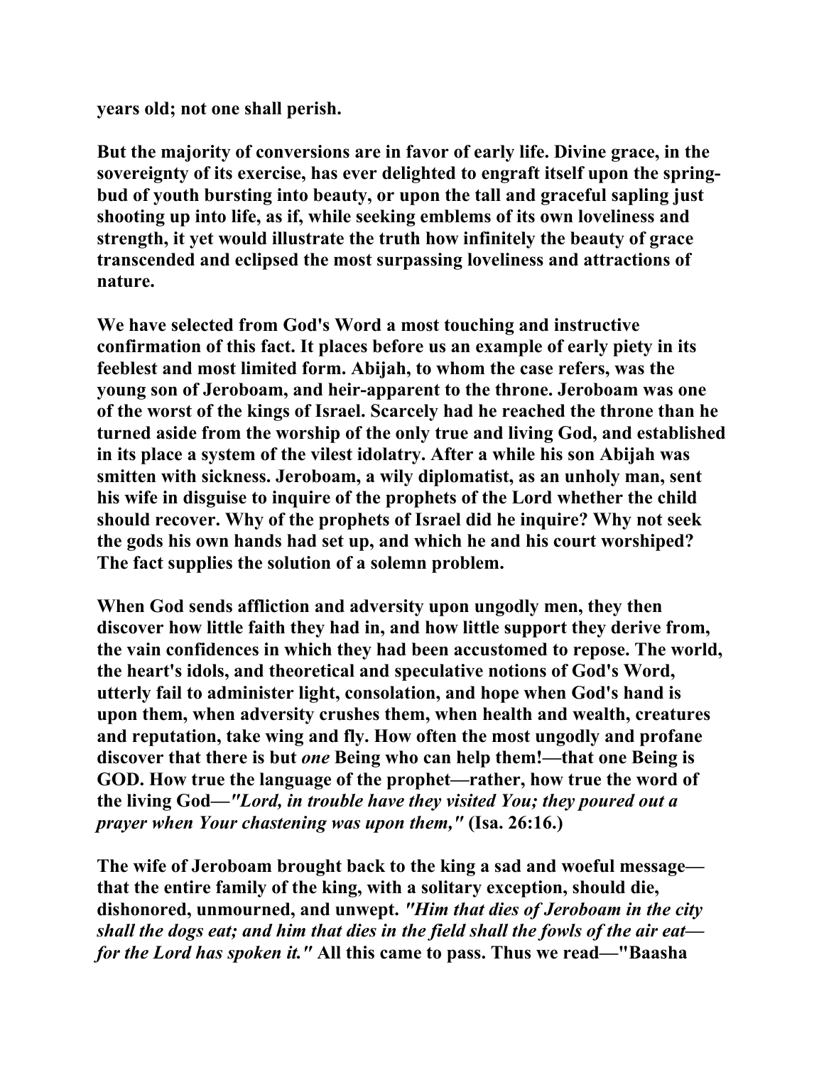**years old; not one shall perish.**

**But the majority of conversions are in favor of early life. Divine grace, in the sovereignty of its exercise, has ever delighted to engraft itself upon the spring-bud of youth bursting into beauty, or upon the tall and graceful sapling just shooting up into life, as if, while seeking emblems of its own loveliness and strength, it yet would illustrate the truth how infinitely the beauty of grace transcended and eclipsed the most surpassing loveliness and attractions of nature.**

**We have selected from God's Word a most touching and instructive confirmation of this fact. It places before us an example of early piety in its feeblest and most limited form. Abijah, to whom the case refers, was the young son of Jeroboam, and heir-apparent to the throne. Jeroboam was one of the worst of the kings of Israel. Scarcely had he reached the throne than he turned aside from the worship of the only true and living God, and established in its place a system of the vilest idolatry. After a while his son Abijah was smitten with sickness. Jeroboam, a wily diplomatist, as an unholy man, sent his wife in disguise to inquire of the prophets of the Lord whether the child should recover. Why of the prophets of Israel did he inquire? Why not seek the gods his own hands had set up, and which he and his court worshiped? The fact supplies the solution of a solemn problem.**

**When God sends affliction and adversity upon ungodly men, they then discover how little faith they had in, and how little support they derive from, the vain confidences in which they had been accustomed to repose. The world, the heart's idols, and theoretical and speculative notions of God's Word, utterly fail to administer light, consolation, and hope when God's hand is upon them, when adversity crushes them, when health and wealth, creatures and reputation, take wing and fly. How often the most ungodly and profane discover that there is but *one* Being who can help them!—that one Being is GOD. How true the language of the prophet—rather, how true the word of the living God—*"Lord, in trouble have they visited You; they poured out a prayer when Your chastening was upon them,"* (Isa. 26:16.)**

**The wife of Jeroboam brought back to the king a sad and woeful message—that the entire family of the king, with a solitary exception, should die, dishonored, unmourned, and unwept. *"Him that dies of Jeroboam in the city shall the dogs eat; and him that dies in the field shall the fowls of the air eat—for the Lord has spoken it."* All this came to pass. Thus we read—"Baasha**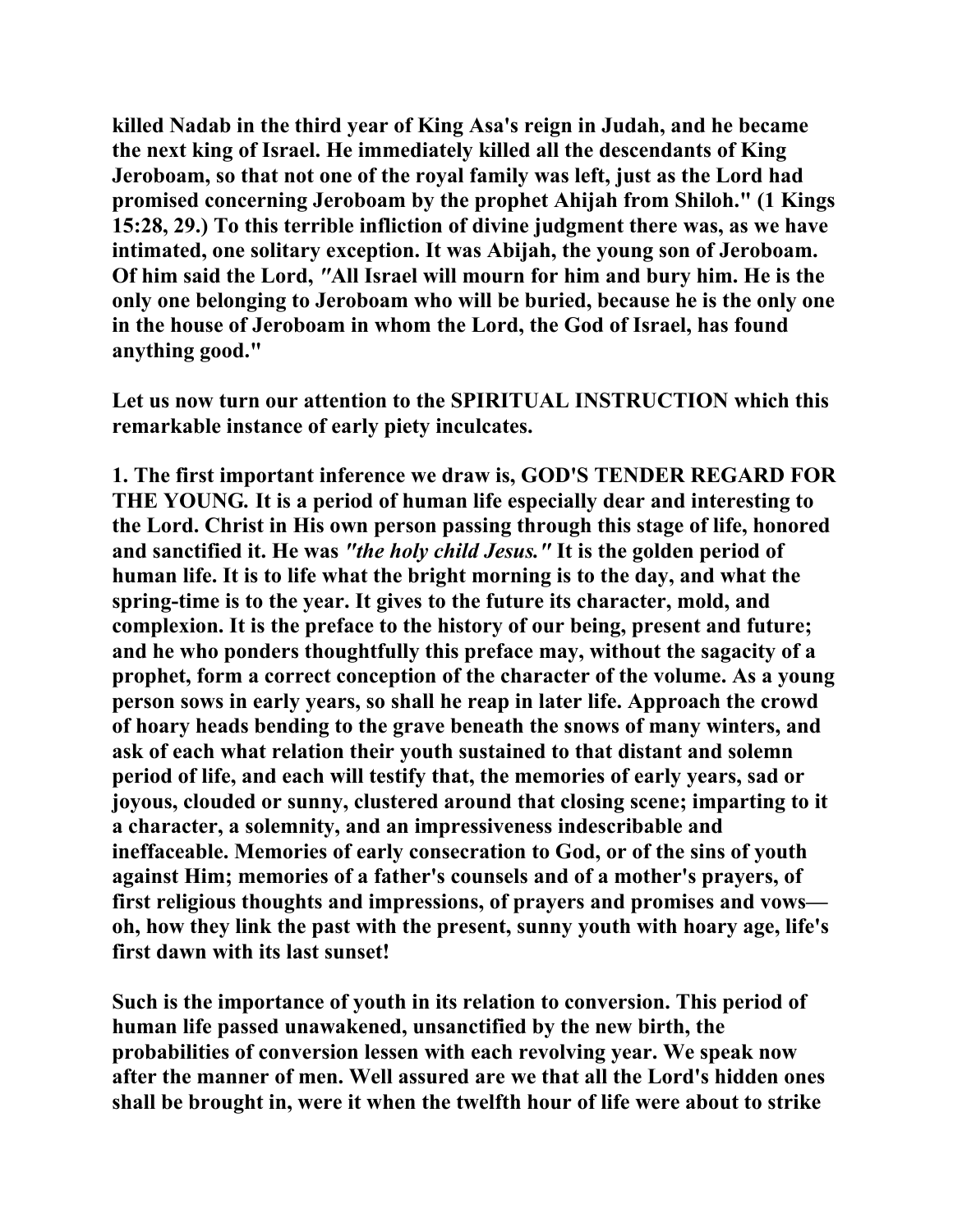**killed Nadab in the third year of King Asa's reign in Judah, and he became the next king of Israel. He immediately killed all the descendants of King Jeroboam, so that not one of the royal family was left, just as the Lord had promised concerning Jeroboam by the prophet Ahijah from Shiloh." (1 Kings 15:28, 29.) To this terrible infliction of divine judgment there was, as we have intimated, one solitary exception. It was Abijah, the young son of Jeroboam. Of him said the Lord, "All Israel will mourn for him and bury him. He is the only one belonging to Jeroboam who will be buried, because he is the only one in the house of Jeroboam in whom the Lord, the God of Israel, has found anything good."**

**Let us now turn our attention to the SPIRITUAL INSTRUCTION which this remarkable instance of early piety inculcates.**

**1. The first important inference we draw is, GOD'S TENDER REGARD FOR THE YOUNG. It is a period of human life especially dear and interesting to the Lord. Christ in His own person passing through this stage of life, honored and sanctified it. He was *"the holy child Jesus."* It is the golden period of human life. It is to life what the bright morning is to the day, and what the spring-time is to the year. It gives to the future its character, mold, and complexion. It is the preface to the history of our being, present and future; and he who ponders thoughtfully this preface may, without the sagacity of a prophet, form a correct conception of the character of the volume. As a young person sows in early years, so shall he reap in later life. Approach the crowd of hoary heads bending to the grave beneath the snows of many winters, and ask of each what relation their youth sustained to that distant and solemn period of life, and each will testify that, the memories of early years, sad or joyous, clouded or sunny, clustered around that closing scene; imparting to it a character, a solemnity, and an impressiveness indescribable and ineffaceable. Memories of early consecration to God, or of the sins of youth against Him; memories of a father's counsels and of a mother's prayers, of first religious thoughts and impressions, of prayers and promises and vows—oh, how they link the past with the present, sunny youth with hoary age, life's first dawn with its last sunset!**

**Such is the importance of youth in its relation to conversion. This period of human life passed unawakened, unsanctified by the new birth, the probabilities of conversion lessen with each revolving year. We speak now after the manner of men. Well assured are we that all the Lord's hidden ones shall be brought in, were it when the twelfth hour of life were about to strike**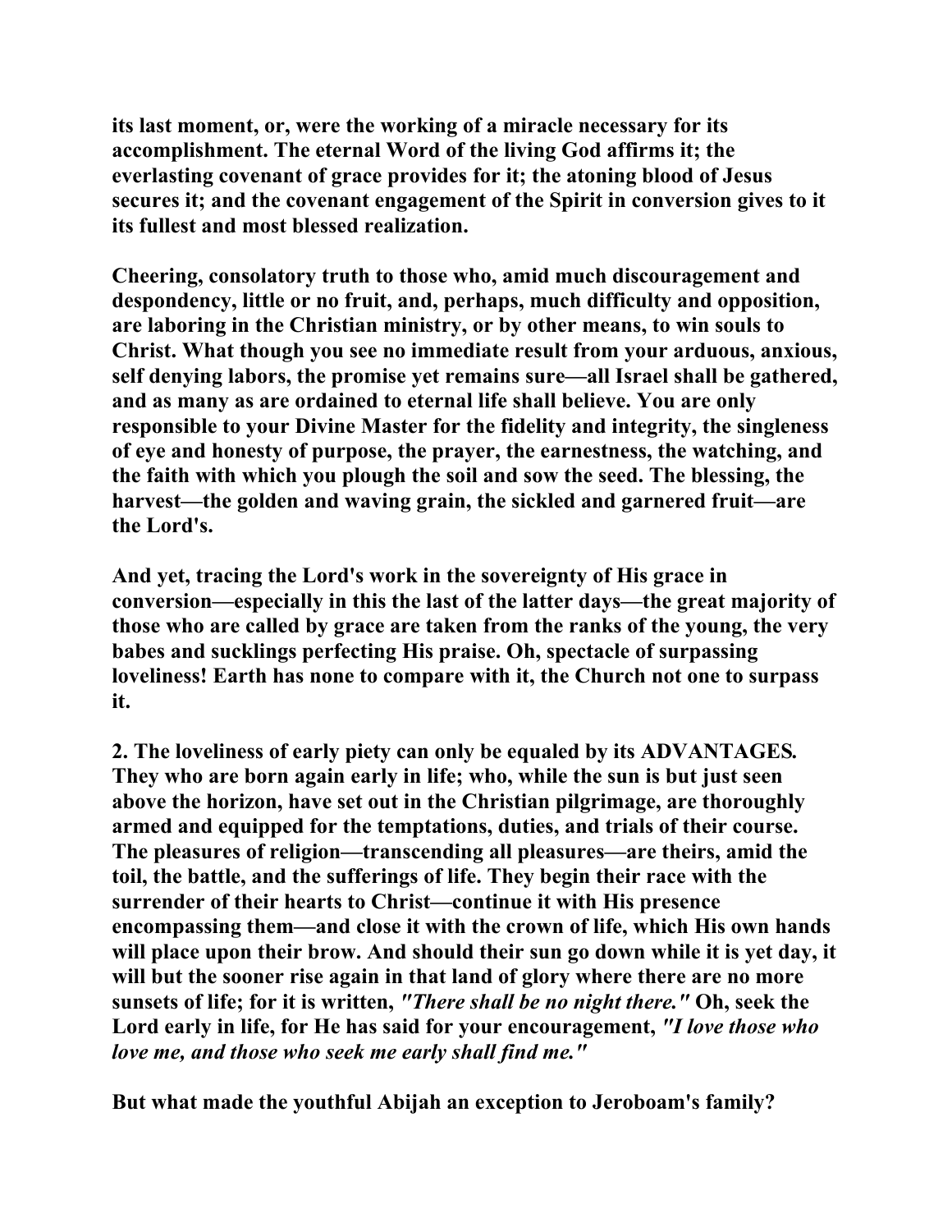its last moment, or, were the working of a miracle necessary for its accomplishment. The eternal Word of the living God affirms it; the everlasting covenant of grace provides for it; the atoning blood of Jesus secures it; and the covenant engagement of the Spirit in conversion gives to it its fullest and most blessed realization.

Cheering, consolatory truth to those who, amid much discouragement and despondency, little or no fruit, and, perhaps, much difficulty and opposition, are laboring in the Christian ministry, or by other means, to win souls to Christ. What though you see no immediate result from your arduous, anxious, self denying labors, the promise yet remains sure—all Israel shall be gathered, and as many as are ordained to eternal life shall believe. You are only responsible to your Divine Master for the fidelity and integrity, the singleness of eye and honesty of purpose, the prayer, the earnestness, the watching, and the faith with which you plough the soil and sow the seed. The blessing, the harvest—the golden and waving grain, the sickled and garnered fruit—are the Lord's.

And yet, tracing the Lord's work in the sovereignty of His grace in conversion—especially in this the last of the latter days—the great majority of those who are called by grace are taken from the ranks of the young, the very babes and sucklings perfecting His praise. Oh, spectacle of surpassing loveliness! Earth has none to compare with it, the Church not one to surpass it.

2. The loveliness of early piety can only be equaled by its ADVANTAGES. They who are born again early in life; who, while the sun is but just seen above the horizon, have set out in the Christian pilgrimage, are thoroughly armed and equipped for the temptations, duties, and trials of their course. The pleasures of religion—transcending all pleasures—are theirs, amid the toil, the battle, and the sufferings of life. They begin their race with the surrender of their hearts to Christ—continue it with His presence encompassing them—and close it with the crown of life, which His own hands will place upon their brow. And should their sun go down while it is yet day, it will but the sooner rise again in that land of glory where there are no more sunsets of life; for it is written, *"There shall be no night there."* Oh, seek the Lord early in life, for He has said for your encouragement, *"I love those who love me, and those who seek me early shall find me."*

But what made the youthful Abijah an exception to Jeroboam's family?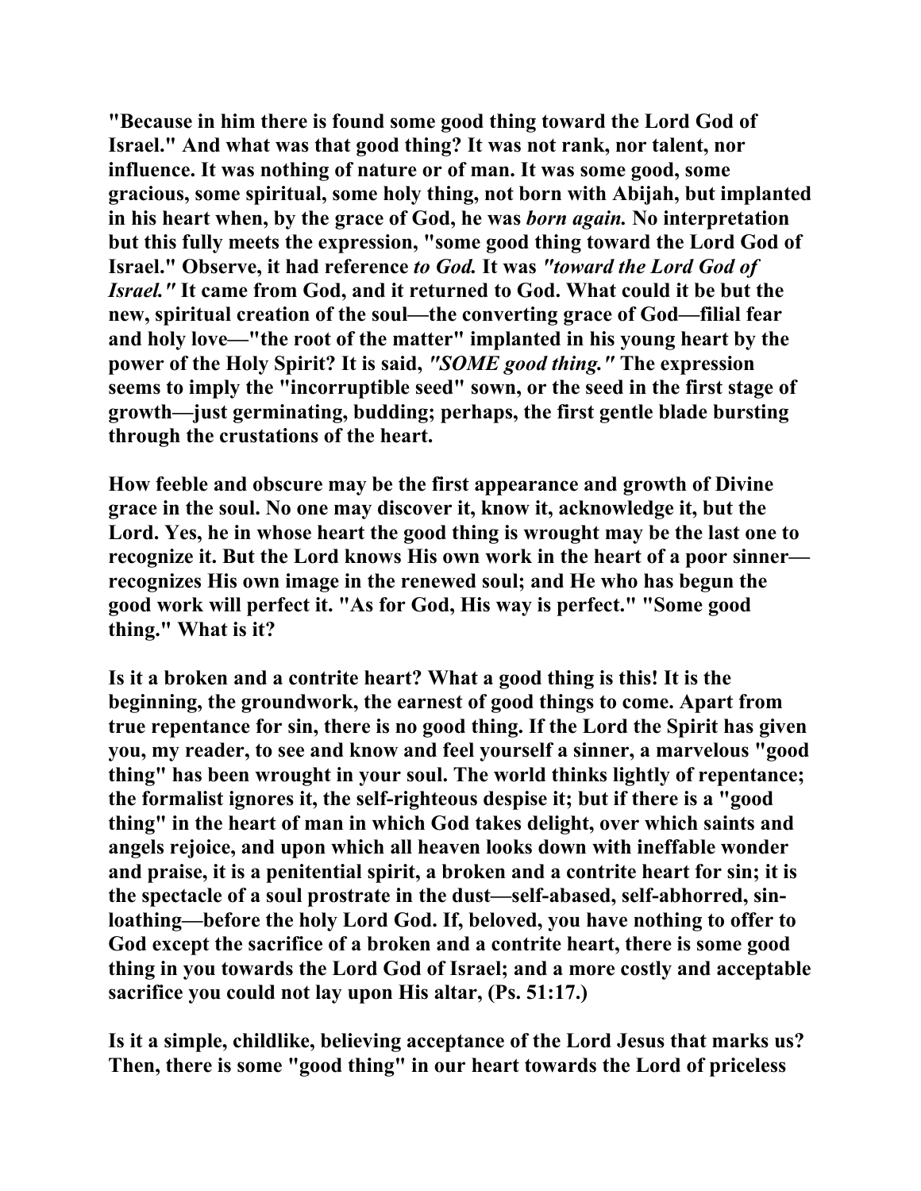"Because in him there is found some good thing toward the Lord God of Israel." And what was that good thing? It was not rank, nor talent, nor influence. It was nothing of nature or of man. It was some good, some gracious, some spiritual, some holy thing, not born with Abijah, but implanted in his heart when, by the grace of God, he was *born again.* No interpretation but this fully meets the expression, "some good thing toward the Lord God of Israel." Observe, it had reference *to God.* It was *"toward the Lord God of Israel."* It came from God, and it returned to God. What could it be but the new, spiritual creation of the soul—the converting grace of God—filial fear and holy love—"the root of the matter" implanted in his young heart by the power of the Holy Spirit? It is said, *"SOME good thing."* The expression seems to imply the "incorruptible seed" sown, or the seed in the first stage of growth—just germinating, budding; perhaps, the first gentle blade bursting through the crustations of the heart.

How feeble and obscure may be the first appearance and growth of Divine grace in the soul. No one may discover it, know it, acknowledge it, but the Lord. Yes, he in whose heart the good thing is wrought may be the last one to recognize it. But the Lord knows His own work in the heart of a poor sinner—recognizes His own image in the renewed soul; and He who has begun the good work will perfect it. "As for God, His way is perfect." "Some good thing." What is it?

Is it a broken and a contrite heart? What a good thing is this! It is the beginning, the groundwork, the earnest of good things to come. Apart from true repentance for sin, there is no good thing. If the Lord the Spirit has given you, my reader, to see and know and feel yourself a sinner, a marvelous "good thing" has been wrought in your soul. The world thinks lightly of repentance; the formalist ignores it, the self-righteous despise it; but if there is a "good thing" in the heart of man in which God takes delight, over which saints and angels rejoice, and upon which all heaven looks down with ineffable wonder and praise, it is a penitential spirit, a broken and a contrite heart for sin; it is the spectacle of a soul prostrate in the dust—self-abased, self-abhorred, sin-loathing—before the holy Lord God. If, beloved, you have nothing to offer to God except the sacrifice of a broken and a contrite heart, there is some good thing in you towards the Lord God of Israel; and a more costly and acceptable sacrifice you could not lay upon His altar, (Ps. 51:17.)

Is it a simple, childlike, believing acceptance of the Lord Jesus that marks us? Then, there is some "good thing" in our heart towards the Lord of priceless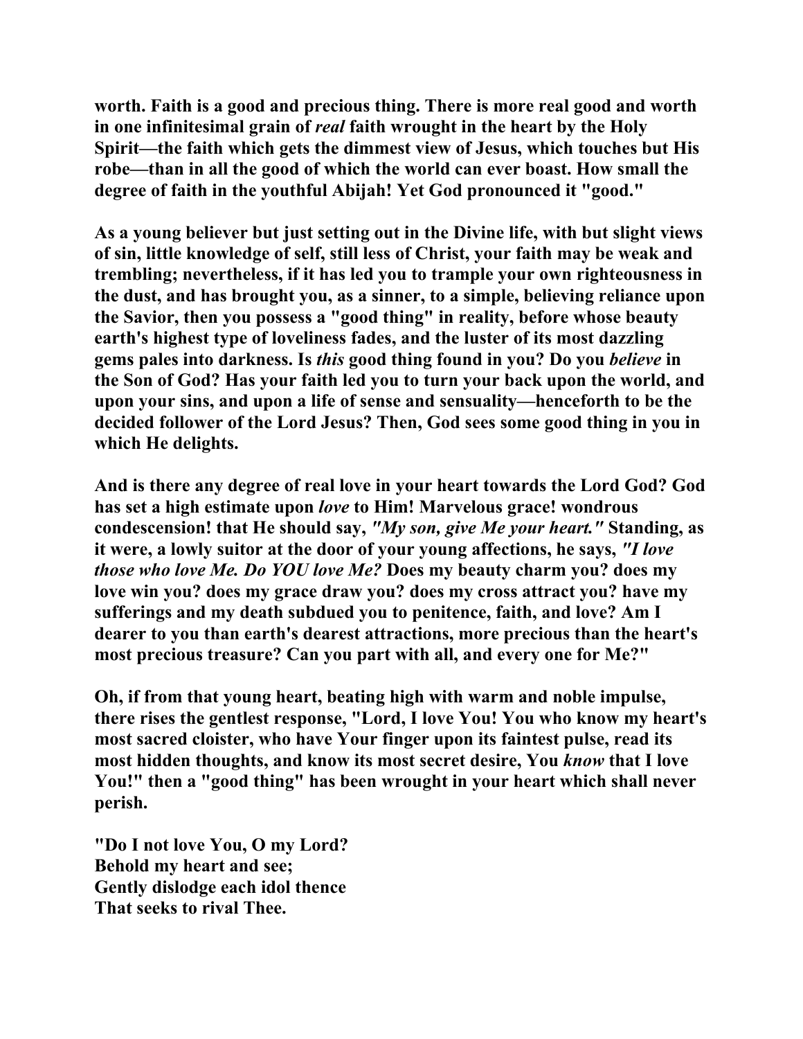worth. Faith is a good and precious thing. There is more real good and worth in one infinitesimal grain of *real* faith wrought in the heart by the Holy Spirit—the faith which gets the dimmest view of Jesus, which touches but His robe—than in all the good of which the world can ever boast. How small the degree of faith in the youthful Abijah! Yet God pronounced it "good."

As a young believer but just setting out in the Divine life, with but slight views of sin, little knowledge of self, still less of Christ, your faith may be weak and trembling; nevertheless, if it has led you to trample your own righteousness in the dust, and has brought you, as a sinner, to a simple, believing reliance upon the Savior, then you possess a "good thing" in reality, before whose beauty earth's highest type of loveliness fades, and the luster of its most dazzling gems pales into darkness. Is *this* good thing found in you? Do you *believe* in the Son of God? Has your faith led you to turn your back upon the world, and upon your sins, and upon a life of sense and sensuality—henceforth to be the decided follower of the Lord Jesus? Then, God sees some good thing in you in which He delights.

And is there any degree of real love in your heart towards the Lord God? God has set a high estimate upon *love* to Him! Marvelous grace! wondrous condescension! that He should say, *"My son, give Me your heart."* Standing, as it were, a lowly suitor at the door of your young affections, he says, *"I love those who love Me. Do YOU love Me?* Does my beauty charm you? does my love win you? does my grace draw you? does my cross attract you? have my sufferings and my death subdued you to penitence, faith, and love? Am I dearer to you than earth's dearest attractions, more precious than the heart's most precious treasure? Can you part with all, and every one for Me?"

Oh, if from that young heart, beating high with warm and noble impulse, there rises the gentlest response, "Lord, I love You! You who know my heart's most sacred cloister, who have Your finger upon its faintest pulse, read its most hidden thoughts, and know its most secret desire, You *know* that I love You!" then a "good thing" has been wrought in your heart which shall never perish.

"Do I not love You, O my Lord?
Behold my heart and see;
Gently dislodge each idol thence
That seeks to rival Thee.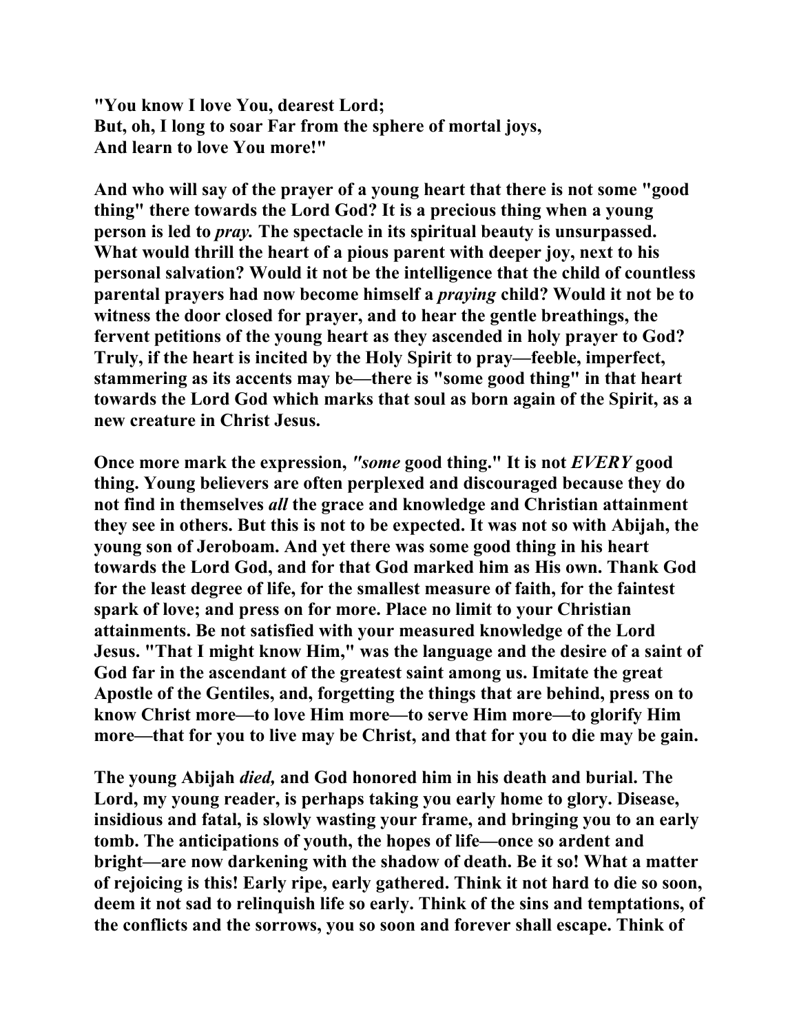**"You know I love You, dearest Lord;**
**But, oh, I long to soar Far from the sphere of mortal joys,**
**And learn to love You more!"**

**And who will say of the prayer of a young heart that there is not some "good thing" there towards the Lord God? It is a precious thing when a young person is led to *pray.* The spectacle in its spiritual beauty is unsurpassed. What would thrill the heart of a pious parent with deeper joy, next to his personal salvation? Would it not be the intelligence that the child of countless parental prayers had now become himself a *praying* child? Would it not be to witness the door closed for prayer, and to hear the gentle breathings, the fervent petitions of the young heart as they ascended in holy prayer to God? Truly, if the heart is incited by the Holy Spirit to pray—feeble, imperfect, stammering as its accents may be—there is "some good thing" in that heart towards the Lord God which marks that soul as born again of the Spirit, as a new creature in Christ Jesus.**

**Once more mark the expression, *"some* good thing." It is not *EVERY* good thing. Young believers are often perplexed and discouraged because they do not find in themselves *all* the grace and knowledge and Christian attainment they see in others. But this is not to be expected. It was not so with Abijah, the young son of Jeroboam. And yet there was some good thing in his heart towards the Lord God, and for that God marked him as His own. Thank God for the least degree of life, for the smallest measure of faith, for the faintest spark of love; and press on for more. Place no limit to your Christian attainments. Be not satisfied with your measured knowledge of the Lord Jesus. "That I might know Him," was the language and the desire of a saint of God far in the ascendant of the greatest saint among us. Imitate the great Apostle of the Gentiles, and, forgetting the things that are behind, press on to know Christ more—to love Him more—to serve Him more—to glorify Him more—that for you to live may be Christ, and that for you to die may be gain.**

**The young Abijah *died,* and God honored him in his death and burial. The Lord, my young reader, is perhaps taking you early home to glory. Disease, insidious and fatal, is slowly wasting your frame, and bringing you to an early tomb. The anticipations of youth, the hopes of life—once so ardent and bright—are now darkening with the shadow of death. Be it so! What a matter of rejoicing is this! Early ripe, early gathered. Think it not hard to die so soon, deem it not sad to relinquish life so early. Think of the sins and temptations, of the conflicts and the sorrows, you so soon and forever shall escape. Think of**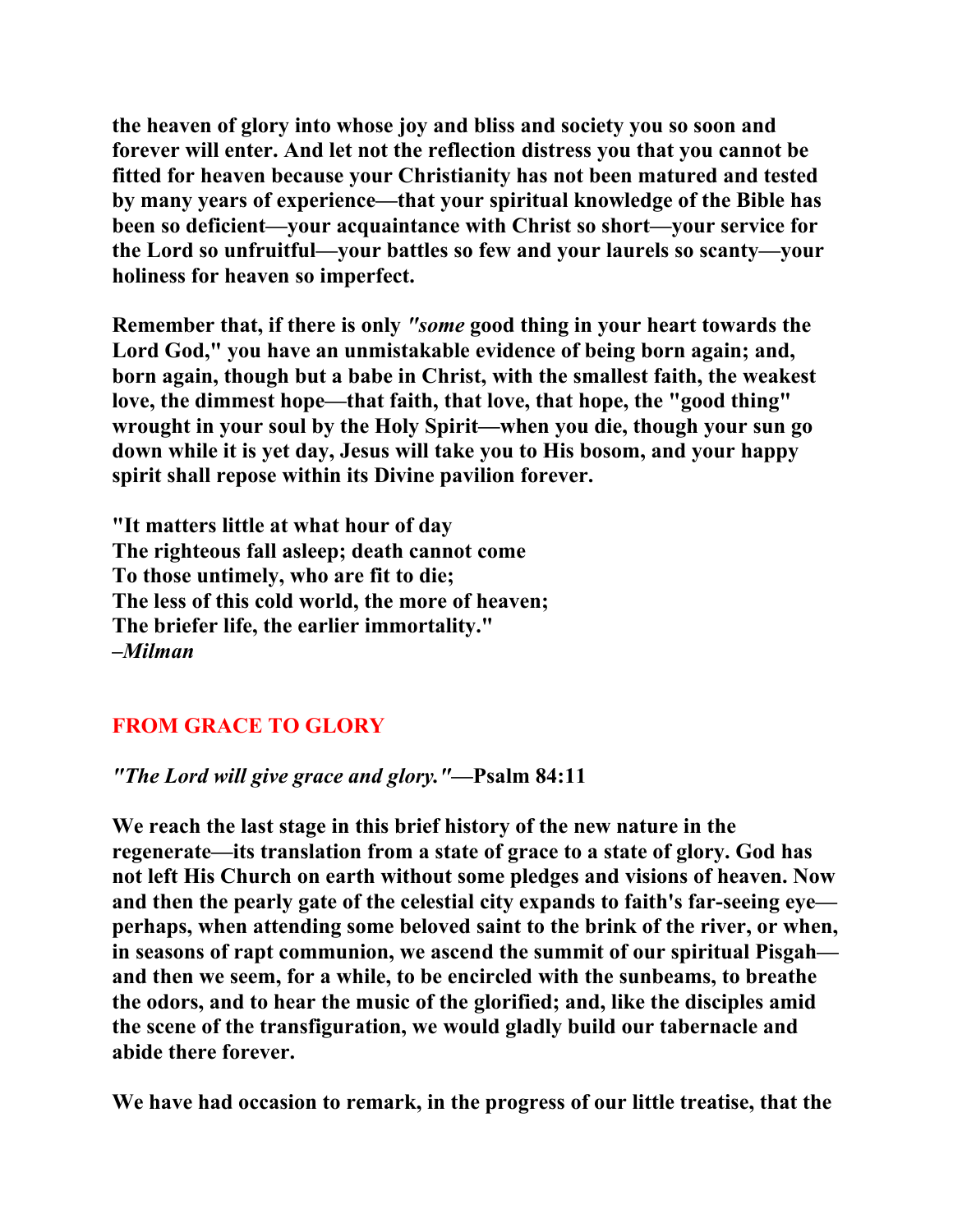**the heaven of glory into whose joy and bliss and society you so soon and forever will enter. And let not the reflection distress you that you cannot be fitted for heaven because your Christianity has not been matured and tested by many years of experience—that your spiritual knowledge of the Bible has been so deficient—your acquaintance with Christ so short—your service for the Lord so unfruitful—your battles so few and your laurels so scanty—your holiness for heaven so imperfect.**

**Remember that, if there is only *"some* good thing in your heart towards the Lord God," you have an unmistakable evidence of being born again; and, born again, though but a babe in Christ, with the smallest faith, the weakest love, the dimmest hope—that faith, that love, that hope, the "good thing" wrought in your soul by the Holy Spirit—when you die, though your sun go down while it is yet day, Jesus will take you to His bosom, and your happy spirit shall repose within its Divine pavilion forever.**

**"It matters little at what hour of day**
**The righteous fall asleep; death cannot come**
**To those untimely, who are fit to die;**
**The less of this cold world, the more of heaven;**
**The briefer life, the earlier immortality."**
***–Milman***

## FROM GRACE TO GLORY

***"The Lord will give grace and glory."*—Psalm 84:11**

**We reach the last stage in this brief history of the new nature in the regenerate—its translation from a state of grace to a state of glory. God has not left His Church on earth without some pledges and visions of heaven. Now and then the pearly gate of the celestial city expands to faith's far-seeing eye—perhaps, when attending some beloved saint to the brink of the river, or when, in seasons of rapt communion, we ascend the summit of our spiritual Pisgah—and then we seem, for a while, to be encircled with the sunbeams, to breathe the odors, and to hear the music of the glorified; and, like the disciples amid the scene of the transfiguration, we would gladly build our tabernacle and abide there forever.**

**We have had occasion to remark, in the progress of our little treatise, that the**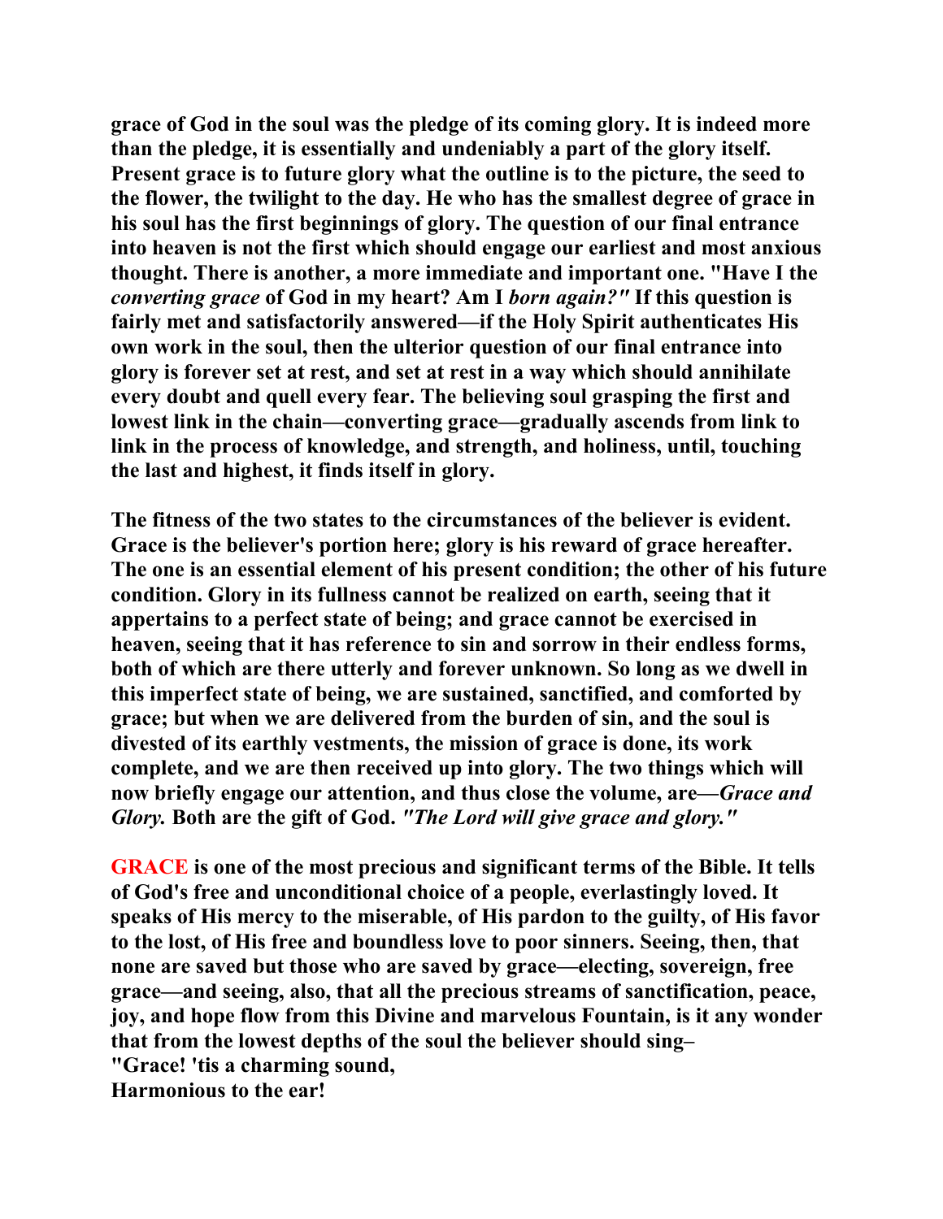**grace of God in the soul was the pledge of its coming glory. It is indeed more than the pledge, it is essentially and undeniably a part of the glory itself. Present grace is to future glory what the outline is to the picture, the seed to the flower, the twilight to the day. He who has the smallest degree of grace in his soul has the first beginnings of glory. The question of our final entrance into heaven is not the first which should engage our earliest and most anxious thought. There is another, a more immediate and important one. "Have I the *converting grace* of God in my heart? Am I *born again?"* If this question is fairly met and satisfactorily answered—if the Holy Spirit authenticates His own work in the soul, then the ulterior question of our final entrance into glory is forever set at rest, and set at rest in a way which should annihilate every doubt and quell every fear. The believing soul grasping the first and lowest link in the chain—converting grace—gradually ascends from link to link in the process of knowledge, and strength, and holiness, until, touching the last and highest, it finds itself in glory.**

**The fitness of the two states to the circumstances of the believer is evident. Grace is the believer's portion here; glory is his reward of grace hereafter. The one is an essential element of his present condition; the other of his future condition. Glory in its fullness cannot be realized on earth, seeing that it appertains to a perfect state of being; and grace cannot be exercised in heaven, seeing that it has reference to sin and sorrow in their endless forms, both of which are there utterly and forever unknown. So long as we dwell in this imperfect state of being, we are sustained, sanctified, and comforted by grace; but when we are delivered from the burden of sin, and the soul is divested of its earthly vestments, the mission of grace is done, its work complete, and we are then received up into glory. The two things which will now briefly engage our attention, and thus close the volume, are—*Grace and Glory.* Both are the gift of God. *"The Lord will give grace and glory."***

**GRACE is one of the most precious and significant terms of the Bible. It tells of God's free and unconditional choice of a people, everlastingly loved. It speaks of His mercy to the miserable, of His pardon to the guilty, of His favor to the lost, of His free and boundless love to poor sinners. Seeing, then, that none are saved but those who are saved by grace—electing, sovereign, free grace—and seeing, also, that all the precious streams of sanctification, peace, joy, and hope flow from this Divine and marvelous Fountain, is it any wonder that from the lowest depths of the soul the believer should sing–**
**"Grace! 'tis a charming sound,**
**Harmonious to the ear!**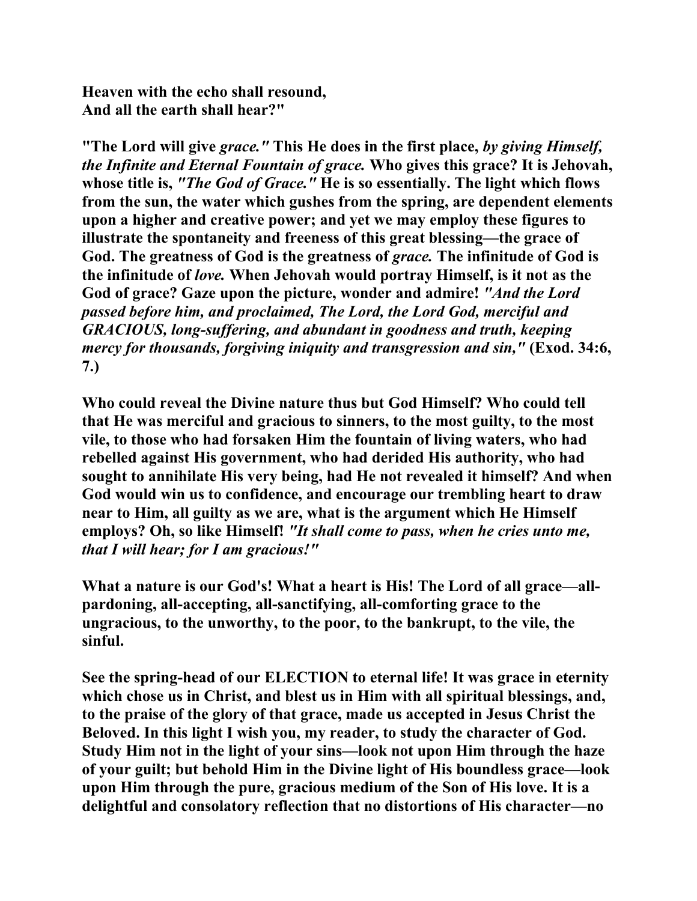**Heaven with the echo shall resound,**
**And all the earth shall hear?"**

**"The Lord will give *grace."* This He does in the first place, *by giving Himself, the Infinite and Eternal Fountain of grace.* Who gives this grace? It is Jehovah, whose title is, *"The God of Grace."* He is so essentially. The light which flows from the sun, the water which gushes from the spring, are dependent elements upon a higher and creative power; and yet we may employ these figures to illustrate the spontaneity and freeness of this great blessing—the grace of God. The greatness of God is the greatness of *grace.* The infinitude of God is the infinitude of *love.* When Jehovah would portray Himself, is it not as the God of grace? Gaze upon the picture, wonder and admire! *"And the Lord passed before him, and proclaimed, The Lord, the Lord God, merciful and GRACIOUS, long-suffering, and abundant in goodness and truth, keeping mercy for thousands, forgiving iniquity and transgression and sin,"* (Exod. 34:6, 7.)**

**Who could reveal the Divine nature thus but God Himself? Who could tell that He was merciful and gracious to sinners, to the most guilty, to the most vile, to those who had forsaken Him the fountain of living waters, who had rebelled against His government, who had derided His authority, who had sought to annihilate His very being, had He not revealed it himself? And when God would win us to confidence, and encourage our trembling heart to draw near to Him, all guilty as we are, what is the argument which He Himself employs? Oh, so like Himself! *"It shall come to pass, when he cries unto me, that I will hear; for I am gracious!"***

**What a nature is our God's! What a heart is His! The Lord of all grace—all-pardoning, all-accepting, all-sanctifying, all-comforting grace to the ungracious, to the unworthy, to the poor, to the bankrupt, to the vile, the sinful.**

**See the spring-head of our ELECTION to eternal life! It was grace in eternity which chose us in Christ, and blest us in Him with all spiritual blessings, and, to the praise of the glory of that grace, made us accepted in Jesus Christ the Beloved. In this light I wish you, my reader, to study the character of God. Study Him not in the light of your sins—look not upon Him through the haze of your guilt; but behold Him in the Divine light of His boundless grace—look upon Him through the pure, gracious medium of the Son of His love. It is a delightful and consolatory reflection that no distortions of His character—no**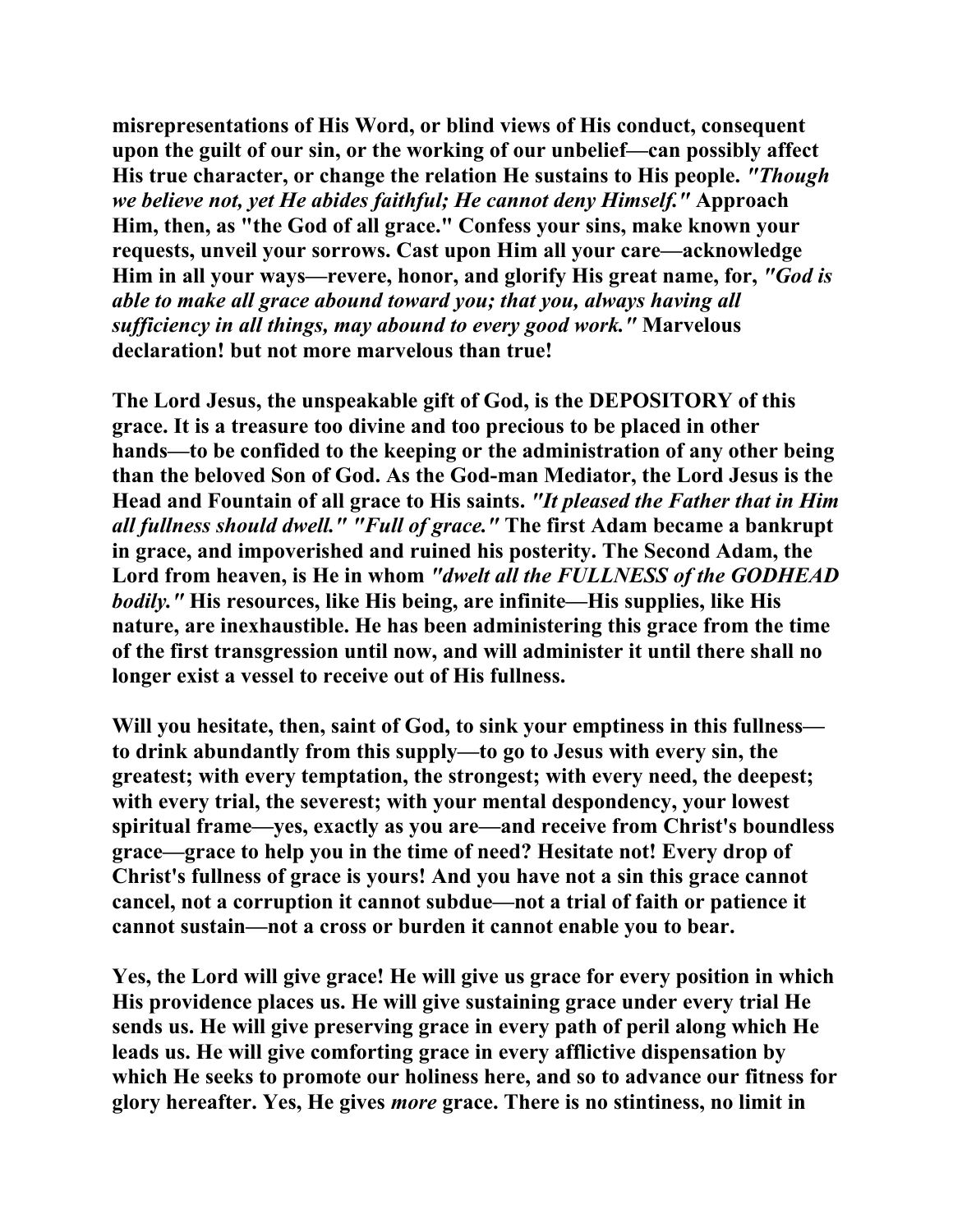**misrepresentations of His Word, or blind views of His conduct, consequent upon the guilt of our sin, or the working of our unbelief—can possibly affect His true character, or change the relation He sustains to His people.** ***"Though we believe not, yet He abides faithful; He cannot deny Himself."*** **Approach Him, then, as "the God of all grace." Confess your sins, make known your requests, unveil your sorrows. Cast upon Him all your care—acknowledge Him in all your ways—revere, honor, and glorify His great name, for,** ***"God is able to make all grace abound toward you; that you, always having all sufficiency in all things, may abound to every good work."*** **Marvelous declaration! but not more marvelous than true!**

**The Lord Jesus, the unspeakable gift of God, is the DEPOSITORY of this grace. It is a treasure too divine and too precious to be placed in other hands—to be confided to the keeping or the administration of any other being than the beloved Son of God. As the God-man Mediator, the Lord Jesus is the Head and Fountain of all grace to His saints.** ***"It pleased the Father that in Him all fullness should dwell." "Full of grace."*** **The first Adam became a bankrupt in grace, and impoverished and ruined his posterity. The Second Adam, the Lord from heaven, is He in whom** ***"dwelt all the FULLNESS of the GODHEAD bodily."*** **His resources, like His being, are infinite—His supplies, like His nature, are inexhaustible. He has been administering this grace from the time of the first transgression until now, and will administer it until there shall no longer exist a vessel to receive out of His fullness.**

**Will you hesitate, then, saint of God, to sink your emptiness in this fullness—to drink abundantly from this supply—to go to Jesus with every sin, the greatest; with every temptation, the strongest; with every need, the deepest; with every trial, the severest; with your mental despondency, your lowest spiritual frame—yes, exactly as you are—and receive from Christ's boundless grace—grace to help you in the time of need? Hesitate not! Every drop of Christ's fullness of grace is yours! And you have not a sin this grace cannot cancel, not a corruption it cannot subdue—not a trial of faith or patience it cannot sustain—not a cross or burden it cannot enable you to bear.**

**Yes, the Lord will give grace! He will give us grace for every position in which His providence places us. He will give sustaining grace under every trial He sends us. He will give preserving grace in every path of peril along which He leads us. He will give comforting grace in every afflictive dispensation by which He seeks to promote our holiness here, and so to advance our fitness for glory hereafter. Yes, He gives** ***more*** **grace. There is no stintiness, no limit in**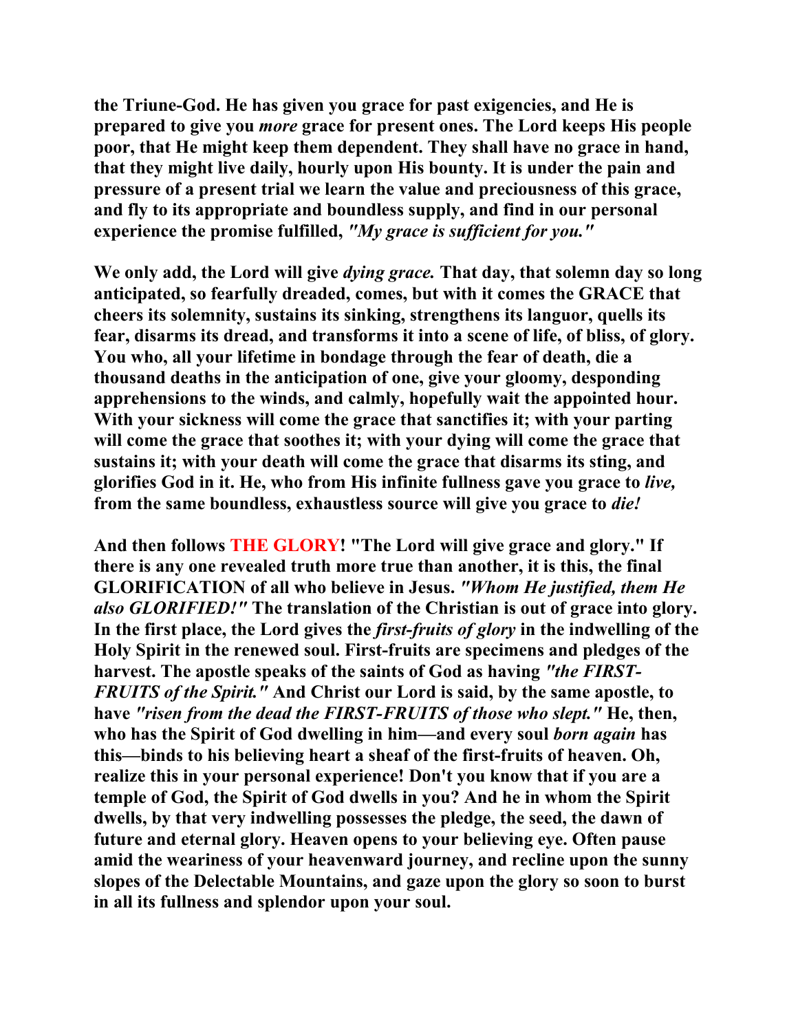the Triune-God. He has given you grace for past exigencies, and He is prepared to give you *more* grace for present ones. The Lord keeps His people poor, that He might keep them dependent. They shall have no grace in hand, that they might live daily, hourly upon His bounty. It is under the pain and pressure of a present trial we learn the value and preciousness of this grace, and fly to its appropriate and boundless supply, and find in our personal experience the promise fulfilled, *"My grace is sufficient for you."*

We only add, the Lord will give *dying grace.* That day, that solemn day so long anticipated, so fearfully dreaded, comes, but with it comes the GRACE that cheers its solemnity, sustains its sinking, strengthens its languor, quells its fear, disarms its dread, and transforms it into a scene of life, of bliss, of glory. You who, all your lifetime in bondage through the fear of death, die a thousand deaths in the anticipation of one, give your gloomy, desponding apprehensions to the winds, and calmly, hopefully wait the appointed hour. With your sickness will come the grace that sanctifies it; with your parting will come the grace that soothes it; with your dying will come the grace that sustains it; with your death will come the grace that disarms its sting, and glorifies God in it. He, who from His infinite fullness gave you grace to *live,* from the same boundless, exhaustless source will give you grace to *die!*

And then follows THE GLORY! "The Lord will give grace and glory." If there is any one revealed truth more true than another, it is this, the final GLORIFICATION of all who believe in Jesus. *"Whom He justified, them He also GLORIFIED!"* The translation of the Christian is out of grace into glory. In the first place, the Lord gives the *first-fruits of glory* in the indwelling of the Holy Spirit in the renewed soul. First-fruits are specimens and pledges of the harvest. The apostle speaks of the saints of God as having *"the FIRST-FRUITS of the Spirit."* And Christ our Lord is said, by the same apostle, to have *"risen from the dead the FIRST-FRUITS of those who slept."* He, then, who has the Spirit of God dwelling in him—and every soul *born again* has this—binds to his believing heart a sheaf of the first-fruits of heaven. Oh, realize this in your personal experience! Don't you know that if you are a temple of God, the Spirit of God dwells in you? And he in whom the Spirit dwells, by that very indwelling possesses the pledge, the seed, the dawn of future and eternal glory. Heaven opens to your believing eye. Often pause amid the weariness of your heavenward journey, and recline upon the sunny slopes of the Delectable Mountains, and gaze upon the glory so soon to burst in all its fullness and splendor upon your soul.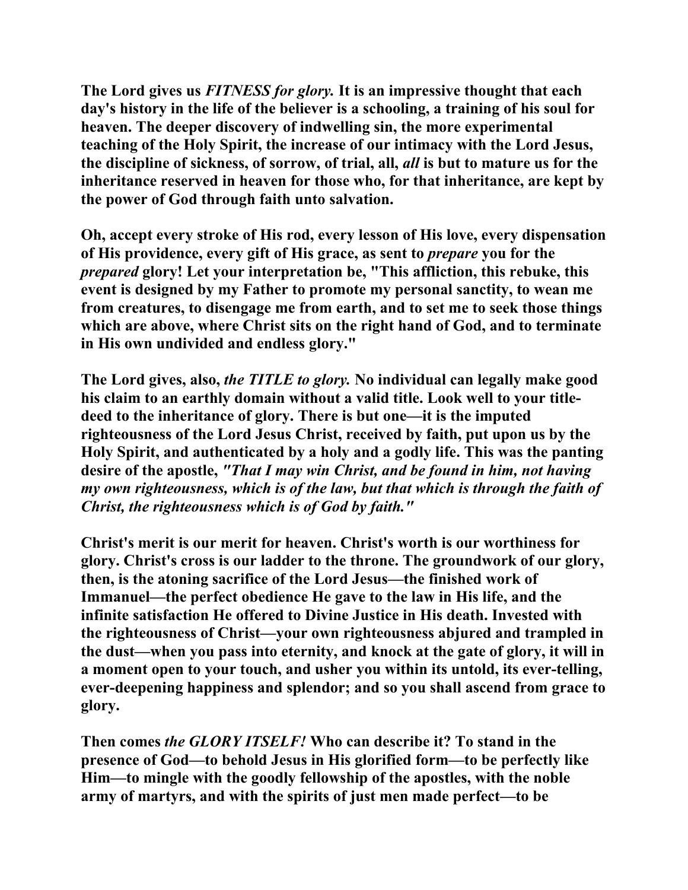**The Lord gives us *FITNESS for glory.* It is an impressive thought that each day's history in the life of the believer is a schooling, a training of his soul for heaven. The deeper discovery of indwelling sin, the more experimental teaching of the Holy Spirit, the increase of our intimacy with the Lord Jesus, the discipline of sickness, of sorrow, of trial, all, *all* is but to mature us for the inheritance reserved in heaven for those who, for that inheritance, are kept by the power of God through faith unto salvation.**

**Oh, accept every stroke of His rod, every lesson of His love, every dispensation of His providence, every gift of His grace, as sent to *prepare* you for the *prepared* glory! Let your interpretation be, "This affliction, this rebuke, this event is designed by my Father to promote my personal sanctity, to wean me from creatures, to disengage me from earth, and to set me to seek those things which are above, where Christ sits on the right hand of God, and to terminate in His own undivided and endless glory."**

**The Lord gives, also, *the TITLE to glory.* No individual can legally make good his claim to an earthly domain without a valid title. Look well to your title-deed to the inheritance of glory. There is but one—it is the imputed righteousness of the Lord Jesus Christ, received by faith, put upon us by the Holy Spirit, and authenticated by a holy and a godly life. This was the panting desire of the apostle, *"That I may win Christ, and be found in him, not having my own righteousness, which is of the law, but that which is through the faith of Christ, the righteousness which is of God by faith."***

**Christ's merit is our merit for heaven. Christ's worth is our worthiness for glory. Christ's cross is our ladder to the throne. The groundwork of our glory, then, is the atoning sacrifice of the Lord Jesus—the finished work of Immanuel—the perfect obedience He gave to the law in His life, and the infinite satisfaction He offered to Divine Justice in His death. Invested with the righteousness of Christ—your own righteousness abjured and trampled in the dust—when you pass into eternity, and knock at the gate of glory, it will in a moment open to your touch, and usher you within its untold, its ever-telling, ever-deepening happiness and splendor; and so you shall ascend from grace to glory.**

**Then comes *the GLORY ITSELF!* Who can describe it? To stand in the presence of God—to behold Jesus in His glorified form—to be perfectly like Him—to mingle with the goodly fellowship of the apostles, with the noble army of martyrs, and with the spirits of just men made perfect—to be**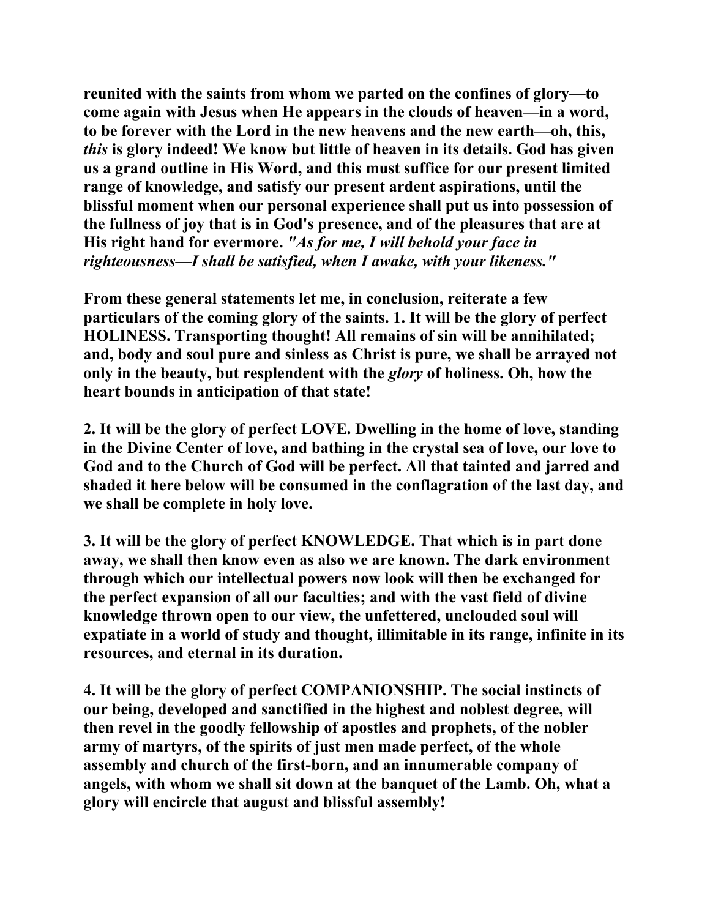**reunited with the saints from whom we parted on the confines of glory—to come again with Jesus when He appears in the clouds of heaven—in a word, to be forever with the Lord in the new heavens and the new earth—oh, this, *this* is glory indeed! We know but little of heaven in its details. God has given us a grand outline in His Word, and this must suffice for our present limited range of knowledge, and satisfy our present ardent aspirations, until the blissful moment when our personal experience shall put us into possession of the fullness of joy that is in God's presence, and of the pleasures that are at His right hand for evermore.** ***"As for me, I will behold your face in righteousness—I shall be satisfied, when I awake, with your likeness."***

**From these general statements let me, in conclusion, reiterate a few particulars of the coming glory of the saints. 1. It will be the glory of perfect HOLINESS. Transporting thought! All remains of sin will be annihilated; and, body and soul pure and sinless as Christ is pure, we shall be arrayed not only in the beauty, but resplendent with the *glory* of holiness. Oh, how the heart bounds in anticipation of that state!**

**2. It will be the glory of perfect LOVE. Dwelling in the home of love, standing in the Divine Center of love, and bathing in the crystal sea of love, our love to God and to the Church of God will be perfect. All that tainted and jarred and shaded it here below will be consumed in the conflagration of the last day, and we shall be complete in holy love.**

**3. It will be the glory of perfect KNOWLEDGE. That which is in part done away, we shall then know even as also we are known. The dark environment through which our intellectual powers now look will then be exchanged for the perfect expansion of all our faculties; and with the vast field of divine knowledge thrown open to our view, the unfettered, unclouded soul will expatiate in a world of study and thought, illimitable in its range, infinite in its resources, and eternal in its duration.**

**4. It will be the glory of perfect COMPANIONSHIP. The social instincts of our being, developed and sanctified in the highest and noblest degree, will then revel in the goodly fellowship of apostles and prophets, of the nobler army of martyrs, of the spirits of just men made perfect, of the whole assembly and church of the first-born, and an innumerable company of angels, with whom we shall sit down at the banquet of the Lamb. Oh, what a glory will encircle that august and blissful assembly!**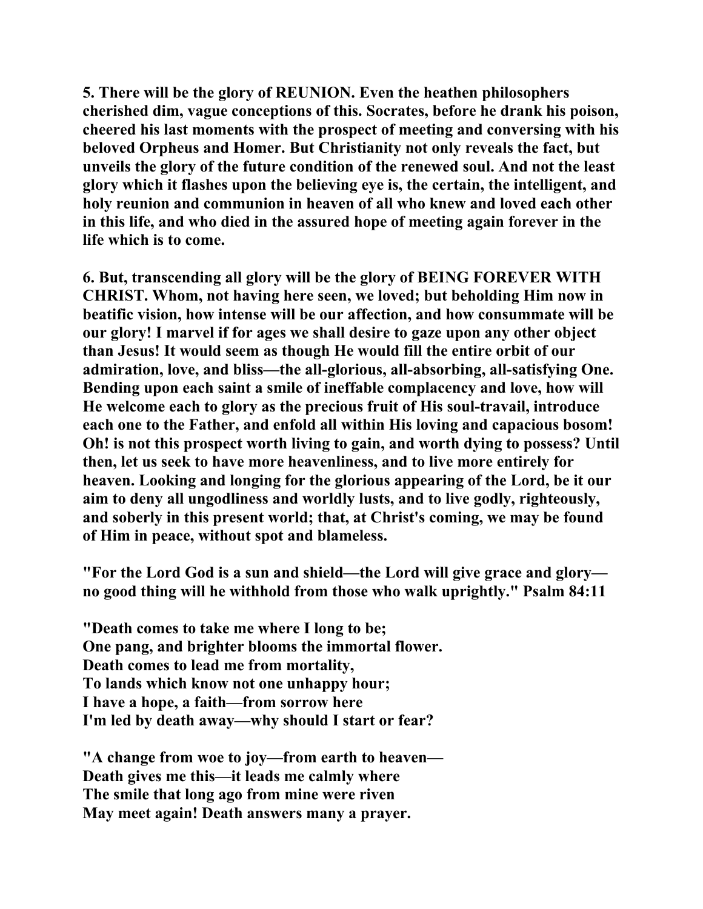**5. There will be the glory of REUNION. Even the heathen philosophers cherished dim, vague conceptions of this. Socrates, before he drank his poison, cheered his last moments with the prospect of meeting and conversing with his beloved Orpheus and Homer. But Christianity not only reveals the fact, but unveils the glory of the future condition of the renewed soul. And not the least glory which it flashes upon the believing eye is, the certain, the intelligent, and holy reunion and communion in heaven of all who knew and loved each other in this life, and who died in the assured hope of meeting again forever in the life which is to come.**

**6. But, transcending all glory will be the glory of BEING FOREVER WITH CHRIST. Whom, not having here seen, we loved; but beholding Him now in beatific vision, how intense will be our affection, and how consummate will be our glory! I marvel if for ages we shall desire to gaze upon any other object than Jesus! It would seem as though He would fill the entire orbit of our admiration, love, and bliss—the all-glorious, all-absorbing, all-satisfying One. Bending upon each saint a smile of ineffable complacency and love, how will He welcome each to glory as the precious fruit of His soul-travail, introduce each one to the Father, and enfold all within His loving and capacious bosom! Oh! is not this prospect worth living to gain, and worth dying to possess? Until then, let us seek to have more heavenliness, and to live more entirely for heaven. Looking and longing for the glorious appearing of the Lord, be it our aim to deny all ungodliness and worldly lusts, and to live godly, righteously, and soberly in this present world; that, at Christ's coming, we may be found of Him in peace, without spot and blameless.**

**"For the Lord God is a sun and shield—the Lord will give grace and glory—no good thing will he withhold from those who walk uprightly." Psalm 84:11**

**"Death comes to take me where I long to be;
One pang, and brighter blooms the immortal flower.
Death comes to lead me from mortality,
To lands which know not one unhappy hour;
I have a hope, a faith—from sorrow here
I'm led by death away—why should I start or fear?**

**"A change from woe to joy—from earth to heaven—
Death gives me this—it leads me calmly where
The smile that long ago from mine were riven
May meet again! Death answers many a prayer.**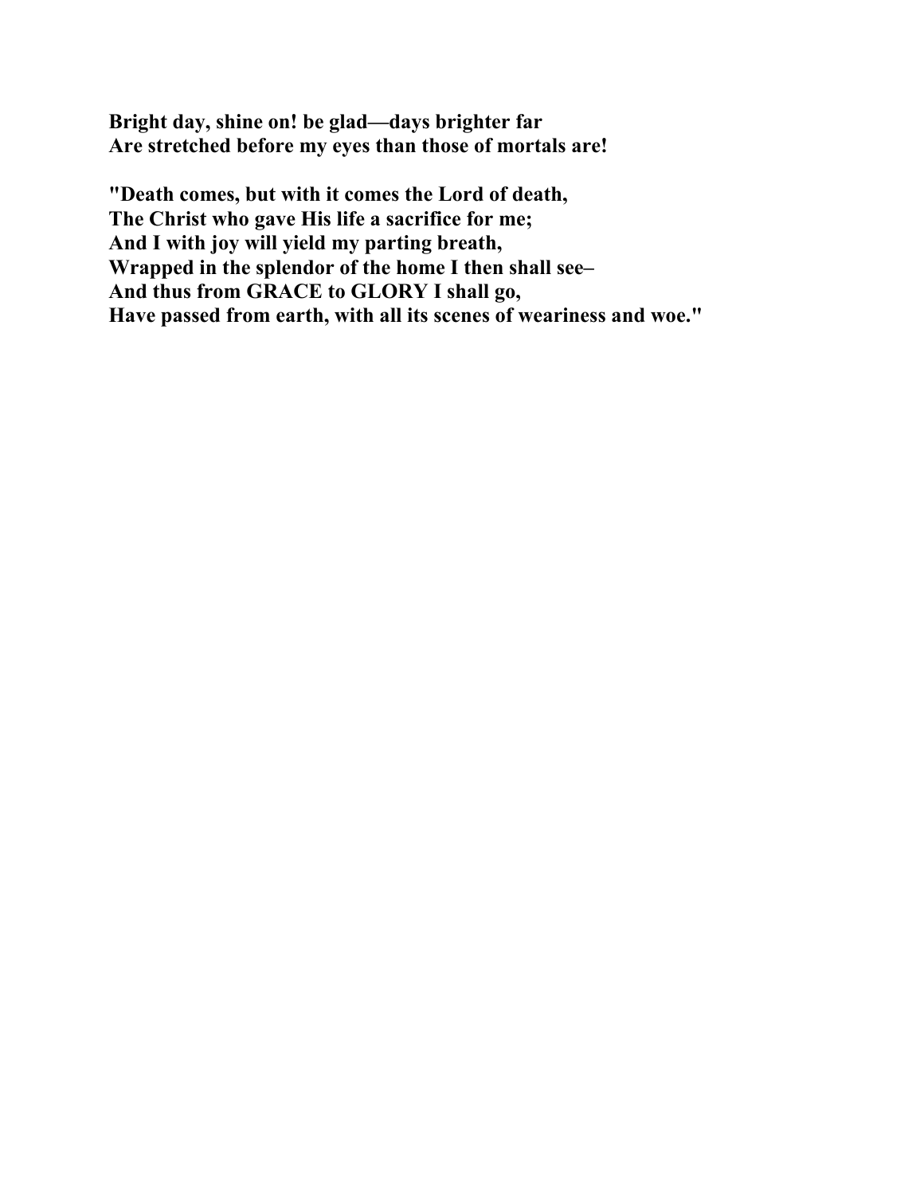**Bright day, shine on! be glad—days brighter far**
**Are stretched before my eyes than those of mortals are!**

**"Death comes, but with it comes the Lord of death,**
**The Christ who gave His life a sacrifice for me;**
**And I with joy will yield my parting breath,**
**Wrapped in the splendor of the home I then shall see–**
**And thus from GRACE to GLORY I shall go,**
**Have passed from earth, with all its scenes of weariness and woe."**